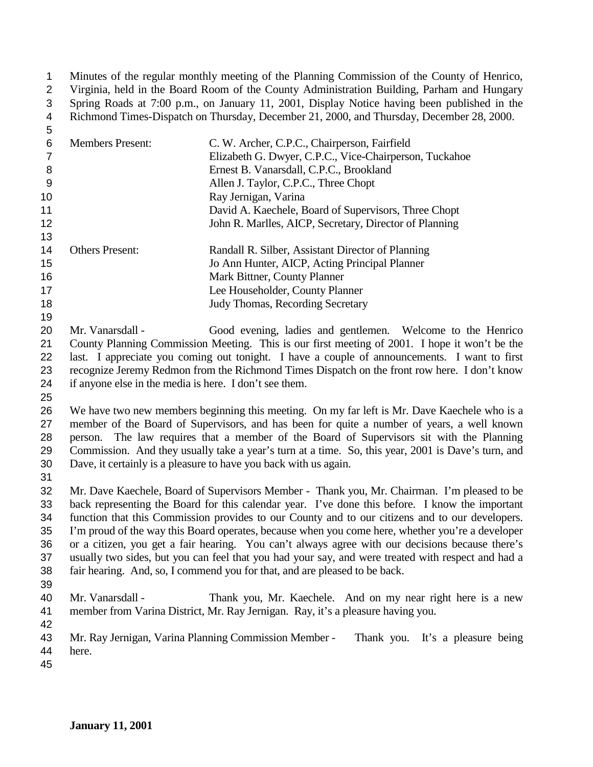Minutes of the regular monthly meeting of the Planning Commission of the County of Henrico, Virginia, held in the Board Room of the County Administration Building, Parham and Hungary Spring Roads at 7:00 p.m., on January 11, 2001, Display Notice having been published in the Richmond Times-Dispatch on Thursday, December 21, 2000, and Thursday, December 28, 2000.

| | |
|---|---|
| Members Present: | C. W. Archer, C.P.C., Chairperson, Fairfield |
| | Elizabeth G. Dwyer, C.P.C., Vice-Chairperson, Tuckahoe |
| | Ernest B. Vanarsdall, C.P.C., Brookland |
| | Allen J. Taylor, C.P.C., Three Chopt |
| | Ray Jernigan, Varina |
| | David A. Kaechele, Board of Supervisors, Three Chopt |
| | John R. Marlles, AICP, Secretary, Director of Planning |
| Others Present: | Randall R. Silber, Assistant Director of Planning |
| | Jo Ann Hunter, AICP, Acting Principal Planner |
| | Mark Bittner, County Planner |
| | Lee Householder, County Planner |
| | Judy Thomas, Recording Secretary |

Mr. Vanarsdall - Good evening, ladies and gentlemen. Welcome to the Henrico County Planning Commission Meeting. This is our first meeting of 2001. I hope it won't be the last. I appreciate you coming out tonight. I have a couple of announcements. I want to first recognize Jeremy Redmon from the Richmond Times Dispatch on the front row here. I don't know if anyone else in the media is here. I don't see them.

We have two new members beginning this meeting. On my far left is Mr. Dave Kaechele who is a member of the Board of Supervisors, and has been for quite a number of years, a well known person. The law requires that a member of the Board of Supervisors sit with the Planning Commission. And they usually take a year's turn at a time. So, this year, 2001 is Dave's turn, and Dave, it certainly is a pleasure to have you back with us again.

Mr. Dave Kaechele, Board of Supervisors Member - Thank you, Mr. Chairman. I'm pleased to be back representing the Board for this calendar year. I've done this before. I know the important function that this Commission provides to our County and to our citizens and to our developers. I'm proud of the way this Board operates, because when you come here, whether you're a developer or a citizen, you get a fair hearing. You can't always agree with our decisions because there's usually two sides, but you can feel that you had your say, and were treated with respect and had a fair hearing. And, so, I commend you for that, and are pleased to be back.

Mr. Vanarsdall - Thank you, Mr. Kaechele. And on my near right here is a new member from Varina District, Mr. Ray Jernigan. Ray, it's a pleasure having you.

Mr. Ray Jernigan, Varina Planning Commission Member - Thank you. It's a pleasure being here.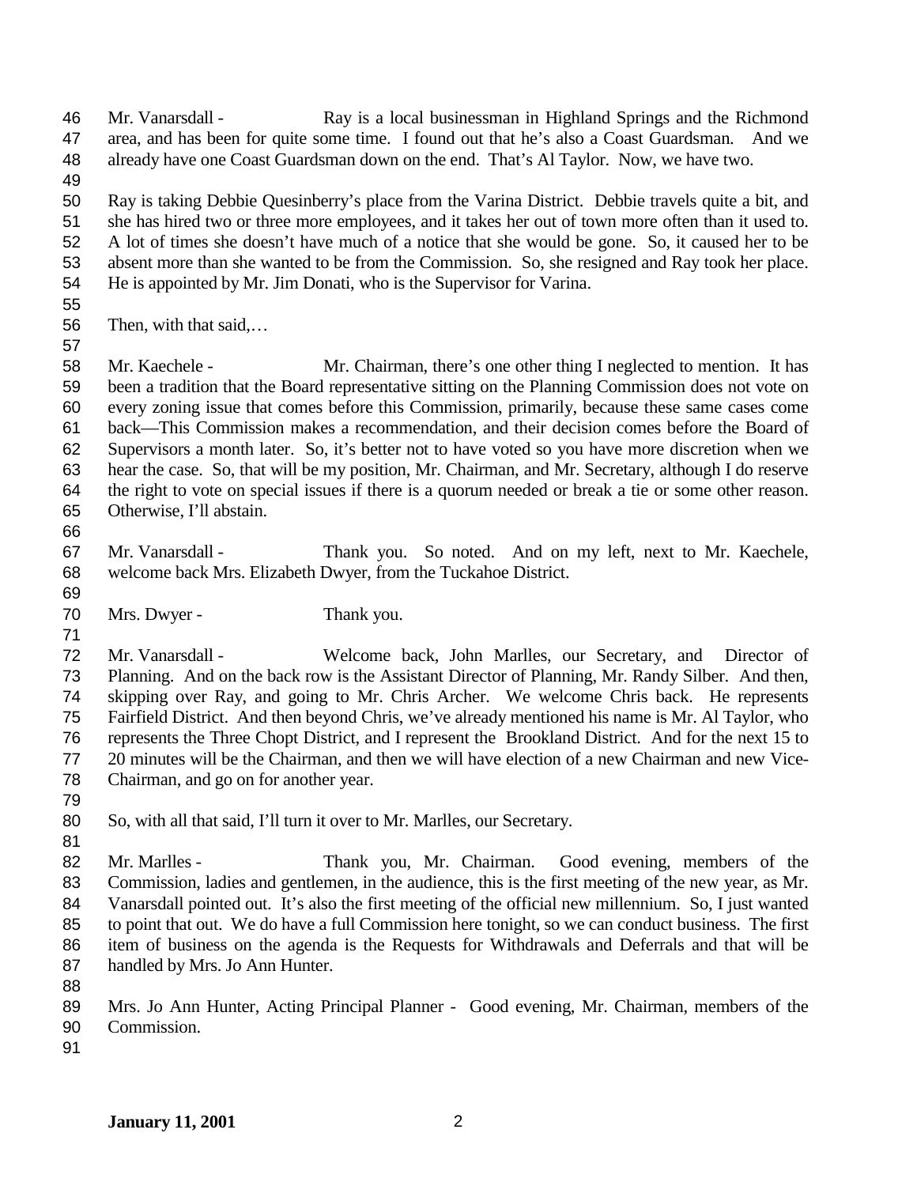Mr. Vanarsdall - Ray is a local businessman in Highland Springs and the Richmond area, and has been for quite some time. I found out that he's also a Coast Guardsman. And we already have one Coast Guardsman down on the end. That's Al Taylor. Now, we have two.

Ray is taking Debbie Quesinberry's place from the Varina District. Debbie travels quite a bit, and she has hired two or three more employees, and it takes her out of town more often than it used to. A lot of times she doesn't have much of a notice that she would be gone. So, it caused her to be absent more than she wanted to be from the Commission. So, she resigned and Ray took her place. He is appointed by Mr. Jim Donati, who is the Supervisor for Varina.

Then, with that said,…

Mr. Kaechele - Mr. Chairman, there's one other thing I neglected to mention. It has been a tradition that the Board representative sitting on the Planning Commission does not vote on every zoning issue that comes before this Commission, primarily, because these same cases come back—This Commission makes a recommendation, and their decision comes before the Board of Supervisors a month later. So, it's better not to have voted so you have more discretion when we hear the case. So, that will be my position, Mr. Chairman, and Mr. Secretary, although I do reserve the right to vote on special issues if there is a quorum needed or break a tie or some other reason. Otherwise, I'll abstain.

Mr. Vanarsdall - Thank you. So noted. And on my left, next to Mr. Kaechele, welcome back Mrs. Elizabeth Dwyer, from the Tuckahoe District.

Mrs. Dwyer - Thank you.

Mr. Vanarsdall - Welcome back, John Marlles, our Secretary, and Director of Planning. And on the back row is the Assistant Director of Planning, Mr. Randy Silber. And then, skipping over Ray, and going to Mr. Chris Archer. We welcome Chris back. He represents Fairfield District. And then beyond Chris, we've already mentioned his name is Mr. Al Taylor, who represents the Three Chopt District, and I represent the Brookland District. And for the next 15 to 20 minutes will be the Chairman, and then we will have election of a new Chairman and new Vice-Chairman, and go on for another year.

So, with all that said, I'll turn it over to Mr. Marlles, our Secretary.

Mr. Marlles - Thank you, Mr. Chairman. Good evening, members of the Commission, ladies and gentlemen, in the audience, this is the first meeting of the new year, as Mr. Vanarsdall pointed out. It's also the first meeting of the official new millennium. So, I just wanted to point that out. We do have a full Commission here tonight, so we can conduct business. The first item of business on the agenda is the Requests for Withdrawals and Deferrals and that will be handled by Mrs. Jo Ann Hunter.

Mrs. Jo Ann Hunter, Acting Principal Planner - Good evening, Mr. Chairman, members of the Commission.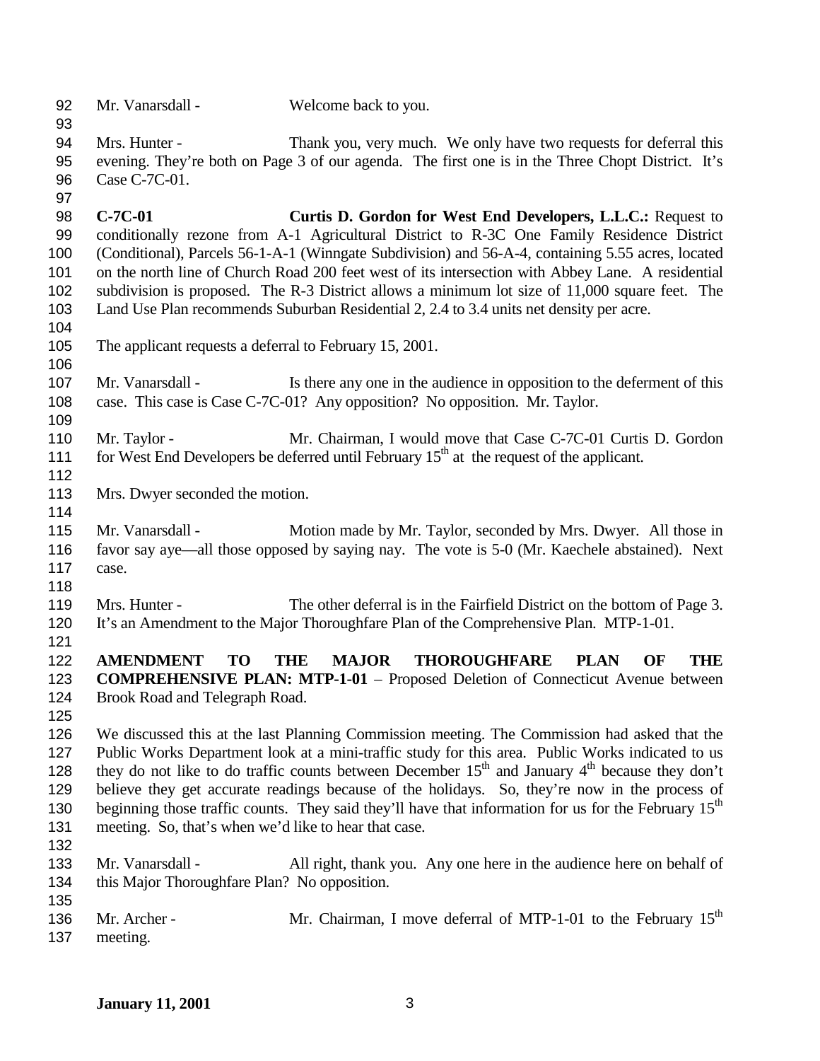Mr. Vanarsdall - Welcome back to you.

Mrs. Hunter - Thank you, very much. We only have two requests for deferral this evening. They're both on Page 3 of our agenda. The first one is in the Three Chopt District. It's Case C-7C-01.

**C-7C-01 Curtis D. Gordon for West End Developers, L.L.C.:** Request to conditionally rezone from A-1 Agricultural District to R-3C One Family Residence District (Conditional), Parcels 56-1-A-1 (Winngate Subdivision) and 56-A-4, containing 5.55 acres, located on the north line of Church Road 200 feet west of its intersection with Abbey Lane. A residential subdivision is proposed. The R-3 District allows a minimum lot size of 11,000 square feet. The Land Use Plan recommends Suburban Residential 2, 2.4 to 3.4 units net density per acre.

The applicant requests a deferral to February 15, 2001.

Mr. Vanarsdall - Is there any one in the audience in opposition to the deferment of this case. This case is Case C-7C-01? Any opposition? No opposition. Mr. Taylor.

Mr. Taylor - Mr. Chairman, I would move that Case C-7C-01 Curtis D. Gordon for West End Developers be deferred until February 15th at the request of the applicant.

Mrs. Dwyer seconded the motion.

Mr. Vanarsdall - Motion made by Mr. Taylor, seconded by Mrs. Dwyer. All those in favor say aye—all those opposed by saying nay. The vote is 5-0 (Mr. Kaechele abstained). Next case.

Mrs. Hunter - The other deferral is in the Fairfield District on the bottom of Page 3. It's an Amendment to the Major Thoroughfare Plan of the Comprehensive Plan. MTP-1-01.

**AMENDMENT TO THE MAJOR THOROUGHFARE PLAN OF THE COMPREHENSIVE PLAN: MTP-1-01** – Proposed Deletion of Connecticut Avenue between Brook Road and Telegraph Road.

We discussed this at the last Planning Commission meeting. The Commission had asked that the Public Works Department look at a mini-traffic study for this area. Public Works indicated to us they do not like to do traffic counts between December 15th and January 4th because they don't believe they get accurate readings because of the holidays. So, they're now in the process of beginning those traffic counts. They said they'll have that information for us for the February 15th meeting. So, that's when we'd like to hear that case.

Mr. Vanarsdall - All right, thank you. Any one here in the audience here on behalf of this Major Thoroughfare Plan? No opposition.

Mr. Archer - Mr. Chairman, I move deferral of MTP-1-01 to the February 15th meeting.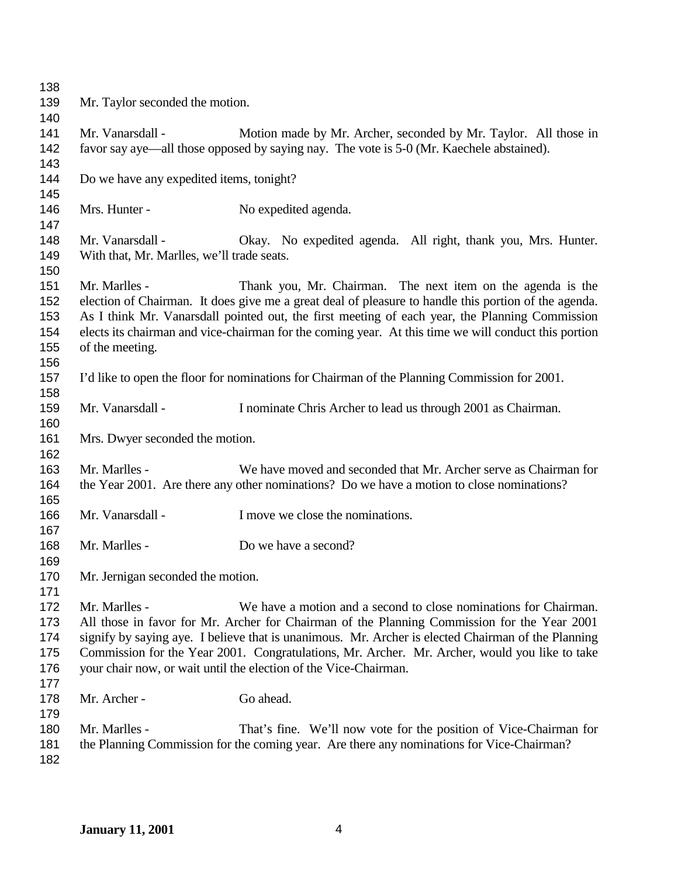Mr. Taylor seconded the motion.

Mr. Vanarsdall - Motion made by Mr. Archer, seconded by Mr. Taylor. All those in favor say aye—all those opposed by saying nay. The vote is 5-0 (Mr. Kaechele abstained).

Do we have any expedited items, tonight?

Mrs. Hunter - No expedited agenda.

Mr. Vanarsdall - Okay. No expedited agenda. All right, thank you, Mrs. Hunter. With that, Mr. Marlles, we'll trade seats.

Mr. Marlles - Thank you, Mr. Chairman. The next item on the agenda is the election of Chairman. It does give me a great deal of pleasure to handle this portion of the agenda. As I think Mr. Vanarsdall pointed out, the first meeting of each year, the Planning Commission elects its chairman and vice-chairman for the coming year. At this time we will conduct this portion of the meeting.

I'd like to open the floor for nominations for Chairman of the Planning Commission for 2001.

Mr. Vanarsdall - I nominate Chris Archer to lead us through 2001 as Chairman.

Mrs. Dwyer seconded the motion.

Mr. Marlles - We have moved and seconded that Mr. Archer serve as Chairman for the Year 2001. Are there any other nominations? Do we have a motion to close nominations?

Mr. Vanarsdall - I move we close the nominations.

Mr. Marlles - Do we have a second?

Mr. Jernigan seconded the motion.

Mr. Marlles - We have a motion and a second to close nominations for Chairman. All those in favor for Mr. Archer for Chairman of the Planning Commission for the Year 2001 signify by saying aye. I believe that is unanimous. Mr. Archer is elected Chairman of the Planning Commission for the Year 2001. Congratulations, Mr. Archer. Mr. Archer, would you like to take your chair now, or wait until the election of the Vice-Chairman.

Mr. Archer - Go ahead.

Mr. Marlles - That's fine. We'll now vote for the position of Vice-Chairman for the Planning Commission for the coming year. Are there any nominations for Vice-Chairman?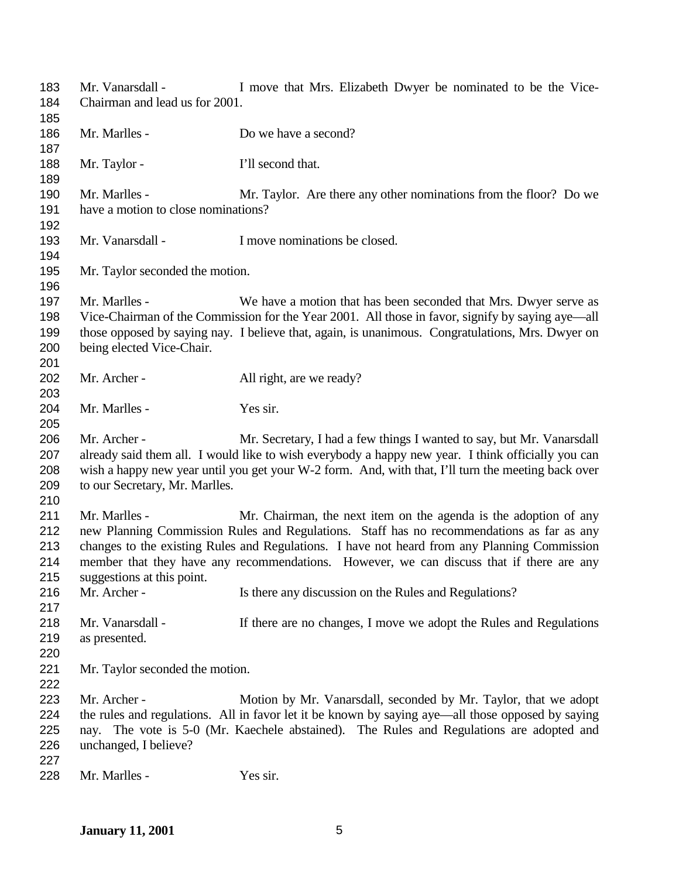Mr. Vanarsdall - I move that Mrs. Elizabeth Dwyer be nominated to be the Vice-Chairman and lead us for 2001.

Mr. Marlles - Do we have a second?

Mr. Taylor - I'll second that.

Mr. Marlles - Mr. Taylor. Are there any other nominations from the floor? Do we have a motion to close nominations?

Mr. Vanarsdall - I move nominations be closed.

Mr. Taylor seconded the motion.

Mr. Marlles - We have a motion that has been seconded that Mrs. Dwyer serve as Vice-Chairman of the Commission for the Year 2001. All those in favor, signify by saying aye—all those opposed by saying nay. I believe that, again, is unanimous. Congratulations, Mrs. Dwyer on being elected Vice-Chair.

Mr. Archer - All right, are we ready?

Mr. Marlles - Yes sir.

Mr. Archer - Mr. Secretary, I had a few things I wanted to say, but Mr. Vanarsdall already said them all. I would like to wish everybody a happy new year. I think officially you can wish a happy new year until you get your W-2 form. And, with that, I'll turn the meeting back over to our Secretary, Mr. Marlles.

Mr. Marlles - Mr. Chairman, the next item on the agenda is the adoption of any new Planning Commission Rules and Regulations. Staff has no recommendations as far as any changes to the existing Rules and Regulations. I have not heard from any Planning Commission member that they have any recommendations. However, we can discuss that if there are any suggestions at this point.

Mr. Archer - Is there any discussion on the Rules and Regulations?

Mr. Vanarsdall - If there are no changes, I move we adopt the Rules and Regulations as presented.

Mr. Taylor seconded the motion.

Mr. Archer - Motion by Mr. Vanarsdall, seconded by Mr. Taylor, that we adopt the rules and regulations. All in favor let it be known by saying aye—all those opposed by saying nay. The vote is 5-0 (Mr. Kaechele abstained). The Rules and Regulations are adopted and unchanged, I believe?

Mr. Marlles - Yes sir.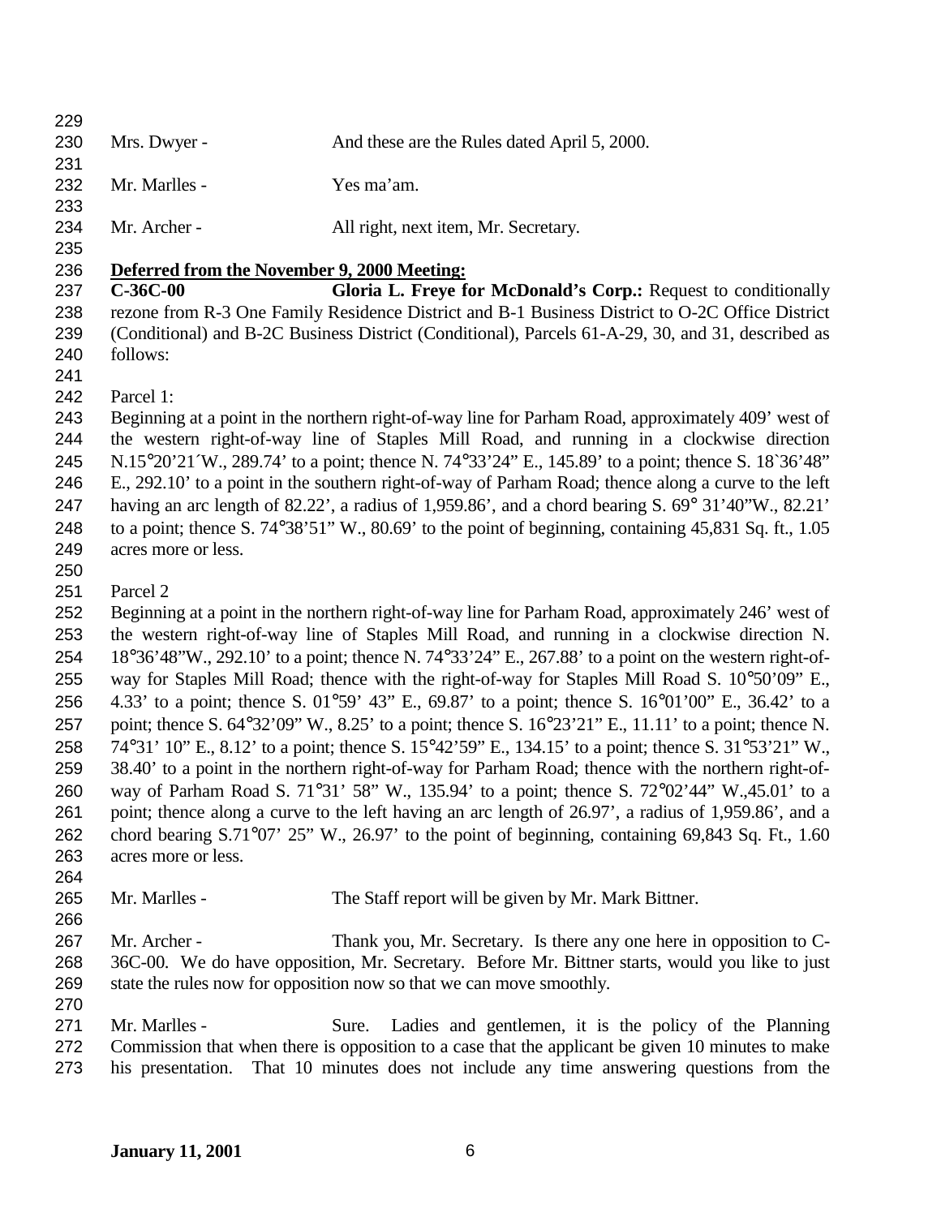Mrs. Dwyer - And these are the Rules dated April 5, 2000.

Mr. Marlles - Yes ma'am.

Mr. Archer - All right, next item, Mr. Secretary.

**Deferred from the November 9, 2000 Meeting:**

**C-36C-00 Gloria L. Freye for McDonald's Corp.:** Request to conditionally rezone from R-3 One Family Residence District and B-1 Business District to O-2C Office District (Conditional) and B-2C Business District (Conditional), Parcels 61-A-29, 30, and 31, described as follows:

Parcel 1:

Beginning at a point in the northern right-of-way line for Parham Road, approximately 409' west of the western right-of-way line of Staples Mill Road, and running in a clockwise direction N.15°20'21´W., 289.74' to a point; thence N. 74°33'24" E., 145.89' to a point; thence S. 18`36'48" E., 292.10' to a point in the southern right-of-way of Parham Road; thence along a curve to the left having an arc length of 82.22', a radius of 1,959.86', and a chord bearing S. 69° 31'40"W., 82.21' to a point; thence S. 74°38'51" W., 80.69' to the point of beginning, containing 45,831 Sq. ft., 1.05 acres more or less.

Parcel 2

Beginning at a point in the northern right-of-way line for Parham Road, approximately 246' west of the western right-of-way line of Staples Mill Road, and running in a clockwise direction N. 18°36'48"W., 292.10' to a point; thence N. 74°33'24" E., 267.88' to a point on the western right-of-way for Staples Mill Road; thence with the right-of-way for Staples Mill Road S. 10°50'09" E., 4.33' to a point; thence S. 01°59' 43" E., 69.87' to a point; thence S. 16°01'00" E., 36.42' to a point; thence S. 64°32'09" W., 8.25' to a point; thence S. 16°23'21" E., 11.11' to a point; thence N. 74°31' 10" E., 8.12' to a point; thence S. 15°42'59" E., 134.15' to a point; thence S. 31°53'21" W., 38.40' to a point in the northern right-of-way for Parham Road; thence with the northern right-of-way of Parham Road S. 71°31' 58" W., 135.94' to a point; thence S. 72°02'44" W.,45.01' to a point; thence along a curve to the left having an arc length of 26.97', a radius of 1,959.86', and a chord bearing S.71°07' 25" W., 26.97' to the point of beginning, containing 69,843 Sq. Ft., 1.60 acres more or less.

Mr. Marlles - The Staff report will be given by Mr. Mark Bittner.

Mr. Archer - Thank you, Mr. Secretary. Is there any one here in opposition to C-36C-00. We do have opposition, Mr. Secretary. Before Mr. Bittner starts, would you like to just state the rules now for opposition now so that we can move smoothly.

Mr. Marlles - Sure. Ladies and gentlemen, it is the policy of the Planning Commission that when there is opposition to a case that the applicant be given 10 minutes to make his presentation. That 10 minutes does not include any time answering questions from the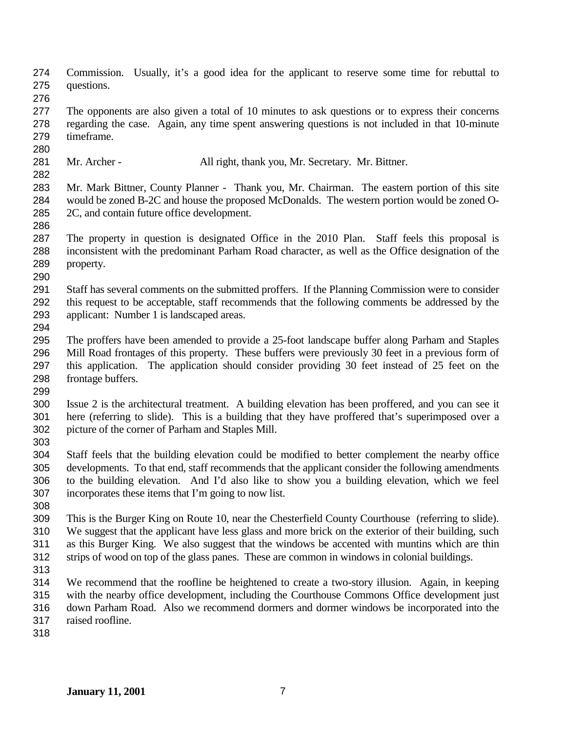Commission. Usually, it's a good idea for the applicant to reserve some time for rebuttal to questions.

The opponents are also given a total of 10 minutes to ask questions or to express their concerns regarding the case. Again, any time spent answering questions is not included in that 10-minute timeframe.

Mr. Archer - All right, thank you, Mr. Secretary. Mr. Bittner.

Mr. Mark Bittner, County Planner - Thank you, Mr. Chairman. The eastern portion of this site would be zoned B-2C and house the proposed McDonalds. The western portion would be zoned O-2C, and contain future office development.

The property in question is designated Office in the 2010 Plan. Staff feels this proposal is inconsistent with the predominant Parham Road character, as well as the Office designation of the property.

Staff has several comments on the submitted proffers. If the Planning Commission were to consider this request to be acceptable, staff recommends that the following comments be addressed by the applicant: Number 1 is landscaped areas.

The proffers have been amended to provide a 25-foot landscape buffer along Parham and Staples Mill Road frontages of this property. These buffers were previously 30 feet in a previous form of this application. The application should consider providing 30 feet instead of 25 feet on the frontage buffers.

Issue 2 is the architectural treatment. A building elevation has been proffered, and you can see it here (referring to slide). This is a building that they have proffered that's superimposed over a picture of the corner of Parham and Staples Mill.

Staff feels that the building elevation could be modified to better complement the nearby office developments. To that end, staff recommends that the applicant consider the following amendments to the building elevation. And I'd also like to show you a building elevation, which we feel incorporates these items that I'm going to now list.

This is the Burger King on Route 10, near the Chesterfield County Courthouse (referring to slide). We suggest that the applicant have less glass and more brick on the exterior of their building, such as this Burger King. We also suggest that the windows be accented with muntins which are thin strips of wood on top of the glass panes. These are common in windows in colonial buildings.

We recommend that the roofline be heightened to create a two-story illusion. Again, in keeping with the nearby office development, including the Courthouse Commons Office development just down Parham Road. Also we recommend dormers and dormer windows be incorporated into the raised roofline.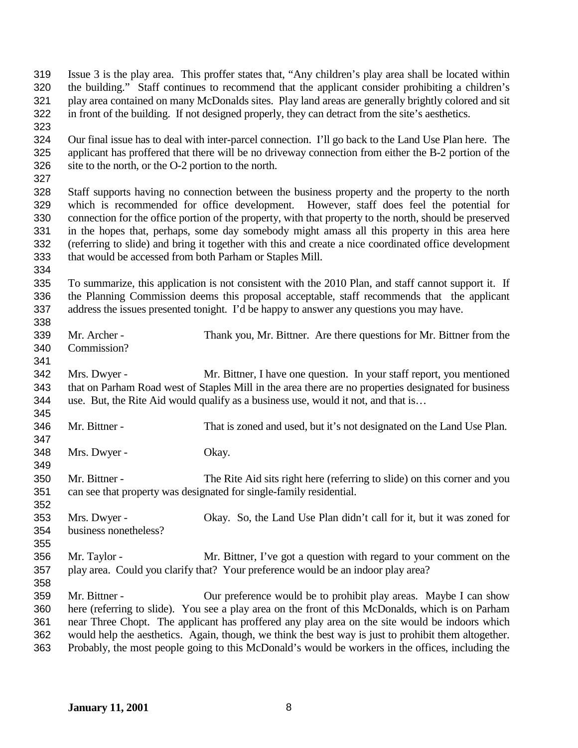Issue 3 is the play area. This proffer states that, "Any children's play area shall be located within the building." Staff continues to recommend that the applicant consider prohibiting a children's play area contained on many McDonalds sites. Play land areas are generally brightly colored and sit in front of the building. If not designed properly, they can detract from the site's aesthetics.

Our final issue has to deal with inter-parcel connection. I'll go back to the Land Use Plan here. The applicant has proffered that there will be no driveway connection from either the B-2 portion of the site to the north, or the O-2 portion to the north.

Staff supports having no connection between the business property and the property to the north which is recommended for office development. However, staff does feel the potential for connection for the office portion of the property, with that property to the north, should be preserved in the hopes that, perhaps, some day somebody might amass all this property in this area here (referring to slide) and bring it together with this and create a nice coordinated office development that would be accessed from both Parham or Staples Mill.

To summarize, this application is not consistent with the 2010 Plan, and staff cannot support it. If the Planning Commission deems this proposal acceptable, staff recommends that the applicant address the issues presented tonight. I'd be happy to answer any questions you may have.

Mr. Archer - Thank you, Mr. Bittner. Are there questions for Mr. Bittner from the Commission?

Mrs. Dwyer - Mr. Bittner, I have one question. In your staff report, you mentioned that on Parham Road west of Staples Mill in the area there are no properties designated for business use. But, the Rite Aid would qualify as a business use, would it not, and that is…

Mr. Bittner - That is zoned and used, but it's not designated on the Land Use Plan.

Mrs. Dwyer - Okay.

Mr. Bittner - The Rite Aid sits right here (referring to slide) on this corner and you can see that property was designated for single-family residential.

Mrs. Dwyer - Okay. So, the Land Use Plan didn't call for it, but it was zoned for business nonetheless?

Mr. Taylor - Mr. Bittner, I've got a question with regard to your comment on the play area. Could you clarify that? Your preference would be an indoor play area?

Mr. Bittner - Our preference would be to prohibit play areas. Maybe I can show here (referring to slide). You see a play area on the front of this McDonalds, which is on Parham near Three Chopt. The applicant has proffered any play area on the site would be indoors which would help the aesthetics. Again, though, we think the best way is just to prohibit them altogether. Probably, the most people going to this McDonald's would be workers in the offices, including the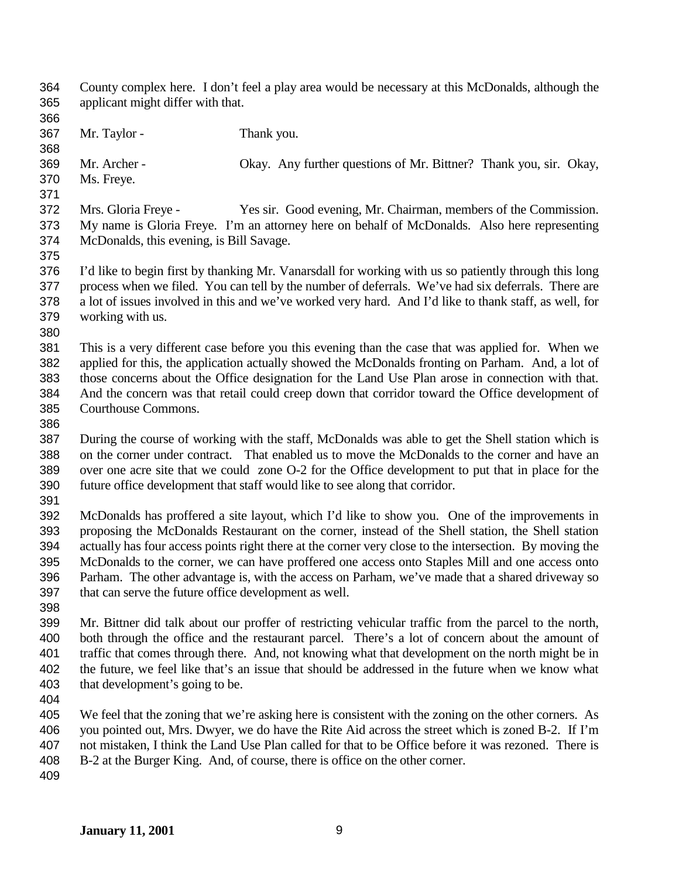County complex here. I don't feel a play area would be necessary at this McDonalds, although the applicant might differ with that.

Mr. Taylor - Thank you.

Mr. Archer - Okay. Any further questions of Mr. Bittner? Thank you, sir. Okay, Ms. Freye.

Mrs. Gloria Freye - Yes sir. Good evening, Mr. Chairman, members of the Commission. My name is Gloria Freye. I'm an attorney here on behalf of McDonalds. Also here representing McDonalds, this evening, is Bill Savage.

I'd like to begin first by thanking Mr. Vanarsdall for working with us so patiently through this long process when we filed. You can tell by the number of deferrals. We've had six deferrals. There are a lot of issues involved in this and we've worked very hard. And I'd like to thank staff, as well, for working with us.

This is a very different case before you this evening than the case that was applied for. When we applied for this, the application actually showed the McDonalds fronting on Parham. And, a lot of those concerns about the Office designation for the Land Use Plan arose in connection with that. And the concern was that retail could creep down that corridor toward the Office development of Courthouse Commons.

During the course of working with the staff, McDonalds was able to get the Shell station which is on the corner under contract. That enabled us to move the McDonalds to the corner and have an over one acre site that we could zone O-2 for the Office development to put that in place for the future office development that staff would like to see along that corridor.

McDonalds has proffered a site layout, which I'd like to show you. One of the improvements in proposing the McDonalds Restaurant on the corner, instead of the Shell station, the Shell station actually has four access points right there at the corner very close to the intersection. By moving the McDonalds to the corner, we can have proffered one access onto Staples Mill and one access onto Parham. The other advantage is, with the access on Parham, we've made that a shared driveway so that can serve the future office development as well.

Mr. Bittner did talk about our proffer of restricting vehicular traffic from the parcel to the north, both through the office and the restaurant parcel. There's a lot of concern about the amount of traffic that comes through there. And, not knowing what that development on the north might be in the future, we feel like that's an issue that should be addressed in the future when we know what that development's going to be.

We feel that the zoning that we're asking here is consistent with the zoning on the other corners. As you pointed out, Mrs. Dwyer, we do have the Rite Aid across the street which is zoned B-2. If I'm not mistaken, I think the Land Use Plan called for that to be Office before it was rezoned. There is B-2 at the Burger King. And, of course, there is office on the other corner.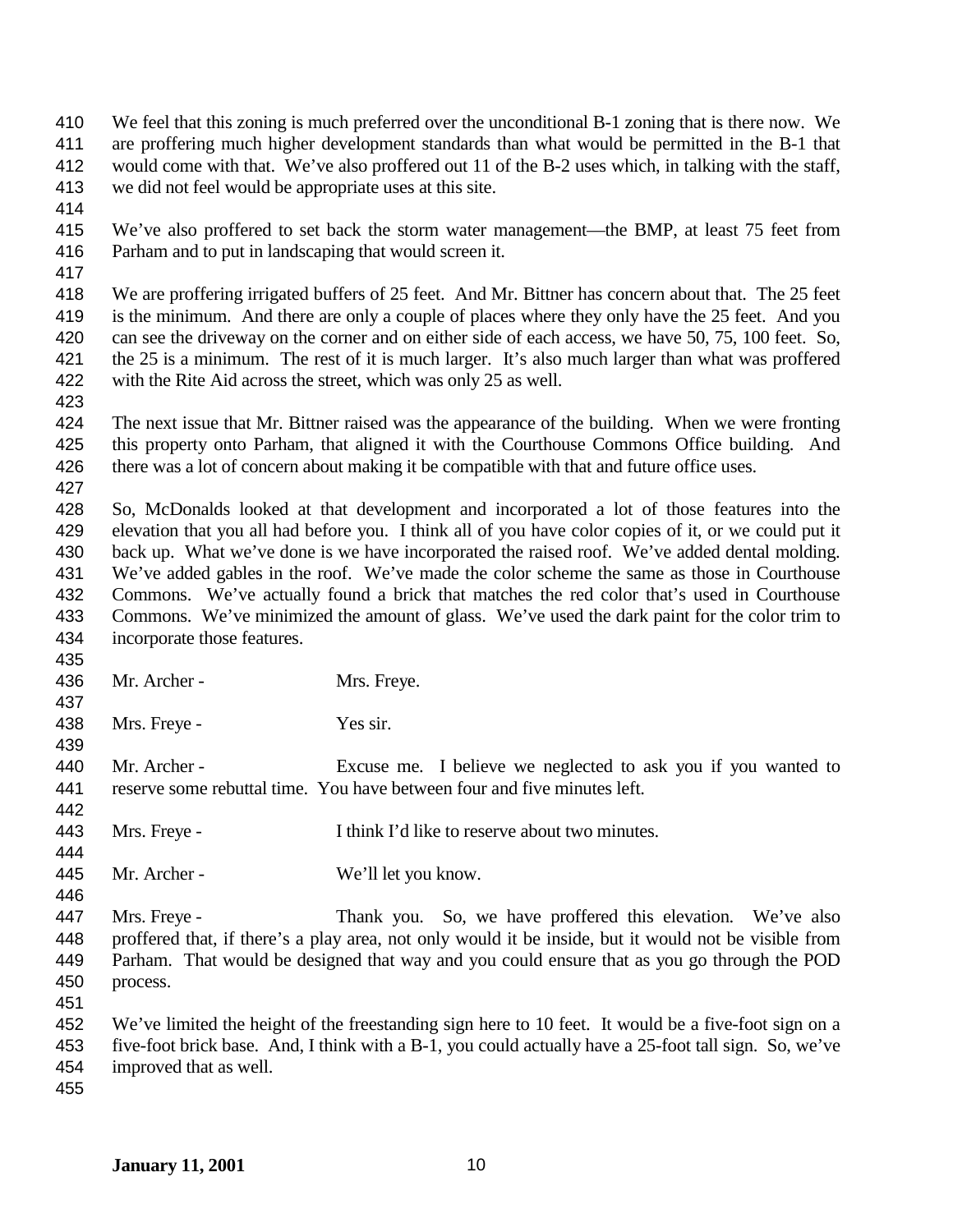We feel that this zoning is much preferred over the unconditional B-1 zoning that is there now. We are proffering much higher development standards than what would be permitted in the B-1 that would come with that. We've also proffered out 11 of the B-2 uses which, in talking with the staff, we did not feel would be appropriate uses at this site.

We've also proffered to set back the storm water management—the BMP, at least 75 feet from Parham and to put in landscaping that would screen it.

We are proffering irrigated buffers of 25 feet. And Mr. Bittner has concern about that. The 25 feet is the minimum. And there are only a couple of places where they only have the 25 feet. And you can see the driveway on the corner and on either side of each access, we have 50, 75, 100 feet. So, the 25 is a minimum. The rest of it is much larger. It's also much larger than what was proffered with the Rite Aid across the street, which was only 25 as well.

The next issue that Mr. Bittner raised was the appearance of the building. When we were fronting this property onto Parham, that aligned it with the Courthouse Commons Office building. And there was a lot of concern about making it be compatible with that and future office uses.

So, McDonalds looked at that development and incorporated a lot of those features into the elevation that you all had before you. I think all of you have color copies of it, or we could put it back up. What we've done is we have incorporated the raised roof. We've added dental molding. We've added gables in the roof. We've made the color scheme the same as those in Courthouse Commons. We've actually found a brick that matches the red color that's used in Courthouse Commons. We've minimized the amount of glass. We've used the dark paint for the color trim to incorporate those features.

Mr. Archer - Mrs. Freye.

Mrs. Freye - Yes sir.

Mr. Archer - Excuse me. I believe we neglected to ask you if you wanted to reserve some rebuttal time. You have between four and five minutes left.

Mrs. Freye - I think I'd like to reserve about two minutes.

Mr. Archer - We'll let you know.

Mrs. Freye - Thank you. So, we have proffered this elevation. We've also proffered that, if there's a play area, not only would it be inside, but it would not be visible from Parham. That would be designed that way and you could ensure that as you go through the POD process.

We've limited the height of the freestanding sign here to 10 feet. It would be a five-foot sign on a five-foot brick base. And, I think with a B-1, you could actually have a 25-foot tall sign. So, we've improved that as well.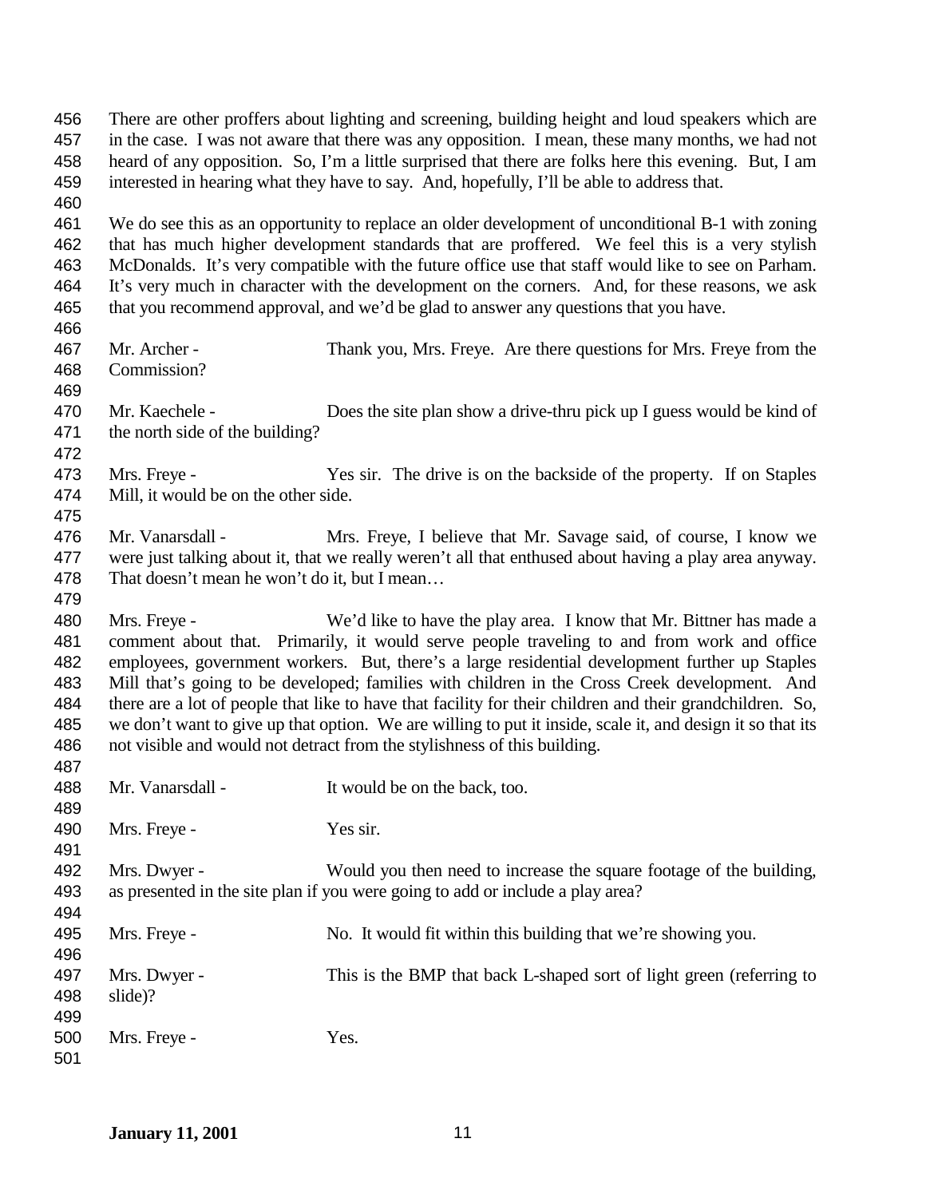There are other proffers about lighting and screening, building height and loud speakers which are in the case. I was not aware that there was any opposition. I mean, these many months, we had not heard of any opposition. So, I'm a little surprised that there are folks here this evening. But, I am interested in hearing what they have to say. And, hopefully, I'll be able to address that.

We do see this as an opportunity to replace an older development of unconditional B-1 with zoning that has much higher development standards that are proffered. We feel this is a very stylish McDonalds. It's very compatible with the future office use that staff would like to see on Parham. It's very much in character with the development on the corners. And, for these reasons, we ask that you recommend approval, and we'd be glad to answer any questions that you have.

Mr. Archer - Thank you, Mrs. Freye. Are there questions for Mrs. Freye from the Commission?

Mr. Kaechele - Does the site plan show a drive-thru pick up I guess would be kind of the north side of the building?

Mrs. Freye - Yes sir. The drive is on the backside of the property. If on Staples Mill, it would be on the other side.

Mr. Vanarsdall - Mrs. Freye, I believe that Mr. Savage said, of course, I know we were just talking about it, that we really weren't all that enthused about having a play area anyway. That doesn't mean he won't do it, but I mean…

Mrs. Freye - We'd like to have the play area. I know that Mr. Bittner has made a comment about that. Primarily, it would serve people traveling to and from work and office employees, government workers. But, there's a large residential development further up Staples Mill that's going to be developed; families with children in the Cross Creek development. And there are a lot of people that like to have that facility for their children and their grandchildren. So, we don't want to give up that option. We are willing to put it inside, scale it, and design it so that its not visible and would not detract from the stylishness of this building.

Mr. Vanarsdall - It would be on the back, too.

Mrs. Freye - Yes sir.

Mrs. Dwyer - Would you then need to increase the square footage of the building, as presented in the site plan if you were going to add or include a play area?

Mrs. Freye - No. It would fit within this building that we're showing you.

Mrs. Dwyer - This is the BMP that back L-shaped sort of light green (referring to slide)?

Mrs. Freye - Yes.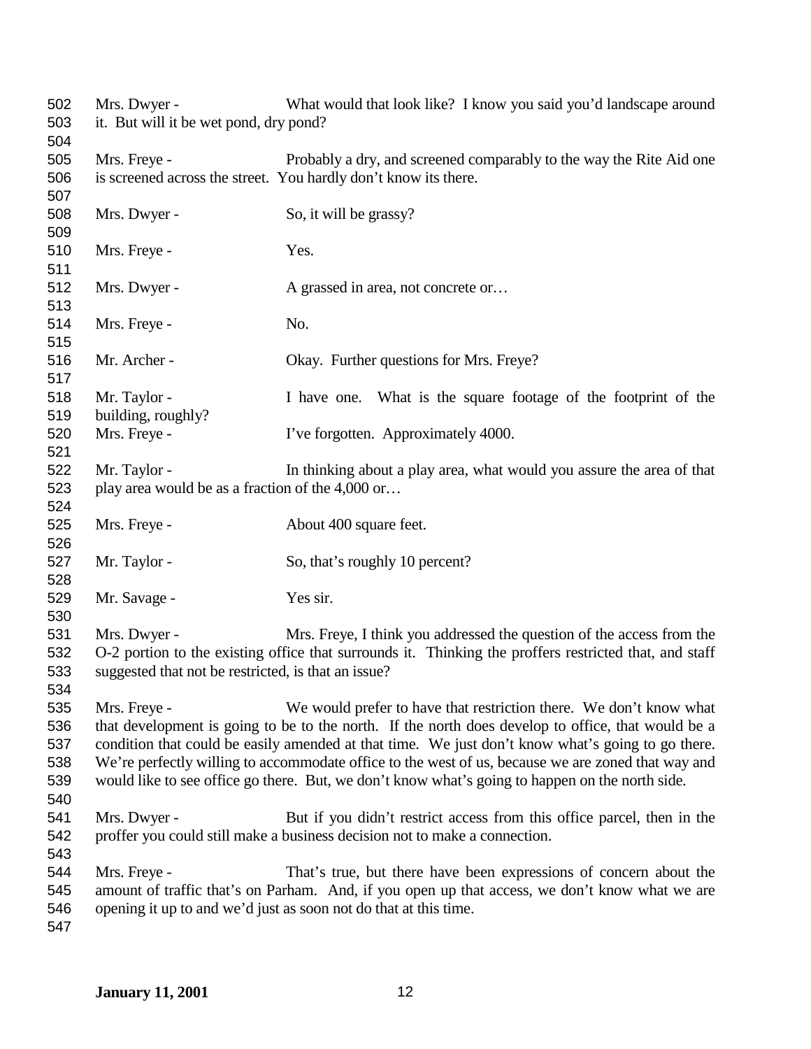Mrs. Dwyer - What would that look like? I know you said you'd landscape around it. But will it be wet pond, dry pond?

Mrs. Freye - Probably a dry, and screened comparably to the way the Rite Aid one is screened across the street. You hardly don't know its there.

Mrs. Dwyer - So, it will be grassy?

Mrs. Freye - Yes.

Mrs. Dwyer - A grassed in area, not concrete or…

Mrs. Freye - No.

Mr. Archer - Okay. Further questions for Mrs. Freye?

Mr. Taylor - I have one. What is the square footage of the footprint of the building, roughly?

Mrs. Freye - I've forgotten. Approximately 4000.

Mr. Taylor - In thinking about a play area, what would you assure the area of that play area would be as a fraction of the 4,000 or…

Mrs. Freye - About 400 square feet.

Mr. Taylor - So, that's roughly 10 percent?

Mr. Savage - Yes sir.

Mrs. Dwyer - Mrs. Freye, I think you addressed the question of the access from the O-2 portion to the existing office that surrounds it. Thinking the proffers restricted that, and staff suggested that not be restricted, is that an issue?

Mrs. Freye - We would prefer to have that restriction there. We don't know what that development is going to be to the north. If the north does develop to office, that would be a condition that could be easily amended at that time. We just don't know what's going to go there. We're perfectly willing to accommodate office to the west of us, because we are zoned that way and would like to see office go there. But, we don't know what's going to happen on the north side.

Mrs. Dwyer - But if you didn't restrict access from this office parcel, then in the proffer you could still make a business decision not to make a connection.

Mrs. Freye - That's true, but there have been expressions of concern about the amount of traffic that's on Parham. And, if you open up that access, we don't know what we are opening it up to and we'd just as soon not do that at this time.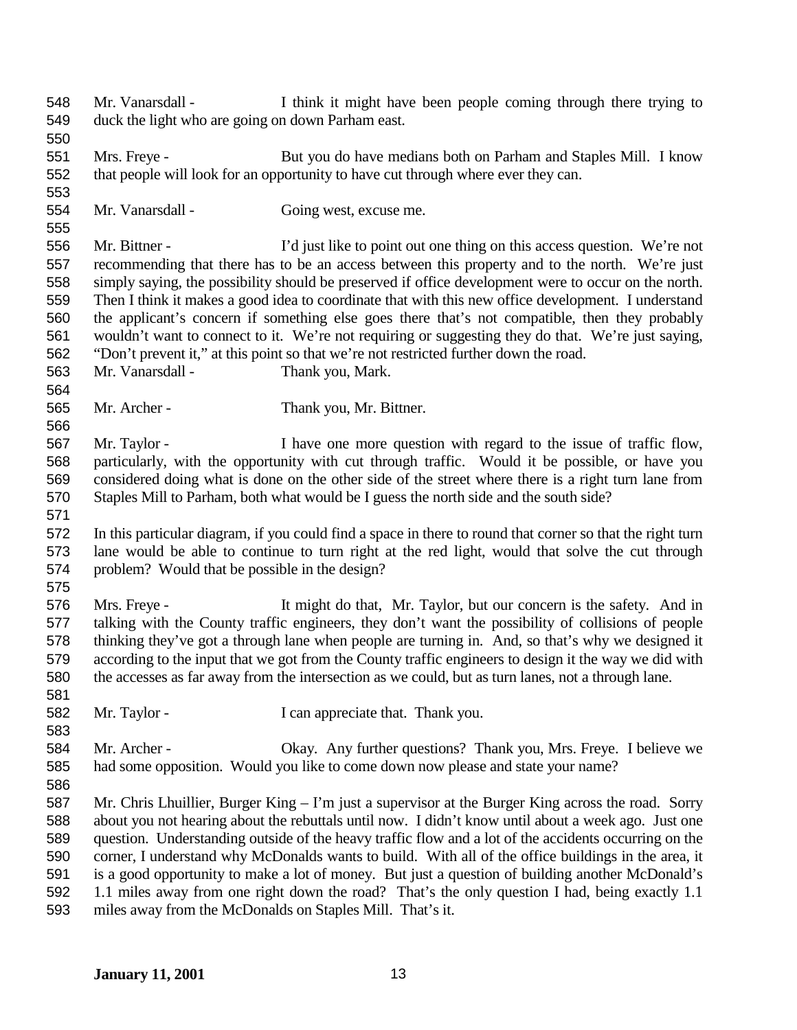Mr. Vanarsdall - I think it might have been people coming through there trying to duck the light who are going on down Parham east.

Mrs. Freye - But you do have medians both on Parham and Staples Mill. I know that people will look for an opportunity to have cut through where ever they can.

Mr. Vanarsdall - Going west, excuse me.

Mr. Bittner - I'd just like to point out one thing on this access question. We're not recommending that there has to be an access between this property and to the north. We're just simply saying, the possibility should be preserved if office development were to occur on the north. Then I think it makes a good idea to coordinate that with this new office development. I understand the applicant's concern if something else goes there that's not compatible, then they probably wouldn't want to connect to it. We're not requiring or suggesting they do that. We're just saying, "Don't prevent it," at this point so that we're not restricted further down the road.

Mr. Vanarsdall - Thank you, Mark.

Mr. Archer - Thank you, Mr. Bittner.

Mr. Taylor - I have one more question with regard to the issue of traffic flow, particularly, with the opportunity with cut through traffic. Would it be possible, or have you considered doing what is done on the other side of the street where there is a right turn lane from Staples Mill to Parham, both what would be I guess the north side and the south side?

In this particular diagram, if you could find a space in there to round that corner so that the right turn lane would be able to continue to turn right at the red light, would that solve the cut through problem? Would that be possible in the design?

Mrs. Freye - It might do that, Mr. Taylor, but our concern is the safety. And in talking with the County traffic engineers, they don't want the possibility of collisions of people thinking they've got a through lane when people are turning in. And, so that's why we designed it according to the input that we got from the County traffic engineers to design it the way we did with the accesses as far away from the intersection as we could, but as turn lanes, not a through lane.

Mr. Taylor - I can appreciate that. Thank you.

Mr. Archer - Okay. Any further questions? Thank you, Mrs. Freye. I believe we had some opposition. Would you like to come down now please and state your name?

Mr. Chris Lhuillier, Burger King – I'm just a supervisor at the Burger King across the road. Sorry about you not hearing about the rebuttals until now. I didn't know until about a week ago. Just one question. Understanding outside of the heavy traffic flow and a lot of the accidents occurring on the corner, I understand why McDonalds wants to build. With all of the office buildings in the area, it is a good opportunity to make a lot of money. But just a question of building another McDonald's 1.1 miles away from one right down the road? That's the only question I had, being exactly 1.1 miles away from the McDonalds on Staples Mill. That's it.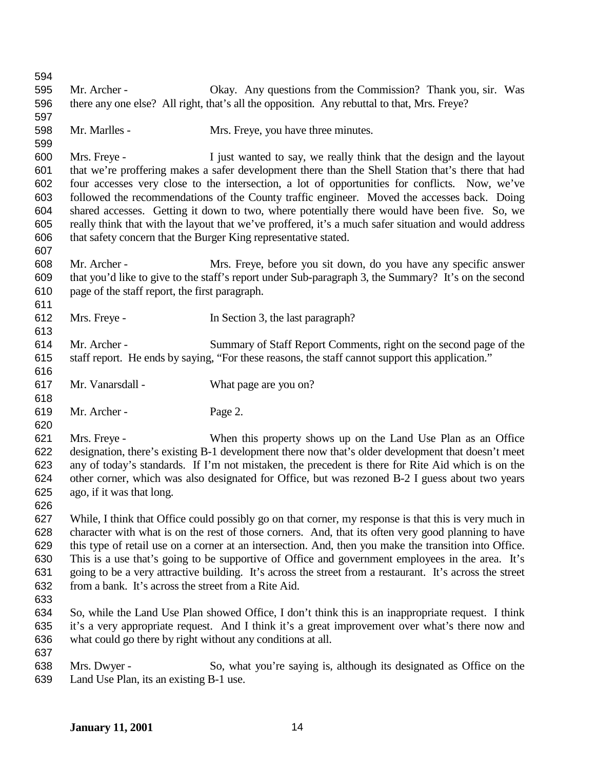Mr. Archer - Okay. Any questions from the Commission? Thank you, sir. Was there any one else? All right, that's all the opposition. Any rebuttal to that, Mrs. Freye?

Mr. Marlles - Mrs. Freye, you have three minutes.

Mrs. Freye - I just wanted to say, we really think that the design and the layout that we're proffering makes a safer development there than the Shell Station that's there that had four accesses very close to the intersection, a lot of opportunities for conflicts. Now, we've followed the recommendations of the County traffic engineer. Moved the accesses back. Doing shared accesses. Getting it down to two, where potentially there would have been five. So, we really think that with the layout that we've proffered, it's a much safer situation and would address that safety concern that the Burger King representative stated.

Mr. Archer - Mrs. Freye, before you sit down, do you have any specific answer that you'd like to give to the staff's report under Sub-paragraph 3, the Summary? It's on the second page of the staff report, the first paragraph.

Mrs. Freye - In Section 3, the last paragraph?

Mr. Archer - Summary of Staff Report Comments, right on the second page of the staff report. He ends by saying, "For these reasons, the staff cannot support this application."

Mr. Vanarsdall - What page are you on?

Mr. Archer - Page 2.

Mrs. Freye - When this property shows up on the Land Use Plan as an Office designation, there's existing B-1 development there now that's older development that doesn't meet any of today's standards. If I'm not mistaken, the precedent is there for Rite Aid which is on the other corner, which was also designated for Office, but was rezoned B-2 I guess about two years ago, if it was that long.

While, I think that Office could possibly go on that corner, my response is that this is very much in character with what is on the rest of those corners. And, that its often very good planning to have this type of retail use on a corner at an intersection. And, then you make the transition into Office. This is a use that's going to be supportive of Office and government employees in the area. It's going to be a very attractive building. It's across the street from a restaurant. It's across the street from a bank. It's across the street from a Rite Aid.

So, while the Land Use Plan showed Office, I don't think this is an inappropriate request. I think it's a very appropriate request. And I think it's a great improvement over what's there now and what could go there by right without any conditions at all.

Mrs. Dwyer - So, what you're saying is, although its designated as Office on the Land Use Plan, its an existing B-1 use.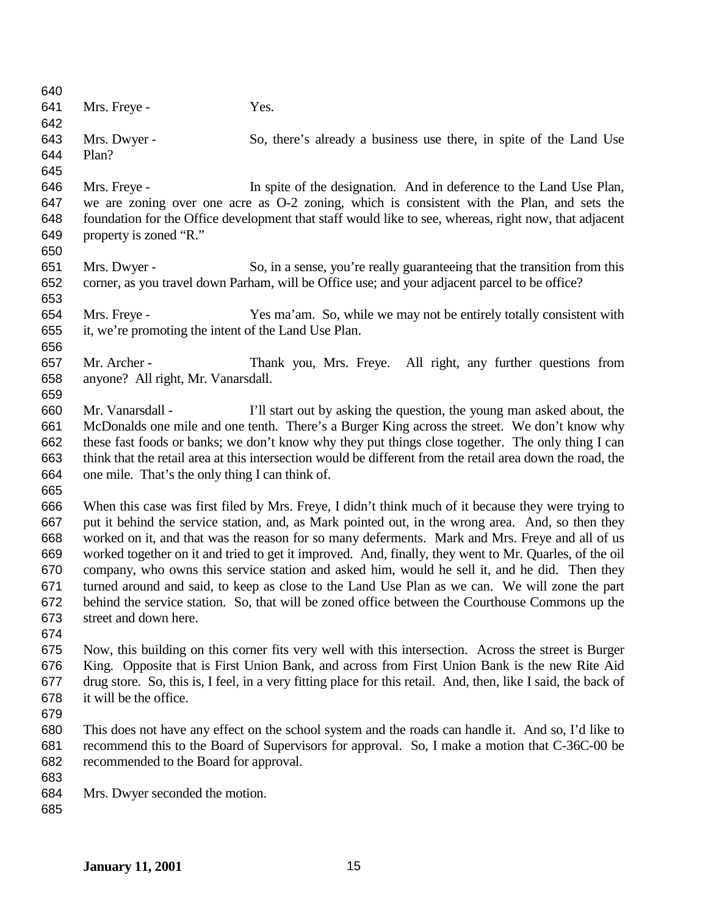Mrs. Freye - Yes.

Mrs. Dwyer - So, there's already a business use there, in spite of the Land Use Plan?

Mrs. Freye - In spite of the designation. And in deference to the Land Use Plan, we are zoning over one acre as O-2 zoning, which is consistent with the Plan, and sets the foundation for the Office development that staff would like to see, whereas, right now, that adjacent property is zoned "R."

Mrs. Dwyer - So, in a sense, you're really guaranteeing that the transition from this corner, as you travel down Parham, will be Office use; and your adjacent parcel to be office?

Mrs. Freye - Yes ma'am. So, while we may not be entirely totally consistent with it, we're promoting the intent of the Land Use Plan.

Mr. Archer - Thank you, Mrs. Freye. All right, any further questions from anyone? All right, Mr. Vanarsdall.

Mr. Vanarsdall - I'll start out by asking the question, the young man asked about, the McDonalds one mile and one tenth. There's a Burger King across the street. We don't know why these fast foods or banks; we don't know why they put things close together. The only thing I can think that the retail area at this intersection would be different from the retail area down the road, the one mile. That's the only thing I can think of.

When this case was first filed by Mrs. Freye, I didn't think much of it because they were trying to put it behind the service station, and, as Mark pointed out, in the wrong area. And, so then they worked on it, and that was the reason for so many deferments. Mark and Mrs. Freye and all of us worked together on it and tried to get it improved. And, finally, they went to Mr. Quarles, of the oil company, who owns this service station and asked him, would he sell it, and he did. Then they turned around and said, to keep as close to the Land Use Plan as we can. We will zone the part behind the service station. So, that will be zoned office between the Courthouse Commons up the street and down here.

Now, this building on this corner fits very well with this intersection. Across the street is Burger King. Opposite that is First Union Bank, and across from First Union Bank is the new Rite Aid drug store. So, this is, I feel, in a very fitting place for this retail. And, then, like I said, the back of it will be the office.

This does not have any effect on the school system and the roads can handle it. And so, I'd like to recommend this to the Board of Supervisors for approval. So, I make a motion that C-36C-00 be recommended to the Board for approval.

Mrs. Dwyer seconded the motion.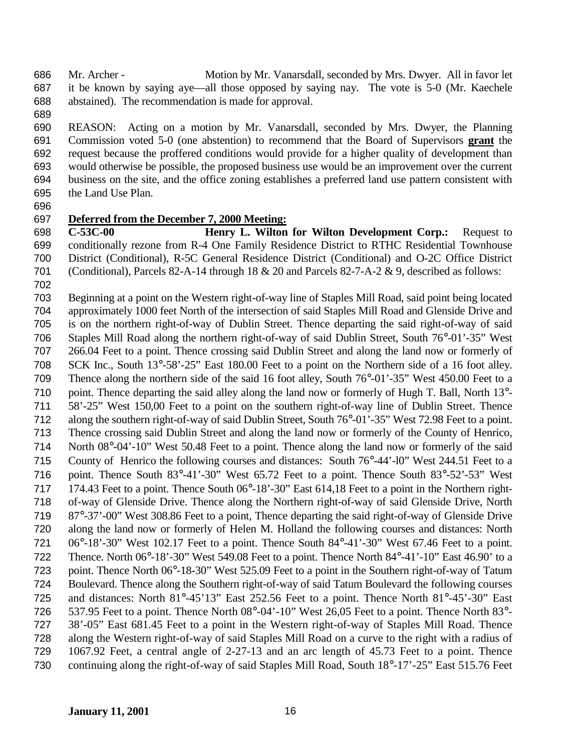Mr. Archer - Motion by Mr. Vanarsdall, seconded by Mrs. Dwyer. All in favor let it be known by saying aye—all those opposed by saying nay. The vote is 5-0 (Mr. Kaechele abstained). The recommendation is made for approval.

REASON: Acting on a motion by Mr. Vanarsdall, seconded by Mrs. Dwyer, the Planning Commission voted 5-0 (one abstention) to recommend that the Board of Supervisors **grant** the request because the proffered conditions would provide for a higher quality of development than would otherwise be possible, the proposed business use would be an improvement over the current business on the site, and the office zoning establishes a preferred land use pattern consistent with the Land Use Plan.

**Deferred from the December 7, 2000 Meeting:**

**C-53C-00 Henry L. Wilton for Wilton Development Corp.:** Request to conditionally rezone from R-4 One Family Residence District to RTHC Residential Townhouse District (Conditional), R-5C General Residence District (Conditional) and O-2C Office District (Conditional), Parcels 82-A-14 through 18 & 20 and Parcels 82-7-A-2 & 9, described as follows:

Beginning at a point on the Western right-of-way line of Staples Mill Road, said point being located approximately 1000 feet North of the intersection of said Staples Mill Road and Glenside Drive and is on the northern right-of-way of Dublin Street. Thence departing the said right-of-way of said Staples Mill Road along the northern right-of-way of said Dublin Street, South 76°-01'-35" West 266.04 Feet to a point. Thence crossing said Dublin Street and along the land now or formerly of SCK Inc., South 13°-58'-25" East 180.00 Feet to a point on the Northern side of a 16 foot alley. Thence along the northern side of the said 16 foot alley, South 76°-01'-35" West 450.00 Feet to a point. Thence departing the said alley along the land now or formerly of Hugh T. Ball, North 13°-58'-25" West 150,00 Feet to a point on the southern right-of-way line of Dublin Street. Thence along the southern right-of-way of said Dublin Street, South 76°-01'-35" West 72.98 Feet to a point. Thence crossing said Dublin Street and along the land now or formerly of the County of Henrico, North 08°-04'-10" West 50.48 Feet to a point. Thence along the land now or formerly of the said County of Henrico the following courses and distances: South 76°-44'-l0" West 244.51 Feet to a point. Thence South 83°-41'-30" West 65.72 Feet to a point. Thence South 83°-52'-53" West 174.43 Feet to a point. Thence South 06°-18'-30" East 614,18 Feet to a point in the Northern right-of-way of Glenside Drive. Thence along the Northern right-of-way of said Glenside Drive, North 87°-37'-00" West 308.86 Feet to a point, Thence departing the said right-of-way of Glenside Drive along the land now or formerly of Helen M. Holland the following courses and distances: North 06°-18'-30" West 102.17 Feet to a point. Thence South 84°-41'-30" West 67.46 Feet to a point. Thence. North 06°-18'-30" West 549.08 Feet to a point. Thence North 84°-41'-10" East 46.90' to a point. Thence North 06°-18-30" West 525.09 Feet to a point in the Southern right-of-way of Tatum Boulevard. Thence along the Southern right-of-way of said Tatum Boulevard the following courses and distances: North 81°-45'13" East 252.56 Feet to a point. Thence North 81°-45'-30" East 537.95 Feet to a point. Thence North 08°-04'-10" West 26,05 Feet to a point. Thence North 83°-38'-05" East 681.45 Feet to a point in the Western right-of-way of Staples Mill Road. Thence along the Western right-of-way of said Staples Mill Road on a curve to the right with a radius of 1067.92 Feet, a central angle of 2-27-13 and an arc length of 45.73 Feet to a point. Thence continuing along the right-of-way of said Staples Mill Road, South 18°-17'-25" East 515.76 Feet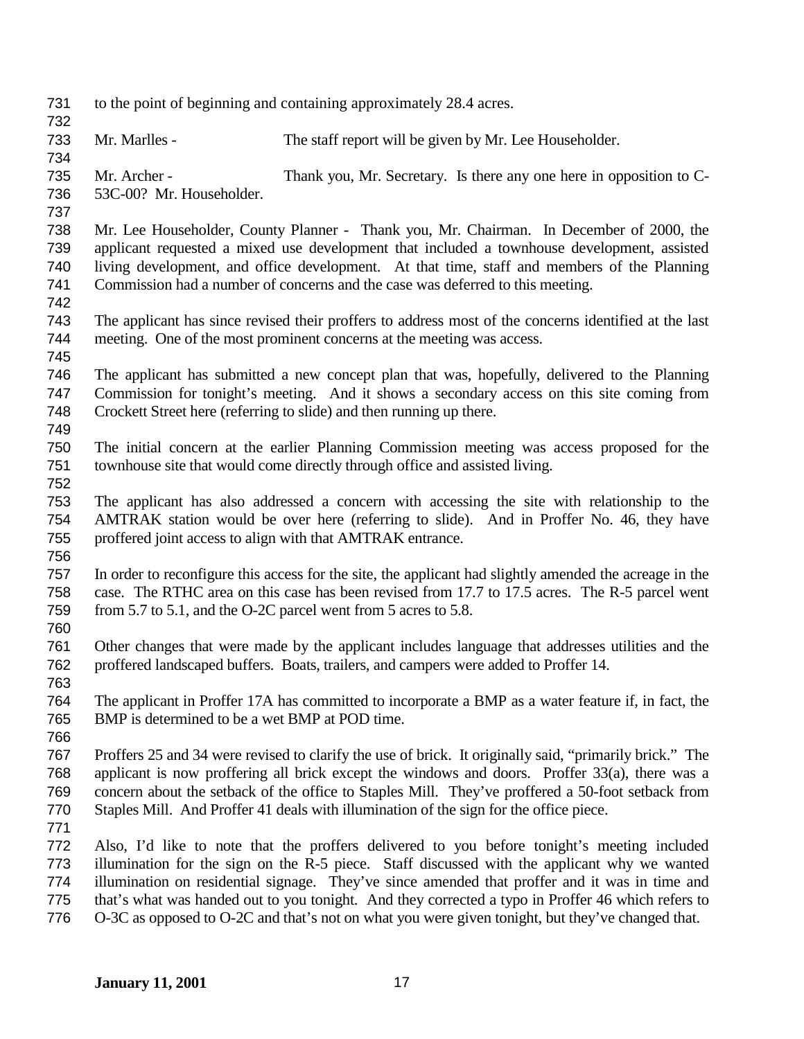to the point of beginning and containing approximately 28.4 acres.

Mr. Marlles - The staff report will be given by Mr. Lee Householder.

Mr. Archer - Thank you, Mr. Secretary. Is there any one here in opposition to C-53C-00? Mr. Householder.

Mr. Lee Householder, County Planner - Thank you, Mr. Chairman. In December of 2000, the applicant requested a mixed use development that included a townhouse development, assisted living development, and office development. At that time, staff and members of the Planning Commission had a number of concerns and the case was deferred to this meeting.

The applicant has since revised their proffers to address most of the concerns identified at the last meeting. One of the most prominent concerns at the meeting was access.

The applicant has submitted a new concept plan that was, hopefully, delivered to the Planning Commission for tonight's meeting. And it shows a secondary access on this site coming from Crockett Street here (referring to slide) and then running up there.

The initial concern at the earlier Planning Commission meeting was access proposed for the townhouse site that would come directly through office and assisted living.

The applicant has also addressed a concern with accessing the site with relationship to the AMTRAK station would be over here (referring to slide). And in Proffer No. 46, they have proffered joint access to align with that AMTRAK entrance.

In order to reconfigure this access for the site, the applicant had slightly amended the acreage in the case. The RTHC area on this case has been revised from 17.7 to 17.5 acres. The R-5 parcel went from 5.7 to 5.1, and the O-2C parcel went from 5 acres to 5.8.

Other changes that were made by the applicant includes language that addresses utilities and the proffered landscaped buffers. Boats, trailers, and campers were added to Proffer 14.

The applicant in Proffer 17A has committed to incorporate a BMP as a water feature if, in fact, the BMP is determined to be a wet BMP at POD time.

Proffers 25 and 34 were revised to clarify the use of brick. It originally said, "primarily brick." The applicant is now proffering all brick except the windows and doors. Proffer 33(a), there was a concern about the setback of the office to Staples Mill. They've proffered a 50-foot setback from Staples Mill. And Proffer 41 deals with illumination of the sign for the office piece.

Also, I'd like to note that the proffers delivered to you before tonight's meeting included illumination for the sign on the R-5 piece. Staff discussed with the applicant why we wanted illumination on residential signage. They've since amended that proffer and it was in time and that's what was handed out to you tonight. And they corrected a typo in Proffer 46 which refers to O-3C as opposed to O-2C and that's not on what you were given tonight, but they've changed that.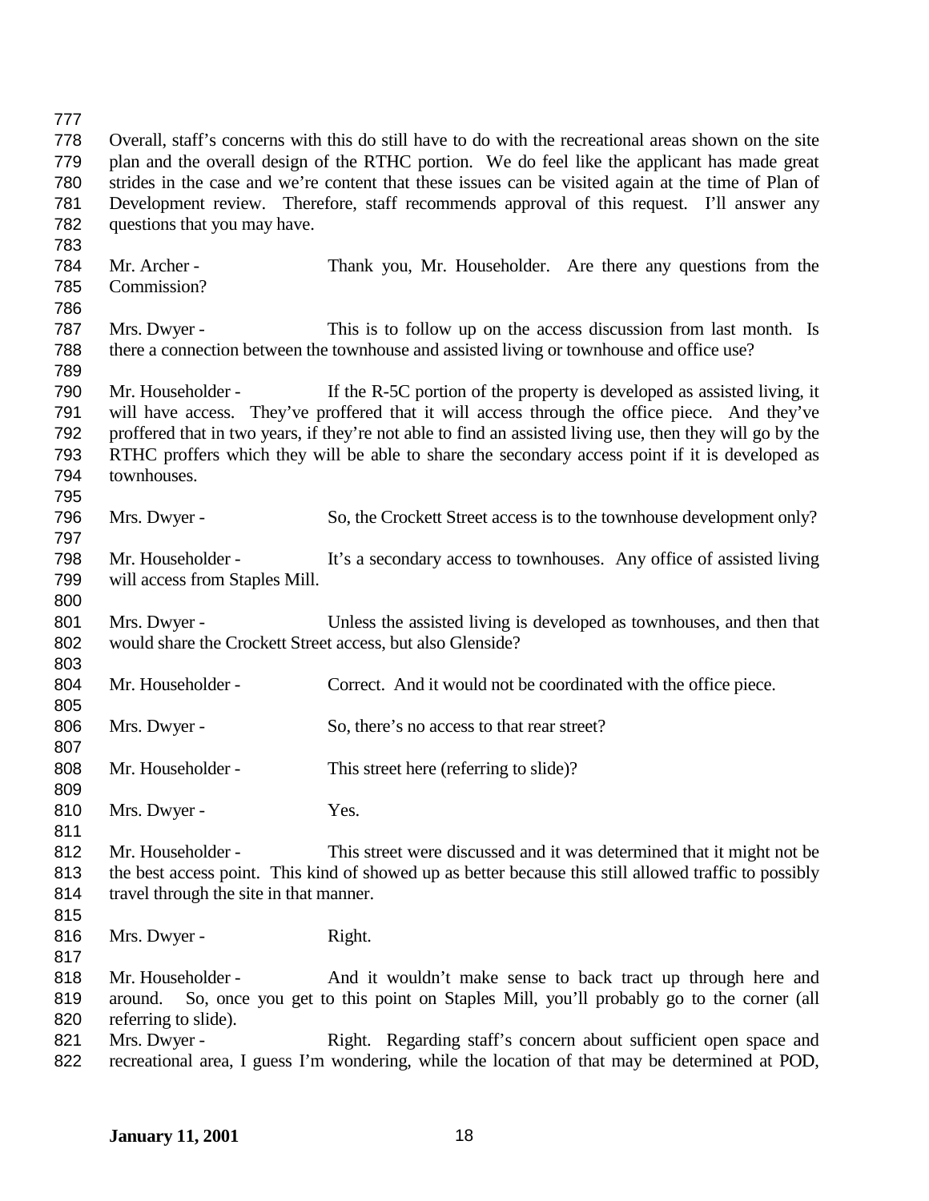Overall, staff's concerns with this do still have to do with the recreational areas shown on the site plan and the overall design of the RTHC portion. We do feel like the applicant has made great strides in the case and we're content that these issues can be visited again at the time of Plan of Development review. Therefore, staff recommends approval of this request. I'll answer any questions that you may have.

Mr. Archer - Thank you, Mr. Householder. Are there any questions from the Commission?

Mrs. Dwyer - This is to follow up on the access discussion from last month. Is there a connection between the townhouse and assisted living or townhouse and office use?

Mr. Householder - If the R-5C portion of the property is developed as assisted living, it will have access. They've proffered that it will access through the office piece. And they've proffered that in two years, if they're not able to find an assisted living use, then they will go by the RTHC proffers which they will be able to share the secondary access point if it is developed as townhouses.

Mrs. Dwyer - So, the Crockett Street access is to the townhouse development only?

Mr. Householder - It's a secondary access to townhouses. Any office of assisted living will access from Staples Mill.

Mrs. Dwyer - Unless the assisted living is developed as townhouses, and then that would share the Crockett Street access, but also Glenside?

Mr. Householder - Correct. And it would not be coordinated with the office piece.

Mrs. Dwyer - So, there's no access to that rear street?

Mr. Householder - This street here (referring to slide)?

Mrs. Dwyer - Yes.

Mr. Householder - This street were discussed and it was determined that it might not be the best access point. This kind of showed up as better because this still allowed traffic to possibly travel through the site in that manner.

Mrs. Dwyer - Right.

Mr. Householder - And it wouldn't make sense to back tract up through here and around. So, once you get to this point on Staples Mill, you'll probably go to the corner (all referring to slide).

Mrs. Dwyer - Right. Regarding staff's concern about sufficient open space and recreational area, I guess I'm wondering, while the location of that may be determined at POD,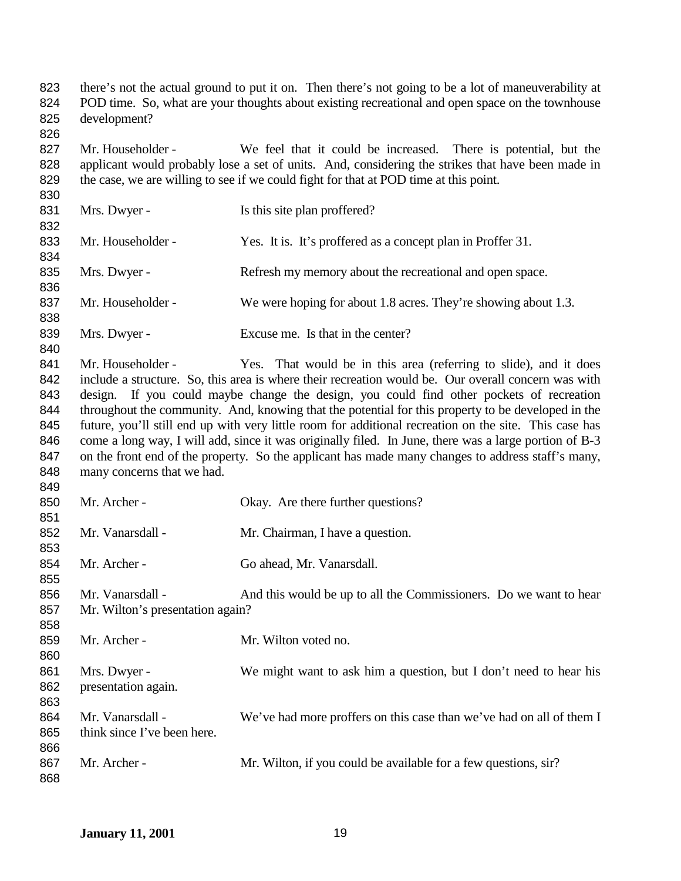there's not the actual ground to put it on. Then there's not going to be a lot of maneuverability at POD time. So, what are your thoughts about existing recreational and open space on the townhouse development?

Mr. Householder - We feel that it could be increased. There is potential, but the applicant would probably lose a set of units. And, considering the strikes that have been made in the case, we are willing to see if we could fight for that at POD time at this point.

Mrs. Dwyer - Is this site plan proffered?

Mr. Householder - Yes. It is. It's proffered as a concept plan in Proffer 31.

Mrs. Dwyer - Refresh my memory about the recreational and open space.

Mr. Householder - We were hoping for about 1.8 acres. They're showing about 1.3.

Mrs. Dwyer - Excuse me. Is that in the center?

Mr. Householder - Yes. That would be in this area (referring to slide), and it does include a structure. So, this area is where their recreation would be. Our overall concern was with design. If you could maybe change the design, you could find other pockets of recreation throughout the community. And, knowing that the potential for this property to be developed in the future, you'll still end up with very little room for additional recreation on the site. This case has come a long way, I will add, since it was originally filed. In June, there was a large portion of B-3 on the front end of the property. So the applicant has made many changes to address staff's many, many concerns that we had.

Mr. Archer - Okay. Are there further questions?

Mr. Vanarsdall - Mr. Chairman, I have a question.

Mr. Archer - Go ahead, Mr. Vanarsdall.

Mr. Vanarsdall - And this would be up to all the Commissioners. Do we want to hear Mr. Wilton's presentation again?

Mr. Archer - Mr. Wilton voted no.

Mrs. Dwyer - We might want to ask him a question, but I don't need to hear his presentation again.

Mr. Vanarsdall - We've had more proffers on this case than we've had on all of them I think since I've been here.

Mr. Archer - Mr. Wilton, if you could be available for a few questions, sir?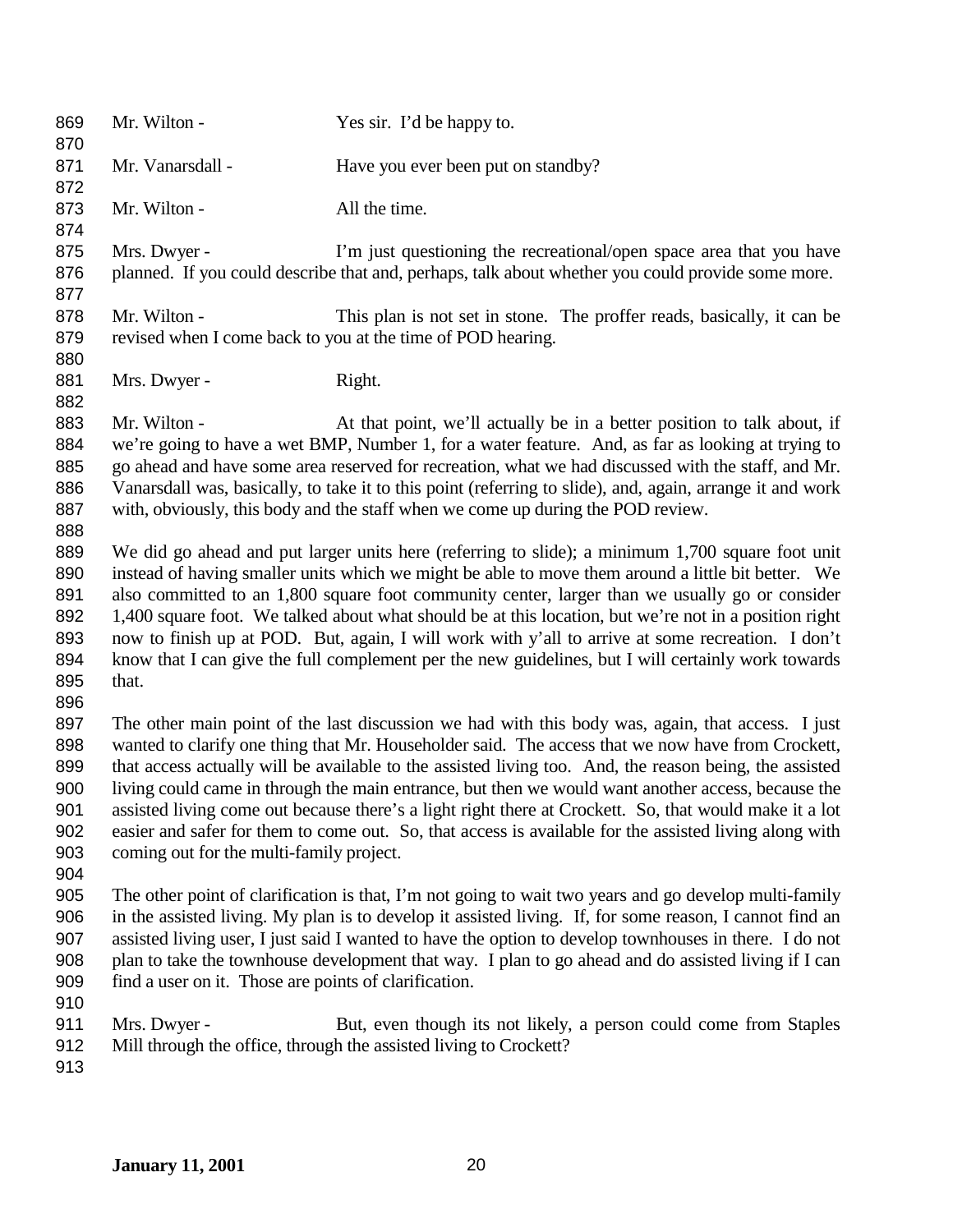Mr. Wilton - Yes sir. I'd be happy to.

Mr. Vanarsdall - Have you ever been put on standby?

Mr. Wilton - All the time.

Mrs. Dwyer - I'm just questioning the recreational/open space area that you have planned. If you could describe that and, perhaps, talk about whether you could provide some more.

Mr. Wilton - This plan is not set in stone. The proffer reads, basically, it can be revised when I come back to you at the time of POD hearing.

Mrs. Dwyer - Right.

Mr. Wilton - At that point, we'll actually be in a better position to talk about, if we're going to have a wet BMP, Number 1, for a water feature. And, as far as looking at trying to go ahead and have some area reserved for recreation, what we had discussed with the staff, and Mr. Vanarsdall was, basically, to take it to this point (referring to slide), and, again, arrange it and work with, obviously, this body and the staff when we come up during the POD review.

We did go ahead and put larger units here (referring to slide); a minimum 1,700 square foot unit instead of having smaller units which we might be able to move them around a little bit better. We also committed to an 1,800 square foot community center, larger than we usually go or consider 1,400 square foot. We talked about what should be at this location, but we're not in a position right now to finish up at POD. But, again, I will work with y'all to arrive at some recreation. I don't know that I can give the full complement per the new guidelines, but I will certainly work towards that.

The other main point of the last discussion we had with this body was, again, that access. I just wanted to clarify one thing that Mr. Householder said. The access that we now have from Crockett, that access actually will be available to the assisted living too. And, the reason being, the assisted living could came in through the main entrance, but then we would want another access, because the assisted living come out because there's a light right there at Crockett. So, that would make it a lot easier and safer for them to come out. So, that access is available for the assisted living along with coming out for the multi-family project.

The other point of clarification is that, I'm not going to wait two years and go develop multi-family in the assisted living. My plan is to develop it assisted living. If, for some reason, I cannot find an assisted living user, I just said I wanted to have the option to develop townhouses in there. I do not plan to take the townhouse development that way. I plan to go ahead and do assisted living if I can find a user on it. Those are points of clarification.

Mrs. Dwyer - But, even though its not likely, a person could come from Staples Mill through the office, through the assisted living to Crockett?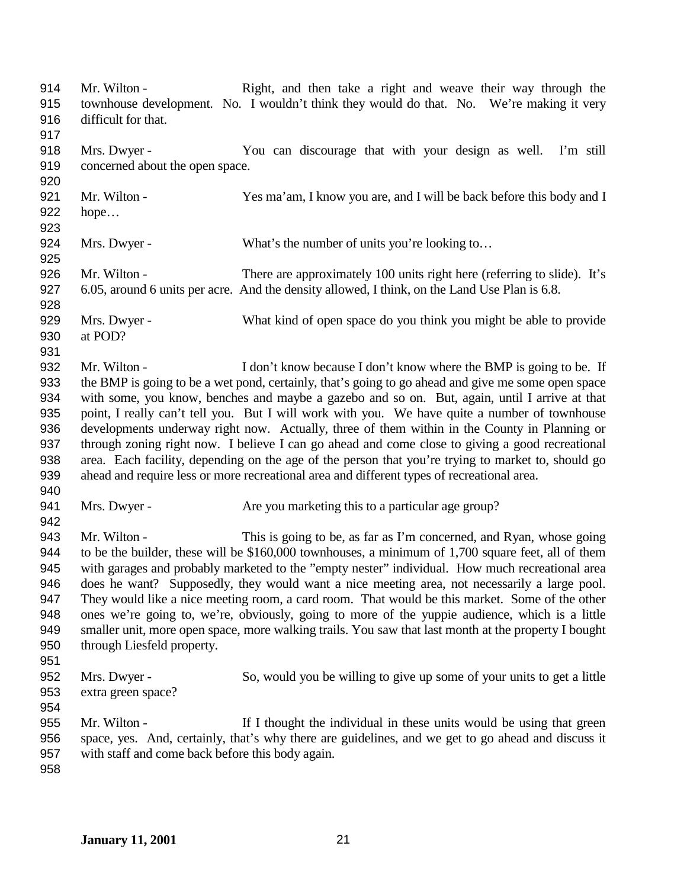Mr. Wilton - Right, and then take a right and weave their way through the townhouse development. No. I wouldn't think they would do that. No. We're making it very difficult for that.

Mrs. Dwyer - You can discourage that with your design as well. I'm still concerned about the open space.

Mr. Wilton - Yes ma'am, I know you are, and I will be back before this body and I hope…

Mrs. Dwyer - What's the number of units you're looking to…

Mr. Wilton - There are approximately 100 units right here (referring to slide). It's 6.05, around 6 units per acre. And the density allowed, I think, on the Land Use Plan is 6.8.

Mrs. Dwyer - What kind of open space do you think you might be able to provide at POD?

Mr. Wilton - I don't know because I don't know where the BMP is going to be. If the BMP is going to be a wet pond, certainly, that's going to go ahead and give me some open space with some, you know, benches and maybe a gazebo and so on. But, again, until I arrive at that point, I really can't tell you. But I will work with you. We have quite a number of townhouse developments underway right now. Actually, three of them within in the County in Planning or through zoning right now. I believe I can go ahead and come close to giving a good recreational area. Each facility, depending on the age of the person that you're trying to market to, should go ahead and require less or more recreational area and different types of recreational area.

Mrs. Dwyer - Are you marketing this to a particular age group?

Mr. Wilton - This is going to be, as far as I'm concerned, and Ryan, whose going to be the builder, these will be $160,000 townhouses, a minimum of 1,700 square feet, all of them with garages and probably marketed to the "empty nester" individual. How much recreational area does he want? Supposedly, they would want a nice meeting area, not necessarily a large pool. They would like a nice meeting room, a card room. That would be this market. Some of the other ones we're going to, we're, obviously, going to more of the yuppie audience, which is a little smaller unit, more open space, more walking trails. You saw that last month at the property I bought through Liesfeld property.

Mrs. Dwyer - So, would you be willing to give up some of your units to get a little extra green space?

Mr. Wilton - If I thought the individual in these units would be using that green space, yes. And, certainly, that's why there are guidelines, and we get to go ahead and discuss it with staff and come back before this body again.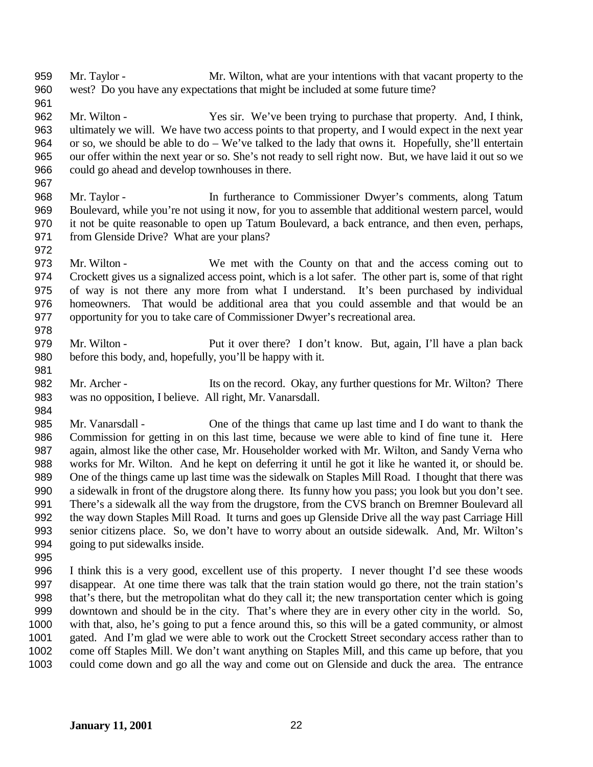Mr. Taylor - Mr. Wilton, what are your intentions with that vacant property to the west? Do you have any expectations that might be included at some future time?

Mr. Wilton - Yes sir. We've been trying to purchase that property. And, I think, ultimately we will. We have two access points to that property, and I would expect in the next year or so, we should be able to do – We've talked to the lady that owns it. Hopefully, she'll entertain our offer within the next year or so. She's not ready to sell right now. But, we have laid it out so we could go ahead and develop townhouses in there.

Mr. Taylor - In furtherance to Commissioner Dwyer's comments, along Tatum Boulevard, while you're not using it now, for you to assemble that additional western parcel, would it not be quite reasonable to open up Tatum Boulevard, a back entrance, and then even, perhaps, from Glenside Drive? What are your plans?

Mr. Wilton - We met with the County on that and the access coming out to Crockett gives us a signalized access point, which is a lot safer. The other part is, some of that right of way is not there any more from what I understand. It's been purchased by individual homeowners. That would be additional area that you could assemble and that would be an opportunity for you to take care of Commissioner Dwyer's recreational area.

Mr. Wilton - Put it over there? I don't know. But, again, I'll have a plan back before this body, and, hopefully, you'll be happy with it.

Mr. Archer - Its on the record. Okay, any further questions for Mr. Wilton? There was no opposition, I believe. All right, Mr. Vanarsdall.

Mr. Vanarsdall - One of the things that came up last time and I do want to thank the Commission for getting in on this last time, because we were able to kind of fine tune it. Here again, almost like the other case, Mr. Householder worked with Mr. Wilton, and Sandy Verna who works for Mr. Wilton. And he kept on deferring it until he got it like he wanted it, or should be. One of the things came up last time was the sidewalk on Staples Mill Road. I thought that there was a sidewalk in front of the drugstore along there. Its funny how you pass; you look but you don't see. There's a sidewalk all the way from the drugstore, from the CVS branch on Bremner Boulevard all the way down Staples Mill Road. It turns and goes up Glenside Drive all the way past Carriage Hill senior citizens place. So, we don't have to worry about an outside sidewalk. And, Mr. Wilton's going to put sidewalks inside.

I think this is a very good, excellent use of this property. I never thought I'd see these woods disappear. At one time there was talk that the train station would go there, not the train station's that's there, but the metropolitan what do they call it; the new transportation center which is going downtown and should be in the city. That's where they are in every other city in the world. So, with that, also, he's going to put a fence around this, so this will be a gated community, or almost gated. And I'm glad we were able to work out the Crockett Street secondary access rather than to come off Staples Mill. We don't want anything on Staples Mill, and this came up before, that you could come down and go all the way and come out on Glenside and duck the area. The entrance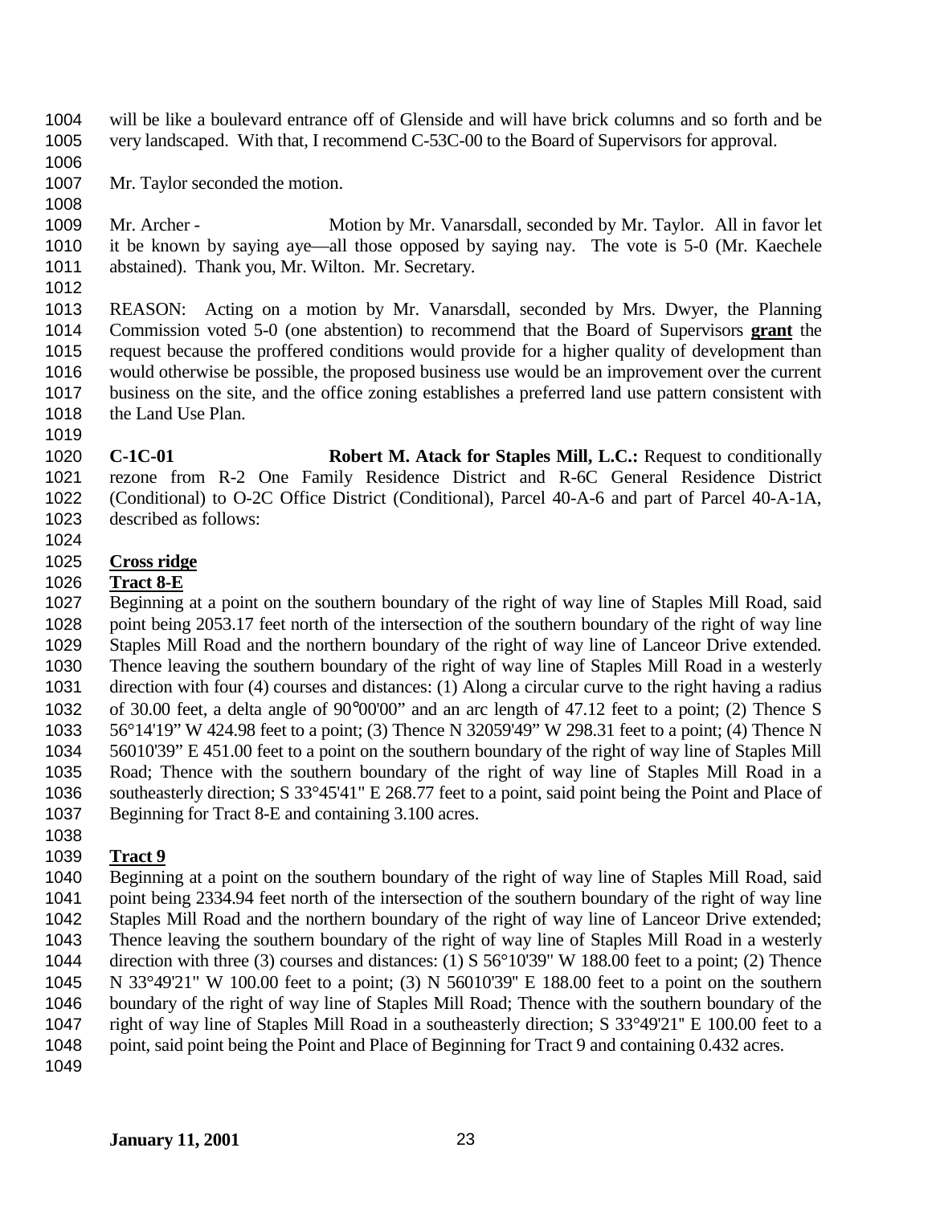will be like a boulevard entrance off of Glenside and will have brick columns and so forth and be very landscaped. With that, I recommend C-53C-00 to the Board of Supervisors for approval.

Mr. Taylor seconded the motion.

Mr. Archer - Motion by Mr. Vanarsdall, seconded by Mr. Taylor. All in favor let it be known by saying aye—all those opposed by saying nay. The vote is 5-0 (Mr. Kaechele abstained). Thank you, Mr. Wilton. Mr. Secretary.

REASON: Acting on a motion by Mr. Vanarsdall, seconded by Mrs. Dwyer, the Planning Commission voted 5-0 (one abstention) to recommend that the Board of Supervisors **grant** the request because the proffered conditions would provide for a higher quality of development than would otherwise be possible, the proposed business use would be an improvement over the current business on the site, and the office zoning establishes a preferred land use pattern consistent with the Land Use Plan.

**C-1C-01** **Robert M. Atack for Staples Mill, L.C.:** Request to conditionally rezone from R-2 One Family Residence District and R-6C General Residence District (Conditional) to O-2C Office District (Conditional), Parcel 40-A-6 and part of Parcel 40-A-1A, described as follows:

**Cross ridge**
**Tract 8-E**
Beginning at a point on the southern boundary of the right of way line of Staples Mill Road, said point being 2053.17 feet north of the intersection of the southern boundary of the right of way line Staples Mill Road and the northern boundary of the right of way line of Lanceor Drive extended. Thence leaving the southern boundary of the right of way line of Staples Mill Road in a westerly direction with four (4) courses and distances: (1) Along a circular curve to the right having a radius of 30.00 feet, a delta angle of 90°00'00" and an arc length of 47.12 feet to a point; (2) Thence S 56°14'19" W 424.98 feet to a point; (3) Thence N 32059'49" W 298.31 feet to a point; (4) Thence N 56010'39" E 451.00 feet to a point on the southern boundary of the right of way line of Staples Mill Road; Thence with the southern boundary of the right of way line of Staples Mill Road in a southeasterly direction; S 33°45'41" E 268.77 feet to a point, said point being the Point and Place of Beginning for Tract 8-E and containing 3.100 acres.

**Tract 9**
Beginning at a point on the southern boundary of the right of way line of Staples Mill Road, said point being 2334.94 feet north of the intersection of the southern boundary of the right of way line Staples Mill Road and the northern boundary of the right of way line of Lanceor Drive extended; Thence leaving the southern boundary of the right of way line of Staples Mill Road in a westerly direction with three (3) courses and distances: (1) S 56°10'39" W 188.00 feet to a point; (2) Thence N 33°49'21" W 100.00 feet to a point; (3) N 56010'39" E 188.00 feet to a point on the southern boundary of the right of way line of Staples Mill Road; Thence with the southern boundary of the right of way line of Staples Mill Road in a southeasterly direction; S 33°49'21" E 100.00 feet to a point, said point being the Point and Place of Beginning for Tract 9 and containing 0.432 acres.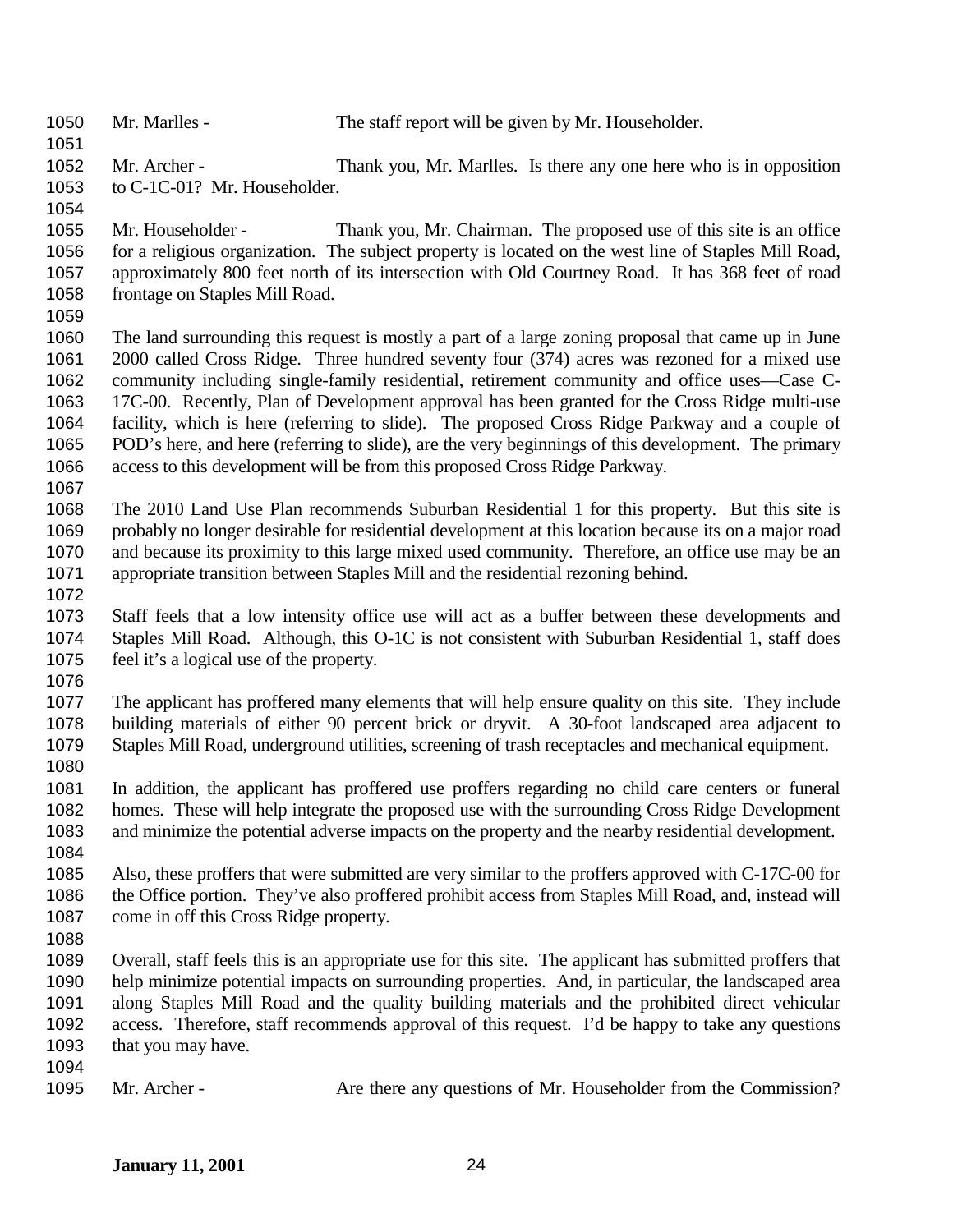Mr. Marlles - The staff report will be given by Mr. Householder.

Mr. Archer - Thank you, Mr. Marlles. Is there any one here who is in opposition to C-1C-01? Mr. Householder.

Mr. Householder - Thank you, Mr. Chairman. The proposed use of this site is an office for a religious organization. The subject property is located on the west line of Staples Mill Road, approximately 800 feet north of its intersection with Old Courtney Road. It has 368 feet of road frontage on Staples Mill Road.

The land surrounding this request is mostly a part of a large zoning proposal that came up in June 2000 called Cross Ridge. Three hundred seventy four (374) acres was rezoned for a mixed use community including single-family residential, retirement community and office uses—Case C-17C-00. Recently, Plan of Development approval has been granted for the Cross Ridge multi-use facility, which is here (referring to slide). The proposed Cross Ridge Parkway and a couple of POD's here, and here (referring to slide), are the very beginnings of this development. The primary access to this development will be from this proposed Cross Ridge Parkway.

The 2010 Land Use Plan recommends Suburban Residential 1 for this property. But this site is probably no longer desirable for residential development at this location because its on a major road and because its proximity to this large mixed used community. Therefore, an office use may be an appropriate transition between Staples Mill and the residential rezoning behind.

Staff feels that a low intensity office use will act as a buffer between these developments and Staples Mill Road. Although, this O-1C is not consistent with Suburban Residential 1, staff does feel it's a logical use of the property.

The applicant has proffered many elements that will help ensure quality on this site. They include building materials of either 90 percent brick or dryvit. A 30-foot landscaped area adjacent to Staples Mill Road, underground utilities, screening of trash receptacles and mechanical equipment.

In addition, the applicant has proffered use proffers regarding no child care centers or funeral homes. These will help integrate the proposed use with the surrounding Cross Ridge Development and minimize the potential adverse impacts on the property and the nearby residential development.

Also, these proffers that were submitted are very similar to the proffers approved with C-17C-00 for the Office portion. They've also proffered prohibit access from Staples Mill Road, and, instead will come in off this Cross Ridge property.

Overall, staff feels this is an appropriate use for this site. The applicant has submitted proffers that help minimize potential impacts on surrounding properties. And, in particular, the landscaped area along Staples Mill Road and the quality building materials and the prohibited direct vehicular access. Therefore, staff recommends approval of this request. I'd be happy to take any questions that you may have.

Mr. Archer - Are there any questions of Mr. Householder from the Commission?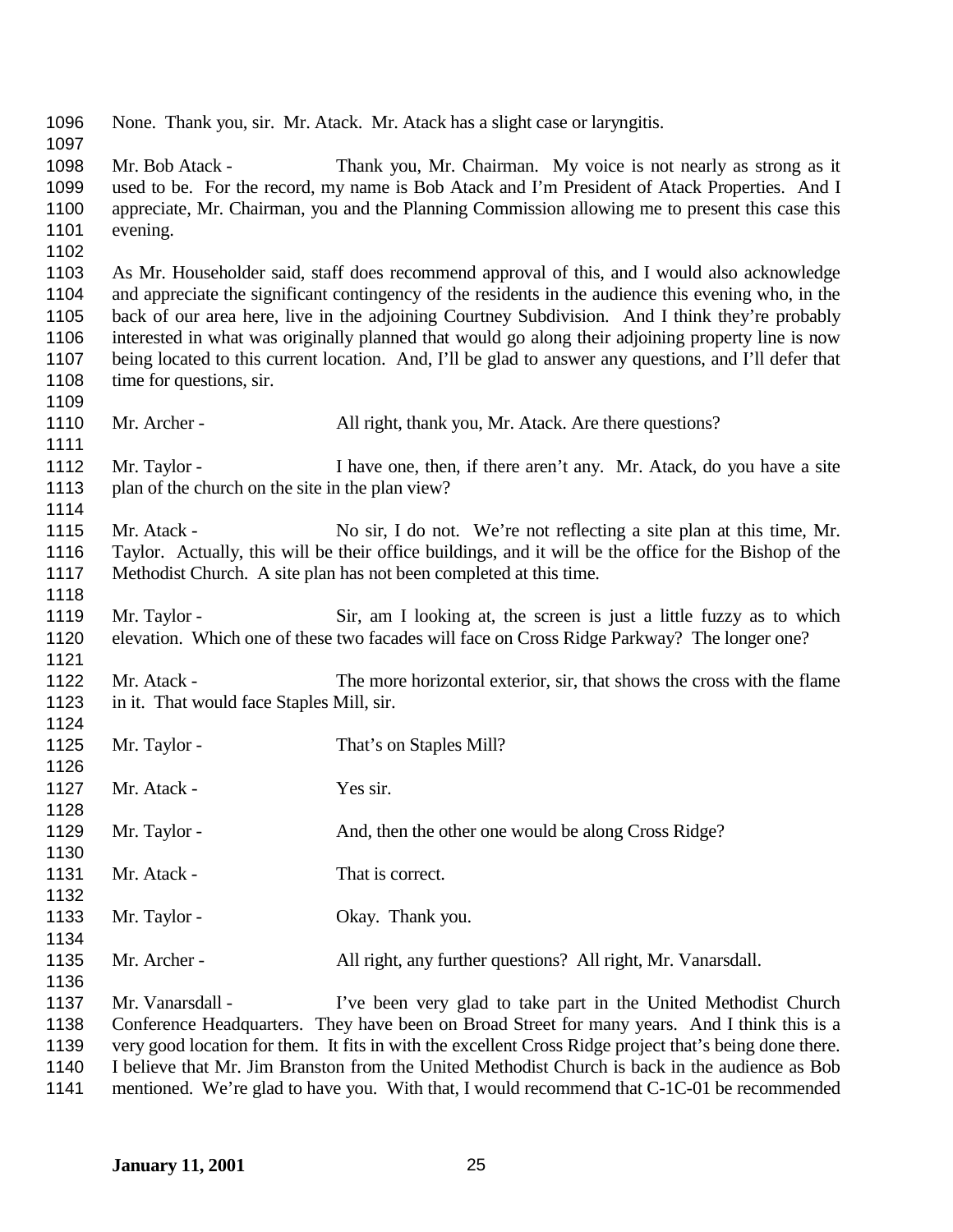None. Thank you, sir. Mr. Atack. Mr. Atack has a slight case or laryngitis.

Mr. Bob Atack - Thank you, Mr. Chairman. My voice is not nearly as strong as it used to be. For the record, my name is Bob Atack and I'm President of Atack Properties. And I appreciate, Mr. Chairman, you and the Planning Commission allowing me to present this case this evening.

As Mr. Householder said, staff does recommend approval of this, and I would also acknowledge and appreciate the significant contingency of the residents in the audience this evening who, in the back of our area here, live in the adjoining Courtney Subdivision. And I think they're probably interested in what was originally planned that would go along their adjoining property line is now being located to this current location. And, I'll be glad to answer any questions, and I'll defer that time for questions, sir.

Mr. Archer - All right, thank you, Mr. Atack. Are there questions?

Mr. Taylor - I have one, then, if there aren't any. Mr. Atack, do you have a site plan of the church on the site in the plan view?

Mr. Atack - No sir, I do not. We're not reflecting a site plan at this time, Mr. Taylor. Actually, this will be their office buildings, and it will be the office for the Bishop of the Methodist Church. A site plan has not been completed at this time.

Mr. Taylor - Sir, am I looking at, the screen is just a little fuzzy as to which elevation. Which one of these two facades will face on Cross Ridge Parkway? The longer one?

Mr. Atack - The more horizontal exterior, sir, that shows the cross with the flame in it. That would face Staples Mill, sir.

Mr. Taylor - That's on Staples Mill?

Mr. Atack - Yes sir.

Mr. Taylor - And, then the other one would be along Cross Ridge?

Mr. Atack - That is correct.

Mr. Taylor - Okay. Thank you.

Mr. Archer - All right, any further questions? All right, Mr. Vanarsdall.

Mr. Vanarsdall - I've been very glad to take part in the United Methodist Church Conference Headquarters. They have been on Broad Street for many years. And I think this is a very good location for them. It fits in with the excellent Cross Ridge project that's being done there. I believe that Mr. Jim Branston from the United Methodist Church is back in the audience as Bob mentioned. We're glad to have you. With that, I would recommend that C-1C-01 be recommended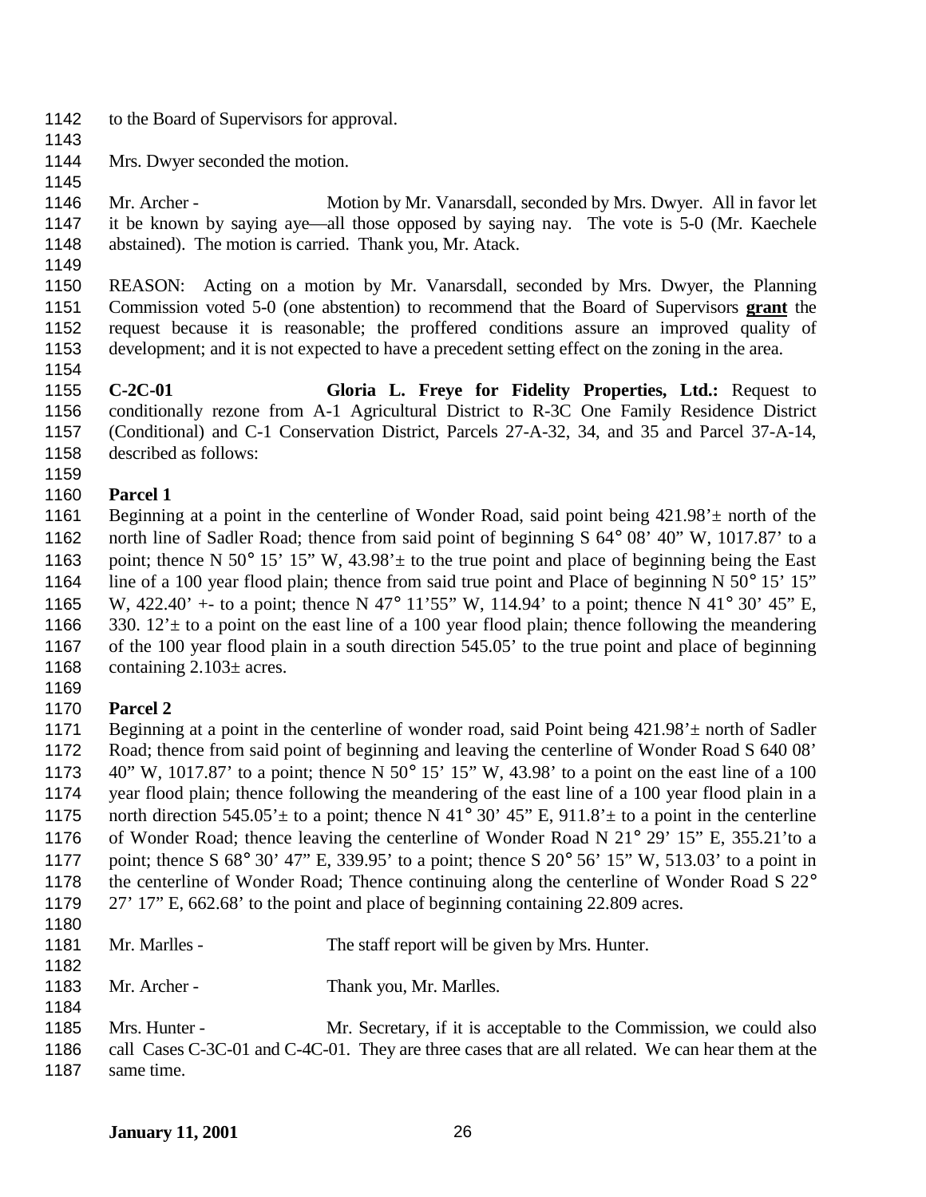to the Board of Supervisors for approval.

Mrs. Dwyer seconded the motion.

Mr. Archer - Motion by Mr. Vanarsdall, seconded by Mrs. Dwyer. All in favor let it be known by saying aye—all those opposed by saying nay. The vote is 5-0 (Mr. Kaechele abstained). The motion is carried. Thank you, Mr. Atack.

REASON: Acting on a motion by Mr. Vanarsdall, seconded by Mrs. Dwyer, the Planning Commission voted 5-0 (one abstention) to recommend that the Board of Supervisors **grant** the request because it is reasonable; the proffered conditions assure an improved quality of development; and it is not expected to have a precedent setting effect on the zoning in the area.

**C-2C-01 Gloria L. Freye for Fidelity Properties, Ltd.:** Request to conditionally rezone from A-1 Agricultural District to R-3C One Family Residence District (Conditional) and C-1 Conservation District, Parcels 27-A-32, 34, and 35 and Parcel 37-A-14, described as follows:

**Parcel 1**

Beginning at a point in the centerline of Wonder Road, said point being 421.98'± north of the north line of Sadler Road; thence from said point of beginning S 64° 08' 40" W, 1017.87' to a point; thence N 50° 15' 15" W, 43.98'± to the true point and place of beginning being the East line of a 100 year flood plain; thence from said true point and Place of beginning N 50° 15' 15" W, 422.40' +- to a point; thence N 47° 11'55" W, 114.94' to a point; thence N 41° 30' 45" E, 330. 12'± to a point on the east line of a 100 year flood plain; thence following the meandering of the 100 year flood plain in a south direction 545.05' to the true point and place of beginning containing 2.103± acres.

**Parcel 2**

Beginning at a point in the centerline of wonder road, said Point being 421.98'± north of Sadler Road; thence from said point of beginning and leaving the centerline of Wonder Road S 640 08' 40" W, 1017.87' to a point; thence N 50° 15' 15" W, 43.98' to a point on the east line of a 100 year flood plain; thence following the meandering of the east line of a 100 year flood plain in a north direction 545.05'± to a point; thence N 41° 30' 45" E, 911.8'± to a point in the centerline of Wonder Road; thence leaving the centerline of Wonder Road N 21° 29' 15" E, 355.21'to a point; thence S 68° 30' 47" E, 339.95' to a point; thence S 20° 56' 15" W, 513.03' to a point in the centerline of Wonder Road; Thence continuing along the centerline of Wonder Road S 22° 27' 17" E, 662.68' to the point and place of beginning containing 22.809 acres.

Mr. Marlles - The staff report will be given by Mrs. Hunter.

Mr. Archer - Thank you, Mr. Marlles.

Mrs. Hunter - Mr. Secretary, if it is acceptable to the Commission, we could also call Cases C-3C-01 and C-4C-01. They are three cases that are all related. We can hear them at the same time.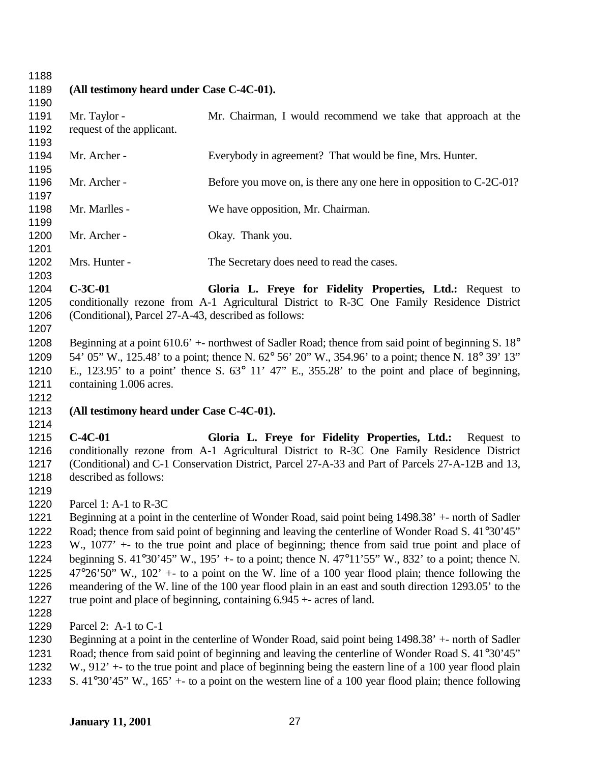**(All testimony heard under Case C-4C-01).**

Mr. Taylor - Mr. Chairman, I would recommend we take that approach at the request of the applicant.

Mr. Archer - Everybody in agreement? That would be fine, Mrs. Hunter.

Mr. Archer - Before you move on, is there any one here in opposition to C-2C-01?

Mr. Marlles - We have opposition, Mr. Chairman.

Mr. Archer - Okay. Thank you.

Mrs. Hunter - The Secretary does need to read the cases.

**C-3C-01 Gloria L. Freye for Fidelity Properties, Ltd.:** Request to conditionally rezone from A-1 Agricultural District to R-3C One Family Residence District (Conditional), Parcel 27-A-43, described as follows:

Beginning at a point 610.6' +- northwest of Sadler Road; thence from said point of beginning S. 18° 54' 05" W., 125.48' to a point; thence N. 62° 56' 20" W., 354.96' to a point; thence N. 18° 39' 13" E., 123.95' to a point' thence S. 63° 11' 47" E., 355.28' to the point and place of beginning, containing 1.006 acres.

**(All testimony heard under Case C-4C-01).**

**C-4C-01 Gloria L. Freye for Fidelity Properties, Ltd.:** Request to conditionally rezone from A-1 Agricultural District to R-3C One Family Residence District (Conditional) and C-1 Conservation District, Parcel 27-A-33 and Part of Parcels 27-A-12B and 13, described as follows:

Parcel 1: A-1 to R-3C
Beginning at a point in the centerline of Wonder Road, said point being 1498.38' +- north of Sadler Road; thence from said point of beginning and leaving the centerline of Wonder Road S. 41°30'45" W., 1077' +- to the true point and place of beginning; thence from said true point and place of beginning S. 41°30'45" W., 195' +- to a point; thence N. 47°11'55" W., 832' to a point; thence N. 47°26'50" W., 102' +- to a point on the W. line of a 100 year flood plain; thence following the meandering of the W. line of the 100 year flood plain in an east and south direction 1293.05' to the true point and place of beginning, containing 6.945 +- acres of land.

Parcel 2: A-1 to C-1
Beginning at a point in the centerline of Wonder Road, said point being 1498.38' +- north of Sadler Road; thence from said point of beginning and leaving the centerline of Wonder Road S. 41°30'45" W., 912' +- to the true point and place of beginning being the eastern line of a 100 year flood plain S. 41°30'45" W., 165' +- to a point on the western line of a 100 year flood plain; thence following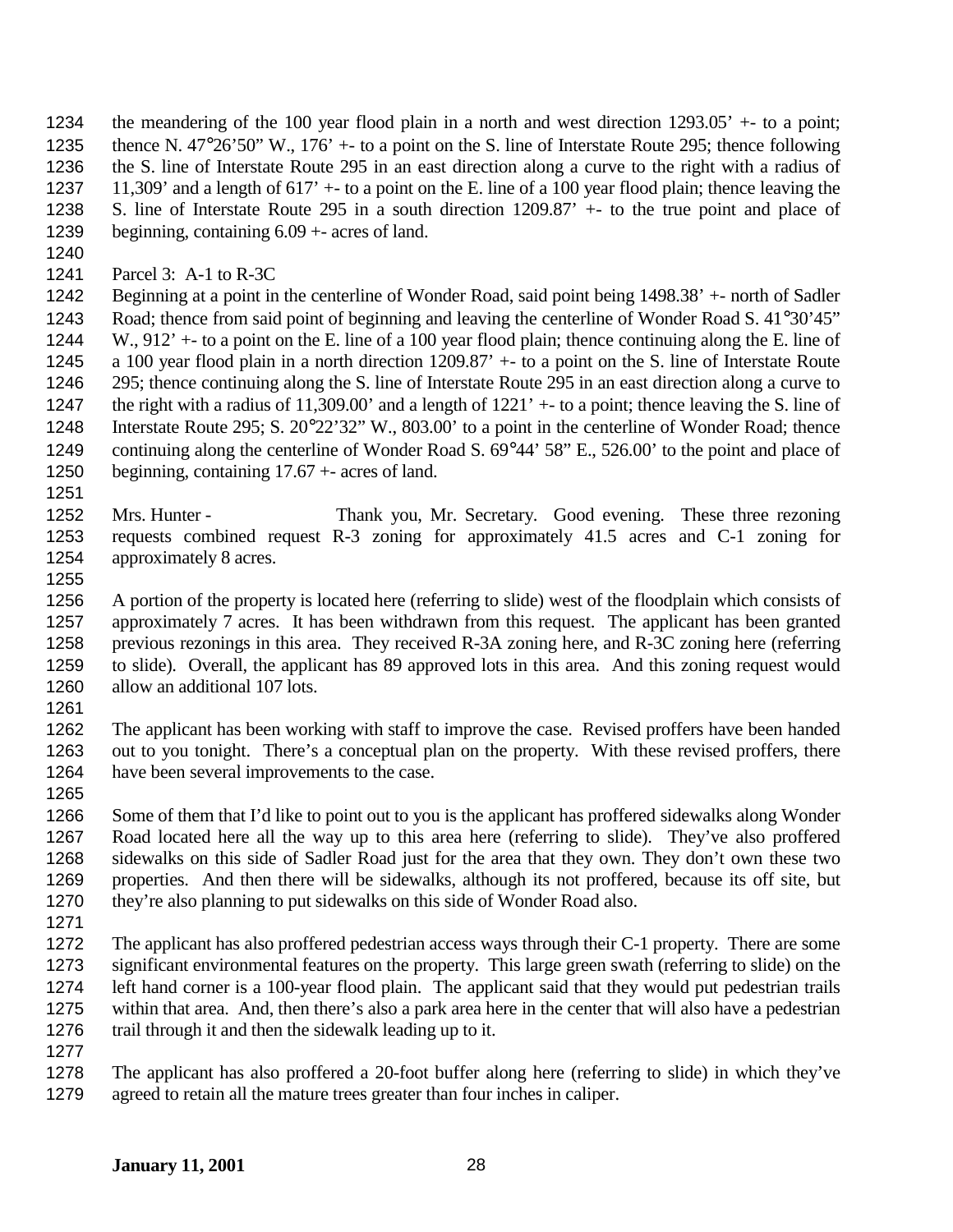the meandering of the 100 year flood plain in a north and west direction 1293.05' +- to a point; thence N. 47°26'50" W., 176' +- to a point on the S. line of Interstate Route 295; thence following the S. line of Interstate Route 295 in an east direction along a curve to the right with a radius of 11,309' and a length of 617' +- to a point on the E. line of a 100 year flood plain; thence leaving the S. line of Interstate Route 295 in a south direction 1209.87' +- to the true point and place of beginning, containing 6.09 +- acres of land.

Parcel 3: A-1 to R-3C

Beginning at a point in the centerline of Wonder Road, said point being 1498.38' +- north of Sadler Road; thence from said point of beginning and leaving the centerline of Wonder Road S. 41°30'45" W., 912' +- to a point on the E. line of a 100 year flood plain; thence continuing along the E. line of a 100 year flood plain in a north direction 1209.87' +- to a point on the S. line of Interstate Route 295; thence continuing along the S. line of Interstate Route 295 in an east direction along a curve to the right with a radius of 11,309.00' and a length of 1221' +- to a point; thence leaving the S. line of Interstate Route 295; S. 20°22'32" W., 803.00' to a point in the centerline of Wonder Road; thence continuing along the centerline of Wonder Road S. 69°44' 58" E., 526.00' to the point and place of beginning, containing 17.67 +- acres of land.

Mrs. Hunter - Thank you, Mr. Secretary. Good evening. These three rezoning requests combined request R-3 zoning for approximately 41.5 acres and C-1 zoning for approximately 8 acres.

A portion of the property is located here (referring to slide) west of the floodplain which consists of approximately 7 acres. It has been withdrawn from this request. The applicant has been granted previous rezonings in this area. They received R-3A zoning here, and R-3C zoning here (referring to slide). Overall, the applicant has 89 approved lots in this area. And this zoning request would allow an additional 107 lots.

The applicant has been working with staff to improve the case. Revised proffers have been handed out to you tonight. There's a conceptual plan on the property. With these revised proffers, there have been several improvements to the case.

Some of them that I'd like to point out to you is the applicant has proffered sidewalks along Wonder Road located here all the way up to this area here (referring to slide). They've also proffered sidewalks on this side of Sadler Road just for the area that they own. They don't own these two properties. And then there will be sidewalks, although its not proffered, because its off site, but they're also planning to put sidewalks on this side of Wonder Road also.

The applicant has also proffered pedestrian access ways through their C-1 property. There are some significant environmental features on the property. This large green swath (referring to slide) on the left hand corner is a 100-year flood plain. The applicant said that they would put pedestrian trails within that area. And, then there's also a park area here in the center that will also have a pedestrian trail through it and then the sidewalk leading up to it.

The applicant has also proffered a 20-foot buffer along here (referring to slide) in which they've agreed to retain all the mature trees greater than four inches in caliper.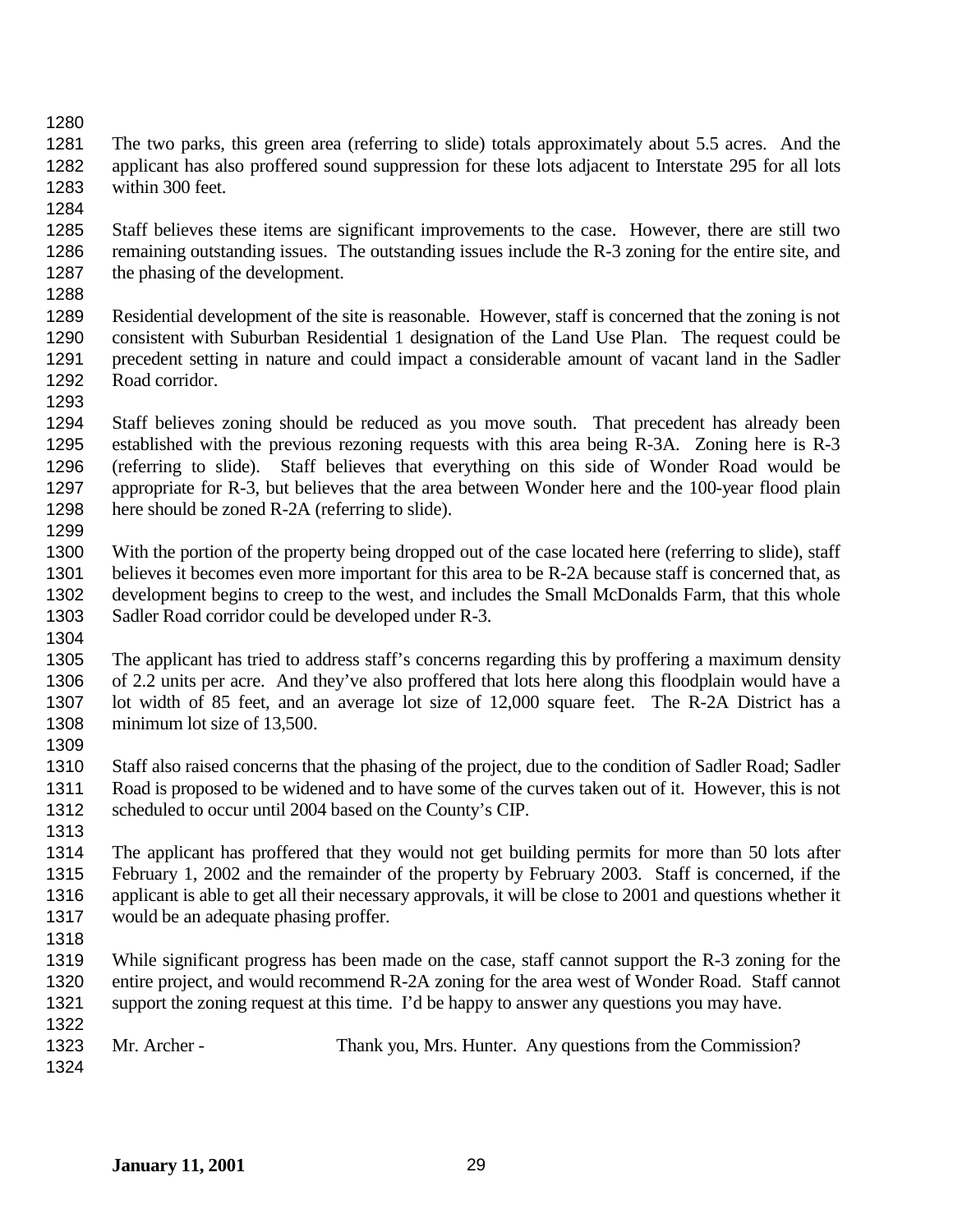The two parks, this green area (referring to slide) totals approximately about 5.5 acres. And the applicant has also proffered sound suppression for these lots adjacent to Interstate 295 for all lots within 300 feet.

Staff believes these items are significant improvements to the case. However, there are still two remaining outstanding issues. The outstanding issues include the R-3 zoning for the entire site, and the phasing of the development.

Residential development of the site is reasonable. However, staff is concerned that the zoning is not consistent with Suburban Residential 1 designation of the Land Use Plan. The request could be precedent setting in nature and could impact a considerable amount of vacant land in the Sadler Road corridor.

Staff believes zoning should be reduced as you move south. That precedent has already been established with the previous rezoning requests with this area being R-3A. Zoning here is R-3 (referring to slide). Staff believes that everything on this side of Wonder Road would be appropriate for R-3, but believes that the area between Wonder here and the 100-year flood plain here should be zoned R-2A (referring to slide).

With the portion of the property being dropped out of the case located here (referring to slide), staff believes it becomes even more important for this area to be R-2A because staff is concerned that, as development begins to creep to the west, and includes the Small McDonalds Farm, that this whole Sadler Road corridor could be developed under R-3.

The applicant has tried to address staff's concerns regarding this by proffering a maximum density of 2.2 units per acre. And they've also proffered that lots here along this floodplain would have a lot width of 85 feet, and an average lot size of 12,000 square feet. The R-2A District has a minimum lot size of 13,500.

Staff also raised concerns that the phasing of the project, due to the condition of Sadler Road; Sadler Road is proposed to be widened and to have some of the curves taken out of it. However, this is not scheduled to occur until 2004 based on the County's CIP.

The applicant has proffered that they would not get building permits for more than 50 lots after February 1, 2002 and the remainder of the property by February 2003. Staff is concerned, if the applicant is able to get all their necessary approvals, it will be close to 2001 and questions whether it would be an adequate phasing proffer.

While significant progress has been made on the case, staff cannot support the R-3 zoning for the entire project, and would recommend R-2A zoning for the area west of Wonder Road. Staff cannot support the zoning request at this time. I'd be happy to answer any questions you may have.

Mr. Archer - Thank you, Mrs. Hunter. Any questions from the Commission?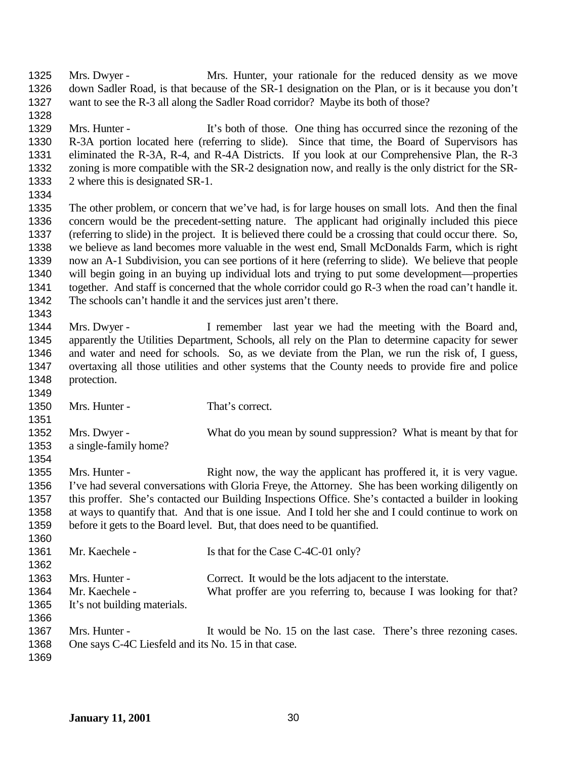Mrs. Dwyer - Mrs. Hunter, your rationale for the reduced density as we move down Sadler Road, is that because of the SR-1 designation on the Plan, or is it because you don't want to see the R-3 all along the Sadler Road corridor? Maybe its both of those?

Mrs. Hunter - It's both of those. One thing has occurred since the rezoning of the R-3A portion located here (referring to slide). Since that time, the Board of Supervisors has eliminated the R-3A, R-4, and R-4A Districts. If you look at our Comprehensive Plan, the R-3 zoning is more compatible with the SR-2 designation now, and really is the only district for the SR-2 where this is designated SR-1.

The other problem, or concern that we've had, is for large houses on small lots. And then the final concern would be the precedent-setting nature. The applicant had originally included this piece (referring to slide) in the project. It is believed there could be a crossing that could occur there. So, we believe as land becomes more valuable in the west end, Small McDonalds Farm, which is right now an A-1 Subdivision, you can see portions of it here (referring to slide). We believe that people will begin going in an buying up individual lots and trying to put some development—properties together. And staff is concerned that the whole corridor could go R-3 when the road can't handle it. The schools can't handle it and the services just aren't there.

Mrs. Dwyer - I remember last year we had the meeting with the Board and, apparently the Utilities Department, Schools, all rely on the Plan to determine capacity for sewer and water and need for schools. So, as we deviate from the Plan, we run the risk of, I guess, overtaxing all those utilities and other systems that the County needs to provide fire and police protection.

Mrs. Hunter - That's correct.

Mrs. Dwyer - What do you mean by sound suppression? What is meant by that for a single-family home?

Mrs. Hunter - Right now, the way the applicant has proffered it, it is very vague. I've had several conversations with Gloria Freye, the Attorney. She has been working diligently on this proffer. She's contacted our Building Inspections Office. She's contacted a builder in looking at ways to quantify that. And that is one issue. And I told her she and I could continue to work on before it gets to the Board level. But, that does need to be quantified.

Mr. Kaechele - Is that for the Case C-4C-01 only?

Mrs. Hunter - Correct. It would be the lots adjacent to the interstate.

Mr. Kaechele - What proffer are you referring to, because I was looking for that? It's not building materials.

Mrs. Hunter - It would be No. 15 on the last case. There's three rezoning cases. One says C-4C Liesfeld and its No. 15 in that case.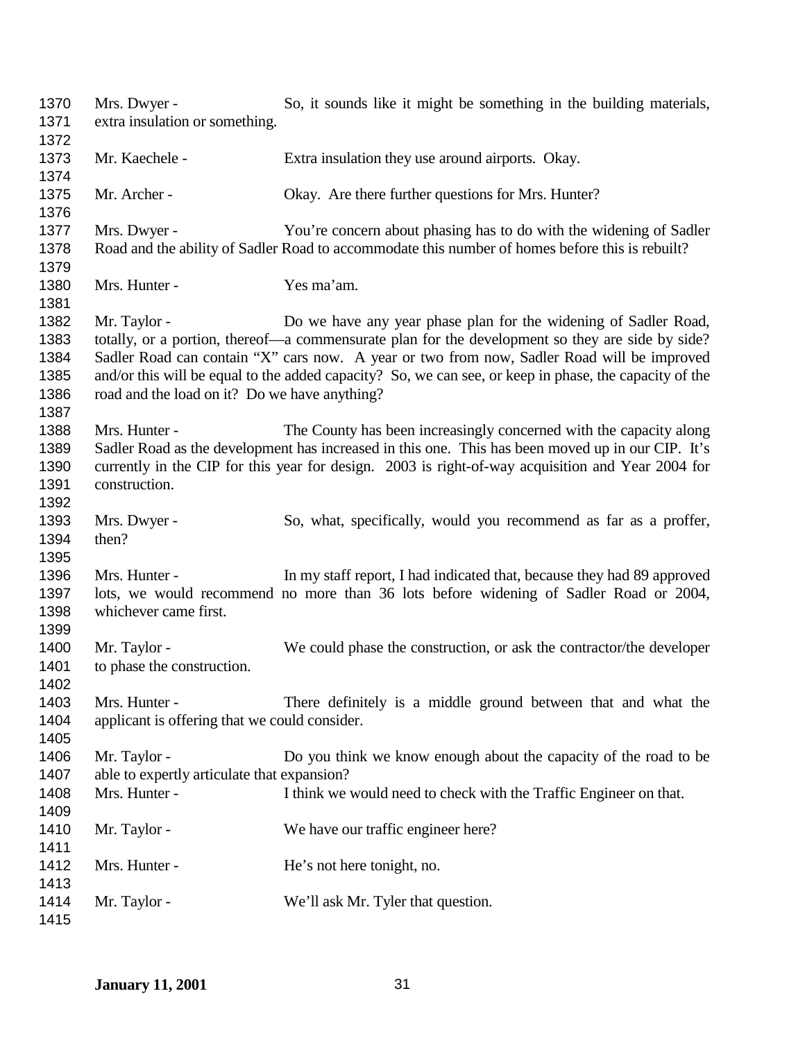1370 Mrs. Dwyer - So, it sounds like it might be something in the building materials,
1371 extra insulation or something.
1372
1373 Mr. Kaechele - Extra insulation they use around airports. Okay.
1374
1375 Mr. Archer - Okay. Are there further questions for Mrs. Hunter?
1376
1377 Mrs. Dwyer - You're concern about phasing has to do with the widening of Sadler
1378 Road and the ability of Sadler Road to accommodate this number of homes before this is rebuilt?
1379
1380 Mrs. Hunter - Yes ma'am.
1381
1382 Mr. Taylor - Do we have any year phase plan for the widening of Sadler Road,
1383 totally, or a portion, thereof—a commensurate plan for the development so they are side by side?
1384 Sadler Road can contain "X" cars now. A year or two from now, Sadler Road will be improved
1385 and/or this will be equal to the added capacity? So, we can see, or keep in phase, the capacity of the
1386 road and the load on it? Do we have anything?
1387
1388 Mrs. Hunter - The County has been increasingly concerned with the capacity along
1389 Sadler Road as the development has increased in this one. This has been moved up in our CIP. It's
1390 currently in the CIP for this year for design. 2003 is right-of-way acquisition and Year 2004 for
1391 construction.
1392
1393 Mrs. Dwyer - So, what, specifically, would you recommend as far as a proffer,
1394 then?
1395
1396 Mrs. Hunter - In my staff report, I had indicated that, because they had 89 approved
1397 lots, we would recommend no more than 36 lots before widening of Sadler Road or 2004,
1398 whichever came first.
1399
1400 Mr. Taylor - We could phase the construction, or ask the contractor/the developer
1401 to phase the construction.
1402
1403 Mrs. Hunter - There definitely is a middle ground between that and what the
1404 applicant is offering that we could consider.
1405
1406 Mr. Taylor - Do you think we know enough about the capacity of the road to be
1407 able to expertly articulate that expansion?
1408 Mrs. Hunter - I think we would need to check with the Traffic Engineer on that.
1409
1410 Mr. Taylor - We have our traffic engineer here?
1411
1412 Mrs. Hunter - He's not here tonight, no.
1413
1414 Mr. Taylor - We'll ask Mr. Tyler that question.
1415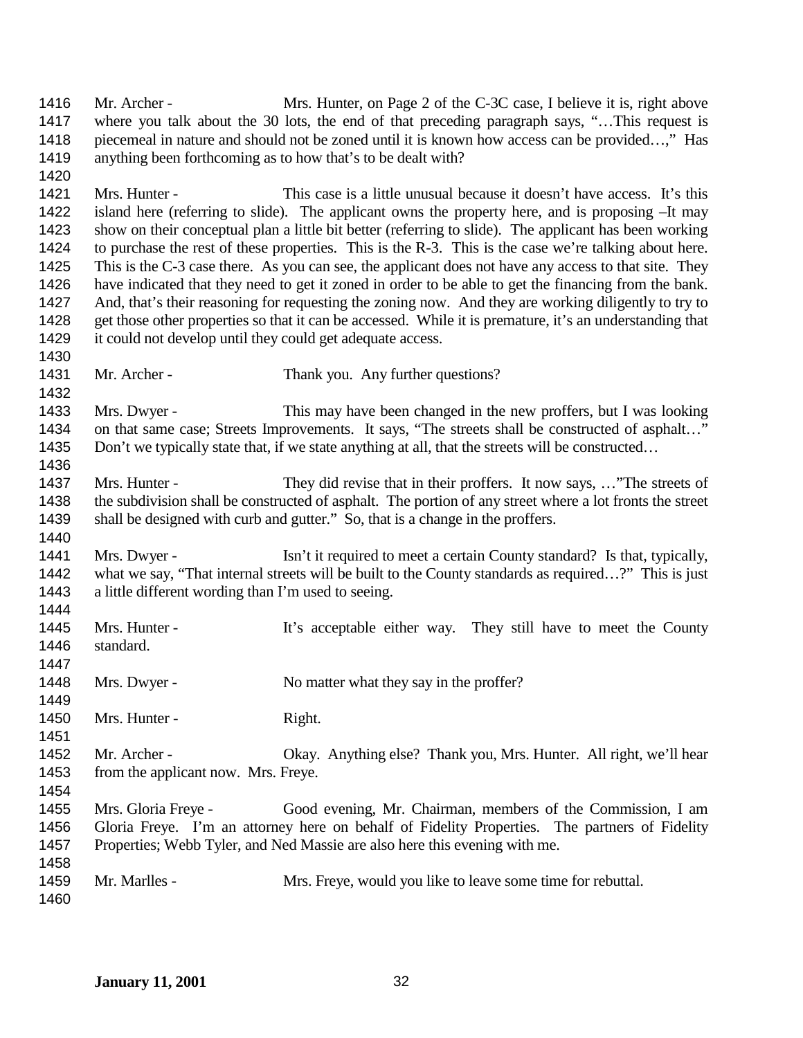Mr. Archer - Mrs. Hunter, on Page 2 of the C-3C case, I believe it is, right above where you talk about the 30 lots, the end of that preceding paragraph says, "…This request is piecemeal in nature and should not be zoned until it is known how access can be provided…," Has anything been forthcoming as to how that's to be dealt with?

Mrs. Hunter - This case is a little unusual because it doesn't have access. It's this island here (referring to slide). The applicant owns the property here, and is proposing –It may show on their conceptual plan a little bit better (referring to slide). The applicant has been working to purchase the rest of these properties. This is the R-3. This is the case we're talking about here. This is the C-3 case there. As you can see, the applicant does not have any access to that site. They have indicated that they need to get it zoned in order to be able to get the financing from the bank. And, that's their reasoning for requesting the zoning now. And they are working diligently to try to get those other properties so that it can be accessed. While it is premature, it's an understanding that it could not develop until they could get adequate access.

Mr. Archer - Thank you. Any further questions?

Mrs. Dwyer - This may have been changed in the new proffers, but I was looking on that same case; Streets Improvements. It says, "The streets shall be constructed of asphalt…" Don't we typically state that, if we state anything at all, that the streets will be constructed…

Mrs. Hunter - They did revise that in their proffers. It now says, …"The streets of the subdivision shall be constructed of asphalt. The portion of any street where a lot fronts the street shall be designed with curb and gutter." So, that is a change in the proffers.

Mrs. Dwyer - Isn't it required to meet a certain County standard? Is that, typically, what we say, "That internal streets will be built to the County standards as required…?" This is just a little different wording than I'm used to seeing.

Mrs. Hunter - It's acceptable either way. They still have to meet the County standard.

Mrs. Dwyer - No matter what they say in the proffer?

Mrs. Hunter - Right.

Mr. Archer - Okay. Anything else? Thank you, Mrs. Hunter. All right, we'll hear from the applicant now. Mrs. Freye.

Mrs. Gloria Freye - Good evening, Mr. Chairman, members of the Commission, I am Gloria Freye. I'm an attorney here on behalf of Fidelity Properties. The partners of Fidelity Properties; Webb Tyler, and Ned Massie are also here this evening with me.

Mr. Marlles - Mrs. Freye, would you like to leave some time for rebuttal.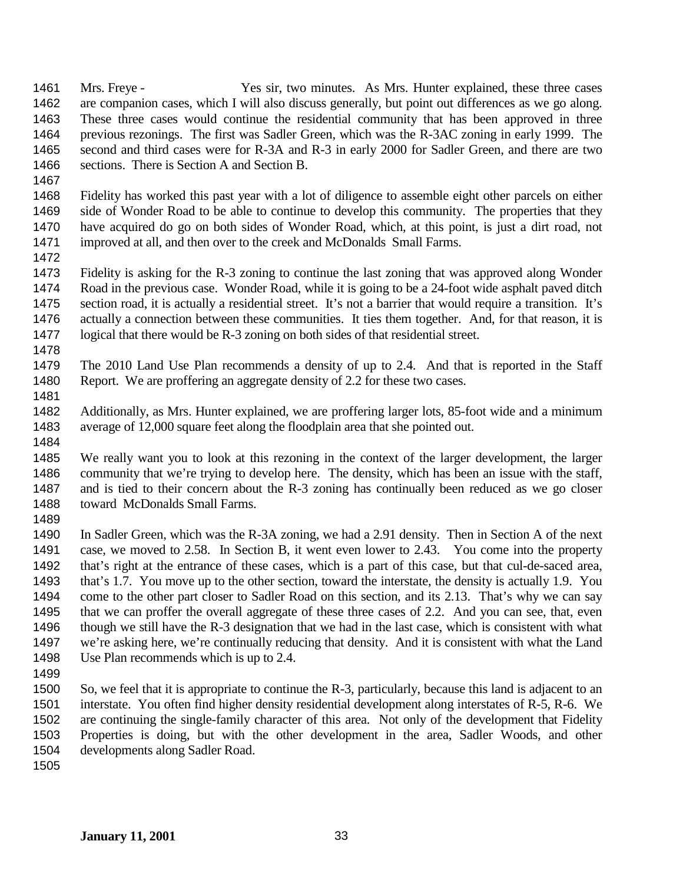Mrs. Freye - Yes sir, two minutes. As Mrs. Hunter explained, these three cases are companion cases, which I will also discuss generally, but point out differences as we go along. These three cases would continue the residential community that has been approved in three previous rezonings. The first was Sadler Green, which was the R-3AC zoning in early 1999. The second and third cases were for R-3A and R-3 in early 2000 for Sadler Green, and there are two sections. There is Section A and Section B.

Fidelity has worked this past year with a lot of diligence to assemble eight other parcels on either side of Wonder Road to be able to continue to develop this community. The properties that they have acquired do go on both sides of Wonder Road, which, at this point, is just a dirt road, not improved at all, and then over to the creek and McDonalds Small Farms.

Fidelity is asking for the R-3 zoning to continue the last zoning that was approved along Wonder Road in the previous case. Wonder Road, while it is going to be a 24-foot wide asphalt paved ditch section road, it is actually a residential street. It's not a barrier that would require a transition. It's actually a connection between these communities. It ties them together. And, for that reason, it is logical that there would be R-3 zoning on both sides of that residential street.

The 2010 Land Use Plan recommends a density of up to 2.4. And that is reported in the Staff Report. We are proffering an aggregate density of 2.2 for these two cases.

Additionally, as Mrs. Hunter explained, we are proffering larger lots, 85-foot wide and a minimum average of 12,000 square feet along the floodplain area that she pointed out.

We really want you to look at this rezoning in the context of the larger development, the larger community that we're trying to develop here. The density, which has been an issue with the staff, and is tied to their concern about the R-3 zoning has continually been reduced as we go closer toward McDonalds Small Farms.

In Sadler Green, which was the R-3A zoning, we had a 2.91 density. Then in Section A of the next case, we moved to 2.58. In Section B, it went even lower to 2.43. You come into the property that's right at the entrance of these cases, which is a part of this case, but that cul-de-saced area, that's 1.7. You move up to the other section, toward the interstate, the density is actually 1.9. You come to the other part closer to Sadler Road on this section, and its 2.13. That's why we can say that we can proffer the overall aggregate of these three cases of 2.2. And you can see, that, even though we still have the R-3 designation that we had in the last case, which is consistent with what we're asking here, we're continually reducing that density. And it is consistent with what the Land Use Plan recommends which is up to 2.4.

So, we feel that it is appropriate to continue the R-3, particularly, because this land is adjacent to an interstate. You often find higher density residential development along interstates of R-5, R-6. We are continuing the single-family character of this area. Not only of the development that Fidelity Properties is doing, but with the other development in the area, Sadler Woods, and other developments along Sadler Road.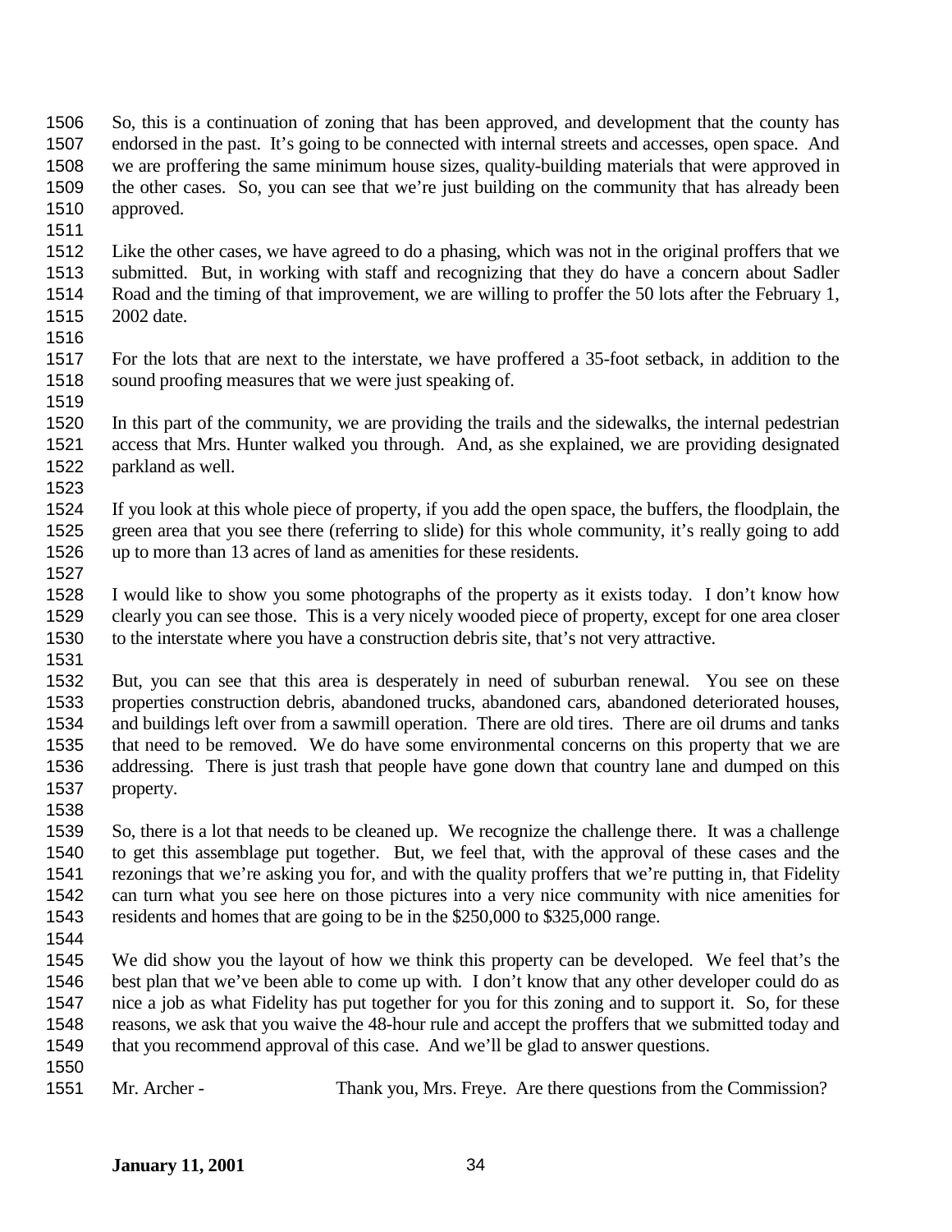So, this is a continuation of zoning that has been approved, and development that the county has endorsed in the past. It's going to be connected with internal streets and accesses, open space. And we are proffering the same minimum house sizes, quality-building materials that were approved in the other cases. So, you can see that we're just building on the community that has already been approved.

Like the other cases, we have agreed to do a phasing, which was not in the original proffers that we submitted. But, in working with staff and recognizing that they do have a concern about Sadler Road and the timing of that improvement, we are willing to proffer the 50 lots after the February 1, 2002 date.

For the lots that are next to the interstate, we have proffered a 35-foot setback, in addition to the sound proofing measures that we were just speaking of.

In this part of the community, we are providing the trails and the sidewalks, the internal pedestrian access that Mrs. Hunter walked you through. And, as she explained, we are providing designated parkland as well.

If you look at this whole piece of property, if you add the open space, the buffers, the floodplain, the green area that you see there (referring to slide) for this whole community, it's really going to add up to more than 13 acres of land as amenities for these residents.

I would like to show you some photographs of the property as it exists today. I don't know how clearly you can see those. This is a very nicely wooded piece of property, except for one area closer to the interstate where you have a construction debris site, that's not very attractive.

But, you can see that this area is desperately in need of suburban renewal. You see on these properties construction debris, abandoned trucks, abandoned cars, abandoned deteriorated houses, and buildings left over from a sawmill operation. There are old tires. There are oil drums and tanks that need to be removed. We do have some environmental concerns on this property that we are addressing. There is just trash that people have gone down that country lane and dumped on this property.

So, there is a lot that needs to be cleaned up. We recognize the challenge there. It was a challenge to get this assemblage put together. But, we feel that, with the approval of these cases and the rezonings that we're asking you for, and with the quality proffers that we're putting in, that Fidelity can turn what you see here on those pictures into a very nice community with nice amenities for residents and homes that are going to be in the $250,000 to $325,000 range.

We did show you the layout of how we think this property can be developed. We feel that's the best plan that we've been able to come up with. I don't know that any other developer could do as nice a job as what Fidelity has put together for you for this zoning and to support it. So, for these reasons, we ask that you waive the 48-hour rule and accept the proffers that we submitted today and that you recommend approval of this case. And we'll be glad to answer questions.

Mr. Archer - Thank you, Mrs. Freye. Are there questions from the Commission?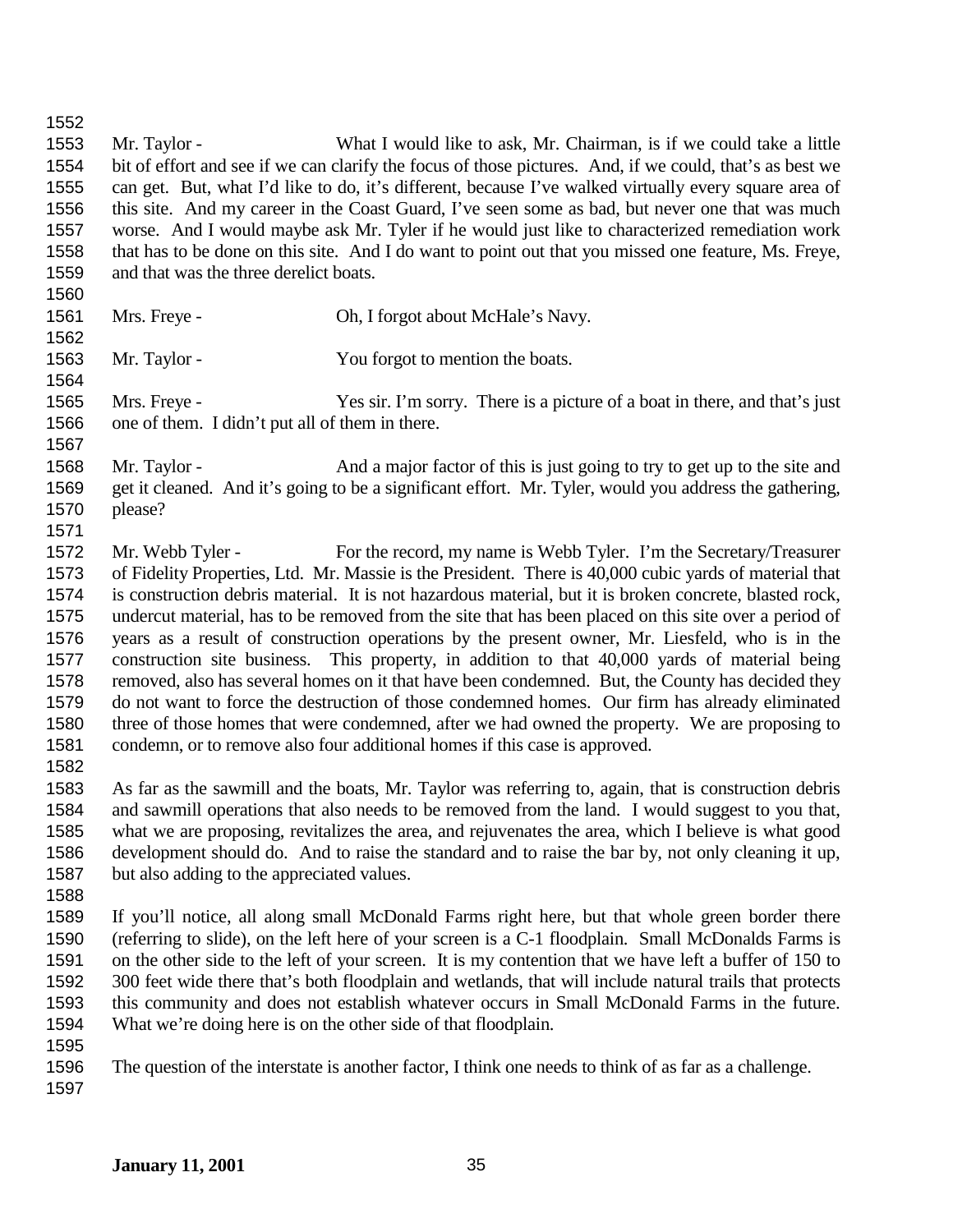Mr. Taylor - What I would like to ask, Mr. Chairman, is if we could take a little bit of effort and see if we can clarify the focus of those pictures. And, if we could, that's as best we can get. But, what I'd like to do, it's different, because I've walked virtually every square area of this site. And my career in the Coast Guard, I've seen some as bad, but never one that was much worse. And I would maybe ask Mr. Tyler if he would just like to characterized remediation work that has to be done on this site. And I do want to point out that you missed one feature, Ms. Freye, and that was the three derelict boats.

Mrs. Freye - Oh, I forgot about McHale's Navy.

Mr. Taylor - You forgot to mention the boats.

Mrs. Freye - Yes sir. I'm sorry. There is a picture of a boat in there, and that's just one of them. I didn't put all of them in there.

Mr. Taylor - And a major factor of this is just going to try to get up to the site and get it cleaned. And it's going to be a significant effort. Mr. Tyler, would you address the gathering, please?

Mr. Webb Tyler - For the record, my name is Webb Tyler. I'm the Secretary/Treasurer of Fidelity Properties, Ltd. Mr. Massie is the President. There is 40,000 cubic yards of material that is construction debris material. It is not hazardous material, but it is broken concrete, blasted rock, undercut material, has to be removed from the site that has been placed on this site over a period of years as a result of construction operations by the present owner, Mr. Liesfeld, who is in the construction site business. This property, in addition to that 40,000 yards of material being removed, also has several homes on it that have been condemned. But, the County has decided they do not want to force the destruction of those condemned homes. Our firm has already eliminated three of those homes that were condemned, after we had owned the property. We are proposing to condemn, or to remove also four additional homes if this case is approved.

As far as the sawmill and the boats, Mr. Taylor was referring to, again, that is construction debris and sawmill operations that also needs to be removed from the land. I would suggest to you that, what we are proposing, revitalizes the area, and rejuvenates the area, which I believe is what good development should do. And to raise the standard and to raise the bar by, not only cleaning it up, but also adding to the appreciated values.

If you'll notice, all along small McDonald Farms right here, but that whole green border there (referring to slide), on the left here of your screen is a C-1 floodplain. Small McDonalds Farms is on the other side to the left of your screen. It is my contention that we have left a buffer of 150 to 300 feet wide there that's both floodplain and wetlands, that will include natural trails that protects this community and does not establish whatever occurs in Small McDonald Farms in the future. What we're doing here is on the other side of that floodplain.

The question of the interstate is another factor, I think one needs to think of as far as a challenge.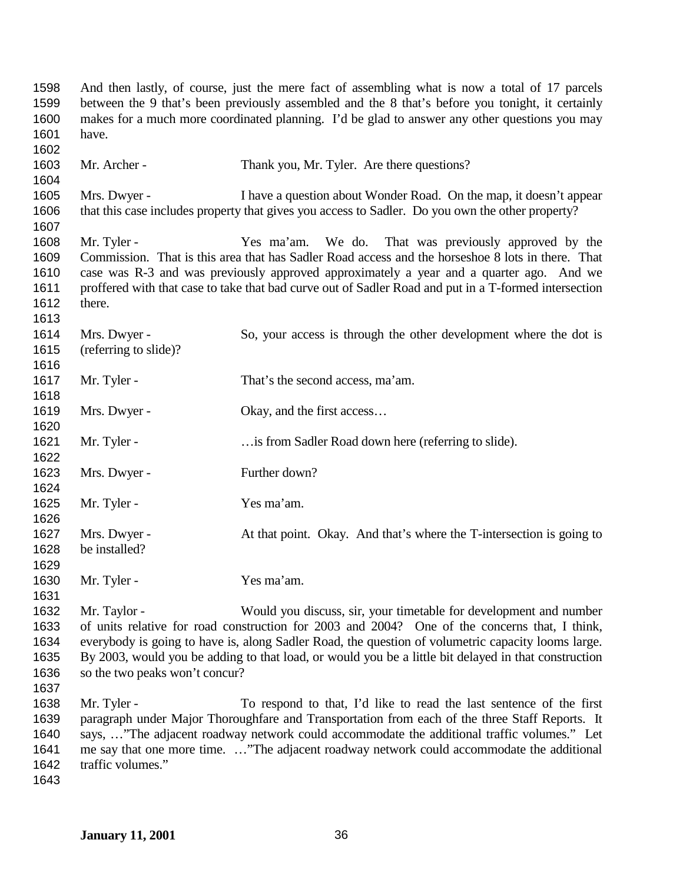And then lastly, of course, just the mere fact of assembling what is now a total of 17 parcels between the 9 that's been previously assembled and the 8 that's before you tonight, it certainly makes for a much more coordinated planning. I'd be glad to answer any other questions you may have.

Mr. Archer - Thank you, Mr. Tyler. Are there questions?

Mrs. Dwyer - I have a question about Wonder Road. On the map, it doesn't appear that this case includes property that gives you access to Sadler. Do you own the other property?

Mr. Tyler - Yes ma'am. We do. That was previously approved by the Commission. That is this area that has Sadler Road access and the horseshoe 8 lots in there. That case was R-3 and was previously approved approximately a year and a quarter ago. And we proffered with that case to take that bad curve out of Sadler Road and put in a T-formed intersection there.

Mrs. Dwyer - So, your access is through the other development where the dot is (referring to slide)?

Mr. Tyler - That's the second access, ma'am.

Mrs. Dwyer - Okay, and the first access…

Mr. Tyler - …is from Sadler Road down here (referring to slide).

Mrs. Dwyer - Further down?

Mr. Tyler - Yes ma'am.

Mrs. Dwyer - At that point. Okay. And that's where the T-intersection is going to be installed?

Mr. Tyler - Yes ma'am.

Mr. Taylor - Would you discuss, sir, your timetable for development and number of units relative for road construction for 2003 and 2004? One of the concerns that, I think, everybody is going to have is, along Sadler Road, the question of volumetric capacity looms large. By 2003, would you be adding to that load, or would you be a little bit delayed in that construction so the two peaks won't concur?

Mr. Tyler - To respond to that, I'd like to read the last sentence of the first paragraph under Major Thoroughfare and Transportation from each of the three Staff Reports. It says, …"The adjacent roadway network could accommodate the additional traffic volumes." Let me say that one more time. …"The adjacent roadway network could accommodate the additional traffic volumes."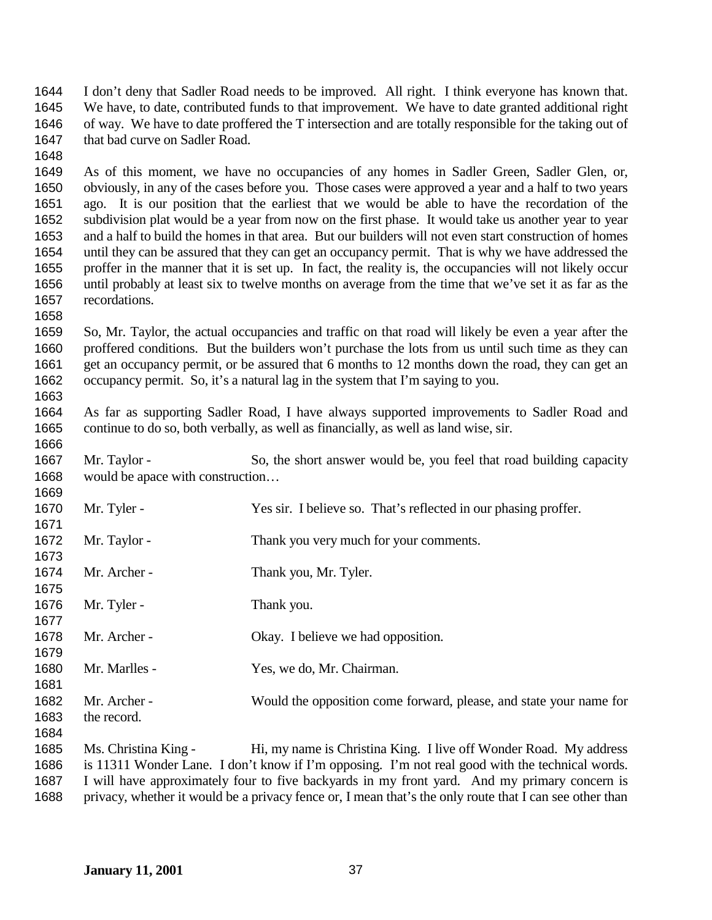I don't deny that Sadler Road needs to be improved. All right. I think everyone has known that. We have, to date, contributed funds to that improvement. We have to date granted additional right of way. We have to date proffered the T intersection and are totally responsible for the taking out of that bad curve on Sadler Road.

As of this moment, we have no occupancies of any homes in Sadler Green, Sadler Glen, or, obviously, in any of the cases before you. Those cases were approved a year and a half to two years ago. It is our position that the earliest that we would be able to have the recordation of the subdivision plat would be a year from now on the first phase. It would take us another year to year and a half to build the homes in that area. But our builders will not even start construction of homes until they can be assured that they can get an occupancy permit. That is why we have addressed the proffer in the manner that it is set up. In fact, the reality is, the occupancies will not likely occur until probably at least six to twelve months on average from the time that we've set it as far as the recordations.

So, Mr. Taylor, the actual occupancies and traffic on that road will likely be even a year after the proffered conditions. But the builders won't purchase the lots from us until such time as they can get an occupancy permit, or be assured that 6 months to 12 months down the road, they can get an occupancy permit. So, it's a natural lag in the system that I'm saying to you.

As far as supporting Sadler Road, I have always supported improvements to Sadler Road and continue to do so, both verbally, as well as financially, as well as land wise, sir.

Mr. Taylor - So, the short answer would be, you feel that road building capacity would be apace with construction…

Mr. Tyler - Yes sir. I believe so. That's reflected in our phasing proffer.

Mr. Taylor - Thank you very much for your comments.

Mr. Archer - Thank you, Mr. Tyler.

Mr. Tyler - Thank you.

Mr. Archer - Okay. I believe we had opposition.

Mr. Marlles - Yes, we do, Mr. Chairman.

Mr. Archer - Would the opposition come forward, please, and state your name for the record.

Ms. Christina King - Hi, my name is Christina King. I live off Wonder Road. My address is 11311 Wonder Lane. I don't know if I'm opposing. I'm not real good with the technical words. I will have approximately four to five backyards in my front yard. And my primary concern is privacy, whether it would be a privacy fence or, I mean that's the only route that I can see other than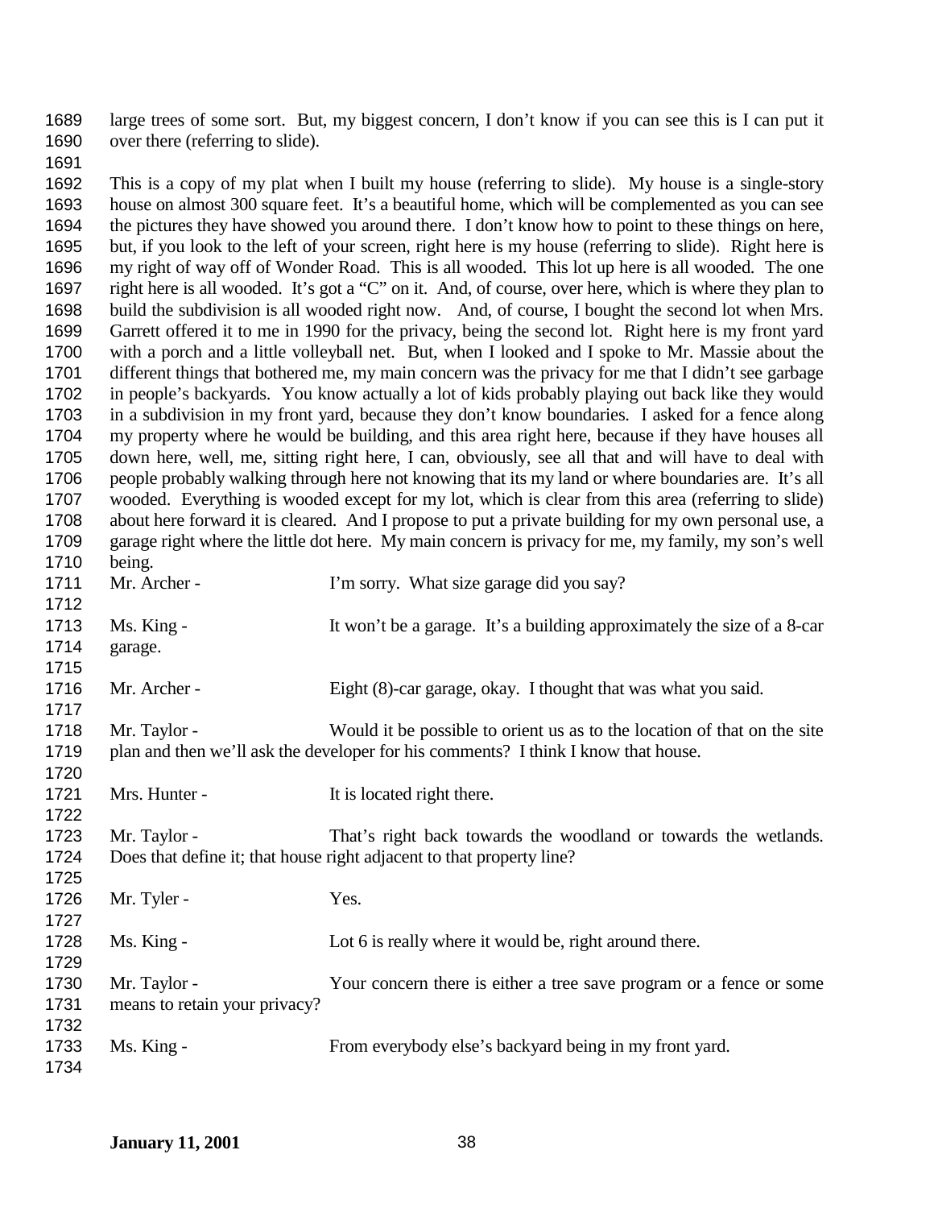large trees of some sort. But, my biggest concern, I don't know if you can see this is I can put it over there (referring to slide).

This is a copy of my plat when I built my house (referring to slide). My house is a single-story house on almost 300 square feet. It's a beautiful home, which will be complemented as you can see the pictures they have showed you around there. I don't know how to point to these things on here, but, if you look to the left of your screen, right here is my house (referring to slide). Right here is my right of way off of Wonder Road. This is all wooded. This lot up here is all wooded. The one right here is all wooded. It's got a "C" on it. And, of course, over here, which is where they plan to build the subdivision is all wooded right now. And, of course, I bought the second lot when Mrs. Garrett offered it to me in 1990 for the privacy, being the second lot. Right here is my front yard with a porch and a little volleyball net. But, when I looked and I spoke to Mr. Massie about the different things that bothered me, my main concern was the privacy for me that I didn't see garbage in people's backyards. You know actually a lot of kids probably playing out back like they would in a subdivision in my front yard, because they don't know boundaries. I asked for a fence along my property where he would be building, and this area right here, because if they have houses all down here, well, me, sitting right here, I can, obviously, see all that and will have to deal with people probably walking through here not knowing that its my land or where boundaries are. It's all wooded. Everything is wooded except for my lot, which is clear from this area (referring to slide) about here forward it is cleared. And I propose to put a private building for my own personal use, a garage right where the little dot here. My main concern is privacy for me, my family, my son's well being.

Mr. Archer - I'm sorry. What size garage did you say?

Ms. King - It won't be a garage. It's a building approximately the size of a 8-car garage.

Mr. Archer - Eight (8)-car garage, okay. I thought that was what you said.

Mr. Taylor - Would it be possible to orient us as to the location of that on the site plan and then we'll ask the developer for his comments? I think I know that house.

Mrs. Hunter - It is located right there.

Mr. Taylor - That's right back towards the woodland or towards the wetlands. Does that define it; that house right adjacent to that property line?

Mr. Tyler - Yes.

Ms. King - Lot 6 is really where it would be, right around there.

Mr. Taylor - Your concern there is either a tree save program or a fence or some means to retain your privacy?

Ms. King - From everybody else's backyard being in my front yard.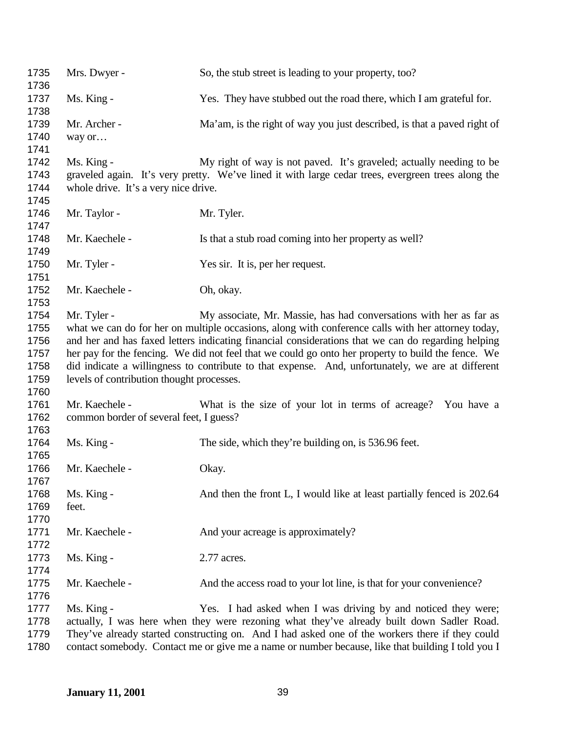Mrs. Dwyer - So, the stub street is leading to your property, too?

Ms. King - Yes. They have stubbed out the road there, which I am grateful for.

Mr. Archer - Ma'am, is the right of way you just described, is that a paved right of way or…

Ms. King - My right of way is not paved. It's graveled; actually needing to be graveled again. It's very pretty. We've lined it with large cedar trees, evergreen trees along the whole drive. It's a very nice drive.

Mr. Taylor - Mr. Tyler.

Mr. Kaechele - Is that a stub road coming into her property as well?

Mr. Tyler - Yes sir. It is, per her request.

Mr. Kaechele - Oh, okay.

Mr. Tyler - My associate, Mr. Massie, has had conversations with her as far as what we can do for her on multiple occasions, along with conference calls with her attorney today, and her and has faxed letters indicating financial considerations that we can do regarding helping her pay for the fencing. We did not feel that we could go onto her property to build the fence. We did indicate a willingness to contribute to that expense. And, unfortunately, we are at different levels of contribution thought processes.

Mr. Kaechele - What is the size of your lot in terms of acreage? You have a common border of several feet, I guess?

Ms. King - The side, which they're building on, is 536.96 feet.

Mr. Kaechele - Okay.

Ms. King - And then the front L, I would like at least partially fenced is 202.64 feet.

Mr. Kaechele - And your acreage is approximately?

Ms. King - 2.77 acres.

Mr. Kaechele - And the access road to your lot line, is that for your convenience?

Ms. King - Yes. I had asked when I was driving by and noticed they were; actually, I was here when they were rezoning what they've already built down Sadler Road. They've already started constructing on. And I had asked one of the workers there if they could contact somebody. Contact me or give me a name or number because, like that building I told you I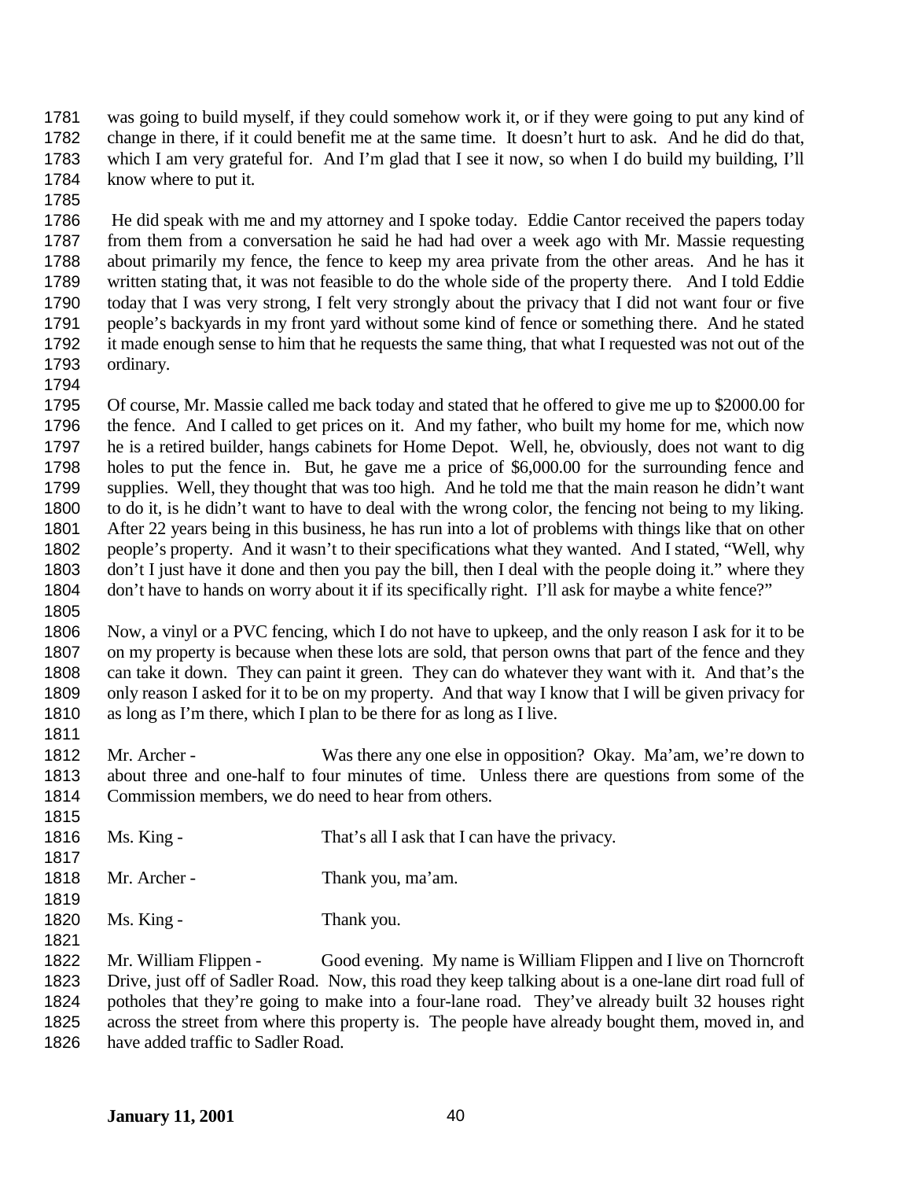was going to build myself, if they could somehow work it, or if they were going to put any kind of change in there, if it could benefit me at the same time. It doesn't hurt to ask. And he did do that, which I am very grateful for. And I'm glad that I see it now, so when I do build my building, I'll know where to put it.

He did speak with me and my attorney and I spoke today. Eddie Cantor received the papers today from them from a conversation he said he had had over a week ago with Mr. Massie requesting about primarily my fence, the fence to keep my area private from the other areas. And he has it written stating that, it was not feasible to do the whole side of the property there. And I told Eddie today that I was very strong, I felt very strongly about the privacy that I did not want four or five people's backyards in my front yard without some kind of fence or something there. And he stated it made enough sense to him that he requests the same thing, that what I requested was not out of the ordinary.

Of course, Mr. Massie called me back today and stated that he offered to give me up to $2000.00 for the fence. And I called to get prices on it. And my father, who built my home for me, which now he is a retired builder, hangs cabinets for Home Depot. Well, he, obviously, does not want to dig holes to put the fence in. But, he gave me a price of $6,000.00 for the surrounding fence and supplies. Well, they thought that was too high. And he told me that the main reason he didn't want to do it, is he didn't want to have to deal with the wrong color, the fencing not being to my liking. After 22 years being in this business, he has run into a lot of problems with things like that on other people's property. And it wasn't to their specifications what they wanted. And I stated, "Well, why don't I just have it done and then you pay the bill, then I deal with the people doing it." where they don't have to hands on worry about it if its specifically right. I'll ask for maybe a white fence?"

Now, a vinyl or a PVC fencing, which I do not have to upkeep, and the only reason I ask for it to be on my property is because when these lots are sold, that person owns that part of the fence and they can take it down. They can paint it green. They can do whatever they want with it. And that's the only reason I asked for it to be on my property. And that way I know that I will be given privacy for as long as I'm there, which I plan to be there for as long as I live.

Mr. Archer - Was there any one else in opposition? Okay. Ma'am, we're down to about three and one-half to four minutes of time. Unless there are questions from some of the Commission members, we do need to hear from others.

Ms. King - That's all I ask that I can have the privacy.

Mr. Archer - Thank you, ma'am.

Ms. King - Thank you.

Mr. William Flippen - Good evening. My name is William Flippen and I live on Thorncroft Drive, just off of Sadler Road. Now, this road they keep talking about is a one-lane dirt road full of potholes that they're going to make into a four-lane road. They've already built 32 houses right across the street from where this property is. The people have already bought them, moved in, and have added traffic to Sadler Road.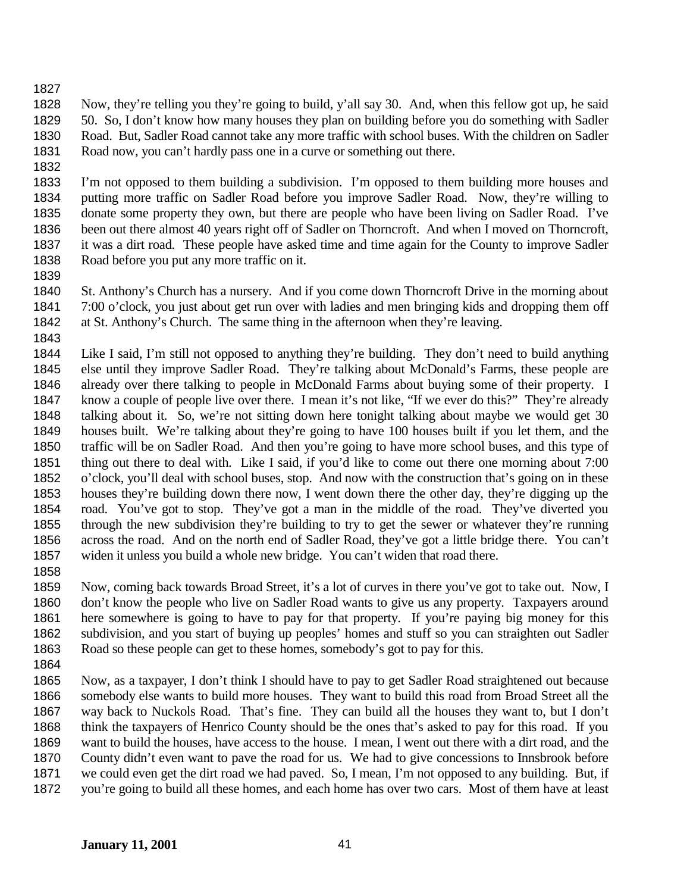Now, they're telling you they're going to build, y'all say 30. And, when this fellow got up, he said 50. So, I don't know how many houses they plan on building before you do something with Sadler Road. But, Sadler Road cannot take any more traffic with school buses. With the children on Sadler Road now, you can't hardly pass one in a curve or something out there.

I'm not opposed to them building a subdivision. I'm opposed to them building more houses and putting more traffic on Sadler Road before you improve Sadler Road. Now, they're willing to donate some property they own, but there are people who have been living on Sadler Road. I've been out there almost 40 years right off of Sadler on Thorncroft. And when I moved on Thorncroft, it was a dirt road. These people have asked time and time again for the County to improve Sadler Road before you put any more traffic on it.

St. Anthony's Church has a nursery. And if you come down Thorncroft Drive in the morning about 7:00 o'clock, you just about get run over with ladies and men bringing kids and dropping them off at St. Anthony's Church. The same thing in the afternoon when they're leaving.

Like I said, I'm still not opposed to anything they're building. They don't need to build anything else until they improve Sadler Road. They're talking about McDonald's Farms, these people are already over there talking to people in McDonald Farms about buying some of their property. I know a couple of people live over there. I mean it's not like, "If we ever do this?" They're already talking about it. So, we're not sitting down here tonight talking about maybe we would get 30 houses built. We're talking about they're going to have 100 houses built if you let them, and the traffic will be on Sadler Road. And then you're going to have more school buses, and this type of thing out there to deal with. Like I said, if you'd like to come out there one morning about 7:00 o'clock, you'll deal with school buses, stop. And now with the construction that's going on in these houses they're building down there now, I went down there the other day, they're digging up the road. You've got to stop. They've got a man in the middle of the road. They've diverted you through the new subdivision they're building to try to get the sewer or whatever they're running across the road. And on the north end of Sadler Road, they've got a little bridge there. You can't widen it unless you build a whole new bridge. You can't widen that road there.

Now, coming back towards Broad Street, it's a lot of curves in there you've got to take out. Now, I don't know the people who live on Sadler Road wants to give us any property. Taxpayers around here somewhere is going to have to pay for that property. If you're paying big money for this subdivision, and you start of buying up peoples' homes and stuff so you can straighten out Sadler Road so these people can get to these homes, somebody's got to pay for this.

Now, as a taxpayer, I don't think I should have to pay to get Sadler Road straightened out because somebody else wants to build more houses. They want to build this road from Broad Street all the way back to Nuckols Road. That's fine. They can build all the houses they want to, but I don't think the taxpayers of Henrico County should be the ones that's asked to pay for this road. If you want to build the houses, have access to the house. I mean, I went out there with a dirt road, and the County didn't even want to pave the road for us. We had to give concessions to Innsbrook before we could even get the dirt road we had paved. So, I mean, I'm not opposed to any building. But, if you're going to build all these homes, and each home has over two cars. Most of them have at least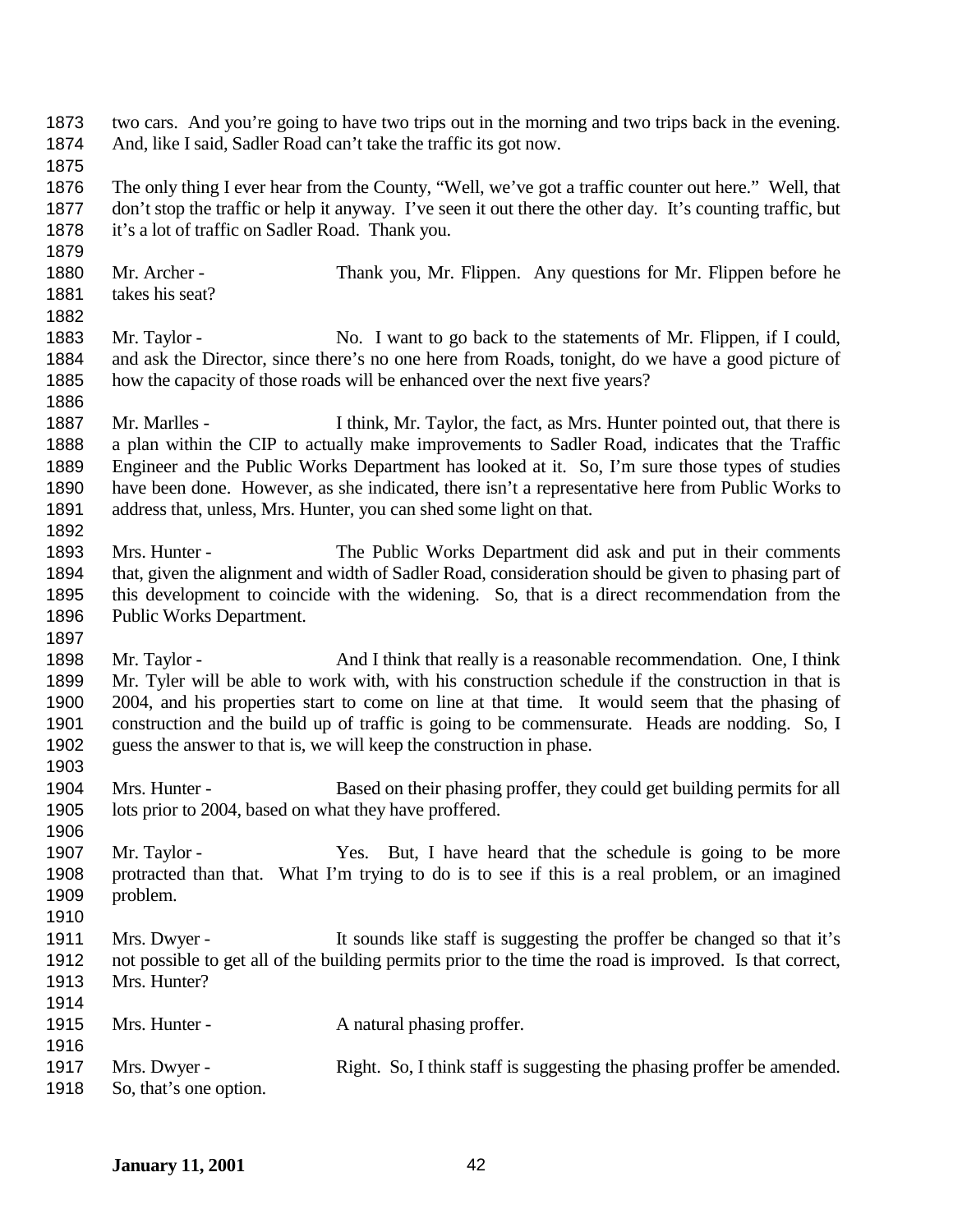two cars. And you're going to have two trips out in the morning and two trips back in the evening. And, like I said, Sadler Road can't take the traffic its got now.

The only thing I ever hear from the County, "Well, we've got a traffic counter out here." Well, that don't stop the traffic or help it anyway. I've seen it out there the other day. It's counting traffic, but it's a lot of traffic on Sadler Road. Thank you.

Mr. Archer - Thank you, Mr. Flippen. Any questions for Mr. Flippen before he takes his seat?

Mr. Taylor - No. I want to go back to the statements of Mr. Flippen, if I could, and ask the Director, since there's no one here from Roads, tonight, do we have a good picture of how the capacity of those roads will be enhanced over the next five years?

Mr. Marlles - I think, Mr. Taylor, the fact, as Mrs. Hunter pointed out, that there is a plan within the CIP to actually make improvements to Sadler Road, indicates that the Traffic Engineer and the Public Works Department has looked at it. So, I'm sure those types of studies have been done. However, as she indicated, there isn't a representative here from Public Works to address that, unless, Mrs. Hunter, you can shed some light on that.

Mrs. Hunter - The Public Works Department did ask and put in their comments that, given the alignment and width of Sadler Road, consideration should be given to phasing part of this development to coincide with the widening. So, that is a direct recommendation from the Public Works Department.

Mr. Taylor - And I think that really is a reasonable recommendation. One, I think Mr. Tyler will be able to work with, with his construction schedule if the construction in that is 2004, and his properties start to come on line at that time. It would seem that the phasing of construction and the build up of traffic is going to be commensurate. Heads are nodding. So, I guess the answer to that is, we will keep the construction in phase.

Mrs. Hunter - Based on their phasing proffer, they could get building permits for all lots prior to 2004, based on what they have proffered.

Mr. Taylor - Yes. But, I have heard that the schedule is going to be more protracted than that. What I'm trying to do is to see if this is a real problem, or an imagined problem.

Mrs. Dwyer - It sounds like staff is suggesting the proffer be changed so that it's not possible to get all of the building permits prior to the time the road is improved. Is that correct, Mrs. Hunter?

Mrs. Hunter - A natural phasing proffer.

Mrs. Dwyer - Right. So, I think staff is suggesting the phasing proffer be amended. So, that's one option.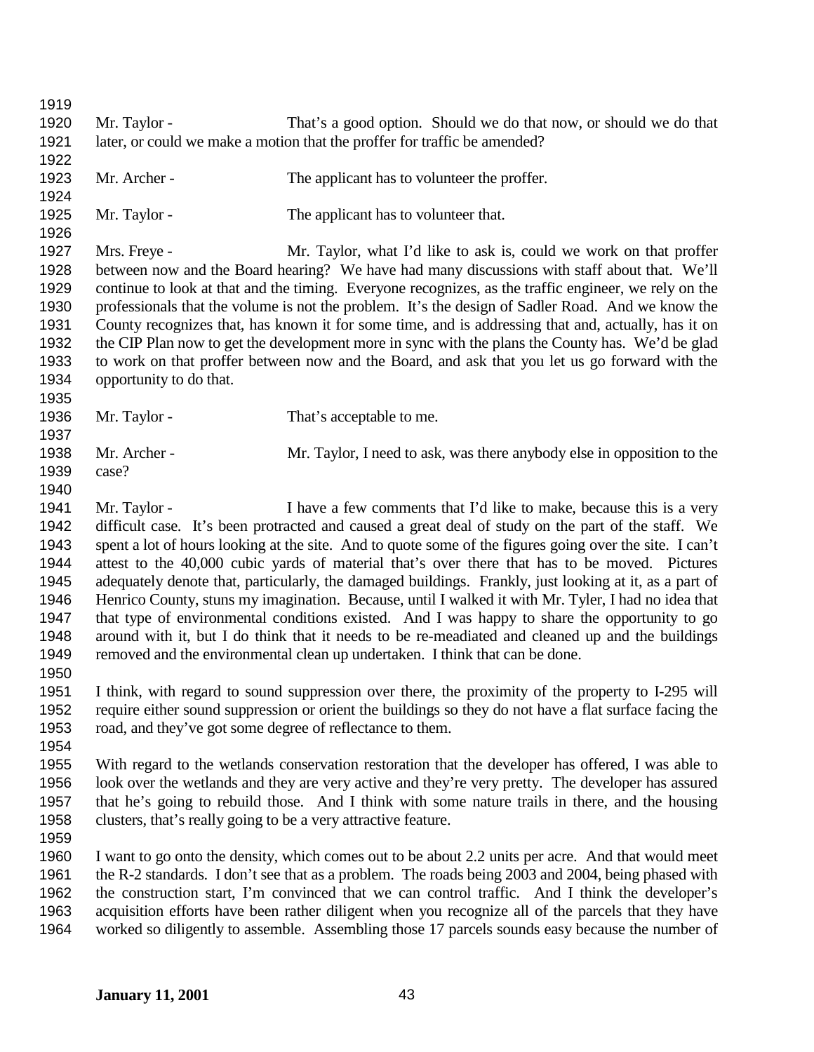Mr. Taylor - That's a good option. Should we do that now, or should we do that later, or could we make a motion that the proffer for traffic be amended?

Mr. Archer - The applicant has to volunteer the proffer.

Mr. Taylor - The applicant has to volunteer that.

Mrs. Freye - Mr. Taylor, what I'd like to ask is, could we work on that proffer between now and the Board hearing? We have had many discussions with staff about that. We'll continue to look at that and the timing. Everyone recognizes, as the traffic engineer, we rely on the professionals that the volume is not the problem. It's the design of Sadler Road. And we know the County recognizes that, has known it for some time, and is addressing that and, actually, has it on the CIP Plan now to get the development more in sync with the plans the County has. We'd be glad to work on that proffer between now and the Board, and ask that you let us go forward with the opportunity to do that.

Mr. Taylor - That's acceptable to me.

Mr. Archer - Mr. Taylor, I need to ask, was there anybody else in opposition to the case?

Mr. Taylor - I have a few comments that I'd like to make, because this is a very difficult case. It's been protracted and caused a great deal of study on the part of the staff. We spent a lot of hours looking at the site. And to quote some of the figures going over the site. I can't attest to the 40,000 cubic yards of material that's over there that has to be moved. Pictures adequately denote that, particularly, the damaged buildings. Frankly, just looking at it, as a part of Henrico County, stuns my imagination. Because, until I walked it with Mr. Tyler, I had no idea that that type of environmental conditions existed. And I was happy to share the opportunity to go around with it, but I do think that it needs to be re-meadiated and cleaned up and the buildings removed and the environmental clean up undertaken. I think that can be done.

I think, with regard to sound suppression over there, the proximity of the property to I-295 will require either sound suppression or orient the buildings so they do not have a flat surface facing the road, and they've got some degree of reflectance to them.

With regard to the wetlands conservation restoration that the developer has offered, I was able to look over the wetlands and they are very active and they're very pretty. The developer has assured that he's going to rebuild those. And I think with some nature trails in there, and the housing clusters, that's really going to be a very attractive feature.

I want to go onto the density, which comes out to be about 2.2 units per acre. And that would meet the R-2 standards. I don't see that as a problem. The roads being 2003 and 2004, being phased with the construction start, I'm convinced that we can control traffic. And I think the developer's acquisition efforts have been rather diligent when you recognize all of the parcels that they have worked so diligently to assemble. Assembling those 17 parcels sounds easy because the number of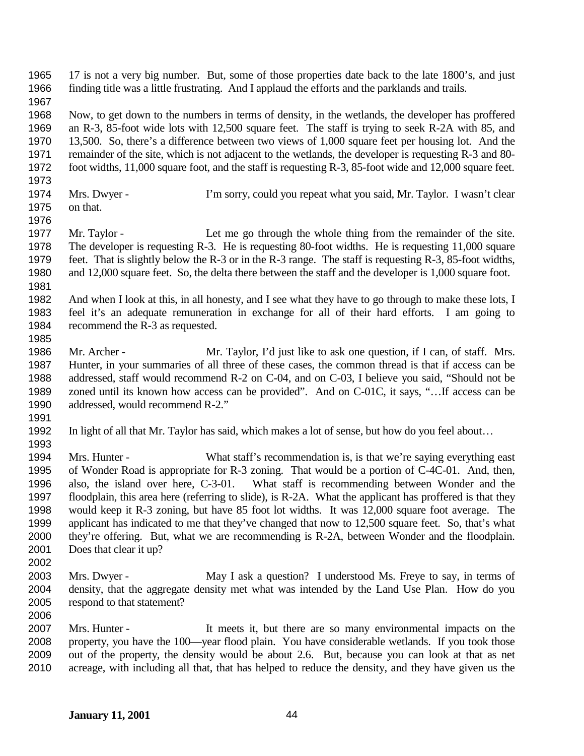17 is not a very big number. But, some of those properties date back to the late 1800's, and just finding title was a little frustrating. And I applaud the efforts and the parklands and trails.

Now, to get down to the numbers in terms of density, in the wetlands, the developer has proffered an R-3, 85-foot wide lots with 12,500 square feet. The staff is trying to seek R-2A with 85, and 13,500. So, there's a difference between two views of 1,000 square feet per housing lot. And the remainder of the site, which is not adjacent to the wetlands, the developer is requesting R-3 and 80-foot widths, 11,000 square foot, and the staff is requesting R-3, 85-foot wide and 12,000 square feet.

Mrs. Dwyer - I'm sorry, could you repeat what you said, Mr. Taylor. I wasn't clear on that.

Mr. Taylor - Let me go through the whole thing from the remainder of the site. The developer is requesting R-3. He is requesting 80-foot widths. He is requesting 11,000 square feet. That is slightly below the R-3 or in the R-3 range. The staff is requesting R-3, 85-foot widths, and 12,000 square feet. So, the delta there between the staff and the developer is 1,000 square foot.

And when I look at this, in all honesty, and I see what they have to go through to make these lots, I feel it's an adequate remuneration in exchange for all of their hard efforts. I am going to recommend the R-3 as requested.

Mr. Archer - Mr. Taylor, I'd just like to ask one question, if I can, of staff. Mrs. Hunter, in your summaries of all three of these cases, the common thread is that if access can be addressed, staff would recommend R-2 on C-04, and on C-03, I believe you said, "Should not be zoned until its known how access can be provided". And on C-01C, it says, "…If access can be addressed, would recommend R-2."

In light of all that Mr. Taylor has said, which makes a lot of sense, but how do you feel about…

Mrs. Hunter - What staff's recommendation is, is that we're saying everything east of Wonder Road is appropriate for R-3 zoning. That would be a portion of C-4C-01. And, then, also, the island over here, C-3-01. What staff is recommending between Wonder and the floodplain, this area here (referring to slide), is R-2A. What the applicant has proffered is that they would keep it R-3 zoning, but have 85 foot lot widths. It was 12,000 square foot average. The applicant has indicated to me that they've changed that now to 12,500 square feet. So, that's what they're offering. But, what we are recommending is R-2A, between Wonder and the floodplain. Does that clear it up?

Mrs. Dwyer - May I ask a question? I understood Ms. Freye to say, in terms of density, that the aggregate density met what was intended by the Land Use Plan. How do you respond to that statement?

Mrs. Hunter - It meets it, but there are so many environmental impacts on the property, you have the 100—year flood plain. You have considerable wetlands. If you took those out of the property, the density would be about 2.6. But, because you can look at that as net acreage, with including all that, that has helped to reduce the density, and they have given us the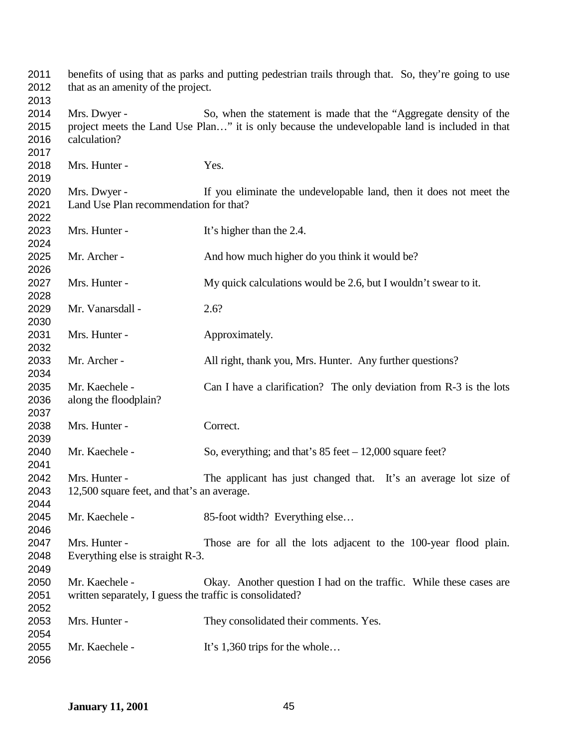benefits of using that as parks and putting pedestrian trails through that. So, they're going to use that as an amenity of the project.

Mrs. Dwyer - So, when the statement is made that the "Aggregate density of the project meets the Land Use Plan…" it is only because the undevelopable land is included in that calculation?

Mrs. Hunter - Yes.

Mrs. Dwyer - If you eliminate the undevelopable land, then it does not meet the Land Use Plan recommendation for that?

Mrs. Hunter - It's higher than the 2.4.

Mr. Archer - And how much higher do you think it would be?

Mrs. Hunter - My quick calculations would be 2.6, but I wouldn't swear to it.

Mr. Vanarsdall - 2.6?

Mrs. Hunter - Approximately.

Mr. Archer - All right, thank you, Mrs. Hunter. Any further questions?

Mr. Kaechele - Can I have a clarification? The only deviation from R-3 is the lots along the floodplain?

Mrs. Hunter - Correct.

Mr. Kaechele - So, everything; and that's 85 feet – 12,000 square feet?

Mrs. Hunter - The applicant has just changed that. It's an average lot size of 12,500 square feet, and that's an average.

Mr. Kaechele - 85-foot width? Everything else…

Mrs. Hunter - Those are for all the lots adjacent to the 100-year flood plain. Everything else is straight R-3.

Mr. Kaechele - Okay. Another question I had on the traffic. While these cases are written separately, I guess the traffic is consolidated?

Mrs. Hunter - They consolidated their comments. Yes.

Mr. Kaechele - It's 1,360 trips for the whole…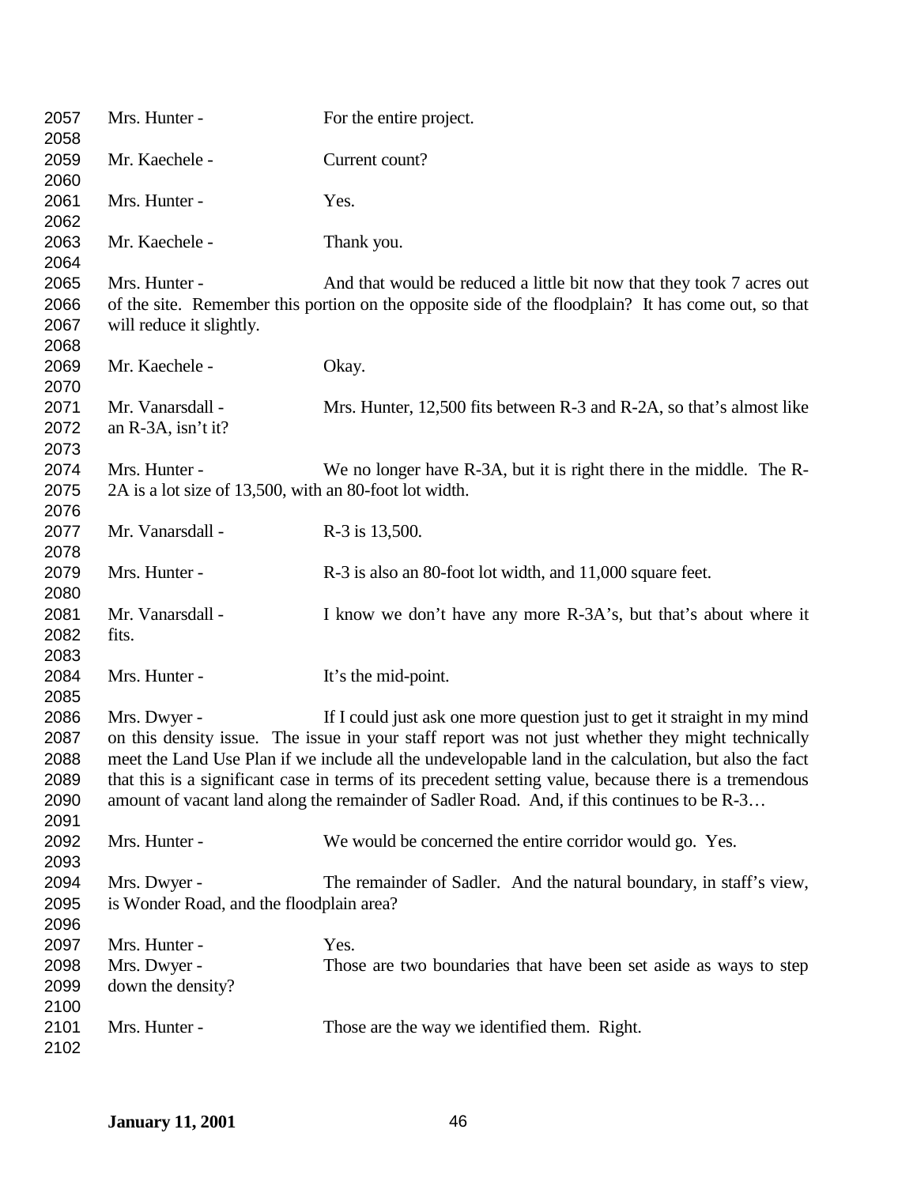2057 Mrs. Hunter - For the entire project.

2058

2059 Mr. Kaechele - Current count?

2060

2061 Mrs. Hunter - Yes.

2062

2063 Mr. Kaechele - Thank you.

2064

2065 Mrs. Hunter - And that would be reduced a little bit now that they took 7 acres out
2066 of the site. Remember this portion on the opposite side of the floodplain? It has come out, so that
2067 will reduce it slightly.

2068

2069 Mr. Kaechele - Okay.

2070

2071 Mr. Vanarsdall - Mrs. Hunter, 12,500 fits between R-3 and R-2A, so that's almost like
2072 an R-3A, isn't it?

2073

2074 Mrs. Hunter - We no longer have R-3A, but it is right there in the middle. The R-
2075 2A is a lot size of 13,500, with an 80-foot lot width.

2076

2077 Mr. Vanarsdall - R-3 is 13,500.

2078

2079 Mrs. Hunter - R-3 is also an 80-foot lot width, and 11,000 square feet.

2080

2081 Mr. Vanarsdall - I know we don't have any more R-3A's, but that's about where it
2082 fits.

2083

2084 Mrs. Hunter - It's the mid-point.

2085

2086 Mrs. Dwyer - If I could just ask one more question just to get it straight in my mind
2087 on this density issue. The issue in your staff report was not just whether they might technically
2088 meet the Land Use Plan if we include all the undevelopable land in the calculation, but also the fact
2089 that this is a significant case in terms of its precedent setting value, because there is a tremendous
2090 amount of vacant land along the remainder of Sadler Road. And, if this continues to be R-3…

2091

2092 Mrs. Hunter - We would be concerned the entire corridor would go. Yes.

2093

2094 Mrs. Dwyer - The remainder of Sadler. And the natural boundary, in staff's view,
2095 is Wonder Road, and the floodplain area?

2096

2097 Mrs. Hunter - Yes.

2098 Mrs. Dwyer - Those are two boundaries that have been set aside as ways to step
2099 down the density?

2100

2101 Mrs. Hunter - Those are the way we identified them. Right.

2102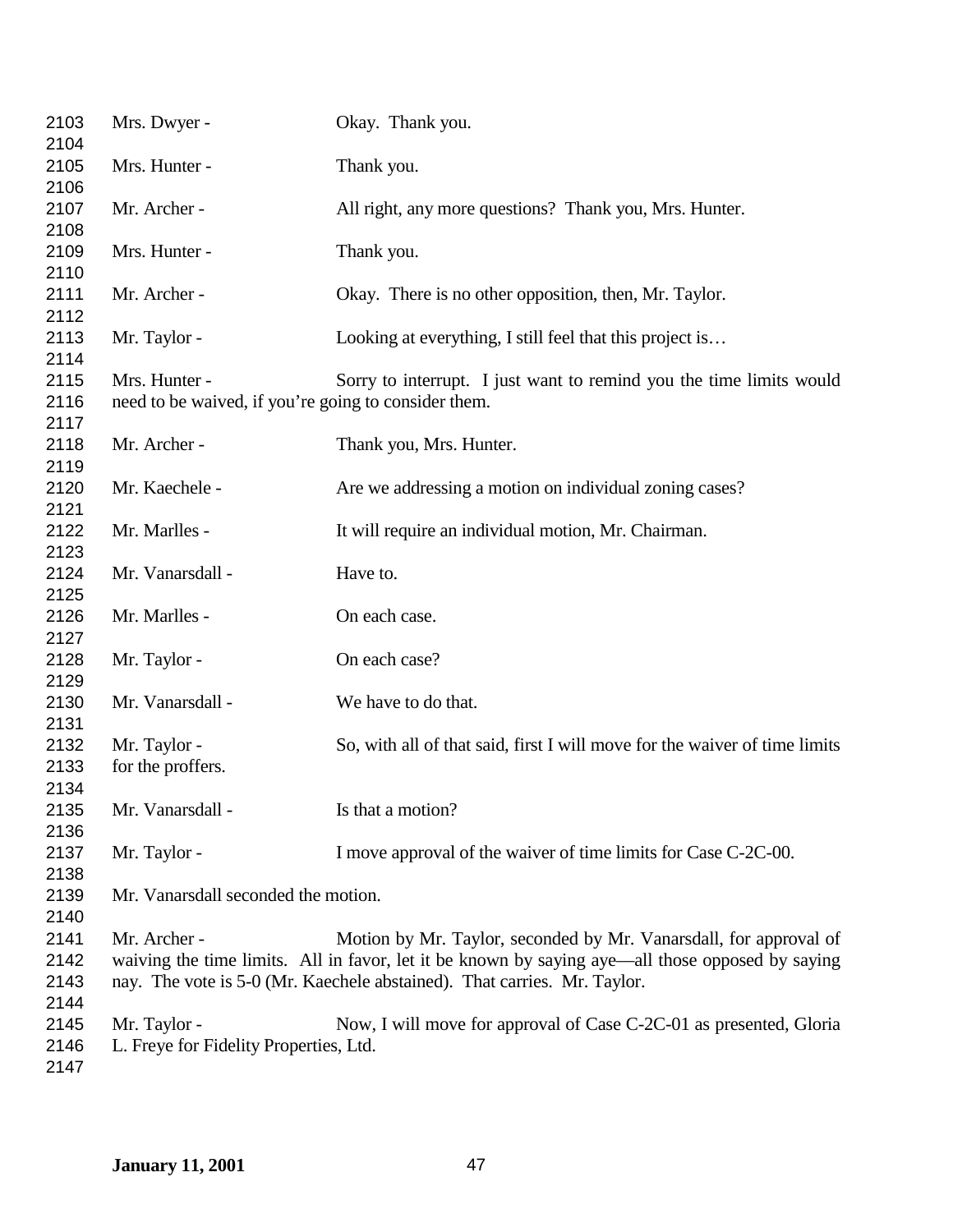Mrs. Dwyer - Okay. Thank you.

Mrs. Hunter - Thank you.

Mr. Archer - All right, any more questions? Thank you, Mrs. Hunter.

Mrs. Hunter - Thank you.

Mr. Archer - Okay. There is no other opposition, then, Mr. Taylor.

Mr. Taylor - Looking at everything, I still feel that this project is…

Mrs. Hunter - Sorry to interrupt. I just want to remind you the time limits would need to be waived, if you're going to consider them.

Mr. Archer - Thank you, Mrs. Hunter.

Mr. Kaechele - Are we addressing a motion on individual zoning cases?

Mr. Marlles - It will require an individual motion, Mr. Chairman.

Mr. Vanarsdall - Have to.

Mr. Marlles - On each case.

Mr. Taylor - On each case?

Mr. Vanarsdall - We have to do that.

Mr. Taylor - So, with all of that said, first I will move for the waiver of time limits for the proffers.

Mr. Vanarsdall - Is that a motion?

Mr. Taylor - I move approval of the waiver of time limits for Case C-2C-00.

Mr. Vanarsdall seconded the motion.

Mr. Archer - Motion by Mr. Taylor, seconded by Mr. Vanarsdall, for approval of waiving the time limits. All in favor, let it be known by saying aye—all those opposed by saying nay. The vote is 5-0 (Mr. Kaechele abstained). That carries. Mr. Taylor.

Mr. Taylor - Now, I will move for approval of Case C-2C-01 as presented, Gloria L. Freye for Fidelity Properties, Ltd.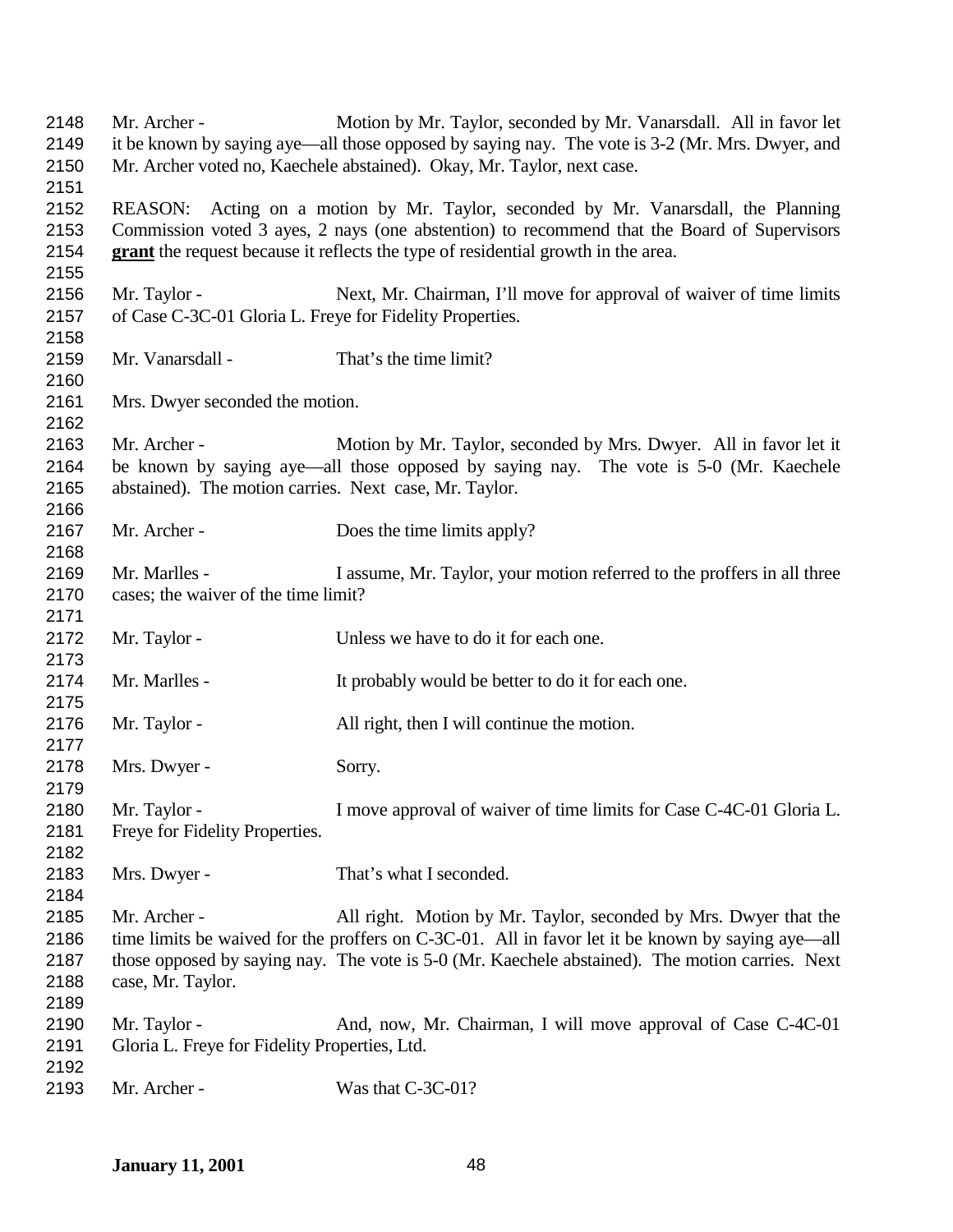Mr. Archer - Motion by Mr. Taylor, seconded by Mr. Vanarsdall. All in favor let it be known by saying aye—all those opposed by saying nay. The vote is 3-2 (Mr. Mrs. Dwyer, and Mr. Archer voted no, Kaechele abstained). Okay, Mr. Taylor, next case.

REASON: Acting on a motion by Mr. Taylor, seconded by Mr. Vanarsdall, the Planning Commission voted 3 ayes, 2 nays (one abstention) to recommend that the Board of Supervisors **grant** the request because it reflects the type of residential growth in the area.

Mr. Taylor - Next, Mr. Chairman, I'll move for approval of waiver of time limits of Case C-3C-01 Gloria L. Freye for Fidelity Properties.

Mr. Vanarsdall - That's the time limit?

Mrs. Dwyer seconded the motion.

Mr. Archer - Motion by Mr. Taylor, seconded by Mrs. Dwyer. All in favor let it be known by saying aye—all those opposed by saying nay. The vote is 5-0 (Mr. Kaechele abstained). The motion carries. Next case, Mr. Taylor.

Mr. Archer - Does the time limits apply?

Mr. Marlles - I assume, Mr. Taylor, your motion referred to the proffers in all three cases; the waiver of the time limit?

Mr. Taylor - Unless we have to do it for each one.

Mr. Marlles - It probably would be better to do it for each one.

Mr. Taylor - All right, then I will continue the motion.

Mrs. Dwyer - Sorry.

Mr. Taylor - I move approval of waiver of time limits for Case C-4C-01 Gloria L. Freye for Fidelity Properties.

Mrs. Dwyer - That's what I seconded.

Mr. Archer - All right. Motion by Mr. Taylor, seconded by Mrs. Dwyer that the time limits be waived for the proffers on C-3C-01. All in favor let it be known by saying aye—all those opposed by saying nay. The vote is 5-0 (Mr. Kaechele abstained). The motion carries. Next case, Mr. Taylor.

Mr. Taylor - And, now, Mr. Chairman, I will move approval of Case C-4C-01 Gloria L. Freye for Fidelity Properties, Ltd.

Mr. Archer - Was that C-3C-01?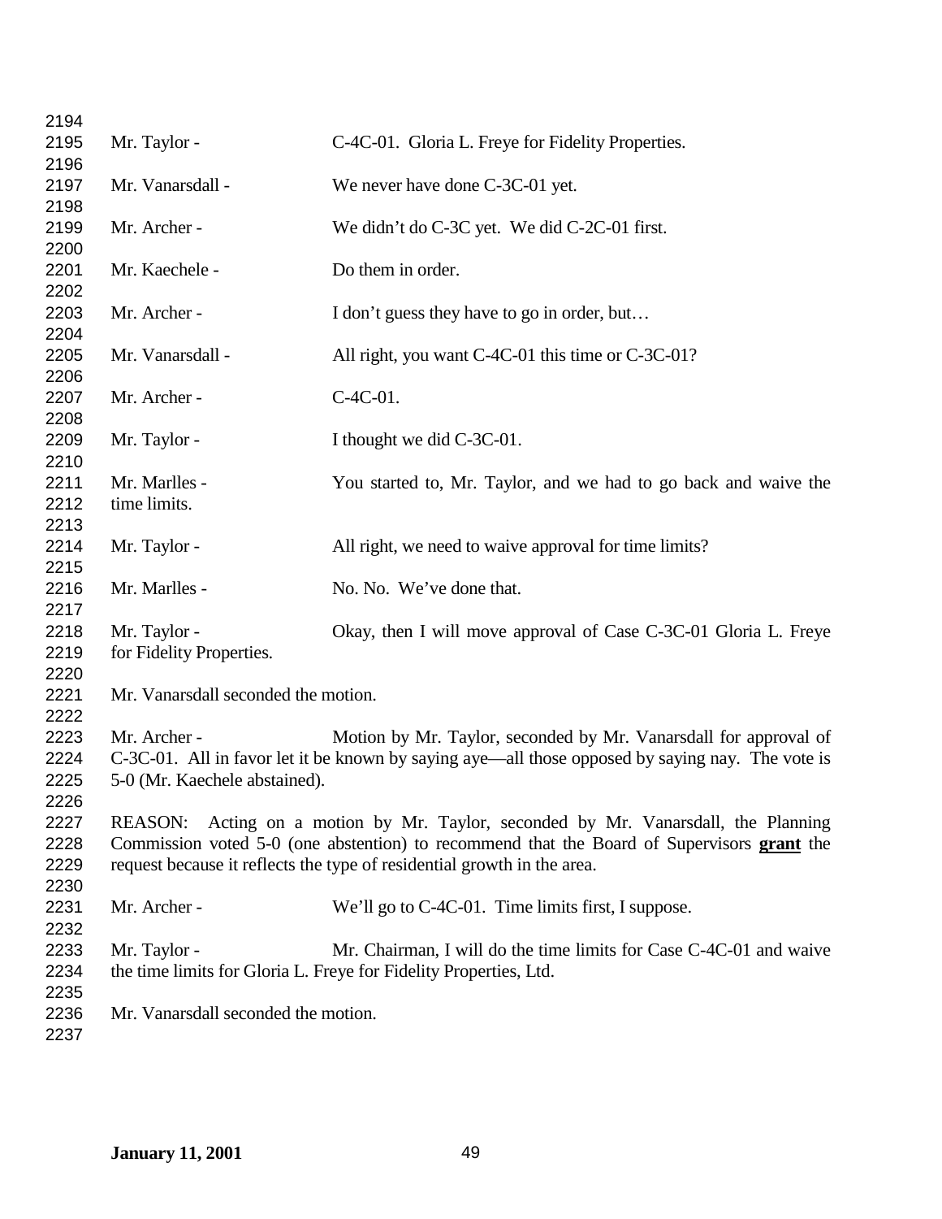2194
2195 Mr. Taylor - C-4C-01. Gloria L. Freye for Fidelity Properties.
2196
2197 Mr. Vanarsdall - We never have done C-3C-01 yet.
2198
2199 Mr. Archer - We didn't do C-3C yet. We did C-2C-01 first.
2200
2201 Mr. Kaechele - Do them in order.
2202
2203 Mr. Archer - I don't guess they have to go in order, but…
2204
2205 Mr. Vanarsdall - All right, you want C-4C-01 this time or C-3C-01?
2206
2207 Mr. Archer - C-4C-01.
2208
2209 Mr. Taylor - I thought we did C-3C-01.
2210
2211 Mr. Marlles - You started to, Mr. Taylor, and we had to go back and waive the
2212 time limits.
2213
2214 Mr. Taylor - All right, we need to waive approval for time limits?
2215
2216 Mr. Marlles - No. No. We've done that.
2217
2218 Mr. Taylor - Okay, then I will move approval of Case C-3C-01 Gloria L. Freye
2219 for Fidelity Properties.
2220
2221 Mr. Vanarsdall seconded the motion.
2222
2223 Mr. Archer - Motion by Mr. Taylor, seconded by Mr. Vanarsdall for approval of
2224 C-3C-01. All in favor let it be known by saying aye—all those opposed by saying nay. The vote is
2225 5-0 (Mr. Kaechele abstained).
2226
2227 REASON: Acting on a motion by Mr. Taylor, seconded by Mr. Vanarsdall, the Planning
2228 Commission voted 5-0 (one abstention) to recommend that the Board of Supervisors **grant** the
2229 request because it reflects the type of residential growth in the area.
2230
2231 Mr. Archer - We'll go to C-4C-01. Time limits first, I suppose.
2232
2233 Mr. Taylor - Mr. Chairman, I will do the time limits for Case C-4C-01 and waive
2234 the time limits for Gloria L. Freye for Fidelity Properties, Ltd.
2235
2236 Mr. Vanarsdall seconded the motion.
2237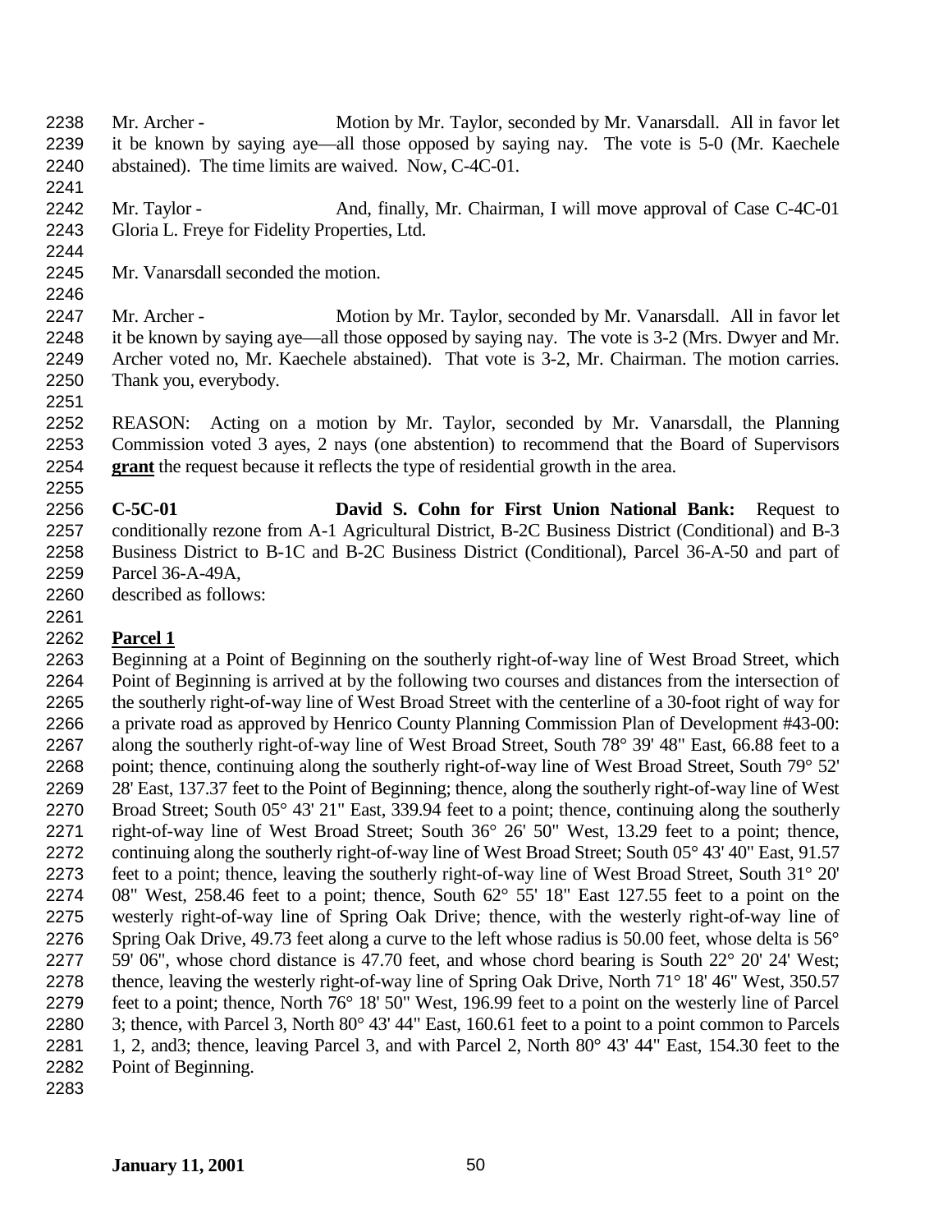Mr. Archer - Motion by Mr. Taylor, seconded by Mr. Vanarsdall. All in favor let it be known by saying aye—all those opposed by saying nay. The vote is 5-0 (Mr. Kaechele abstained). The time limits are waived. Now, C-4C-01.

Mr. Taylor - And, finally, Mr. Chairman, I will move approval of Case C-4C-01 Gloria L. Freye for Fidelity Properties, Ltd.

Mr. Vanarsdall seconded the motion.

Mr. Archer - Motion by Mr. Taylor, seconded by Mr. Vanarsdall. All in favor let it be known by saying aye—all those opposed by saying nay. The vote is 3-2 (Mrs. Dwyer and Mr. Archer voted no, Mr. Kaechele abstained). That vote is 3-2, Mr. Chairman. The motion carries. Thank you, everybody.

REASON: Acting on a motion by Mr. Taylor, seconded by Mr. Vanarsdall, the Planning Commission voted 3 ayes, 2 nays (one abstention) to recommend that the Board of Supervisors **grant** the request because it reflects the type of residential growth in the area.

**C-5C-01 David S. Cohn for First Union National Bank:** Request to conditionally rezone from A-1 Agricultural District, B-2C Business District (Conditional) and B-3 Business District to B-1C and B-2C Business District (Conditional), Parcel 36-A-50 and part of Parcel 36-A-49A,
described as follows:

**Parcel 1**

Beginning at a Point of Beginning on the southerly right-of-way line of West Broad Street, which Point of Beginning is arrived at by the following two courses and distances from the intersection of the southerly right-of-way line of West Broad Street with the centerline of a 30-foot right of way for a private road as approved by Henrico County Planning Commission Plan of Development #43-00: along the southerly right-of-way line of West Broad Street, South 78° 39' 48" East, 66.88 feet to a point; thence, continuing along the southerly right-of-way line of West Broad Street, South 79° 52' 28' East, 137.37 feet to the Point of Beginning; thence, along the southerly right-of-way line of West Broad Street; South 05° 43' 21" East, 339.94 feet to a point; thence, continuing along the southerly right-of-way line of West Broad Street; South 36° 26' 50" West, 13.29 feet to a point; thence, continuing along the southerly right-of-way line of West Broad Street; South 05° 43' 40" East, 91.57 feet to a point; thence, leaving the southerly right-of-way line of West Broad Street, South 31° 20' 08" West, 258.46 feet to a point; thence, South 62° 55' 18" East 127.55 feet to a point on the westerly right-of-way line of Spring Oak Drive; thence, with the westerly right-of-way line of Spring Oak Drive, 49.73 feet along a curve to the left whose radius is 50.00 feet, whose delta is 56° 59' 06", whose chord distance is 47.70 feet, and whose chord bearing is South 22° 20' 24' West; thence, leaving the westerly right-of-way line of Spring Oak Drive, North 71° 18' 46" West, 350.57 feet to a point; thence, North 76° 18' 50" West, 196.99 feet to a point on the westerly line of Parcel 3; thence, with Parcel 3, North 80° 43' 44" East, 160.61 feet to a point to a point common to Parcels 1, 2, and3; thence, leaving Parcel 3, and with Parcel 2, North 80° 43' 44" East, 154.30 feet to the Point of Beginning.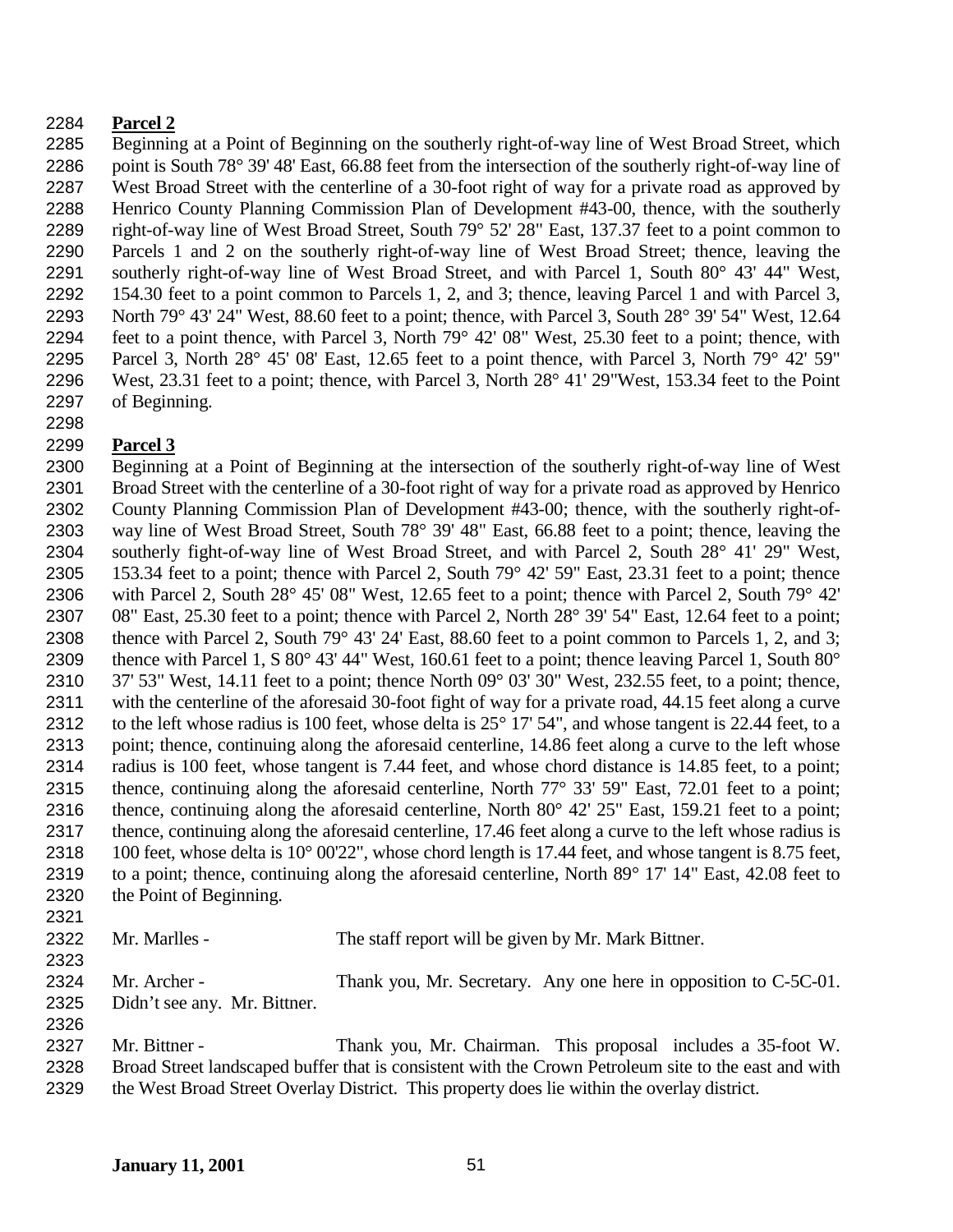**Parcel 2**

Beginning at a Point of Beginning on the southerly right-of-way line of West Broad Street, which point is South 78° 39' 48' East, 66.88 feet from the intersection of the southerly right-of-way line of West Broad Street with the centerline of a 30-foot right of way for a private road as approved by Henrico County Planning Commission Plan of Development #43-00, thence, with the southerly right-of-way line of West Broad Street, South 79° 52' 28" East, 137.37 feet to a point common to Parcels 1 and 2 on the southerly right-of-way line of West Broad Street; thence, leaving the southerly right-of-way line of West Broad Street, and with Parcel 1, South 80° 43' 44" West, 154.30 feet to a point common to Parcels 1, 2, and 3; thence, leaving Parcel 1 and with Parcel 3, North 79° 43' 24" West, 88.60 feet to a point; thence, with Parcel 3, South 28° 39' 54" West, 12.64 feet to a point thence, with Parcel 3, North 79° 42' 08" West, 25.30 feet to a point; thence, with Parcel 3, North 28° 45' 08' East, 12.65 feet to a point thence, with Parcel 3, North 79° 42' 59" West, 23.31 feet to a point; thence, with Parcel 3, North 28° 41' 29"West, 153.34 feet to the Point of Beginning.

**Parcel 3**

Beginning at a Point of Beginning at the intersection of the southerly right-of-way line of West Broad Street with the centerline of a 30-foot right of way for a private road as approved by Henrico County Planning Commission Plan of Development #43-00; thence, with the southerly right-of-way line of West Broad Street, South 78° 39' 48" East, 66.88 feet to a point; thence, leaving the southerly fight-of-way line of West Broad Street, and with Parcel 2, South 28° 41' 29" West, 153.34 feet to a point; thence with Parcel 2, South 79° 42' 59" East, 23.31 feet to a point; thence with Parcel 2, South 28° 45' 08" West, 12.65 feet to a point; thence with Parcel 2, South 79° 42' 08" East, 25.30 feet to a point; thence with Parcel 2, North 28° 39' 54" East, 12.64 feet to a point; thence with Parcel 2, South 79° 43' 24' East, 88.60 feet to a point common to Parcels 1, 2, and 3; thence with Parcel 1, S 80° 43' 44" West, 160.61 feet to a point; thence leaving Parcel 1, South 80° 37' 53" West, 14.11 feet to a point; thence North 09° 03' 30" West, 232.55 feet, to a point; thence, with the centerline of the aforesaid 30-foot fight of way for a private road, 44.15 feet along a curve to the left whose radius is 100 feet, whose delta is 25° 17' 54", and whose tangent is 22.44 feet, to a point; thence, continuing along the aforesaid centerline, 14.86 feet along a curve to the left whose radius is 100 feet, whose tangent is 7.44 feet, and whose chord distance is 14.85 feet, to a point; thence, continuing along the aforesaid centerline, North 77° 33' 59" East, 72.01 feet to a point; thence, continuing along the aforesaid centerline, North 80° 42' 25" East, 159.21 feet to a point; thence, continuing along the aforesaid centerline, 17.46 feet along a curve to the left whose radius is 100 feet, whose delta is 10° 00'22", whose chord length is 17.44 feet, and whose tangent is 8.75 feet, to a point; thence, continuing along the aforesaid centerline, North 89° 17' 14" East, 42.08 feet to the Point of Beginning.

Mr. Marlles - The staff report will be given by Mr. Mark Bittner.

Mr. Archer - Thank you, Mr. Secretary. Any one here in opposition to C-5C-01. Didn't see any. Mr. Bittner.

Mr. Bittner - Thank you, Mr. Chairman. This proposal includes a 35-foot W. Broad Street landscaped buffer that is consistent with the Crown Petroleum site to the east and with the West Broad Street Overlay District. This property does lie within the overlay district.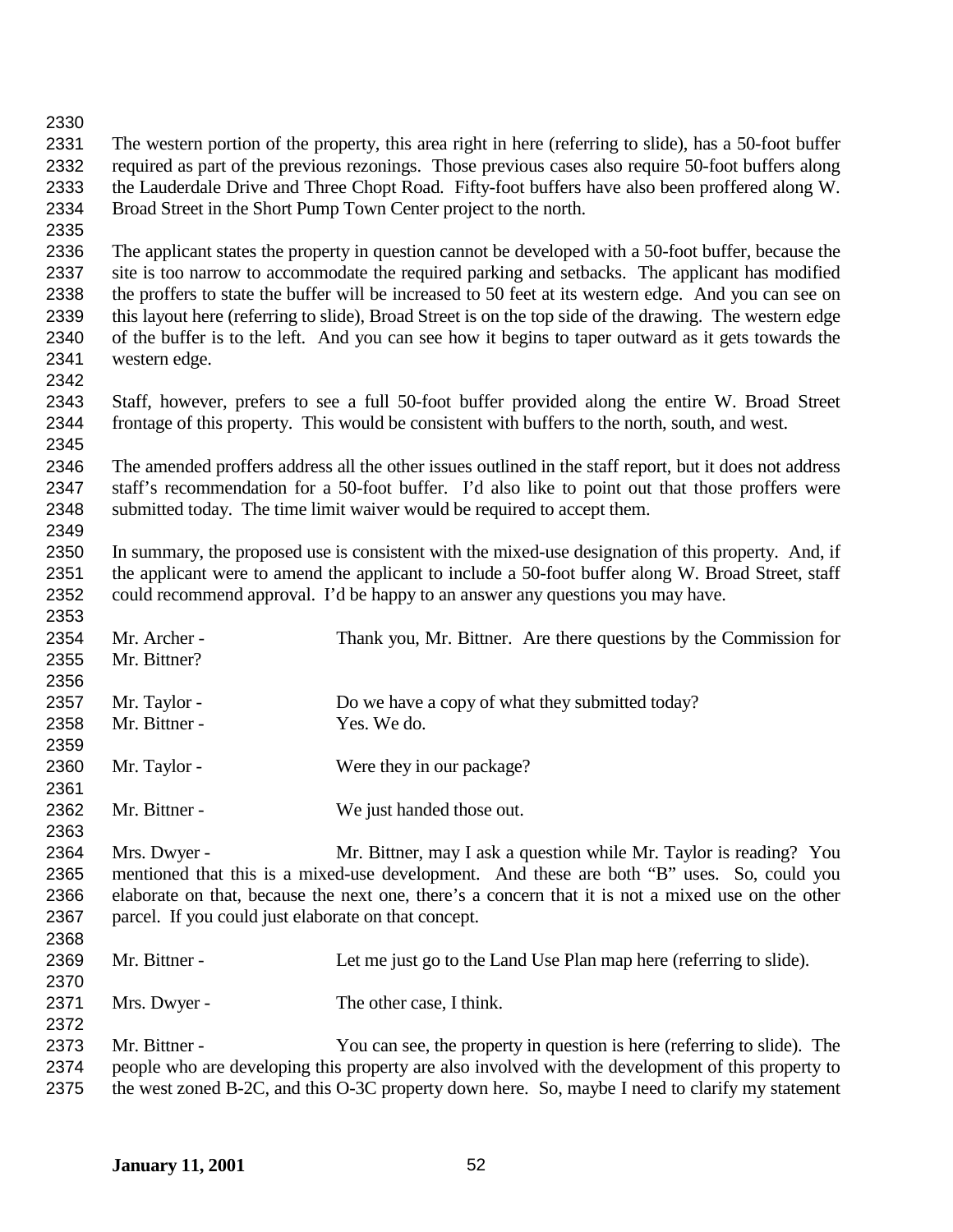The western portion of the property, this area right in here (referring to slide), has a 50-foot buffer required as part of the previous rezonings. Those previous cases also require 50-foot buffers along the Lauderdale Drive and Three Chopt Road. Fifty-foot buffers have also been proffered along W. Broad Street in the Short Pump Town Center project to the north.

The applicant states the property in question cannot be developed with a 50-foot buffer, because the site is too narrow to accommodate the required parking and setbacks. The applicant has modified the proffers to state the buffer will be increased to 50 feet at its western edge. And you can see on this layout here (referring to slide), Broad Street is on the top side of the drawing. The western edge of the buffer is to the left. And you can see how it begins to taper outward as it gets towards the western edge.

Staff, however, prefers to see a full 50-foot buffer provided along the entire W. Broad Street frontage of this property. This would be consistent with buffers to the north, south, and west.

The amended proffers address all the other issues outlined in the staff report, but it does not address staff's recommendation for a 50-foot buffer. I'd also like to point out that those proffers were submitted today. The time limit waiver would be required to accept them.

In summary, the proposed use is consistent with the mixed-use designation of this property. And, if the applicant were to amend the applicant to include a 50-foot buffer along W. Broad Street, staff could recommend approval. I'd be happy to an answer any questions you may have.

Mr. Archer - Thank you, Mr. Bittner. Are there questions by the Commission for Mr. Bittner?

Mr. Taylor - Do we have a copy of what they submitted today?

Mr. Bittner - Yes. We do.

Mr. Taylor - Were they in our package?

Mr. Bittner - We just handed those out.

Mrs. Dwyer - Mr. Bittner, may I ask a question while Mr. Taylor is reading? You mentioned that this is a mixed-use development. And these are both "B" uses. So, could you elaborate on that, because the next one, there's a concern that it is not a mixed use on the other parcel. If you could just elaborate on that concept.

Mr. Bittner - Let me just go to the Land Use Plan map here (referring to slide).

Mrs. Dwyer - The other case, I think.

Mr. Bittner - You can see, the property in question is here (referring to slide). The people who are developing this property are also involved with the development of this property to the west zoned B-2C, and this O-3C property down here. So, maybe I need to clarify my statement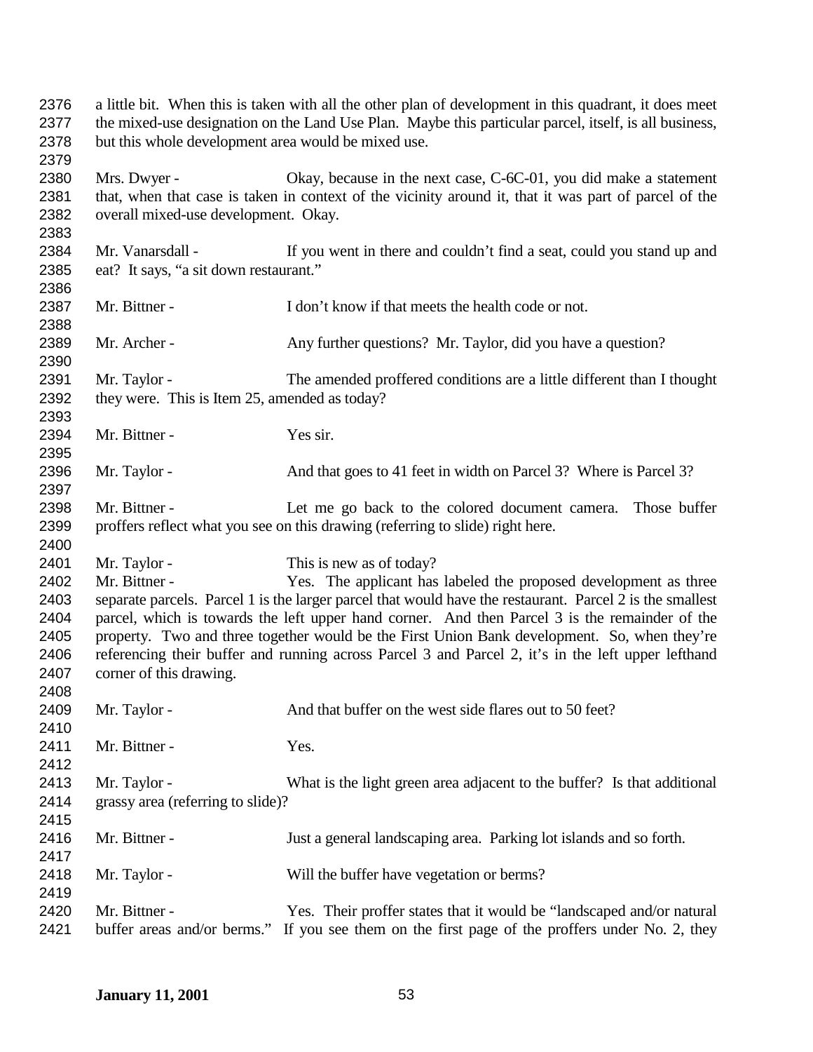a little bit. When this is taken with all the other plan of development in this quadrant, it does meet the mixed-use designation on the Land Use Plan. Maybe this particular parcel, itself, is all business, but this whole development area would be mixed use.

Mrs. Dwyer - Okay, because in the next case, C-6C-01, you did make a statement that, when that case is taken in context of the vicinity around it, that it was part of parcel of the overall mixed-use development. Okay.

Mr. Vanarsdall - If you went in there and couldn't find a seat, could you stand up and eat? It says, "a sit down restaurant."

Mr. Bittner - I don't know if that meets the health code or not.

Mr. Archer - Any further questions? Mr. Taylor, did you have a question?

Mr. Taylor - The amended proffered conditions are a little different than I thought they were. This is Item 25, amended as today?

Mr. Bittner - Yes sir.

Mr. Taylor - And that goes to 41 feet in width on Parcel 3? Where is Parcel 3?

Mr. Bittner - Let me go back to the colored document camera. Those buffer proffers reflect what you see on this drawing (referring to slide) right here.

Mr. Taylor - This is new as of today?

Mr. Bittner - Yes. The applicant has labeled the proposed development as three separate parcels. Parcel 1 is the larger parcel that would have the restaurant. Parcel 2 is the smallest parcel, which is towards the left upper hand corner. And then Parcel 3 is the remainder of the property. Two and three together would be the First Union Bank development. So, when they're referencing their buffer and running across Parcel 3 and Parcel 2, it's in the left upper lefthand corner of this drawing.

Mr. Taylor - And that buffer on the west side flares out to 50 feet?

Mr. Bittner - Yes.

Mr. Taylor - What is the light green area adjacent to the buffer? Is that additional grassy area (referring to slide)?

Mr. Bittner - Just a general landscaping area. Parking lot islands and so forth.

Mr. Taylor - Will the buffer have vegetation or berms?

Mr. Bittner - Yes. Their proffer states that it would be "landscaped and/or natural buffer areas and/or berms." If you see them on the first page of the proffers under No. 2, they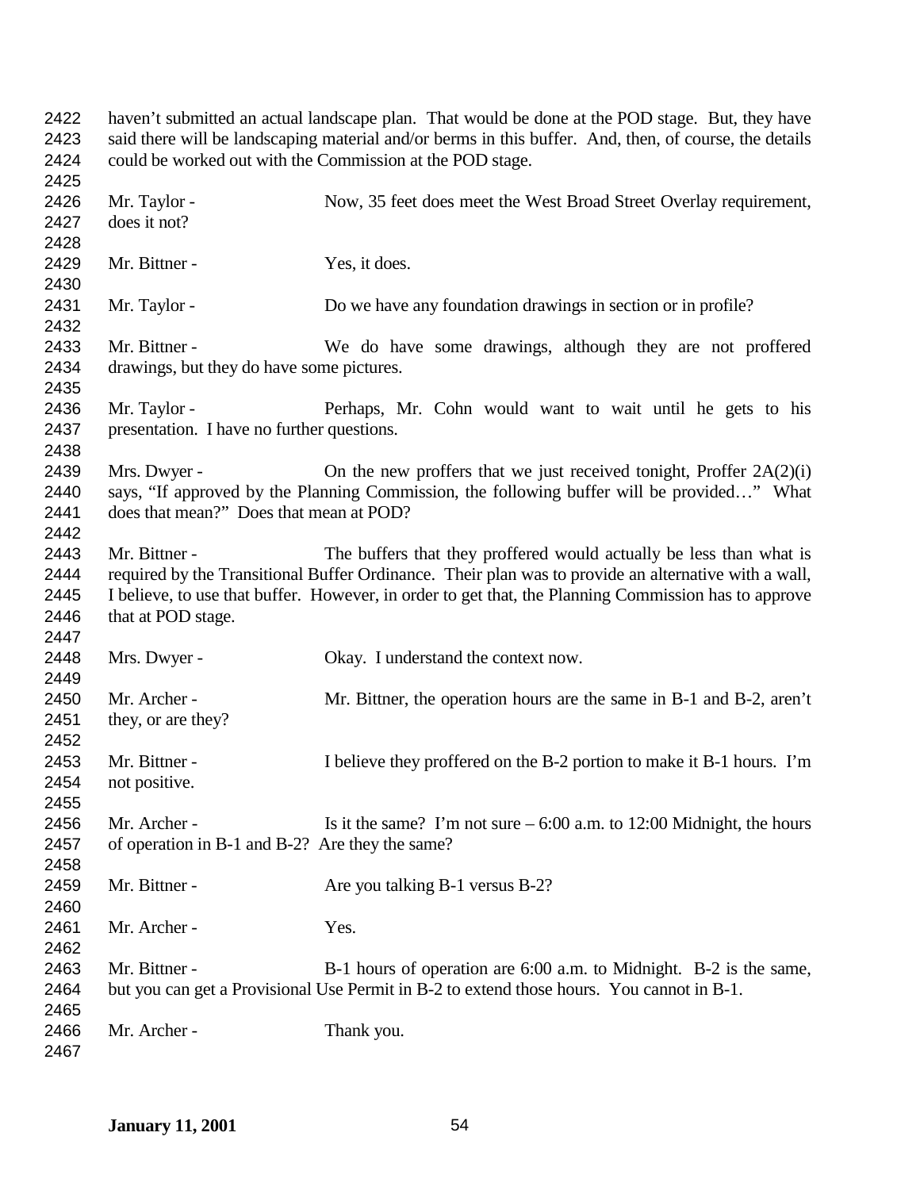haven't submitted an actual landscape plan. That would be done at the POD stage. But, they have said there will be landscaping material and/or berms in this buffer. And, then, of course, the details could be worked out with the Commission at the POD stage.

Mr. Taylor - Now, 35 feet does meet the West Broad Street Overlay requirement, does it not?

Mr. Bittner - Yes, it does.

Mr. Taylor - Do we have any foundation drawings in section or in profile?

Mr. Bittner - We do have some drawings, although they are not proffered drawings, but they do have some pictures.

Mr. Taylor - Perhaps, Mr. Cohn would want to wait until he gets to his presentation. I have no further questions.

Mrs. Dwyer - On the new proffers that we just received tonight, Proffer 2A(2)(i) says, "If approved by the Planning Commission, the following buffer will be provided…" What does that mean?" Does that mean at POD?

Mr. Bittner - The buffers that they proffered would actually be less than what is required by the Transitional Buffer Ordinance. Their plan was to provide an alternative with a wall, I believe, to use that buffer. However, in order to get that, the Planning Commission has to approve that at POD stage.

Mrs. Dwyer - Okay. I understand the context now.

Mr. Archer - Mr. Bittner, the operation hours are the same in B-1 and B-2, aren't they, or are they?

Mr. Bittner - I believe they proffered on the B-2 portion to make it B-1 hours. I'm not positive.

Mr. Archer - Is it the same? I'm not sure – 6:00 a.m. to 12:00 Midnight, the hours of operation in B-1 and B-2? Are they the same?

Mr. Bittner - Are you talking B-1 versus B-2?

Mr. Archer - Yes.

Mr. Bittner - B-1 hours of operation are 6:00 a.m. to Midnight. B-2 is the same, but you can get a Provisional Use Permit in B-2 to extend those hours. You cannot in B-1.

Mr. Archer - Thank you.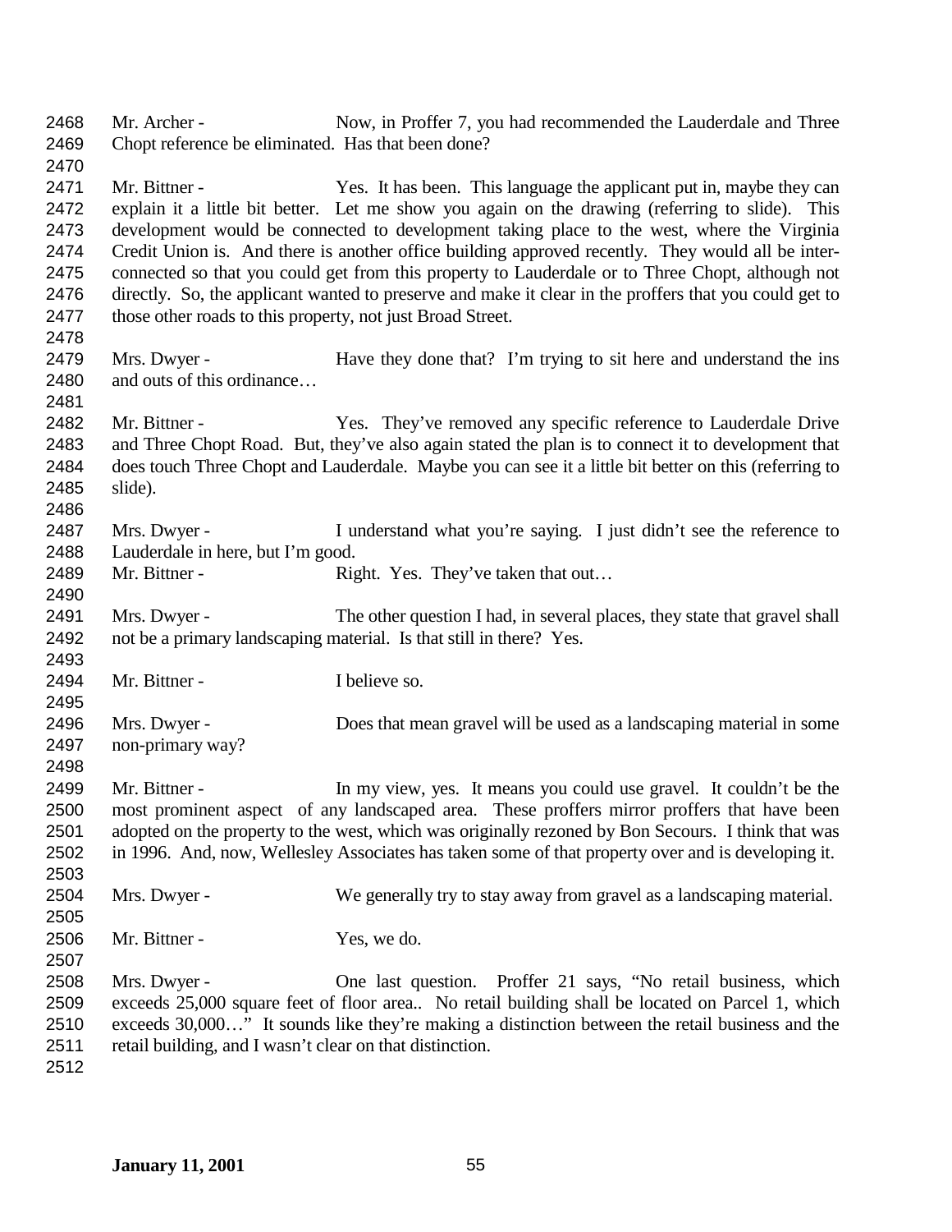Mr. Archer - Now, in Proffer 7, you had recommended the Lauderdale and Three Chopt reference be eliminated. Has that been done?

Mr. Bittner - Yes. It has been. This language the applicant put in, maybe they can explain it a little bit better. Let me show you again on the drawing (referring to slide). This development would be connected to development taking place to the west, where the Virginia Credit Union is. And there is another office building approved recently. They would all be inter-connected so that you could get from this property to Lauderdale or to Three Chopt, although not directly. So, the applicant wanted to preserve and make it clear in the proffers that you could get to those other roads to this property, not just Broad Street.

Mrs. Dwyer - Have they done that? I'm trying to sit here and understand the ins and outs of this ordinance…

Mr. Bittner - Yes. They've removed any specific reference to Lauderdale Drive and Three Chopt Road. But, they've also again stated the plan is to connect it to development that does touch Three Chopt and Lauderdale. Maybe you can see it a little bit better on this (referring to slide).

Mrs. Dwyer - I understand what you're saying. I just didn't see the reference to Lauderdale in here, but I'm good.

Mr. Bittner - Right. Yes. They've taken that out…

Mrs. Dwyer - The other question I had, in several places, they state that gravel shall not be a primary landscaping material. Is that still in there? Yes.

Mr. Bittner - I believe so.

Mrs. Dwyer - Does that mean gravel will be used as a landscaping material in some non-primary way?

Mr. Bittner - In my view, yes. It means you could use gravel. It couldn't be the most prominent aspect of any landscaped area. These proffers mirror proffers that have been adopted on the property to the west, which was originally rezoned by Bon Secours. I think that was in 1996. And, now, Wellesley Associates has taken some of that property over and is developing it.

Mrs. Dwyer - We generally try to stay away from gravel as a landscaping material.

Mr. Bittner - Yes, we do.

Mrs. Dwyer - One last question. Proffer 21 says, "No retail business, which exceeds 25,000 square feet of floor area.. No retail building shall be located on Parcel 1, which exceeds 30,000…" It sounds like they're making a distinction between the retail business and the retail building, and I wasn't clear on that distinction.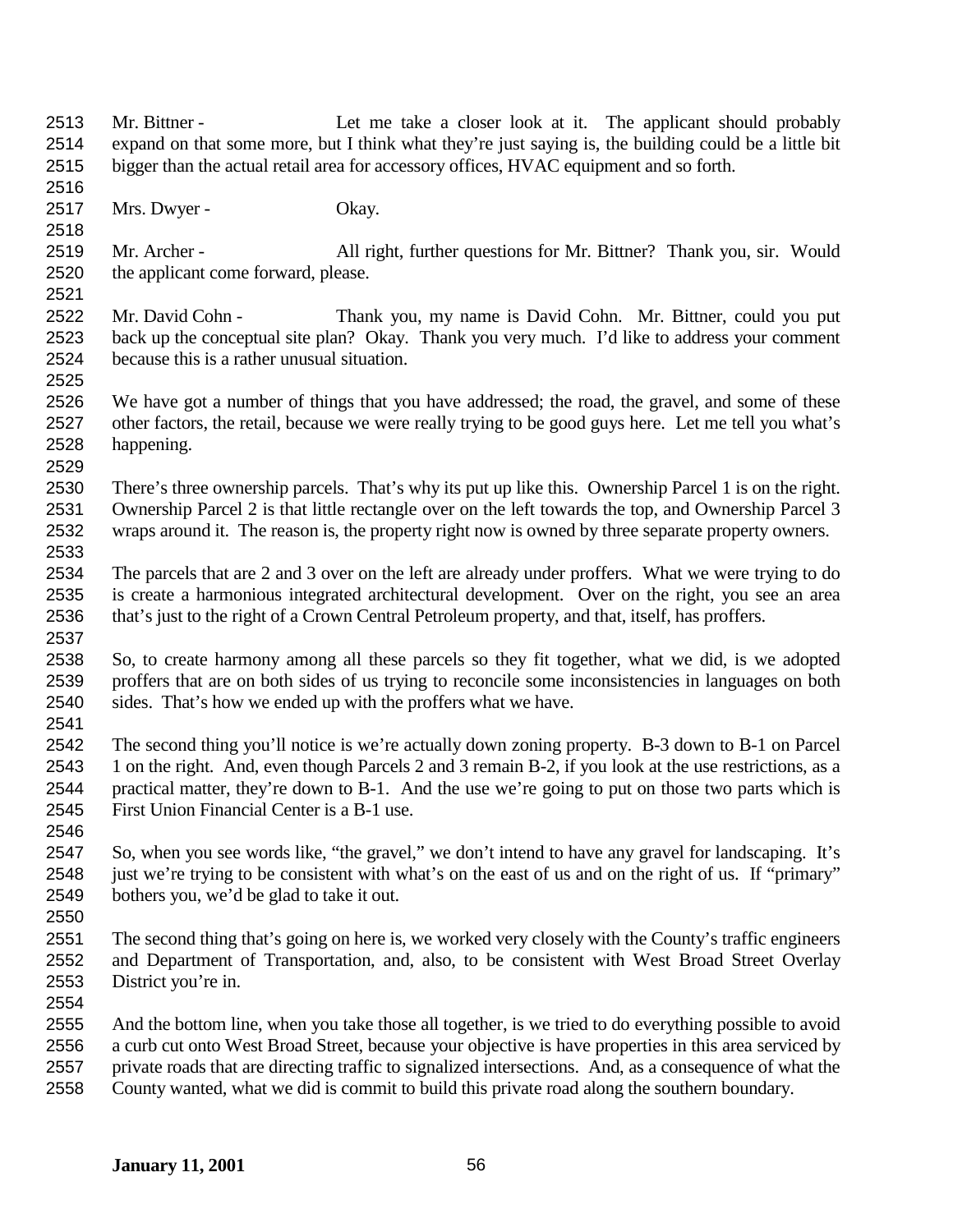Mr. Bittner - Let me take a closer look at it. The applicant should probably expand on that some more, but I think what they're just saying is, the building could be a little bit bigger than the actual retail area for accessory offices, HVAC equipment and so forth.

Mrs. Dwyer - Okay.

Mr. Archer - All right, further questions for Mr. Bittner? Thank you, sir. Would the applicant come forward, please.

Mr. David Cohn - Thank you, my name is David Cohn. Mr. Bittner, could you put back up the conceptual site plan? Okay. Thank you very much. I'd like to address your comment because this is a rather unusual situation.

We have got a number of things that you have addressed; the road, the gravel, and some of these other factors, the retail, because we were really trying to be good guys here. Let me tell you what's happening.

There's three ownership parcels. That's why its put up like this. Ownership Parcel 1 is on the right. Ownership Parcel 2 is that little rectangle over on the left towards the top, and Ownership Parcel 3 wraps around it. The reason is, the property right now is owned by three separate property owners.

The parcels that are 2 and 3 over on the left are already under proffers. What we were trying to do is create a harmonious integrated architectural development. Over on the right, you see an area that's just to the right of a Crown Central Petroleum property, and that, itself, has proffers.

So, to create harmony among all these parcels so they fit together, what we did, is we adopted proffers that are on both sides of us trying to reconcile some inconsistencies in languages on both sides. That's how we ended up with the proffers what we have.

The second thing you'll notice is we're actually down zoning property. B-3 down to B-1 on Parcel 1 on the right. And, even though Parcels 2 and 3 remain B-2, if you look at the use restrictions, as a practical matter, they're down to B-1. And the use we're going to put on those two parts which is First Union Financial Center is a B-1 use.

So, when you see words like, "the gravel," we don't intend to have any gravel for landscaping. It's just we're trying to be consistent with what's on the east of us and on the right of us. If "primary" bothers you, we'd be glad to take it out.

The second thing that's going on here is, we worked very closely with the County's traffic engineers and Department of Transportation, and, also, to be consistent with West Broad Street Overlay District you're in.

And the bottom line, when you take those all together, is we tried to do everything possible to avoid a curb cut onto West Broad Street, because your objective is have properties in this area serviced by private roads that are directing traffic to signalized intersections. And, as a consequence of what the County wanted, what we did is commit to build this private road along the southern boundary.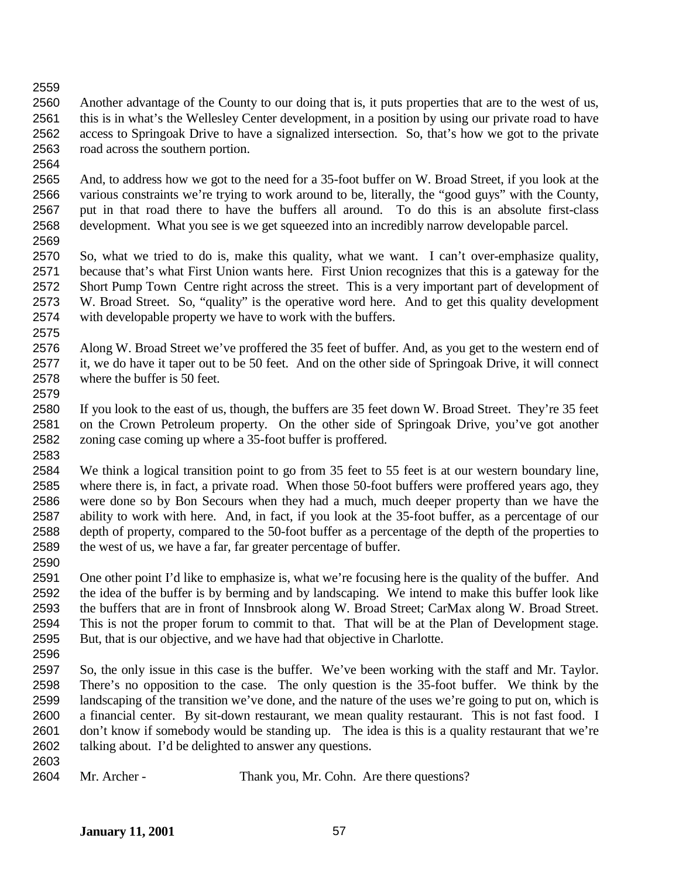Another advantage of the County to our doing that is, it puts properties that are to the west of us, this is in what's the Wellesley Center development, in a position by using our private road to have access to Springoak Drive to have a signalized intersection. So, that's how we got to the private road across the southern portion.

And, to address how we got to the need for a 35-foot buffer on W. Broad Street, if you look at the various constraints we're trying to work around to be, literally, the "good guys" with the County, put in that road there to have the buffers all around. To do this is an absolute first-class development. What you see is we get squeezed into an incredibly narrow developable parcel.

So, what we tried to do is, make this quality, what we want. I can't over-emphasize quality, because that's what First Union wants here. First Union recognizes that this is a gateway for the Short Pump Town Centre right across the street. This is a very important part of development of W. Broad Street. So, "quality" is the operative word here. And to get this quality development with developable property we have to work with the buffers.

Along W. Broad Street we've proffered the 35 feet of buffer. And, as you get to the western end of it, we do have it taper out to be 50 feet. And on the other side of Springoak Drive, it will connect where the buffer is 50 feet.

If you look to the east of us, though, the buffers are 35 feet down W. Broad Street. They're 35 feet on the Crown Petroleum property. On the other side of Springoak Drive, you've got another zoning case coming up where a 35-foot buffer is proffered.

We think a logical transition point to go from 35 feet to 55 feet is at our western boundary line, where there is, in fact, a private road. When those 50-foot buffers were proffered years ago, they were done so by Bon Secours when they had a much, much deeper property than we have the ability to work with here. And, in fact, if you look at the 35-foot buffer, as a percentage of our depth of property, compared to the 50-foot buffer as a percentage of the depth of the properties to the west of us, we have a far, far greater percentage of buffer.

One other point I'd like to emphasize is, what we're focusing here is the quality of the buffer. And the idea of the buffer is by berming and by landscaping. We intend to make this buffer look like the buffers that are in front of Innsbrook along W. Broad Street; CarMax along W. Broad Street. This is not the proper forum to commit to that. That will be at the Plan of Development stage. But, that is our objective, and we have had that objective in Charlotte.

So, the only issue in this case is the buffer. We've been working with the staff and Mr. Taylor. There's no opposition to the case. The only question is the 35-foot buffer. We think by the landscaping of the transition we've done, and the nature of the uses we're going to put on, which is a financial center. By sit-down restaurant, we mean quality restaurant. This is not fast food. I don't know if somebody would be standing up. The idea is this is a quality restaurant that we're talking about. I'd be delighted to answer any questions.

Mr. Archer - Thank you, Mr. Cohn. Are there questions?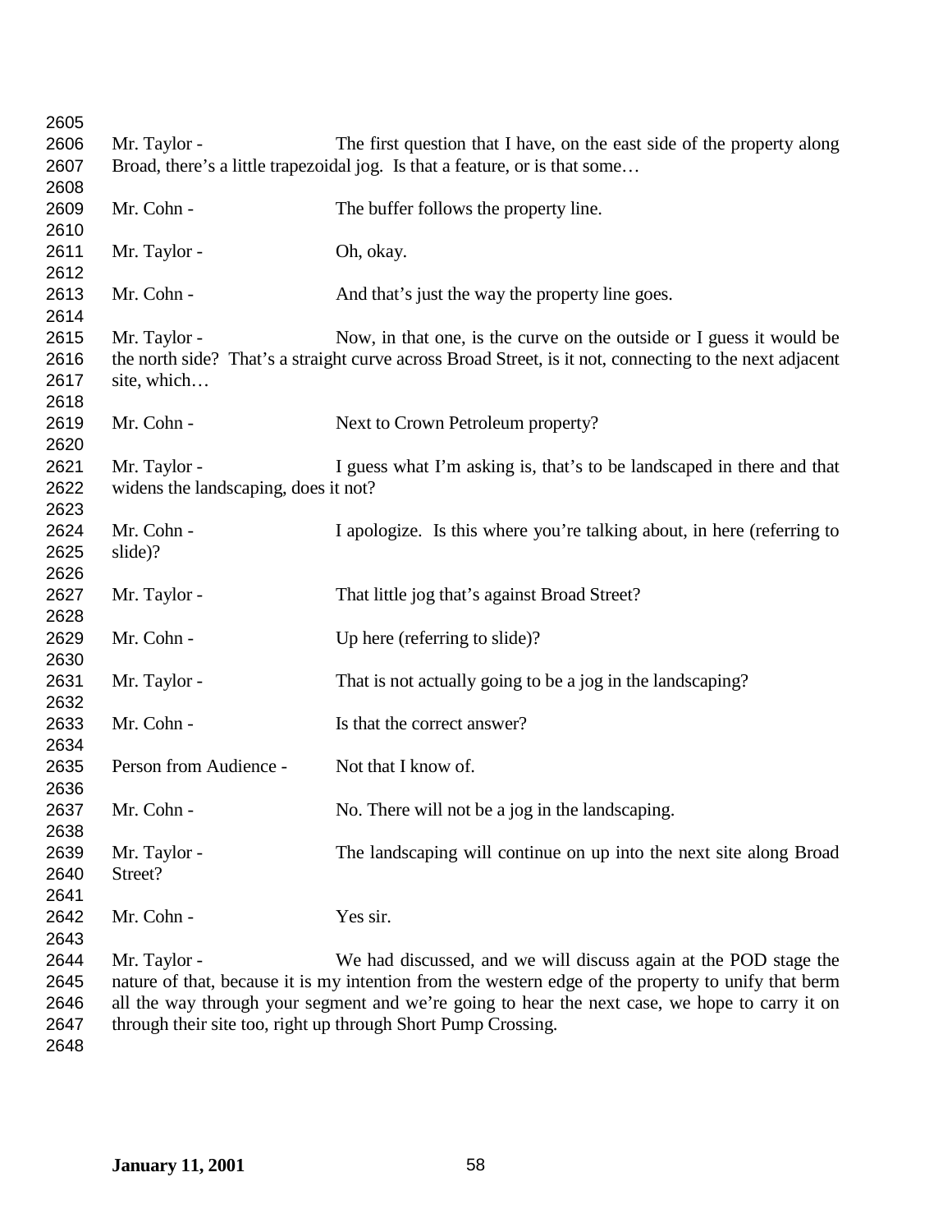Mr. Taylor - The first question that I have, on the east side of the property along Broad, there's a little trapezoidal jog. Is that a feature, or is that some…

Mr. Cohn - The buffer follows the property line.

Mr. Taylor - Oh, okay.

Mr. Cohn - And that's just the way the property line goes.

Mr. Taylor - Now, in that one, is the curve on the outside or I guess it would be the north side? That's a straight curve across Broad Street, is it not, connecting to the next adjacent site, which…

Mr. Cohn - Next to Crown Petroleum property?

Mr. Taylor - I guess what I'm asking is, that's to be landscaped in there and that widens the landscaping, does it not?

Mr. Cohn - I apologize. Is this where you're talking about, in here (referring to slide)?

Mr. Taylor - That little jog that's against Broad Street?

Mr. Cohn - Up here (referring to slide)?

Mr. Taylor - That is not actually going to be a jog in the landscaping?

Mr. Cohn - Is that the correct answer?

Person from Audience - Not that I know of.

Mr. Cohn - No. There will not be a jog in the landscaping.

Mr. Taylor - The landscaping will continue on up into the next site along Broad Street?

Mr. Cohn - Yes sir.

Mr. Taylor - We had discussed, and we will discuss again at the POD stage the nature of that, because it is my intention from the western edge of the property to unify that berm all the way through your segment and we're going to hear the next case, we hope to carry it on through their site too, right up through Short Pump Crossing.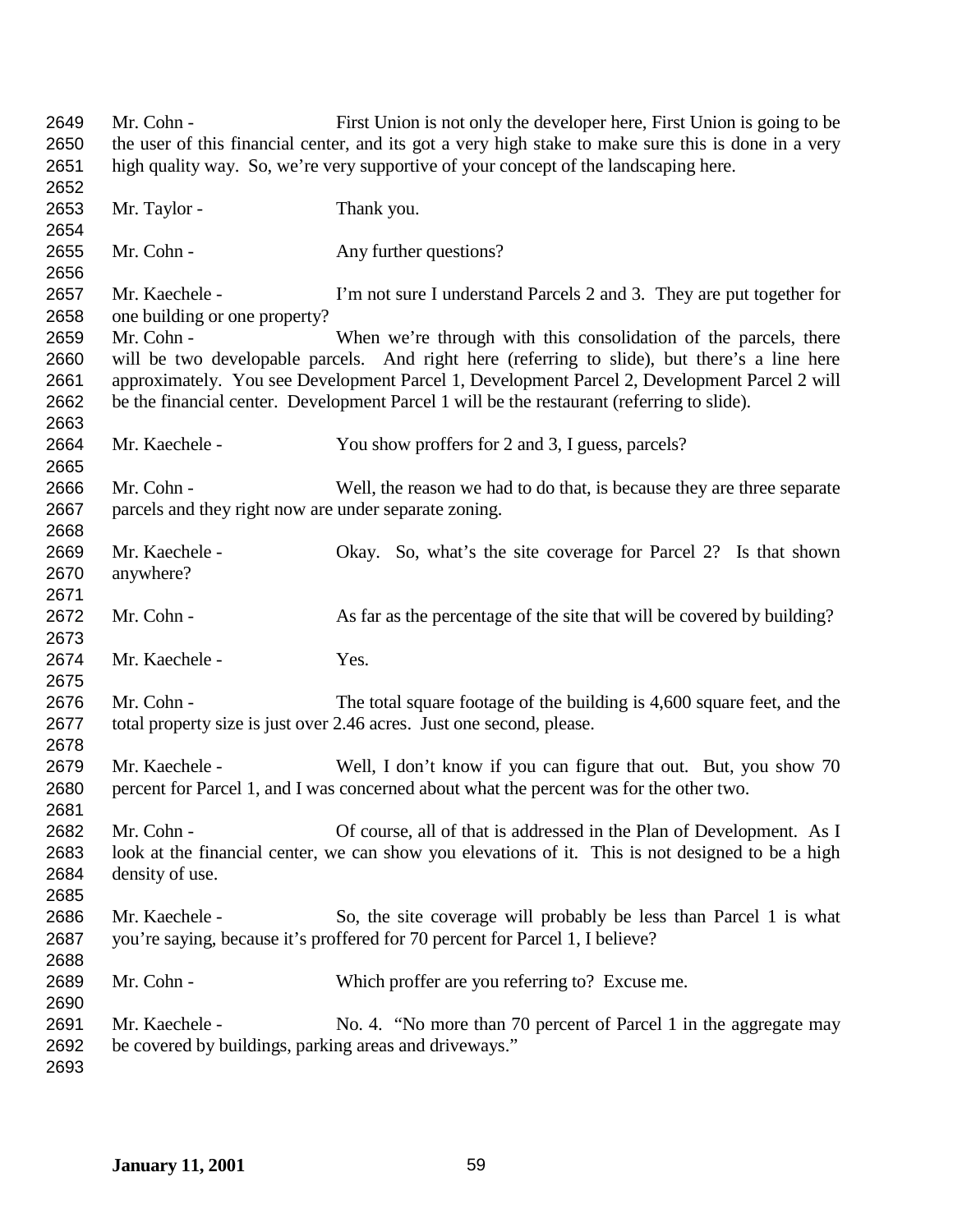Mr. Cohn - First Union is not only the developer here, First Union is going to be the user of this financial center, and its got a very high stake to make sure this is done in a very high quality way. So, we're very supportive of your concept of the landscaping here.

Mr. Taylor - Thank you.

Mr. Cohn - Any further questions?

Mr. Kaechele - I'm not sure I understand Parcels 2 and 3. They are put together for one building or one property?

Mr. Cohn - When we're through with this consolidation of the parcels, there will be two developable parcels. And right here (referring to slide), but there's a line here approximately. You see Development Parcel 1, Development Parcel 2, Development Parcel 2 will be the financial center. Development Parcel 1 will be the restaurant (referring to slide).

Mr. Kaechele - You show proffers for 2 and 3, I guess, parcels?

Mr. Cohn - Well, the reason we had to do that, is because they are three separate parcels and they right now are under separate zoning.

Mr. Kaechele - Okay. So, what's the site coverage for Parcel 2? Is that shown anywhere?

Mr. Cohn - As far as the percentage of the site that will be covered by building?

Mr. Kaechele - Yes.

Mr. Cohn - The total square footage of the building is 4,600 square feet, and the total property size is just over 2.46 acres. Just one second, please.

Mr. Kaechele - Well, I don't know if you can figure that out. But, you show 70 percent for Parcel 1, and I was concerned about what the percent was for the other two.

Mr. Cohn - Of course, all of that is addressed in the Plan of Development. As I look at the financial center, we can show you elevations of it. This is not designed to be a high density of use.

Mr. Kaechele - So, the site coverage will probably be less than Parcel 1 is what you're saying, because it's proffered for 70 percent for Parcel 1, I believe?

Mr. Cohn - Which proffer are you referring to? Excuse me.

Mr. Kaechele - No. 4. "No more than 70 percent of Parcel 1 in the aggregate may be covered by buildings, parking areas and driveways."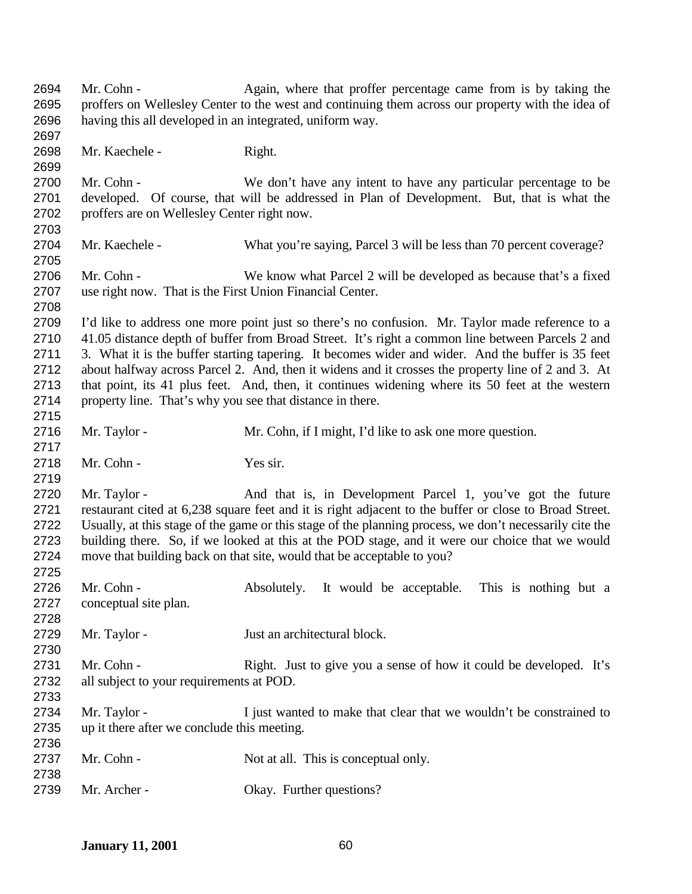Mr. Cohn - Again, where that proffer percentage came from is by taking the proffers on Wellesley Center to the west and continuing them across our property with the idea of having this all developed in an integrated, uniform way.

Mr. Kaechele - Right.

Mr. Cohn - We don't have any intent to have any particular percentage to be developed. Of course, that will be addressed in Plan of Development. But, that is what the proffers are on Wellesley Center right now.

Mr. Kaechele - What you're saying, Parcel 3 will be less than 70 percent coverage?

Mr. Cohn - We know what Parcel 2 will be developed as because that's a fixed use right now. That is the First Union Financial Center.

I'd like to address one more point just so there's no confusion. Mr. Taylor made reference to a 41.05 distance depth of buffer from Broad Street. It's right a common line between Parcels 2 and 3. What it is the buffer starting tapering. It becomes wider and wider. And the buffer is 35 feet about halfway across Parcel 2. And, then it widens and it crosses the property line of 2 and 3. At that point, its 41 plus feet. And, then, it continues widening where its 50 feet at the western property line. That's why you see that distance in there.

Mr. Taylor - Mr. Cohn, if I might, I'd like to ask one more question.

Mr. Cohn - Yes sir.

Mr. Taylor - And that is, in Development Parcel 1, you've got the future restaurant cited at 6,238 square feet and it is right adjacent to the buffer or close to Broad Street. Usually, at this stage of the game or this stage of the planning process, we don't necessarily cite the building there. So, if we looked at this at the POD stage, and it were our choice that we would move that building back on that site, would that be acceptable to you?

Mr. Cohn - Absolutely. It would be acceptable. This is nothing but a conceptual site plan.

Mr. Taylor - Just an architectural block.

Mr. Cohn - Right. Just to give you a sense of how it could be developed. It's all subject to your requirements at POD.

Mr. Taylor - I just wanted to make that clear that we wouldn't be constrained to up it there after we conclude this meeting.

Mr. Cohn - Not at all. This is conceptual only.

Mr. Archer - Okay. Further questions?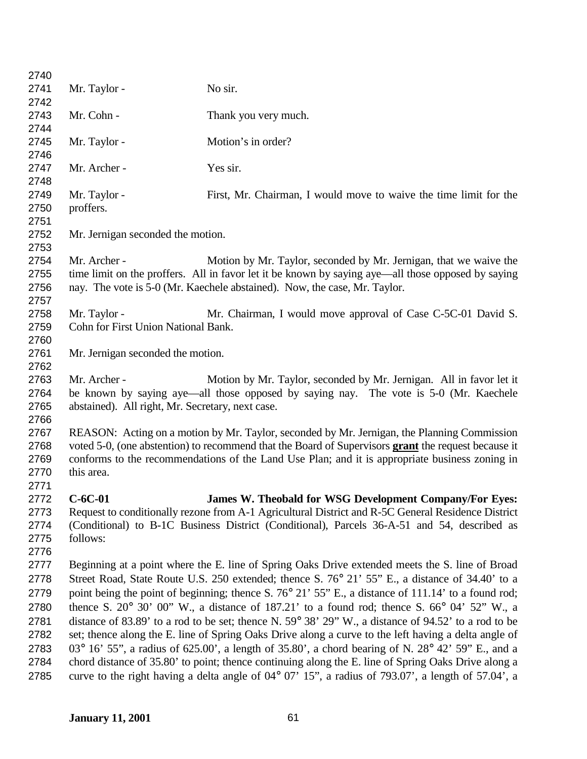Mr. Taylor - No sir.

Mr. Cohn - Thank you very much.

Mr. Taylor - Motion's in order?

Mr. Archer - Yes sir.

Mr. Taylor - First, Mr. Chairman, I would move to waive the time limit for the proffers.

Mr. Jernigan seconded the motion.

Mr. Archer - Motion by Mr. Taylor, seconded by Mr. Jernigan, that we waive the time limit on the proffers. All in favor let it be known by saying aye—all those opposed by saying nay. The vote is 5-0 (Mr. Kaechele abstained). Now, the case, Mr. Taylor.

Mr. Taylor - Mr. Chairman, I would move approval of Case C-5C-01 David S. Cohn for First Union National Bank.

Mr. Jernigan seconded the motion.

Mr. Archer - Motion by Mr. Taylor, seconded by Mr. Jernigan. All in favor let it be known by saying aye—all those opposed by saying nay. The vote is 5-0 (Mr. Kaechele abstained). All right, Mr. Secretary, next case.

REASON: Acting on a motion by Mr. Taylor, seconded by Mr. Jernigan, the Planning Commission voted 5-0, (one abstention) to recommend that the Board of Supervisors **grant** the request because it conforms to the recommendations of the Land Use Plan; and it is appropriate business zoning in this area.

**C-6C-01 James W. Theobald for WSG Development Company/For Eyes:** Request to conditionally rezone from A-1 Agricultural District and R-5C General Residence District (Conditional) to B-1C Business District (Conditional), Parcels 36-A-51 and 54, described as follows:

Beginning at a point where the E. line of Spring Oaks Drive extended meets the S. line of Broad Street Road, State Route U.S. 250 extended; thence S. 76° 21' 55" E., a distance of 34.40' to a point being the point of beginning; thence S. 76° 21' 55" E., a distance of 111.14' to a found rod; thence S. 20° 30' 00" W., a distance of 187.21' to a found rod; thence S. 66° 04' 52" W., a distance of 83.89' to a rod to be set; thence N. 59° 38' 29" W., a distance of 94.52' to a rod to be set; thence along the E. line of Spring Oaks Drive along a curve to the left having a delta angle of 03° 16' 55", a radius of 625.00', a length of 35.80', a chord bearing of N. 28° 42' 59" E., and a chord distance of 35.80' to point; thence continuing along the E. line of Spring Oaks Drive along a curve to the right having a delta angle of 04° 07' 15", a radius of 793.07', a length of 57.04', a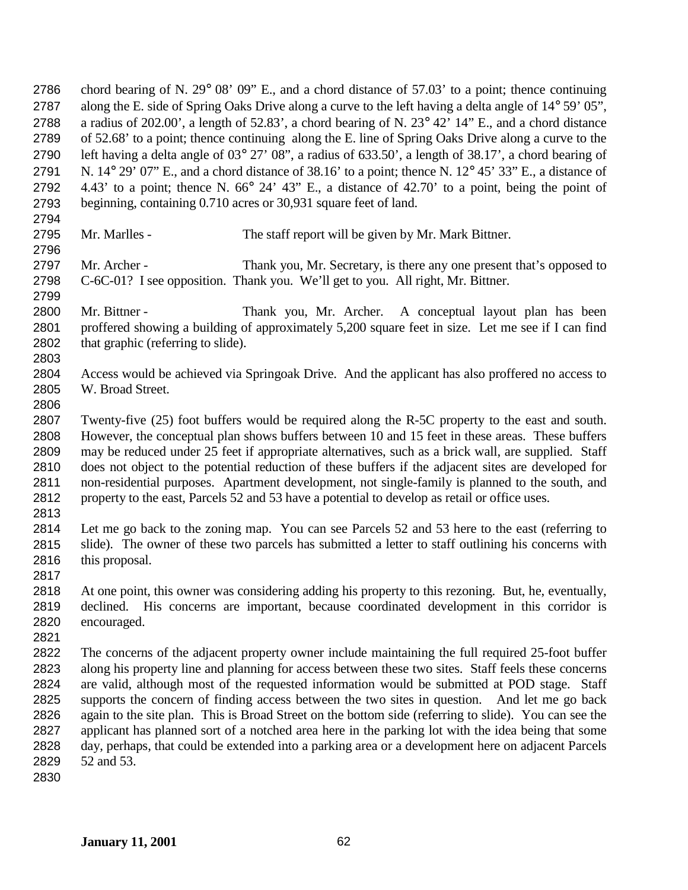chord bearing of N. 29° 08' 09" E., and a chord distance of 57.03' to a point; thence continuing along the E. side of Spring Oaks Drive along a curve to the left having a delta angle of 14° 59' 05", a radius of 202.00', a length of 52.83', a chord bearing of N. 23° 42' 14" E., and a chord distance of 52.68' to a point; thence continuing along the E. line of Spring Oaks Drive along a curve to the left having a delta angle of 03° 27' 08", a radius of 633.50', a length of 38.17', a chord bearing of N. 14° 29' 07" E., and a chord distance of 38.16' to a point; thence N. 12° 45' 33" E., a distance of 4.43' to a point; thence N. 66° 24' 43" E., a distance of 42.70' to a point, being the point of beginning, containing 0.710 acres or 30,931 square feet of land.

Mr. Marlles - The staff report will be given by Mr. Mark Bittner.

Mr. Archer - Thank you, Mr. Secretary, is there any one present that's opposed to C-6C-01? I see opposition. Thank you. We'll get to you. All right, Mr. Bittner.

Mr. Bittner - Thank you, Mr. Archer. A conceptual layout plan has been proffered showing a building of approximately 5,200 square feet in size. Let me see if I can find that graphic (referring to slide).

Access would be achieved via Springoak Drive. And the applicant has also proffered no access to W. Broad Street.

Twenty-five (25) foot buffers would be required along the R-5C property to the east and south. However, the conceptual plan shows buffers between 10 and 15 feet in these areas. These buffers may be reduced under 25 feet if appropriate alternatives, such as a brick wall, are supplied. Staff does not object to the potential reduction of these buffers if the adjacent sites are developed for non-residential purposes. Apartment development, not single-family is planned to the south, and property to the east, Parcels 52 and 53 have a potential to develop as retail or office uses.

Let me go back to the zoning map. You can see Parcels 52 and 53 here to the east (referring to slide). The owner of these two parcels has submitted a letter to staff outlining his concerns with this proposal.

At one point, this owner was considering adding his property to this rezoning. But, he, eventually, declined. His concerns are important, because coordinated development in this corridor is encouraged.

The concerns of the adjacent property owner include maintaining the full required 25-foot buffer along his property line and planning for access between these two sites. Staff feels these concerns are valid, although most of the requested information would be submitted at POD stage. Staff supports the concern of finding access between the two sites in question. And let me go back again to the site plan. This is Broad Street on the bottom side (referring to slide). You can see the applicant has planned sort of a notched area here in the parking lot with the idea being that some day, perhaps, that could be extended into a parking area or a development here on adjacent Parcels 52 and 53.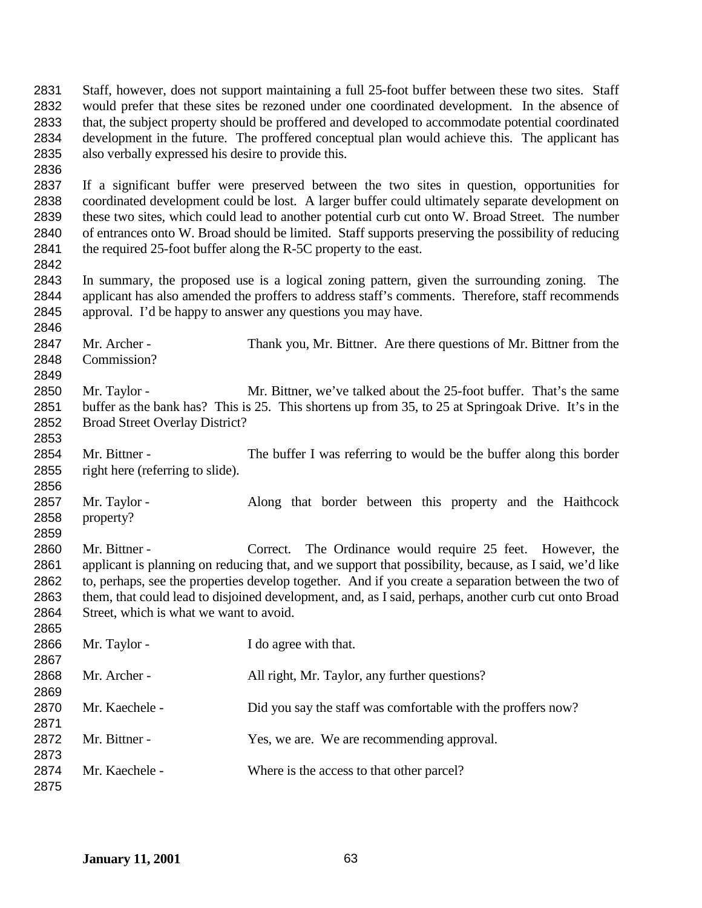Staff, however, does not support maintaining a full 25-foot buffer between these two sites. Staff would prefer that these sites be rezoned under one coordinated development. In the absence of that, the subject property should be proffered and developed to accommodate potential coordinated development in the future. The proffered conceptual plan would achieve this. The applicant has also verbally expressed his desire to provide this.

If a significant buffer were preserved between the two sites in question, opportunities for coordinated development could be lost. A larger buffer could ultimately separate development on these two sites, which could lead to another potential curb cut onto W. Broad Street. The number of entrances onto W. Broad should be limited. Staff supports preserving the possibility of reducing the required 25-foot buffer along the R-5C property to the east.

In summary, the proposed use is a logical zoning pattern, given the surrounding zoning. The applicant has also amended the proffers to address staff's comments. Therefore, staff recommends approval. I'd be happy to answer any questions you may have.

Mr. Archer - Thank you, Mr. Bittner. Are there questions of Mr. Bittner from the Commission?

Mr. Taylor - Mr. Bittner, we've talked about the 25-foot buffer. That's the same buffer as the bank has? This is 25. This shortens up from 35, to 25 at Springoak Drive. It's in the Broad Street Overlay District?

Mr. Bittner - The buffer I was referring to would be the buffer along this border right here (referring to slide).

Mr. Taylor - Along that border between this property and the Haithcock property?

Mr. Bittner - Correct. The Ordinance would require 25 feet. However, the applicant is planning on reducing that, and we support that possibility, because, as I said, we'd like to, perhaps, see the properties develop together. And if you create a separation between the two of them, that could lead to disjoined development, and, as I said, perhaps, another curb cut onto Broad Street, which is what we want to avoid.

Mr. Taylor - I do agree with that.

Mr. Archer - All right, Mr. Taylor, any further questions?

Mr. Kaechele - Did you say the staff was comfortable with the proffers now?

Mr. Bittner - Yes, we are. We are recommending approval.

Mr. Kaechele - Where is the access to that other parcel?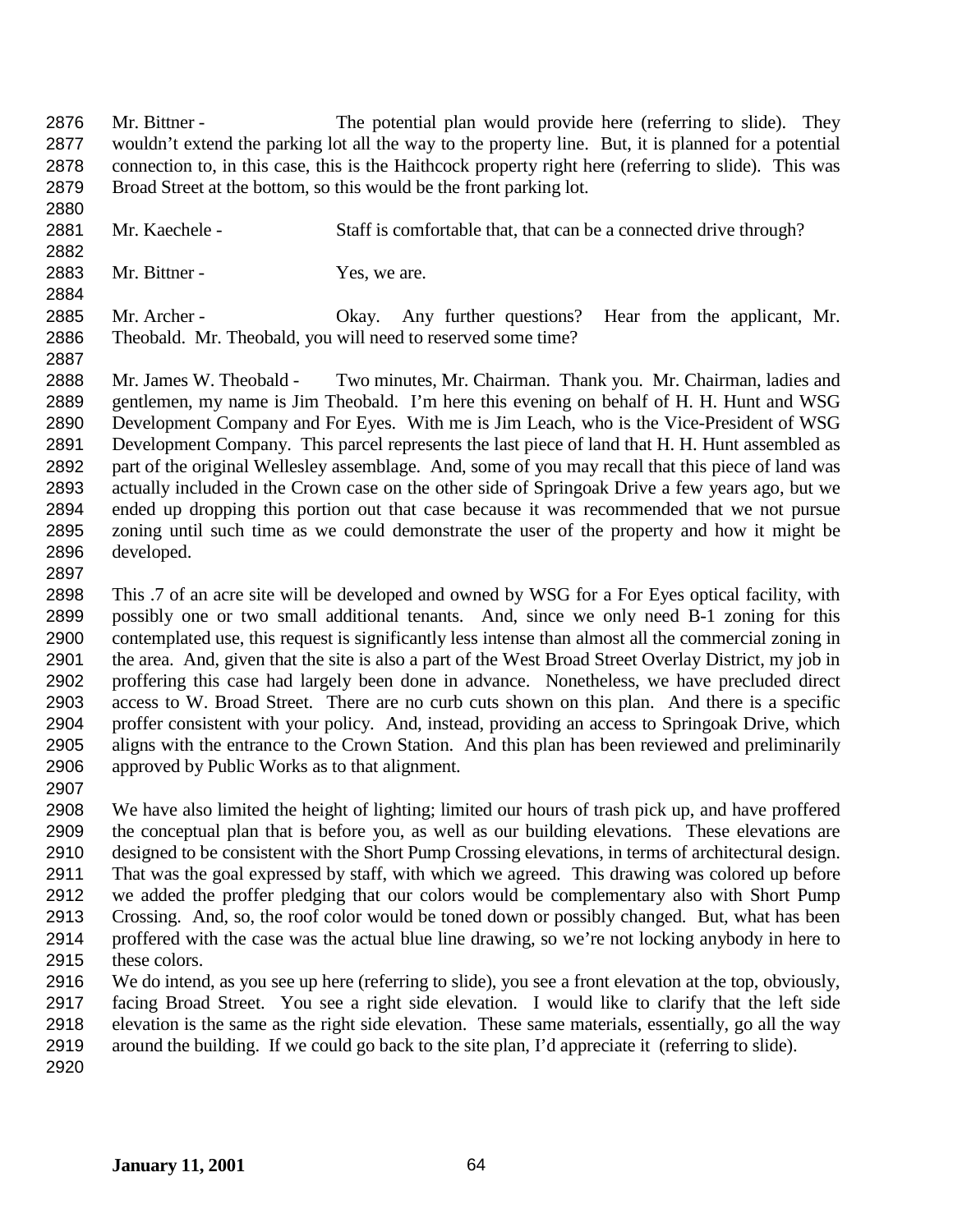Mr. Bittner - The potential plan would provide here (referring to slide). They wouldn't extend the parking lot all the way to the property line. But, it is planned for a potential connection to, in this case, this is the Haithcock property right here (referring to slide). This was Broad Street at the bottom, so this would be the front parking lot.

Mr. Kaechele - Staff is comfortable that, that can be a connected drive through?

Mr. Bittner - Yes, we are.

Mr. Archer - Okay. Any further questions? Hear from the applicant, Mr. Theobald. Mr. Theobald, you will need to reserved some time?

Mr. James W. Theobald - Two minutes, Mr. Chairman. Thank you. Mr. Chairman, ladies and gentlemen, my name is Jim Theobald. I'm here this evening on behalf of H. H. Hunt and WSG Development Company and For Eyes. With me is Jim Leach, who is the Vice-President of WSG Development Company. This parcel represents the last piece of land that H. H. Hunt assembled as part of the original Wellesley assemblage. And, some of you may recall that this piece of land was actually included in the Crown case on the other side of Springoak Drive a few years ago, but we ended up dropping this portion out that case because it was recommended that we not pursue zoning until such time as we could demonstrate the user of the property and how it might be developed.

This .7 of an acre site will be developed and owned by WSG for a For Eyes optical facility, with possibly one or two small additional tenants. And, since we only need B-1 zoning for this contemplated use, this request is significantly less intense than almost all the commercial zoning in the area. And, given that the site is also a part of the West Broad Street Overlay District, my job in proffering this case had largely been done in advance. Nonetheless, we have precluded direct access to W. Broad Street. There are no curb cuts shown on this plan. And there is a specific proffer consistent with your policy. And, instead, providing an access to Springoak Drive, which aligns with the entrance to the Crown Station. And this plan has been reviewed and preliminarily approved by Public Works as to that alignment.

We have also limited the height of lighting; limited our hours of trash pick up, and have proffered the conceptual plan that is before you, as well as our building elevations. These elevations are designed to be consistent with the Short Pump Crossing elevations, in terms of architectural design. That was the goal expressed by staff, with which we agreed. This drawing was colored up before we added the proffer pledging that our colors would be complementary also with Short Pump Crossing. And, so, the roof color would be toned down or possibly changed. But, what has been proffered with the case was the actual blue line drawing, so we're not locking anybody in here to these colors.

We do intend, as you see up here (referring to slide), you see a front elevation at the top, obviously, facing Broad Street. You see a right side elevation. I would like to clarify that the left side elevation is the same as the right side elevation. These same materials, essentially, go all the way around the building. If we could go back to the site plan, I'd appreciate it (referring to slide).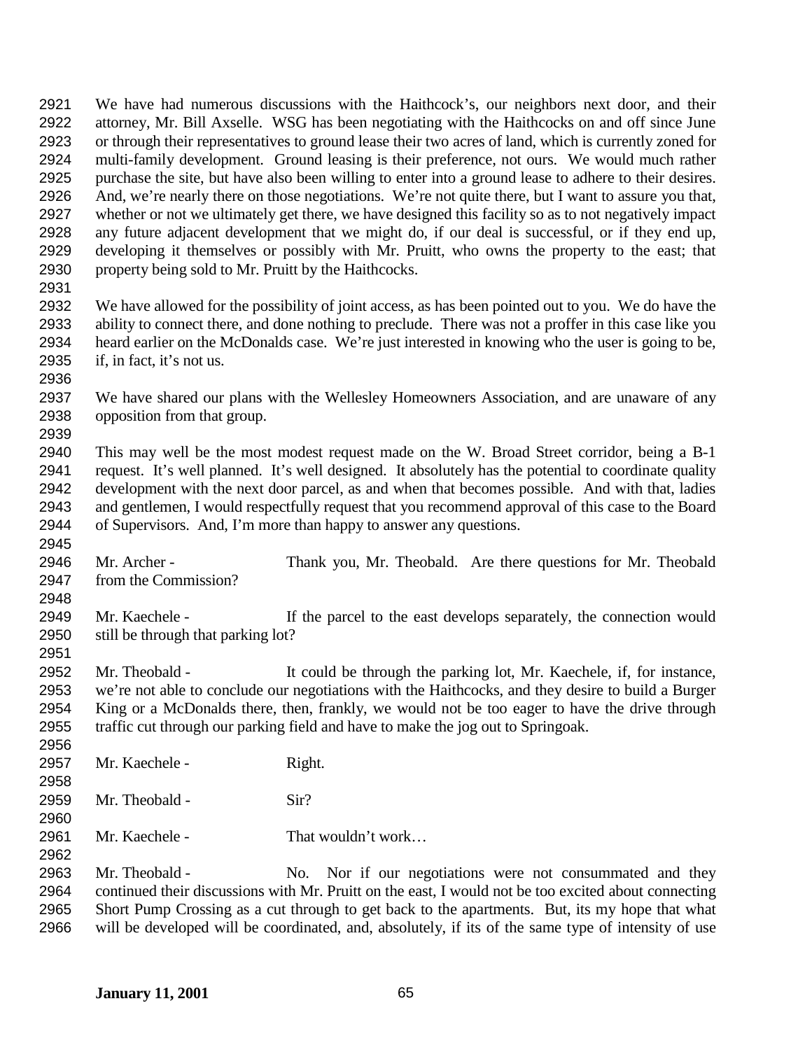We have had numerous discussions with the Haithcock's, our neighbors next door, and their attorney, Mr. Bill Axselle. WSG has been negotiating with the Haithcocks on and off since June or through their representatives to ground lease their two acres of land, which is currently zoned for multi-family development. Ground leasing is their preference, not ours. We would much rather purchase the site, but have also been willing to enter into a ground lease to adhere to their desires. And, we're nearly there on those negotiations. We're not quite there, but I want to assure you that, whether or not we ultimately get there, we have designed this facility so as to not negatively impact any future adjacent development that we might do, if our deal is successful, or if they end up, developing it themselves or possibly with Mr. Pruitt, who owns the property to the east; that property being sold to Mr. Pruitt by the Haithcocks.

We have allowed for the possibility of joint access, as has been pointed out to you. We do have the ability to connect there, and done nothing to preclude. There was not a proffer in this case like you heard earlier on the McDonalds case. We're just interested in knowing who the user is going to be, if, in fact, it's not us.

We have shared our plans with the Wellesley Homeowners Association, and are unaware of any opposition from that group.

This may well be the most modest request made on the W. Broad Street corridor, being a B-1 request. It's well planned. It's well designed. It absolutely has the potential to coordinate quality development with the next door parcel, as and when that becomes possible. And with that, ladies and gentlemen, I would respectfully request that you recommend approval of this case to the Board of Supervisors. And, I'm more than happy to answer any questions.

Mr. Archer - Thank you, Mr. Theobald. Are there questions for Mr. Theobald from the Commission?

Mr. Kaechele - If the parcel to the east develops separately, the connection would still be through that parking lot?

Mr. Theobald - It could be through the parking lot, Mr. Kaechele, if, for instance, we're not able to conclude our negotiations with the Haithcocks, and they desire to build a Burger King or a McDonalds there, then, frankly, we would not be too eager to have the drive through traffic cut through our parking field and have to make the jog out to Springoak.

Mr. Kaechele - Right.

Mr. Theobald - Sir?

Mr. Kaechele - That wouldn't work…

Mr. Theobald - No. Nor if our negotiations were not consummated and they continued their discussions with Mr. Pruitt on the east, I would not be too excited about connecting Short Pump Crossing as a cut through to get back to the apartments. But, its my hope that what will be developed will be coordinated, and, absolutely, if its of the same type of intensity of use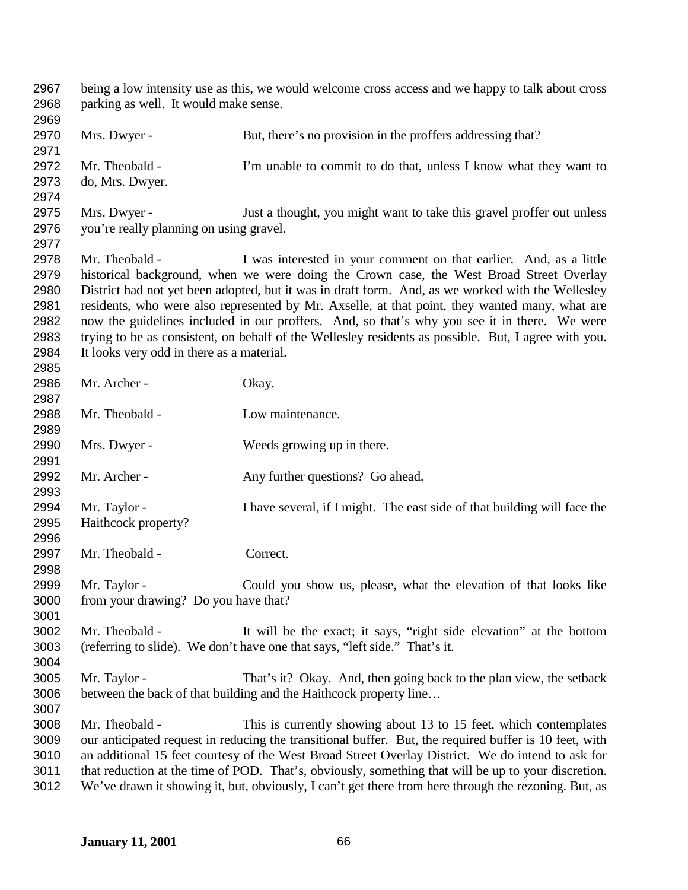being a low intensity use as this, we would welcome cross access and we happy to talk about cross parking as well. It would make sense.

Mrs. Dwyer - But, there's no provision in the proffers addressing that?

Mr. Theobald - I'm unable to commit to do that, unless I know what they want to do, Mrs. Dwyer.

Mrs. Dwyer - Just a thought, you might want to take this gravel proffer out unless you're really planning on using gravel.

Mr. Theobald - I was interested in your comment on that earlier. And, as a little historical background, when we were doing the Crown case, the West Broad Street Overlay District had not yet been adopted, but it was in draft form. And, as we worked with the Wellesley residents, who were also represented by Mr. Axselle, at that point, they wanted many, what are now the guidelines included in our proffers. And, so that's why you see it in there. We were trying to be as consistent, on behalf of the Wellesley residents as possible. But, I agree with you. It looks very odd in there as a material.

Mr. Archer - Okay.

Mr. Theobald - Low maintenance.

Mrs. Dwyer - Weeds growing up in there.

Mr. Archer - Any further questions? Go ahead.

Mr. Taylor - I have several, if I might. The east side of that building will face the Haithcock property?

Mr. Theobald - Correct.

Mr. Taylor - Could you show us, please, what the elevation of that looks like from your drawing? Do you have that?

Mr. Theobald - It will be the exact; it says, "right side elevation" at the bottom (referring to slide). We don't have one that says, "left side." That's it.

Mr. Taylor - That's it? Okay. And, then going back to the plan view, the setback between the back of that building and the Haithcock property line…

Mr. Theobald - This is currently showing about 13 to 15 feet, which contemplates our anticipated request in reducing the transitional buffer. But, the required buffer is 10 feet, with an additional 15 feet courtesy of the West Broad Street Overlay District. We do intend to ask for that reduction at the time of POD. That's, obviously, something that will be up to your discretion. We've drawn it showing it, but, obviously, I can't get there from here through the rezoning. But, as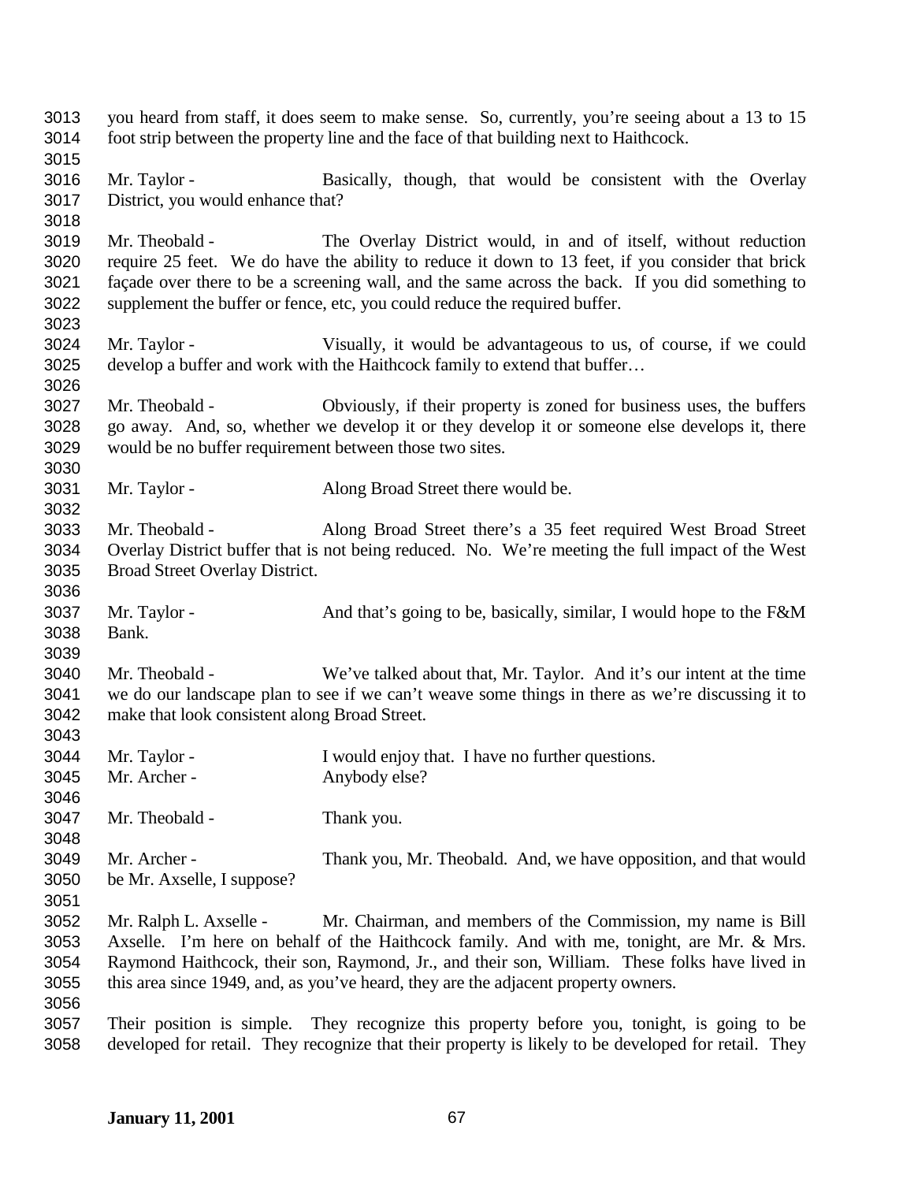you heard from staff, it does seem to make sense. So, currently, you're seeing about a 13 to 15 foot strip between the property line and the face of that building next to Haithcock.

Mr. Taylor - Basically, though, that would be consistent with the Overlay District, you would enhance that?

Mr. Theobald - The Overlay District would, in and of itself, without reduction require 25 feet. We do have the ability to reduce it down to 13 feet, if you consider that brick façade over there to be a screening wall, and the same across the back. If you did something to supplement the buffer or fence, etc, you could reduce the required buffer.

Mr. Taylor - Visually, it would be advantageous to us, of course, if we could develop a buffer and work with the Haithcock family to extend that buffer…

Mr. Theobald - Obviously, if their property is zoned for business uses, the buffers go away. And, so, whether we develop it or they develop it or someone else develops it, there would be no buffer requirement between those two sites.

Mr. Taylor - Along Broad Street there would be.

Mr. Theobald - Along Broad Street there's a 35 feet required West Broad Street Overlay District buffer that is not being reduced. No. We're meeting the full impact of the West Broad Street Overlay District.

Mr. Taylor - And that's going to be, basically, similar, I would hope to the F&M Bank.

Mr. Theobald - We've talked about that, Mr. Taylor. And it's our intent at the time we do our landscape plan to see if we can't weave some things in there as we're discussing it to make that look consistent along Broad Street.

Mr. Taylor - I would enjoy that. I have no further questions.
Mr. Archer - Anybody else?

Mr. Theobald - Thank you.

Mr. Archer - Thank you, Mr. Theobald. And, we have opposition, and that would be Mr. Axselle, I suppose?

Mr. Ralph L. Axselle - Mr. Chairman, and members of the Commission, my name is Bill Axselle. I'm here on behalf of the Haithcock family. And with me, tonight, are Mr. & Mrs. Raymond Haithcock, their son, Raymond, Jr., and their son, William. These folks have lived in this area since 1949, and, as you've heard, they are the adjacent property owners.

Their position is simple. They recognize this property before you, tonight, is going to be developed for retail. They recognize that their property is likely to be developed for retail. They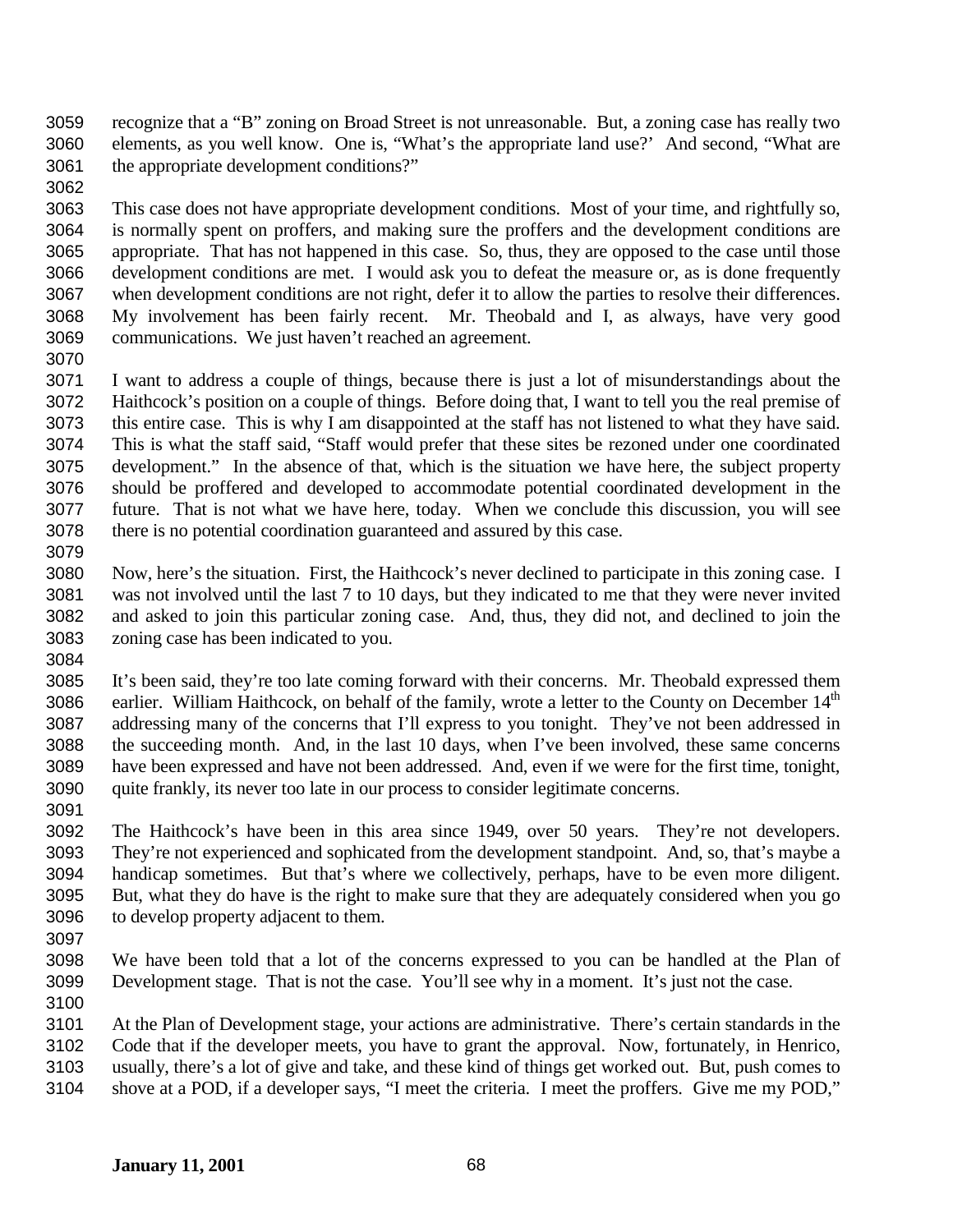recognize that a "B" zoning on Broad Street is not unreasonable. But, a zoning case has really two elements, as you well know. One is, "What's the appropriate land use?' And second, "What are the appropriate development conditions?"

This case does not have appropriate development conditions. Most of your time, and rightfully so, is normally spent on proffers, and making sure the proffers and the development conditions are appropriate. That has not happened in this case. So, thus, they are opposed to the case until those development conditions are met. I would ask you to defeat the measure or, as is done frequently when development conditions are not right, defer it to allow the parties to resolve their differences. My involvement has been fairly recent. Mr. Theobald and I, as always, have very good communications. We just haven't reached an agreement.

I want to address a couple of things, because there is just a lot of misunderstandings about the Haithcock's position on a couple of things. Before doing that, I want to tell you the real premise of this entire case. This is why I am disappointed at the staff has not listened to what they have said. This is what the staff said, "Staff would prefer that these sites be rezoned under one coordinated development." In the absence of that, which is the situation we have here, the subject property should be proffered and developed to accommodate potential coordinated development in the future. That is not what we have here, today. When we conclude this discussion, you will see there is no potential coordination guaranteed and assured by this case.

Now, here's the situation. First, the Haithcock's never declined to participate in this zoning case. I was not involved until the last 7 to 10 days, but they indicated to me that they were never invited and asked to join this particular zoning case. And, thus, they did not, and declined to join the zoning case has been indicated to you.

It's been said, they're too late coming forward with their concerns. Mr. Theobald expressed them earlier. William Haithcock, on behalf of the family, wrote a letter to the County on December 14th addressing many of the concerns that I'll express to you tonight. They've not been addressed in the succeeding month. And, in the last 10 days, when I've been involved, these same concerns have been expressed and have not been addressed. And, even if we were for the first time, tonight, quite frankly, its never too late in our process to consider legitimate concerns.

The Haithcock's have been in this area since 1949, over 50 years. They're not developers. They're not experienced and sophicated from the development standpoint. And, so, that's maybe a handicap sometimes. But that's where we collectively, perhaps, have to be even more diligent. But, what they do have is the right to make sure that they are adequately considered when you go to develop property adjacent to them.

We have been told that a lot of the concerns expressed to you can be handled at the Plan of Development stage. That is not the case. You'll see why in a moment. It's just not the case.

At the Plan of Development stage, your actions are administrative. There's certain standards in the Code that if the developer meets, you have to grant the approval. Now, fortunately, in Henrico, usually, there's a lot of give and take, and these kind of things get worked out. But, push comes to shove at a POD, if a developer says, "I meet the criteria. I meet the proffers. Give me my POD,"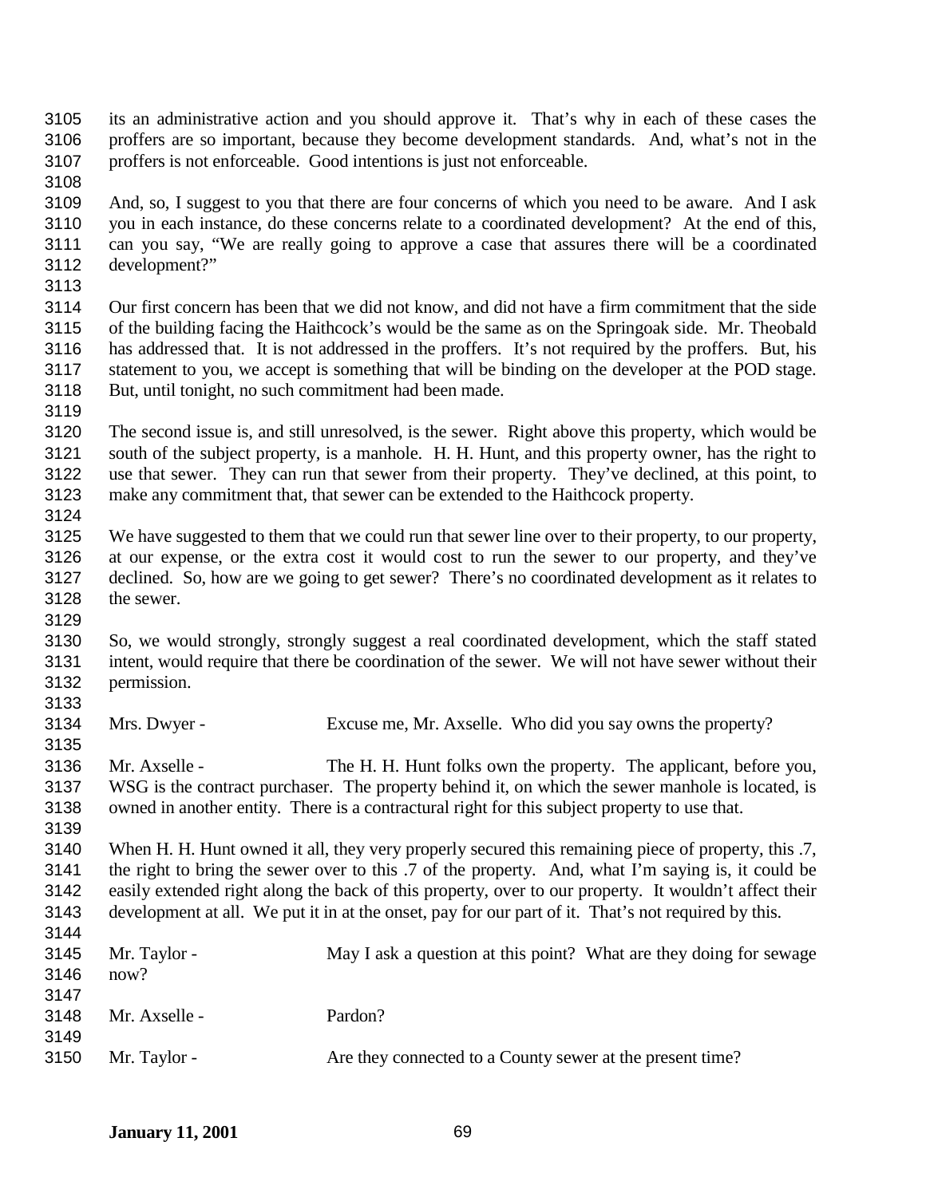its an administrative action and you should approve it. That's why in each of these cases the proffers are so important, because they become development standards. And, what's not in the proffers is not enforceable. Good intentions is just not enforceable.

And, so, I suggest to you that there are four concerns of which you need to be aware. And I ask you in each instance, do these concerns relate to a coordinated development? At the end of this, can you say, "We are really going to approve a case that assures there will be a coordinated development?"

Our first concern has been that we did not know, and did not have a firm commitment that the side of the building facing the Haithcock's would be the same as on the Springoak side. Mr. Theobald has addressed that. It is not addressed in the proffers. It's not required by the proffers. But, his statement to you, we accept is something that will be binding on the developer at the POD stage. But, until tonight, no such commitment had been made.

The second issue is, and still unresolved, is the sewer. Right above this property, which would be south of the subject property, is a manhole. H. H. Hunt, and this property owner, has the right to use that sewer. They can run that sewer from their property. They've declined, at this point, to make any commitment that, that sewer can be extended to the Haithcock property.

We have suggested to them that we could run that sewer line over to their property, to our property, at our expense, or the extra cost it would cost to run the sewer to our property, and they've declined. So, how are we going to get sewer? There's no coordinated development as it relates to the sewer.

So, we would strongly, strongly suggest a real coordinated development, which the staff stated intent, would require that there be coordination of the sewer. We will not have sewer without their permission.

Mrs. Dwyer - Excuse me, Mr. Axselle. Who did you say owns the property?

Mr. Axselle - The H. H. Hunt folks own the property. The applicant, before you, WSG is the contract purchaser. The property behind it, on which the sewer manhole is located, is owned in another entity. There is a contractural right for this subject property to use that.

When H. H. Hunt owned it all, they very properly secured this remaining piece of property, this .7, the right to bring the sewer over to this .7 of the property. And, what I'm saying is, it could be easily extended right along the back of this property, over to our property. It wouldn't affect their development at all. We put it in at the onset, pay for our part of it. That's not required by this.

Mr. Taylor - May I ask a question at this point? What are they doing for sewage now?

Mr. Axselle - Pardon?

Mr. Taylor - Are they connected to a County sewer at the present time?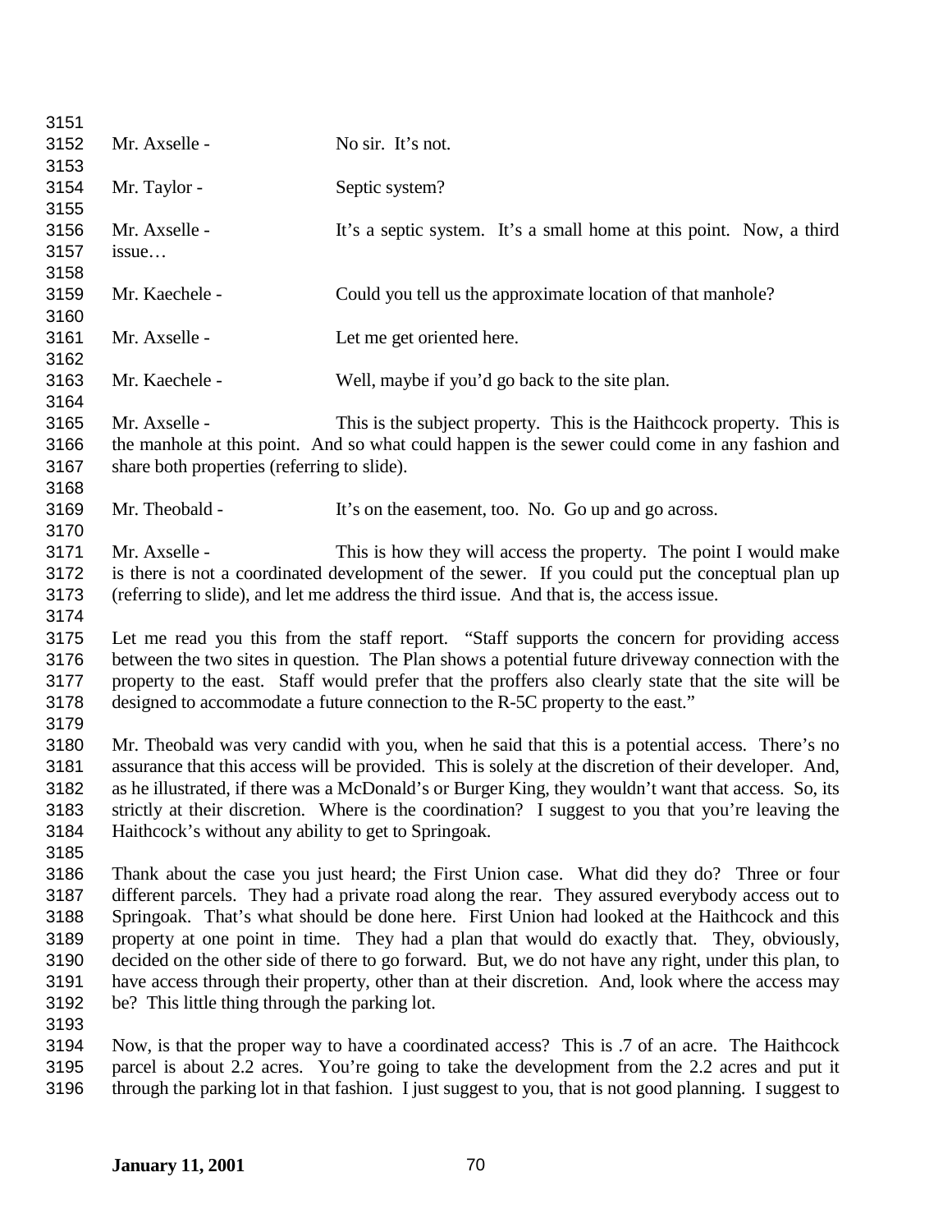Mr. Axselle - No sir. It's not.

Mr. Taylor - Septic system?

Mr. Axselle - It's a septic system. It's a small home at this point. Now, a third issue…

Mr. Kaechele - Could you tell us the approximate location of that manhole?

Mr. Axselle - Let me get oriented here.

Mr. Kaechele - Well, maybe if you'd go back to the site plan.

Mr. Axselle - This is the subject property. This is the Haithcock property. This is the manhole at this point. And so what could happen is the sewer could come in any fashion and share both properties (referring to slide).

Mr. Theobald - It's on the easement, too. No. Go up and go across.

Mr. Axselle - This is how they will access the property. The point I would make is there is not a coordinated development of the sewer. If you could put the conceptual plan up (referring to slide), and let me address the third issue. And that is, the access issue.

Let me read you this from the staff report. "Staff supports the concern for providing access between the two sites in question. The Plan shows a potential future driveway connection with the property to the east. Staff would prefer that the proffers also clearly state that the site will be designed to accommodate a future connection to the R-5C property to the east."

Mr. Theobald was very candid with you, when he said that this is a potential access. There's no assurance that this access will be provided. This is solely at the discretion of their developer. And, as he illustrated, if there was a McDonald's or Burger King, they wouldn't want that access. So, its strictly at their discretion. Where is the coordination? I suggest to you that you're leaving the Haithcock's without any ability to get to Springoak.

Thank about the case you just heard; the First Union case. What did they do? Three or four different parcels. They had a private road along the rear. They assured everybody access out to Springoak. That's what should be done here. First Union had looked at the Haithcock and this property at one point in time. They had a plan that would do exactly that. They, obviously, decided on the other side of there to go forward. But, we do not have any right, under this plan, to have access through their property, other than at their discretion. And, look where the access may be? This little thing through the parking lot.

Now, is that the proper way to have a coordinated access? This is .7 of an acre. The Haithcock parcel is about 2.2 acres. You're going to take the development from the 2.2 acres and put it through the parking lot in that fashion. I just suggest to you, that is not good planning. I suggest to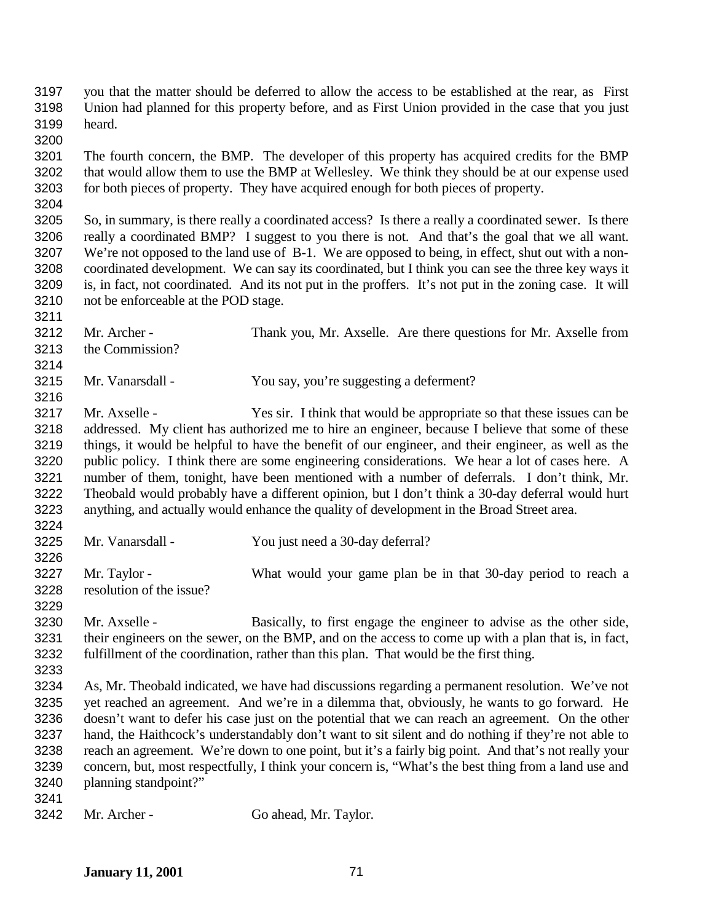you that the matter should be deferred to allow the access to be established at the rear, as First Union had planned for this property before, and as First Union provided in the case that you just heard.

The fourth concern, the BMP. The developer of this property has acquired credits for the BMP that would allow them to use the BMP at Wellesley. We think they should be at our expense used for both pieces of property. They have acquired enough for both pieces of property.

So, in summary, is there really a coordinated access? Is there a really a coordinated sewer. Is there really a coordinated BMP? I suggest to you there is not. And that's the goal that we all want. We're not opposed to the land use of B-1. We are opposed to being, in effect, shut out with a non-coordinated development. We can say its coordinated, but I think you can see the three key ways it is, in fact, not coordinated. And its not put in the proffers. It's not put in the zoning case. It will not be enforceable at the POD stage.

Mr. Archer - Thank you, Mr. Axselle. Are there questions for Mr. Axselle from the Commission?

Mr. Vanarsdall - You say, you're suggesting a deferment?

Mr. Axselle - Yes sir. I think that would be appropriate so that these issues can be addressed. My client has authorized me to hire an engineer, because I believe that some of these things, it would be helpful to have the benefit of our engineer, and their engineer, as well as the public policy. I think there are some engineering considerations. We hear a lot of cases here. A number of them, tonight, have been mentioned with a number of deferrals. I don't think, Mr. Theobald would probably have a different opinion, but I don't think a 30-day deferral would hurt anything, and actually would enhance the quality of development in the Broad Street area.

Mr. Vanarsdall - You just need a 30-day deferral?

Mr. Taylor - What would your game plan be in that 30-day period to reach a resolution of the issue?

Mr. Axselle - Basically, to first engage the engineer to advise as the other side, their engineers on the sewer, on the BMP, and on the access to come up with a plan that is, in fact, fulfillment of the coordination, rather than this plan. That would be the first thing.

As, Mr. Theobald indicated, we have had discussions regarding a permanent resolution. We've not yet reached an agreement. And we're in a dilemma that, obviously, he wants to go forward. He doesn't want to defer his case just on the potential that we can reach an agreement. On the other hand, the Haithcock's understandably don't want to sit silent and do nothing if they're not able to reach an agreement. We're down to one point, but it's a fairly big point. And that's not really your concern, but, most respectfully, I think your concern is, "What's the best thing from a land use and planning standpoint?"

Mr. Archer - Go ahead, Mr. Taylor.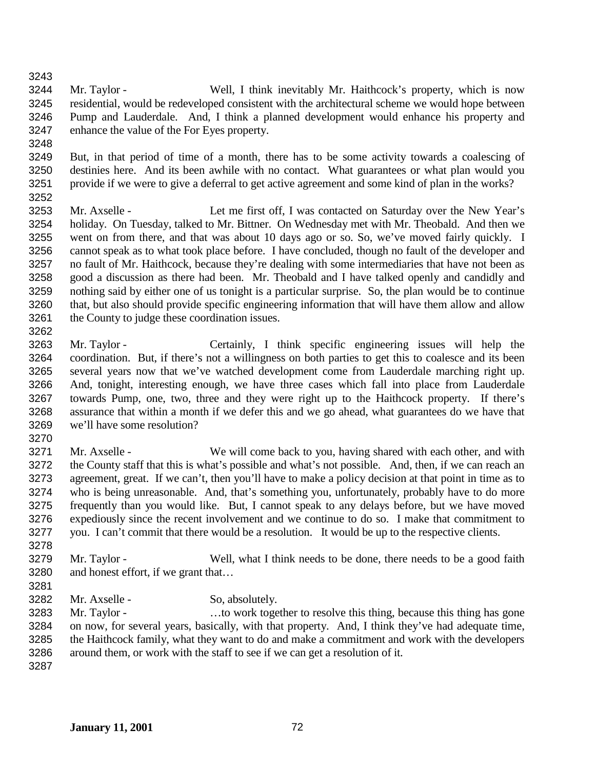Mr. Taylor - Well, I think inevitably Mr. Haithcock's property, which is now residential, would be redeveloped consistent with the architectural scheme we would hope between Pump and Lauderdale. And, I think a planned development would enhance his property and enhance the value of the For Eyes property.

But, in that period of time of a month, there has to be some activity towards a coalescing of destinies here. And its been awhile with no contact. What guarantees or what plan would you provide if we were to give a deferral to get active agreement and some kind of plan in the works?

Mr. Axselle - Let me first off, I was contacted on Saturday over the New Year's holiday. On Tuesday, talked to Mr. Bittner. On Wednesday met with Mr. Theobald. And then we went on from there, and that was about 10 days ago or so. So, we've moved fairly quickly. I cannot speak as to what took place before. I have concluded, though no fault of the developer and no fault of Mr. Haithcock, because they're dealing with some intermediaries that have not been as good a discussion as there had been. Mr. Theobald and I have talked openly and candidly and nothing said by either one of us tonight is a particular surprise. So, the plan would be to continue that, but also should provide specific engineering information that will have them allow and allow the County to judge these coordination issues.

Mr. Taylor - Certainly, I think specific engineering issues will help the coordination. But, if there's not a willingness on both parties to get this to coalesce and its been several years now that we've watched development come from Lauderdale marching right up. And, tonight, interesting enough, we have three cases which fall into place from Lauderdale towards Pump, one, two, three and they were right up to the Haithcock property. If there's assurance that within a month if we defer this and we go ahead, what guarantees do we have that we'll have some resolution?

Mr. Axselle - We will come back to you, having shared with each other, and with the County staff that this is what's possible and what's not possible. And, then, if we can reach an agreement, great. If we can't, then you'll have to make a policy decision at that point in time as to who is being unreasonable. And, that's something you, unfortunately, probably have to do more frequently than you would like. But, I cannot speak to any delays before, but we have moved expeditiously since the recent involvement and we continue to do so. I make that commitment to you. I can't commit that there would be a resolution. It would be up to the respective clients.

Mr. Taylor - Well, what I think needs to be done, there needs to be a good faith and honest effort, if we grant that…

Mr. Axselle - So, absolutely.

Mr. Taylor - …to work together to resolve this thing, because this thing has gone on now, for several years, basically, with that property. And, I think they've had adequate time, the Haithcock family, what they want to do and make a commitment and work with the developers around them, or work with the staff to see if we can get a resolution of it.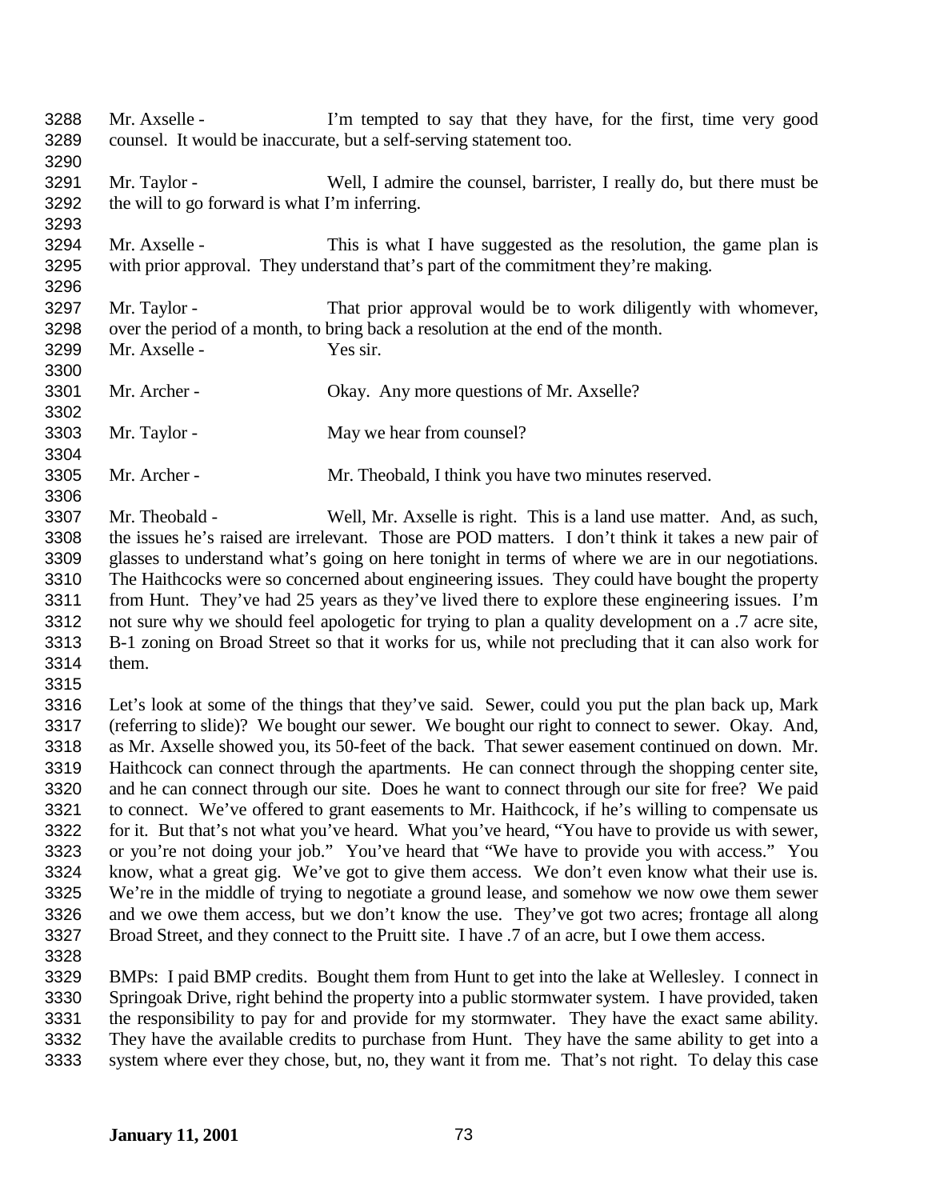Mr. Axselle - I'm tempted to say that they have, for the first, time very good counsel. It would be inaccurate, but a self-serving statement too.

Mr. Taylor - Well, I admire the counsel, barrister, I really do, but there must be the will to go forward is what I'm inferring.

Mr. Axselle - This is what I have suggested as the resolution, the game plan is with prior approval. They understand that's part of the commitment they're making.

Mr. Taylor - That prior approval would be to work diligently with whomever, over the period of a month, to bring back a resolution at the end of the month.

Mr. Axselle - Yes sir.

Mr. Archer - Okay. Any more questions of Mr. Axselle?

Mr. Taylor - May we hear from counsel?

Mr. Archer - Mr. Theobald, I think you have two minutes reserved.

Mr. Theobald - Well, Mr. Axselle is right. This is a land use matter. And, as such, the issues he's raised are irrelevant. Those are POD matters. I don't think it takes a new pair of glasses to understand what's going on here tonight in terms of where we are in our negotiations. The Haithcocks were so concerned about engineering issues. They could have bought the property from Hunt. They've had 25 years as they've lived there to explore these engineering issues. I'm not sure why we should feel apologetic for trying to plan a quality development on a .7 acre site, B-1 zoning on Broad Street so that it works for us, while not precluding that it can also work for them.

Let's look at some of the things that they've said. Sewer, could you put the plan back up, Mark (referring to slide)? We bought our sewer. We bought our right to connect to sewer. Okay. And, as Mr. Axselle showed you, its 50-feet of the back. That sewer easement continued on down. Mr. Haithcock can connect through the apartments. He can connect through the shopping center site, and he can connect through our site. Does he want to connect through our site for free? We paid to connect. We've offered to grant easements to Mr. Haithcock, if he's willing to compensate us for it. But that's not what you've heard. What you've heard, "You have to provide us with sewer, or you're not doing your job." You've heard that "We have to provide you with access." You know, what a great gig. We've got to give them access. We don't even know what their use is. We're in the middle of trying to negotiate a ground lease, and somehow we now owe them sewer and we owe them access, but we don't know the use. They've got two acres; frontage all along Broad Street, and they connect to the Pruitt site. I have .7 of an acre, but I owe them access.

BMPs: I paid BMP credits. Bought them from Hunt to get into the lake at Wellesley. I connect in Springoak Drive, right behind the property into a public stormwater system. I have provided, taken the responsibility to pay for and provide for my stormwater. They have the exact same ability. They have the available credits to purchase from Hunt. They have the same ability to get into a system where ever they chose, but, no, they want it from me. That's not right. To delay this case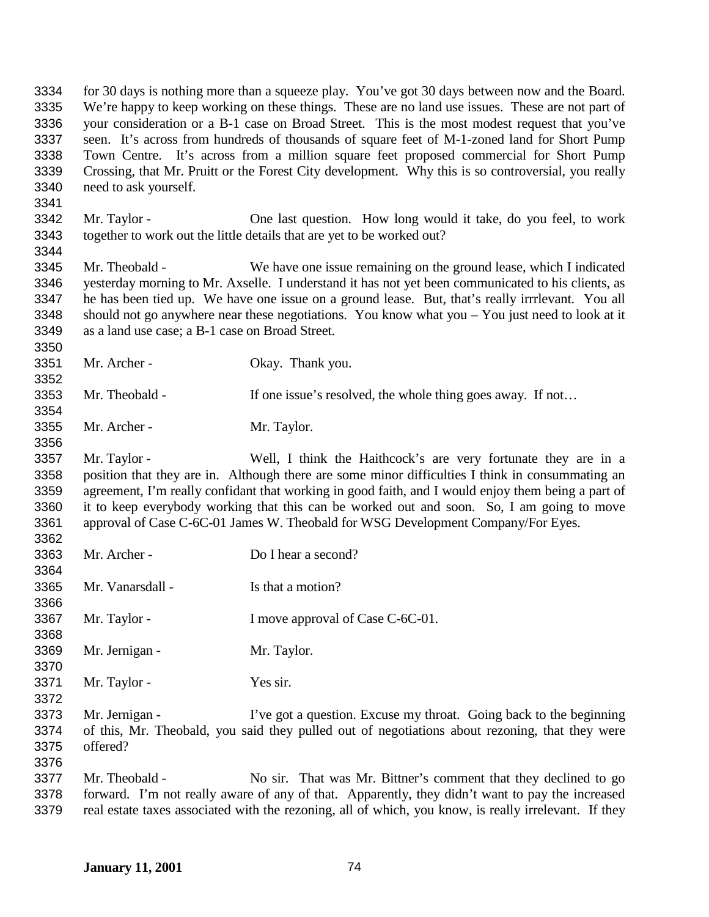for 30 days is nothing more than a squeeze play. You've got 30 days between now and the Board. We're happy to keep working on these things. These are no land use issues. These are not part of your consideration or a B-1 case on Broad Street. This is the most modest request that you've seen. It's across from hundreds of thousands of square feet of M-1-zoned land for Short Pump Town Centre. It's across from a million square feet proposed commercial for Short Pump Crossing, that Mr. Pruitt or the Forest City development. Why this is so controversial, you really need to ask yourself.

Mr. Taylor - One last question. How long would it take, do you feel, to work together to work out the little details that are yet to be worked out?

Mr. Theobald - We have one issue remaining on the ground lease, which I indicated yesterday morning to Mr. Axselle. I understand it has not yet been communicated to his clients, as he has been tied up. We have one issue on a ground lease. But, that's really irrrlevant. You all should not go anywhere near these negotiations. You know what you – You just need to look at it as a land use case; a B-1 case on Broad Street.

Mr. Archer - Okay. Thank you.

Mr. Theobald - If one issue's resolved, the whole thing goes away. If not…

Mr. Archer - Mr. Taylor.

Mr. Taylor - Well, I think the Haithcock's are very fortunate they are in a position that they are in. Although there are some minor difficulties I think in consummating an agreement, I'm really confidant that working in good faith, and I would enjoy them being a part of it to keep everybody working that this can be worked out and soon. So, I am going to move approval of Case C-6C-01 James W. Theobald for WSG Development Company/For Eyes.

Mr. Archer - Do I hear a second?

Mr. Vanarsdall - Is that a motion?

Mr. Taylor - I move approval of Case C-6C-01.

Mr. Jernigan - Mr. Taylor.

Mr. Taylor - Yes sir.

Mr. Jernigan - I've got a question. Excuse my throat. Going back to the beginning of this, Mr. Theobald, you said they pulled out of negotiations about rezoning, that they were offered?

Mr. Theobald - No sir. That was Mr. Bittner's comment that they declined to go forward. I'm not really aware of any of that. Apparently, they didn't want to pay the increased real estate taxes associated with the rezoning, all of which, you know, is really irrelevant. If they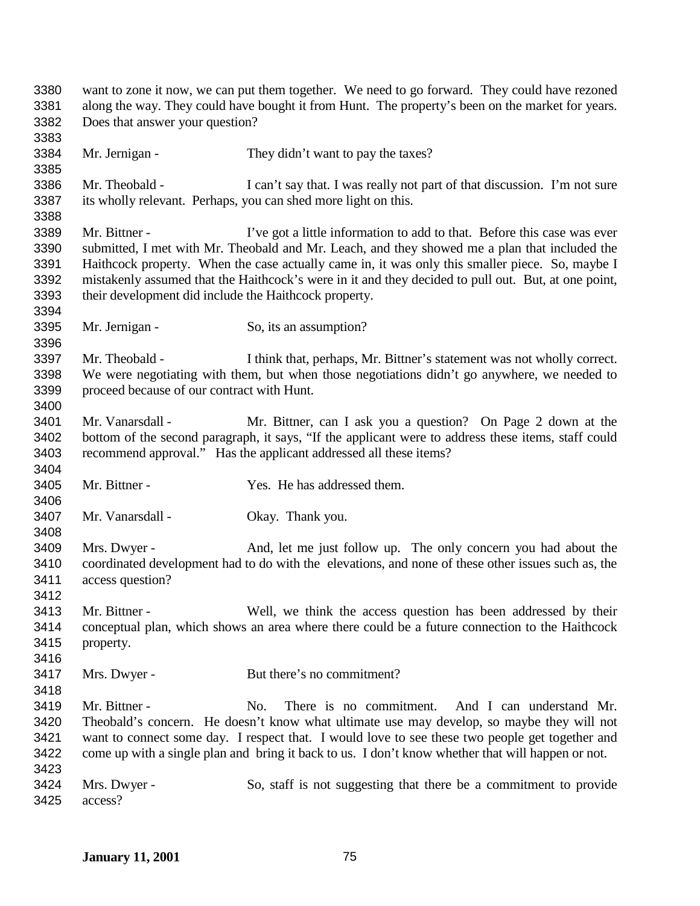want to zone it now, we can put them together. We need to go forward. They could have rezoned along the way. They could have bought it from Hunt. The property's been on the market for years. Does that answer your question?

Mr. Jernigan - They didn't want to pay the taxes?

Mr. Theobald - I can't say that. I was really not part of that discussion. I'm not sure its wholly relevant. Perhaps, you can shed more light on this.

Mr. Bittner - I've got a little information to add to that. Before this case was ever submitted, I met with Mr. Theobald and Mr. Leach, and they showed me a plan that included the Haithcock property. When the case actually came in, it was only this smaller piece. So, maybe I mistakenly assumed that the Haithcock's were in it and they decided to pull out. But, at one point, their development did include the Haithcock property.

Mr. Jernigan - So, its an assumption?

Mr. Theobald - I think that, perhaps, Mr. Bittner's statement was not wholly correct. We were negotiating with them, but when those negotiations didn't go anywhere, we needed to proceed because of our contract with Hunt.

Mr. Vanarsdall - Mr. Bittner, can I ask you a question? On Page 2 down at the bottom of the second paragraph, it says, "If the applicant were to address these items, staff could recommend approval." Has the applicant addressed all these items?

Mr. Bittner - Yes. He has addressed them.

Mr. Vanarsdall - Okay. Thank you.

Mrs. Dwyer - And, let me just follow up. The only concern you had about the coordinated development had to do with the elevations, and none of these other issues such as, the access question?

Mr. Bittner - Well, we think the access question has been addressed by their conceptual plan, which shows an area where there could be a future connection to the Haithcock property.

Mrs. Dwyer - But there's no commitment?

Mr. Bittner - No. There is no commitment. And I can understand Mr. Theobald's concern. He doesn't know what ultimate use may develop, so maybe they will not want to connect some day. I respect that. I would love to see these two people get together and come up with a single plan and bring it back to us. I don't know whether that will happen or not.

Mrs. Dwyer - So, staff is not suggesting that there be a commitment to provide access?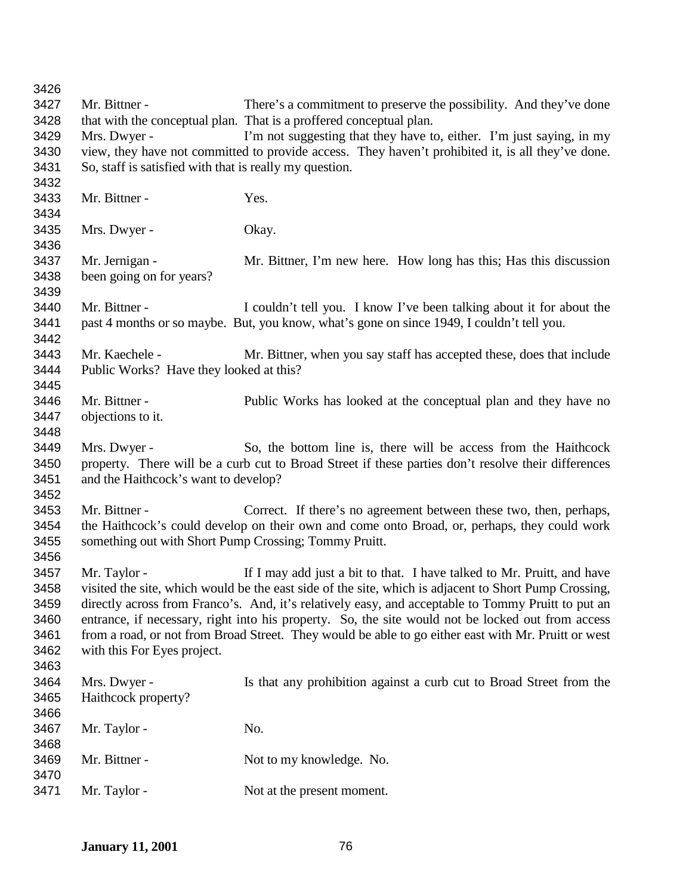Mr. Bittner - There's a commitment to preserve the possibility. And they've done that with the conceptual plan. That is a proffered conceptual plan.

Mrs. Dwyer - I'm not suggesting that they have to, either. I'm just saying, in my view, they have not committed to provide access. They haven't prohibited it, is all they've done. So, staff is satisfied with that is really my question.

Mr. Bittner - Yes.

Mrs. Dwyer - Okay.

Mr. Jernigan - Mr. Bittner, I'm new here. How long has this; Has this discussion been going on for years?

Mr. Bittner - I couldn't tell you. I know I've been talking about it for about the past 4 months or so maybe. But, you know, what's gone on since 1949, I couldn't tell you.

Mr. Kaechele - Mr. Bittner, when you say staff has accepted these, does that include Public Works? Have they looked at this?

Mr. Bittner - Public Works has looked at the conceptual plan and they have no objections to it.

Mrs. Dwyer - So, the bottom line is, there will be access from the Haithcock property. There will be a curb cut to Broad Street if these parties don't resolve their differences and the Haithcock's want to develop?

Mr. Bittner - Correct. If there's no agreement between these two, then, perhaps, the Haithcock's could develop on their own and come onto Broad, or, perhaps, they could work something out with Short Pump Crossing; Tommy Pruitt.

Mr. Taylor - If I may add just a bit to that. I have talked to Mr. Pruitt, and have visited the site, which would be the east side of the site, which is adjacent to Short Pump Crossing, directly across from Franco's. And, it's relatively easy, and acceptable to Tommy Pruitt to put an entrance, if necessary, right into his property. So, the site would not be locked out from access from a road, or not from Broad Street. They would be able to go either east with Mr. Pruitt or west with this For Eyes project.

Mrs. Dwyer - Is that any prohibition against a curb cut to Broad Street from the Haithcock property?

Mr. Taylor - No.

Mr. Bittner - Not to my knowledge. No.

Mr. Taylor - Not at the present moment.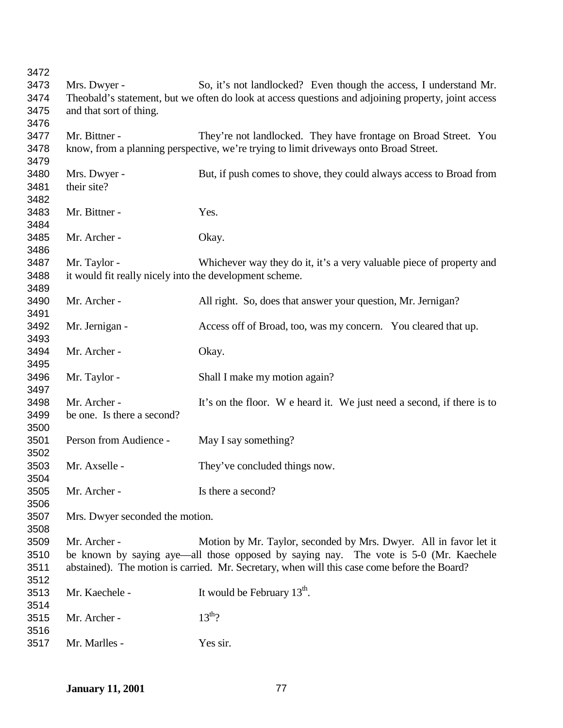Mrs. Dwyer - So, it's not landlocked? Even though the access, I understand Mr. Theobald's statement, but we often do look at access questions and adjoining property, joint access and that sort of thing.

Mr. Bittner - They're not landlocked. They have frontage on Broad Street. You know, from a planning perspective, we're trying to limit driveways onto Broad Street.

Mrs. Dwyer - But, if push comes to shove, they could always access to Broad from their site?

Mr. Bittner - Yes.

Mr. Archer - Okay.

Mr. Taylor - Whichever way they do it, it's a very valuable piece of property and it would fit really nicely into the development scheme.

Mr. Archer - All right. So, does that answer your question, Mr. Jernigan?

Mr. Jernigan - Access off of Broad, too, was my concern. You cleared that up.

Mr. Archer - Okay.

Mr. Taylor - Shall I make my motion again?

Mr. Archer - It's on the floor. W e heard it. We just need a second, if there is to be one. Is there a second?

Person from Audience - May I say something?

Mr. Axselle - They've concluded things now.

Mr. Archer - Is there a second?

Mrs. Dwyer seconded the motion.

Mr. Archer - Motion by Mr. Taylor, seconded by Mrs. Dwyer. All in favor let it be known by saying aye—all those opposed by saying nay. The vote is 5-0 (Mr. Kaechele abstained). The motion is carried. Mr. Secretary, when will this case come before the Board?

Mr. Kaechele - It would be February 13th.

Mr. Archer - 13th?

Mr. Marlles - Yes sir.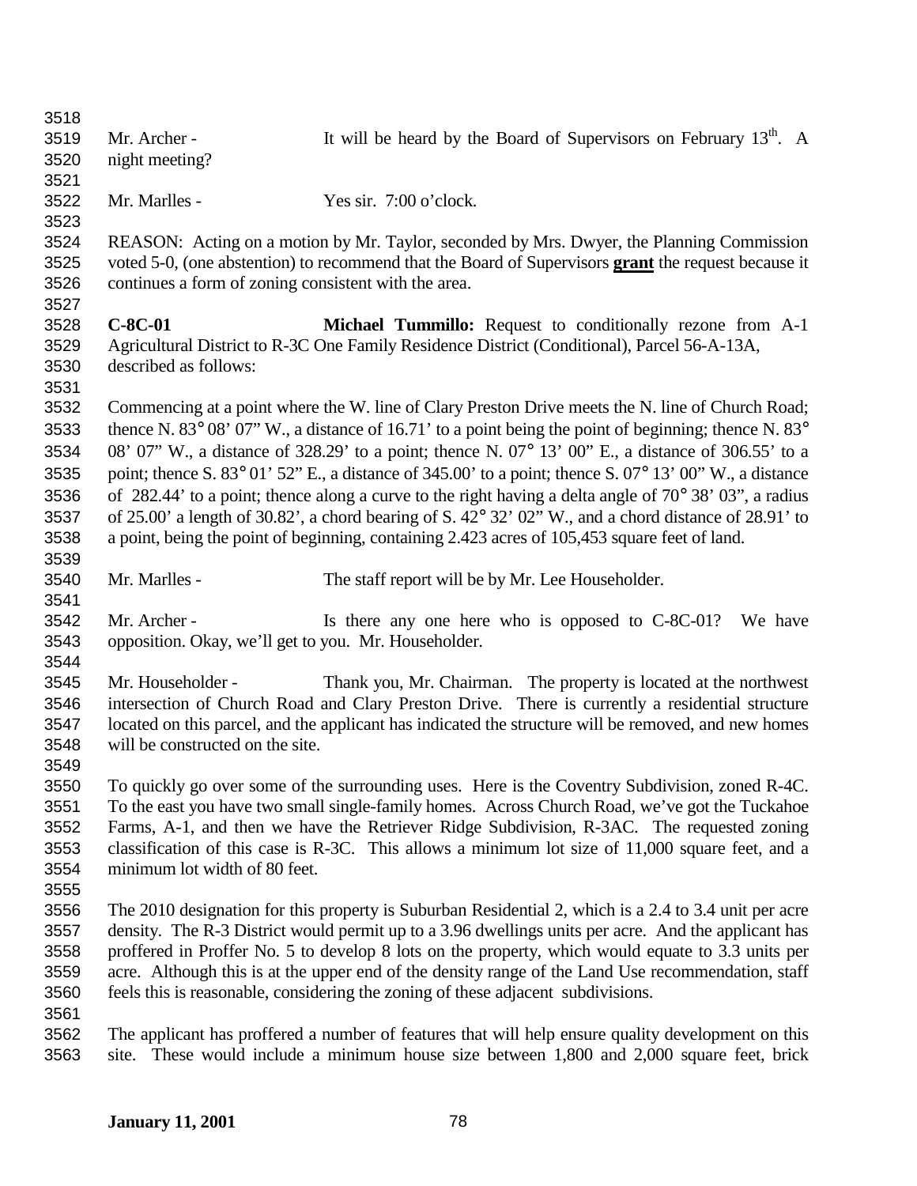Mr. Archer - It will be heard by the Board of Supervisors on February 13th. A night meeting?

Mr. Marlles - Yes sir. 7:00 o'clock.

REASON: Acting on a motion by Mr. Taylor, seconded by Mrs. Dwyer, the Planning Commission voted 5-0, (one abstention) to recommend that the Board of Supervisors **grant** the request because it continues a form of zoning consistent with the area.

**C-8C-01** **Michael Tummillo:** Request to conditionally rezone from A-1 Agricultural District to R-3C One Family Residence District (Conditional), Parcel 56-A-13A, described as follows:

Commencing at a point where the W. line of Clary Preston Drive meets the N. line of Church Road; thence N. 83° 08' 07" W., a distance of 16.71' to a point being the point of beginning; thence N. 83° 08' 07" W., a distance of 328.29' to a point; thence N. 07° 13' 00" E., a distance of 306.55' to a point; thence S. 83° 01' 52" E., a distance of 345.00' to a point; thence S. 07° 13' 00" W., a distance of 282.44' to a point; thence along a curve to the right having a delta angle of 70° 38' 03", a radius of 25.00' a length of 30.82', a chord bearing of S. 42° 32' 02" W., and a chord distance of 28.91' to a point, being the point of beginning, containing 2.423 acres of 105,453 square feet of land.

Mr. Marlles - The staff report will be by Mr. Lee Householder.

Mr. Archer - Is there any one here who is opposed to C-8C-01? We have opposition. Okay, we'll get to you. Mr. Householder.

Mr. Householder - Thank you, Mr. Chairman. The property is located at the northwest intersection of Church Road and Clary Preston Drive. There is currently a residential structure located on this parcel, and the applicant has indicated the structure will be removed, and new homes will be constructed on the site.

To quickly go over some of the surrounding uses. Here is the Coventry Subdivision, zoned R-4C. To the east you have two small single-family homes. Across Church Road, we've got the Tuckahoe Farms, A-1, and then we have the Retriever Ridge Subdivision, R-3AC. The requested zoning classification of this case is R-3C. This allows a minimum lot size of 11,000 square feet, and a minimum lot width of 80 feet.

The 2010 designation for this property is Suburban Residential 2, which is a 2.4 to 3.4 unit per acre density. The R-3 District would permit up to a 3.96 dwellings units per acre. And the applicant has proffered in Proffer No. 5 to develop 8 lots on the property, which would equate to 3.3 units per acre. Although this is at the upper end of the density range of the Land Use recommendation, staff feels this is reasonable, considering the zoning of these adjacent subdivisions.

The applicant has proffered a number of features that will help ensure quality development on this site. These would include a minimum house size between 1,800 and 2,000 square feet, brick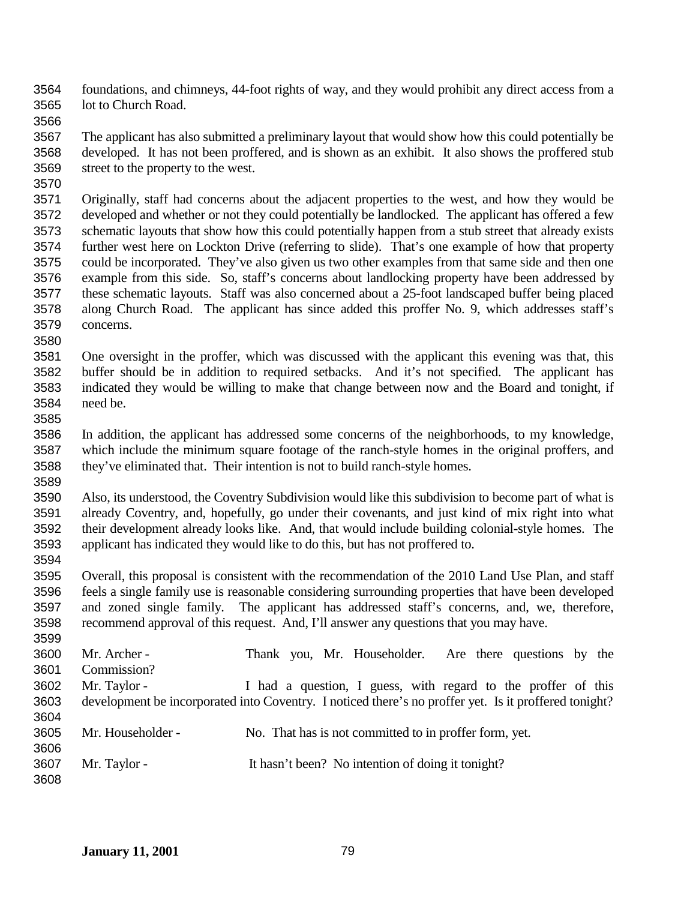foundations, and chimneys, 44-foot rights of way, and they would prohibit any direct access from a lot to Church Road.

The applicant has also submitted a preliminary layout that would show how this could potentially be developed. It has not been proffered, and is shown as an exhibit. It also shows the proffered stub street to the property to the west.

Originally, staff had concerns about the adjacent properties to the west, and how they would be developed and whether or not they could potentially be landlocked. The applicant has offered a few schematic layouts that show how this could potentially happen from a stub street that already exists further west here on Lockton Drive (referring to slide). That's one example of how that property could be incorporated. They've also given us two other examples from that same side and then one example from this side. So, staff's concerns about landlocking property have been addressed by these schematic layouts. Staff was also concerned about a 25-foot landscaped buffer being placed along Church Road. The applicant has since added this proffer No. 9, which addresses staff's concerns.

One oversight in the proffer, which was discussed with the applicant this evening was that, this buffer should be in addition to required setbacks. And it's not specified. The applicant has indicated they would be willing to make that change between now and the Board and tonight, if need be.

In addition, the applicant has addressed some concerns of the neighborhoods, to my knowledge, which include the minimum square footage of the ranch-style homes in the original proffers, and they've eliminated that. Their intention is not to build ranch-style homes.

Also, its understood, the Coventry Subdivision would like this subdivision to become part of what is already Coventry, and, hopefully, go under their covenants, and just kind of mix right into what their development already looks like. And, that would include building colonial-style homes. The applicant has indicated they would like to do this, but has not proffered to.

Overall, this proposal is consistent with the recommendation of the 2010 Land Use Plan, and staff feels a single family use is reasonable considering surrounding properties that have been developed and zoned single family. The applicant has addressed staff's concerns, and, we, therefore, recommend approval of this request. And, I'll answer any questions that you may have.

Mr. Archer - Thank you, Mr. Householder. Are there questions by the Commission?

Mr. Taylor - I had a question, I guess, with regard to the proffer of this development be incorporated into Coventry. I noticed there's no proffer yet. Is it proffered tonight?

Mr. Householder - No. That has is not committed to in proffer form, yet.

Mr. Taylor - It hasn't been? No intention of doing it tonight?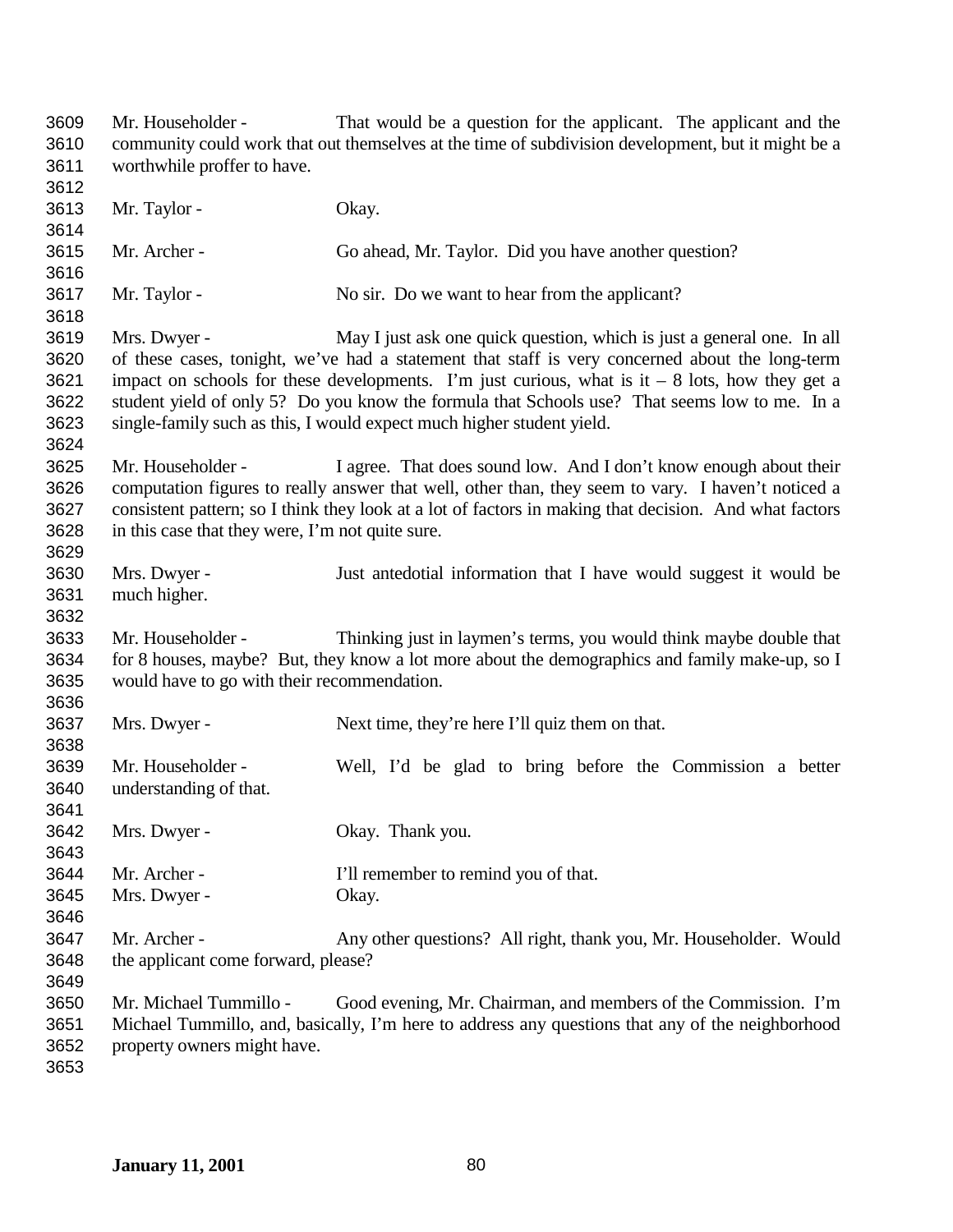Mr. Householder - That would be a question for the applicant. The applicant and the community could work that out themselves at the time of subdivision development, but it might be a worthwhile proffer to have.

Mr. Taylor - Okay.

Mr. Archer - Go ahead, Mr. Taylor. Did you have another question?

Mr. Taylor - No sir. Do we want to hear from the applicant?

Mrs. Dwyer - May I just ask one quick question, which is just a general one. In all of these cases, tonight, we've had a statement that staff is very concerned about the long-term impact on schools for these developments. I'm just curious, what is it – 8 lots, how they get a student yield of only 5? Do you know the formula that Schools use? That seems low to me. In a single-family such as this, I would expect much higher student yield.

Mr. Householder - I agree. That does sound low. And I don't know enough about their computation figures to really answer that well, other than, they seem to vary. I haven't noticed a consistent pattern; so I think they look at a lot of factors in making that decision. And what factors in this case that they were, I'm not quite sure.

Mrs. Dwyer - Just antedotial information that I have would suggest it would be much higher.

Mr. Householder - Thinking just in laymen's terms, you would think maybe double that for 8 houses, maybe? But, they know a lot more about the demographics and family make-up, so I would have to go with their recommendation.

Mrs. Dwyer - Next time, they're here I'll quiz them on that.

Mr. Householder - Well, I'd be glad to bring before the Commission a better understanding of that.

Mrs. Dwyer - Okay. Thank you.

Mr. Archer - I'll remember to remind you of that.

Mrs. Dwyer - Okay.

Mr. Archer - Any other questions? All right, thank you, Mr. Householder. Would the applicant come forward, please?

Mr. Michael Tummillo - Good evening, Mr. Chairman, and members of the Commission. I'm Michael Tummillo, and, basically, I'm here to address any questions that any of the neighborhood property owners might have.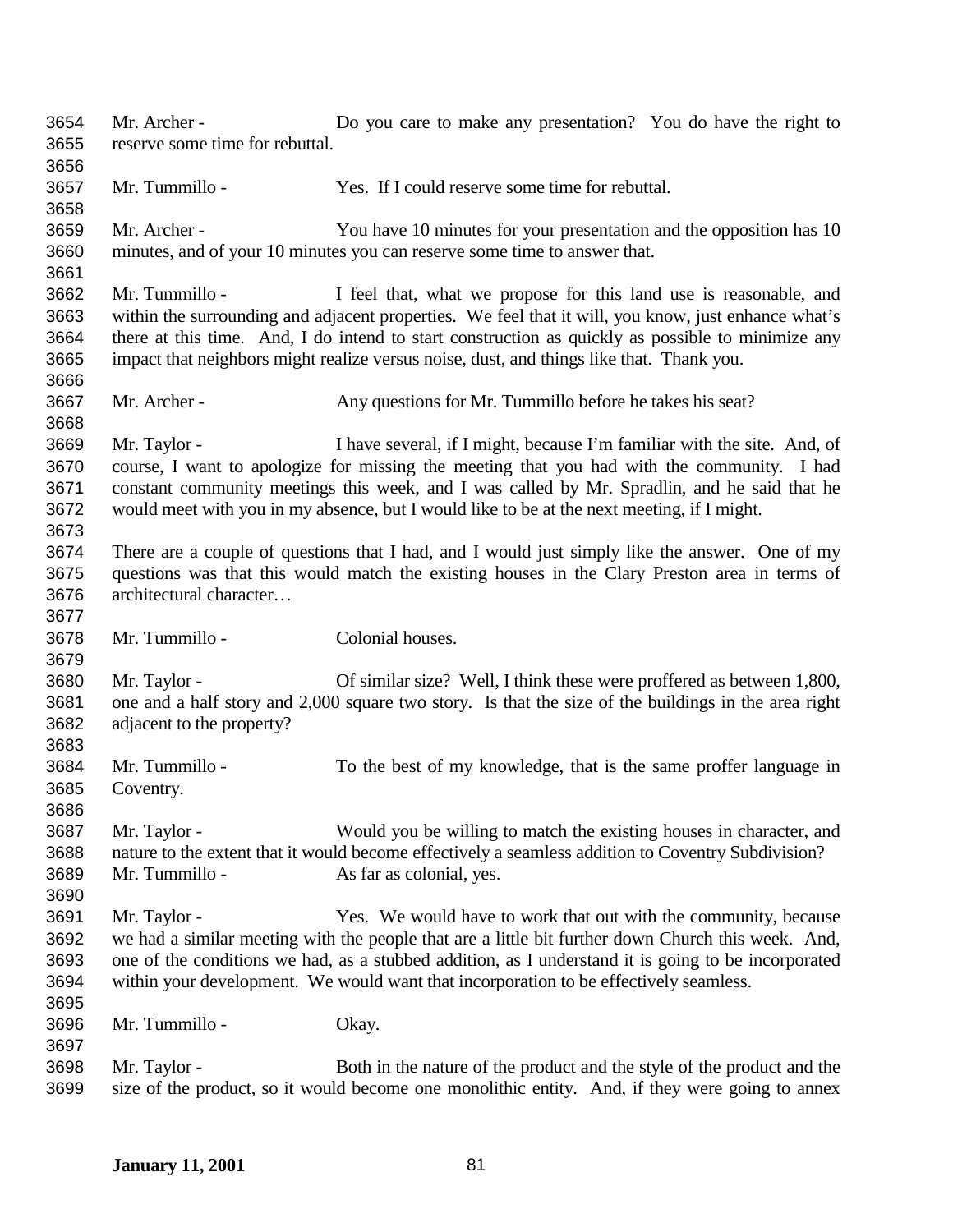Mr. Archer - Do you care to make any presentation? You do have the right to reserve some time for rebuttal.

Mr. Tummillo - Yes. If I could reserve some time for rebuttal.

Mr. Archer - You have 10 minutes for your presentation and the opposition has 10 minutes, and of your 10 minutes you can reserve some time to answer that.

Mr. Tummillo - I feel that, what we propose for this land use is reasonable, and within the surrounding and adjacent properties. We feel that it will, you know, just enhance what's there at this time. And, I do intend to start construction as quickly as possible to minimize any impact that neighbors might realize versus noise, dust, and things like that. Thank you.

Mr. Archer - Any questions for Mr. Tummillo before he takes his seat?

Mr. Taylor - I have several, if I might, because I'm familiar with the site. And, of course, I want to apologize for missing the meeting that you had with the community. I had constant community meetings this week, and I was called by Mr. Spradlin, and he said that he would meet with you in my absence, but I would like to be at the next meeting, if I might.

There are a couple of questions that I had, and I would just simply like the answer. One of my questions was that this would match the existing houses in the Clary Preston area in terms of architectural character…

Mr. Tummillo - Colonial houses.

Mr. Taylor - Of similar size? Well, I think these were proffered as between 1,800, one and a half story and 2,000 square two story. Is that the size of the buildings in the area right adjacent to the property?

Mr. Tummillo - To the best of my knowledge, that is the same proffer language in Coventry.

Mr. Taylor - Would you be willing to match the existing houses in character, and nature to the extent that it would become effectively a seamless addition to Coventry Subdivision?

Mr. Tummillo - As far as colonial, yes.

Mr. Taylor - Yes. We would have to work that out with the community, because we had a similar meeting with the people that are a little bit further down Church this week. And, one of the conditions we had, as a stubbed addition, as I understand it is going to be incorporated within your development. We would want that incorporation to be effectively seamless.

Mr. Tummillo - Okay.

Mr. Taylor - Both in the nature of the product and the style of the product and the size of the product, so it would become one monolithic entity. And, if they were going to annex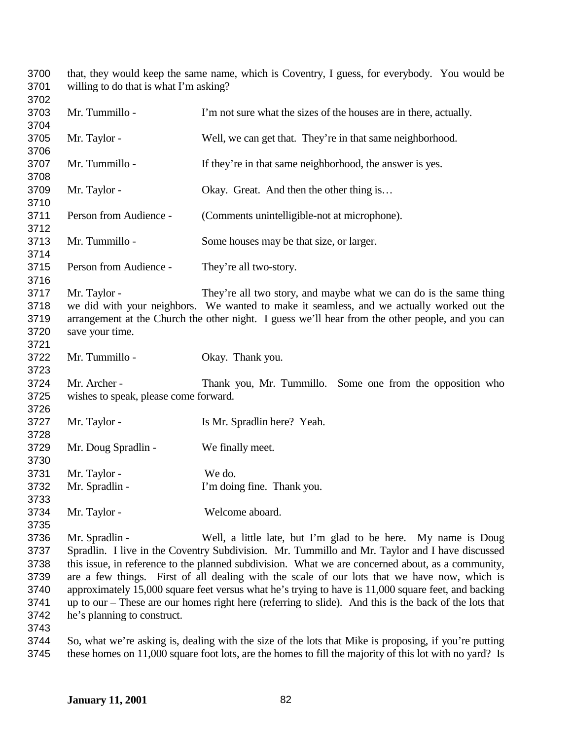that, they would keep the same name, which is Coventry, I guess, for everybody. You would be willing to do that is what I'm asking?

Mr. Tummillo - I'm not sure what the sizes of the houses are in there, actually.

Mr. Taylor - Well, we can get that. They're in that same neighborhood.

Mr. Tummillo - If they're in that same neighborhood, the answer is yes.

Mr. Taylor - Okay. Great. And then the other thing is…

Person from Audience - (Comments unintelligible-not at microphone).

Mr. Tummillo - Some houses may be that size, or larger.

Person from Audience - They're all two-story.

Mr. Taylor - They're all two story, and maybe what we can do is the same thing we did with your neighbors. We wanted to make it seamless, and we actually worked out the arrangement at the Church the other night. I guess we'll hear from the other people, and you can save your time.

Mr. Tummillo - Okay. Thank you.

Mr. Archer - Thank you, Mr. Tummillo. Some one from the opposition who wishes to speak, please come forward.

Mr. Taylor - Is Mr. Spradlin here? Yeah.

Mr. Doug Spradlin - We finally meet.

Mr. Taylor - We do.

Mr. Spradlin - I'm doing fine. Thank you.

Mr. Taylor - Welcome aboard.

Mr. Spradlin - Well, a little late, but I'm glad to be here. My name is Doug Spradlin. I live in the Coventry Subdivision. Mr. Tummillo and Mr. Taylor and I have discussed this issue, in reference to the planned subdivision. What we are concerned about, as a community, are a few things. First of all dealing with the scale of our lots that we have now, which is approximately 15,000 square feet versus what he's trying to have is 11,000 square feet, and backing up to our – These are our homes right here (referring to slide). And this is the back of the lots that he's planning to construct.

So, what we're asking is, dealing with the size of the lots that Mike is proposing, if you're putting these homes on 11,000 square foot lots, are the homes to fill the majority of this lot with no yard? Is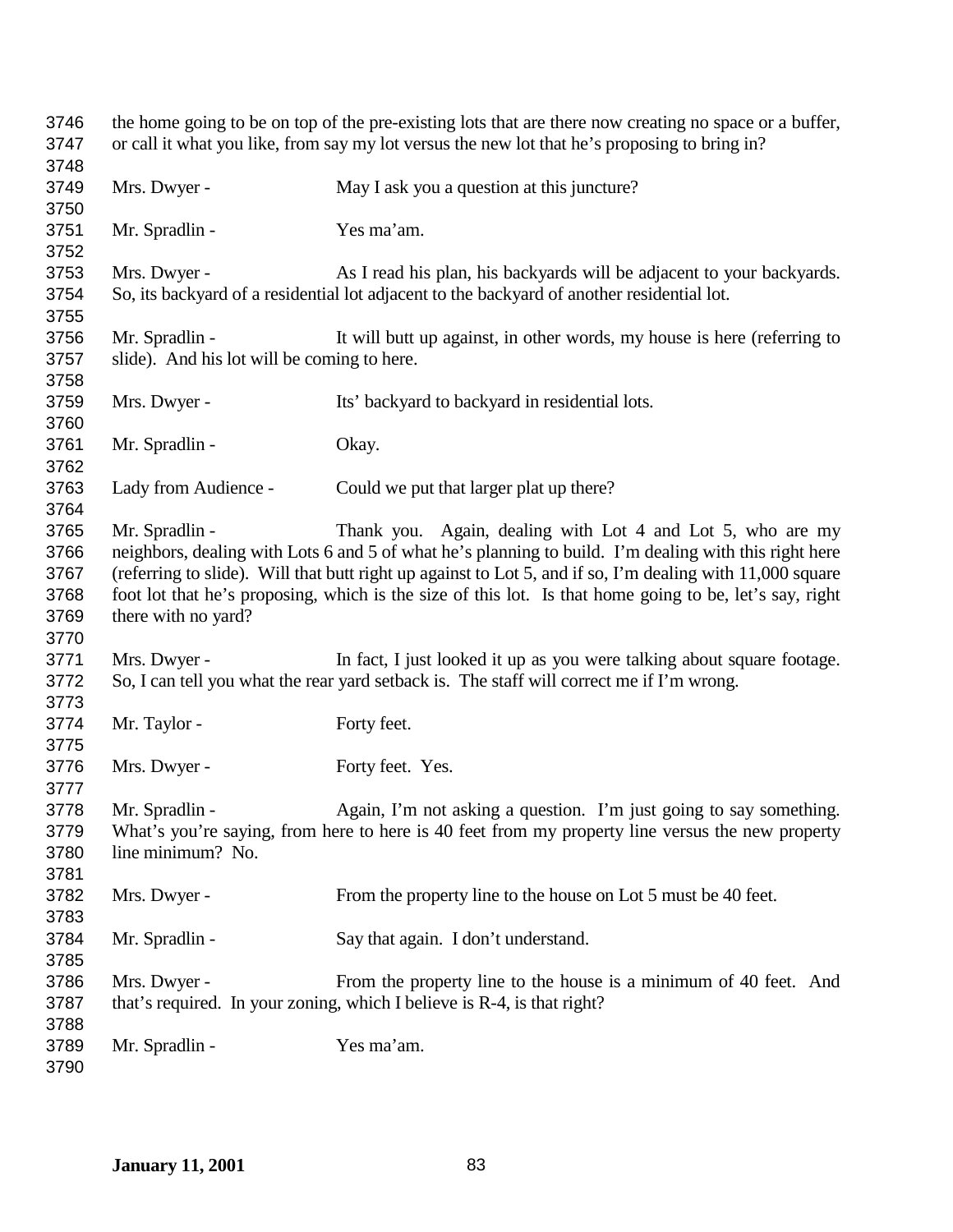the home going to be on top of the pre-existing lots that are there now creating no space or a buffer, or call it what you like, from say my lot versus the new lot that he's proposing to bring in?

Mrs. Dwyer - May I ask you a question at this juncture?

Mr. Spradlin - Yes ma'am.

Mrs. Dwyer - As I read his plan, his backyards will be adjacent to your backyards. So, its backyard of a residential lot adjacent to the backyard of another residential lot.

Mr. Spradlin - It will butt up against, in other words, my house is here (referring to slide). And his lot will be coming to here.

Mrs. Dwyer - Its' backyard to backyard in residential lots.

Mr. Spradlin - Okay.

Lady from Audience - Could we put that larger plat up there?

Mr. Spradlin - Thank you. Again, dealing with Lot 4 and Lot 5, who are my neighbors, dealing with Lots 6 and 5 of what he's planning to build. I'm dealing with this right here (referring to slide). Will that butt right up against to Lot 5, and if so, I'm dealing with 11,000 square foot lot that he's proposing, which is the size of this lot. Is that home going to be, let's say, right there with no yard?

Mrs. Dwyer - In fact, I just looked it up as you were talking about square footage. So, I can tell you what the rear yard setback is. The staff will correct me if I'm wrong.

Mr. Taylor - Forty feet.

Mrs. Dwyer - Forty feet. Yes.

Mr. Spradlin - Again, I'm not asking a question. I'm just going to say something. What's you're saying, from here to here is 40 feet from my property line versus the new property line minimum? No.

Mrs. Dwyer - From the property line to the house on Lot 5 must be 40 feet.

Mr. Spradlin - Say that again. I don't understand.

Mrs. Dwyer - From the property line to the house is a minimum of 40 feet. And that's required. In your zoning, which I believe is R-4, is that right?

Mr. Spradlin - Yes ma'am.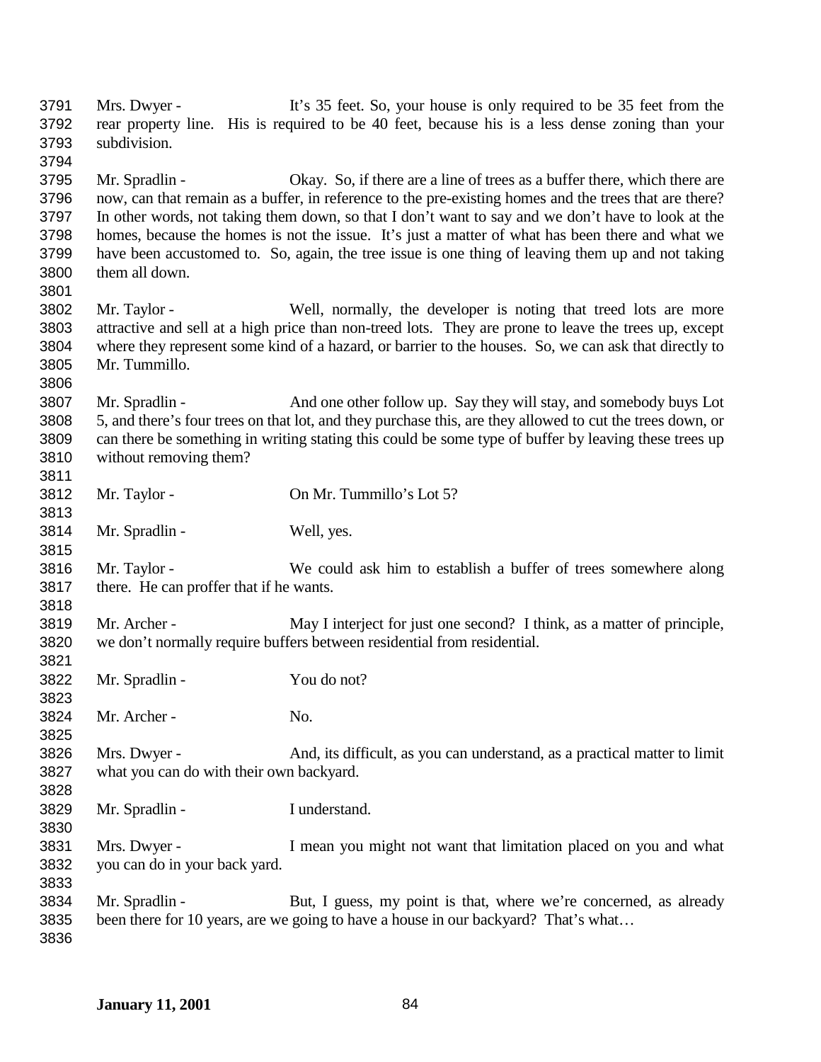Mrs. Dwyer - It's 35 feet. So, your house is only required to be 35 feet from the rear property line. His is required to be 40 feet, because his is a less dense zoning than your subdivision.

Mr. Spradlin - Okay. So, if there are a line of trees as a buffer there, which there are now, can that remain as a buffer, in reference to the pre-existing homes and the trees that are there? In other words, not taking them down, so that I don't want to say and we don't have to look at the homes, because the homes is not the issue. It's just a matter of what has been there and what we have been accustomed to. So, again, the tree issue is one thing of leaving them up and not taking them all down.

Mr. Taylor - Well, normally, the developer is noting that treed lots are more attractive and sell at a high price than non-treed lots. They are prone to leave the trees up, except where they represent some kind of a hazard, or barrier to the houses. So, we can ask that directly to Mr. Tummillo.

Mr. Spradlin - And one other follow up. Say they will stay, and somebody buys Lot 5, and there's four trees on that lot, and they purchase this, are they allowed to cut the trees down, or can there be something in writing stating this could be some type of buffer by leaving these trees up without removing them?

Mr. Taylor - On Mr. Tummillo's Lot 5?

Mr. Spradlin - Well, yes.

Mr. Taylor - We could ask him to establish a buffer of trees somewhere along there. He can proffer that if he wants.

Mr. Archer - May I interject for just one second? I think, as a matter of principle, we don't normally require buffers between residential from residential.

Mr. Spradlin - You do not?

Mr. Archer - No.

Mrs. Dwyer - And, its difficult, as you can understand, as a practical matter to limit what you can do with their own backyard.

Mr. Spradlin - I understand.

Mrs. Dwyer - I mean you might not want that limitation placed on you and what you can do in your back yard.

Mr. Spradlin - But, I guess, my point is that, where we're concerned, as already been there for 10 years, are we going to have a house in our backyard? That's what…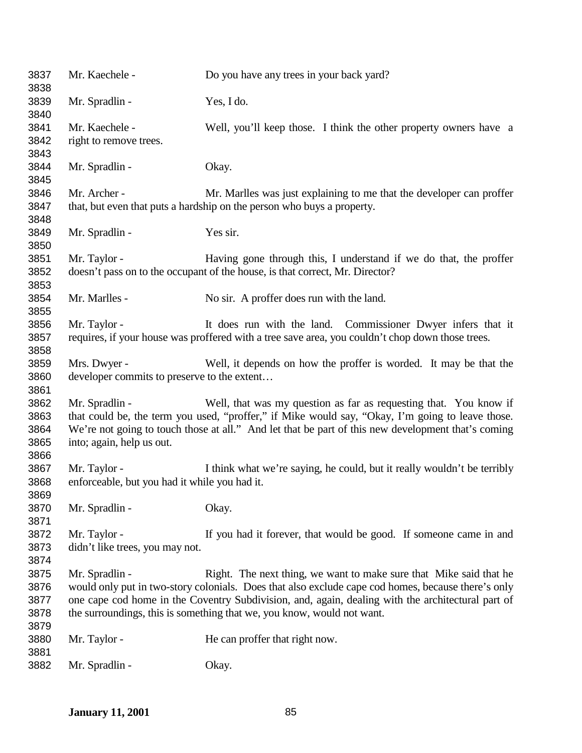Mr. Kaechele - Do you have any trees in your back yard?

Mr. Spradlin - Yes, I do.

Mr. Kaechele - Well, you'll keep those. I think the other property owners have a right to remove trees.

Mr. Spradlin - Okay.

Mr. Archer - Mr. Marlles was just explaining to me that the developer can proffer that, but even that puts a hardship on the person who buys a property.

Mr. Spradlin - Yes sir.

Mr. Taylor - Having gone through this, I understand if we do that, the proffer doesn't pass on to the occupant of the house, is that correct, Mr. Director?

Mr. Marlles - No sir. A proffer does run with the land.

Mr. Taylor - It does run with the land. Commissioner Dwyer infers that it requires, if your house was proffered with a tree save area, you couldn't chop down those trees.

Mrs. Dwyer - Well, it depends on how the proffer is worded. It may be that the developer commits to preserve to the extent…

Mr. Spradlin - Well, that was my question as far as requesting that. You know if that could be, the term you used, "proffer," if Mike would say, "Okay, I'm going to leave those. We're not going to touch those at all." And let that be part of this new development that's coming into; again, help us out.

Mr. Taylor - I think what we're saying, he could, but it really wouldn't be terribly enforceable, but you had it while you had it.

Mr. Spradlin - Okay.

Mr. Taylor - If you had it forever, that would be good. If someone came in and didn't like trees, you may not.

Mr. Spradlin - Right. The next thing, we want to make sure that Mike said that he would only put in two-story colonials. Does that also exclude cape cod homes, because there's only one cape cod home in the Coventry Subdivision, and, again, dealing with the architectural part of the surroundings, this is something that we, you know, would not want.

Mr. Taylor - He can proffer that right now.

Mr. Spradlin - Okay.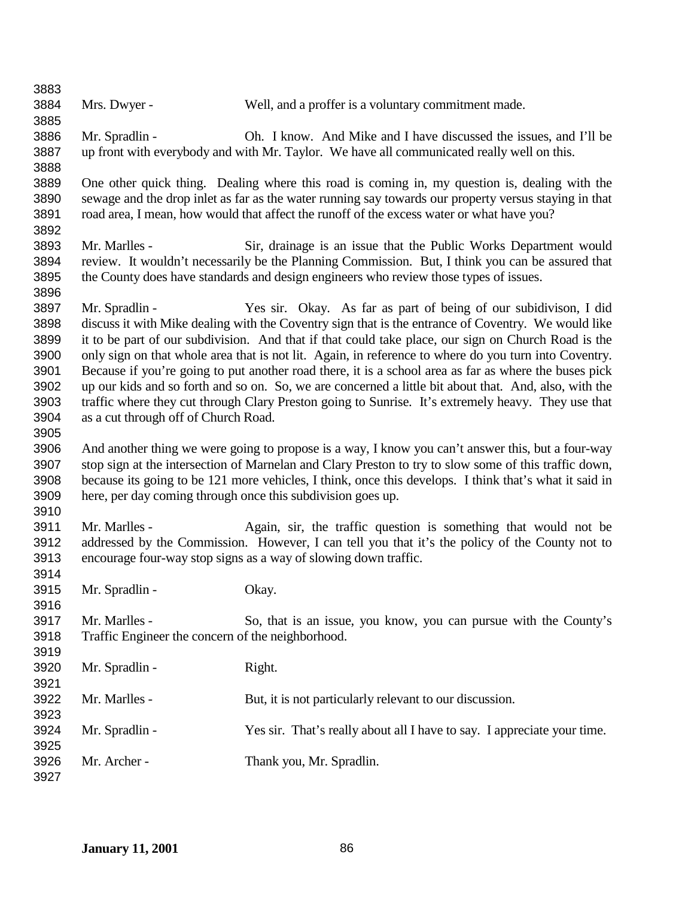Mrs. Dwyer - Well, and a proffer is a voluntary commitment made.

Mr. Spradlin - Oh. I know. And Mike and I have discussed the issues, and I'll be up front with everybody and with Mr. Taylor. We have all communicated really well on this.

One other quick thing. Dealing where this road is coming in, my question is, dealing with the sewage and the drop inlet as far as the water running say towards our property versus staying in that road area, I mean, how would that affect the runoff of the excess water or what have you?

Mr. Marlles - Sir, drainage is an issue that the Public Works Department would review. It wouldn't necessarily be the Planning Commission. But, I think you can be assured that the County does have standards and design engineers who review those types of issues.

Mr. Spradlin - Yes sir. Okay. As far as part of being of our subidivison, I did discuss it with Mike dealing with the Coventry sign that is the entrance of Coventry. We would like it to be part of our subdivision. And that if that could take place, our sign on Church Road is the only sign on that whole area that is not lit. Again, in reference to where do you turn into Coventry. Because if you're going to put another road there, it is a school area as far as where the buses pick up our kids and so forth and so on. So, we are concerned a little bit about that. And, also, with the traffic where they cut through Clary Preston going to Sunrise. It's extremely heavy. They use that as a cut through off of Church Road.

And another thing we were going to propose is a way, I know you can't answer this, but a four-way stop sign at the intersection of Marnelan and Clary Preston to try to slow some of this traffic down, because its going to be 121 more vehicles, I think, once this develops. I think that's what it said in here, per day coming through once this subdivision goes up.

Mr. Marlles - Again, sir, the traffic question is something that would not be addressed by the Commission. However, I can tell you that it's the policy of the County not to encourage four-way stop signs as a way of slowing down traffic.

Mr. Spradlin - Okay.

Mr. Marlles - So, that is an issue, you know, you can pursue with the County's Traffic Engineer the concern of the neighborhood.

Mr. Spradlin - Right.

Mr. Marlles - But, it is not particularly relevant to our discussion.

Mr. Spradlin - Yes sir. That's really about all I have to say. I appreciate your time.

Mr. Archer - Thank you, Mr. Spradlin.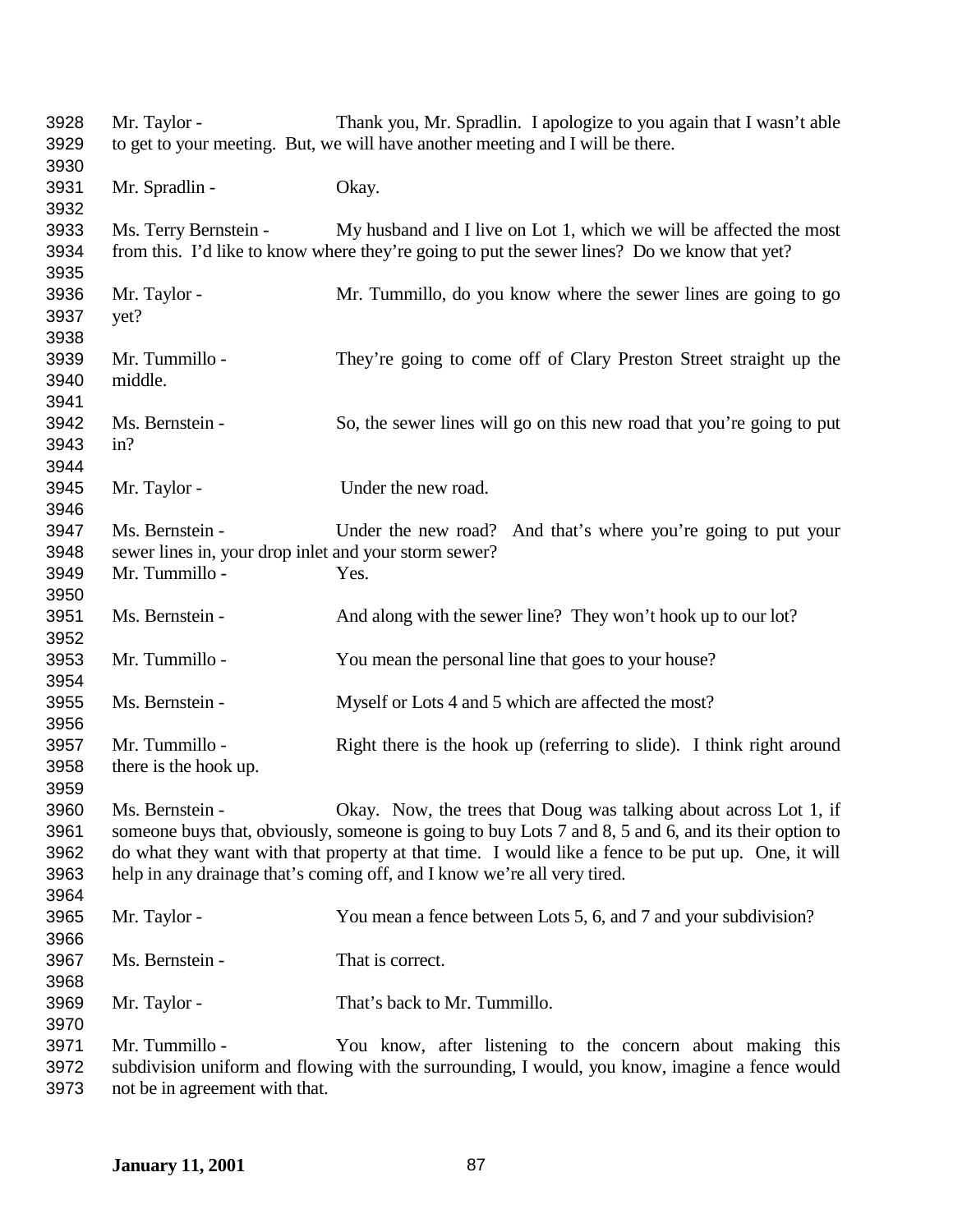Mr. Taylor - Thank you, Mr. Spradlin. I apologize to you again that I wasn't able to get to your meeting. But, we will have another meeting and I will be there.

Mr. Spradlin - Okay.

Ms. Terry Bernstein - My husband and I live on Lot 1, which we will be affected the most from this. I'd like to know where they're going to put the sewer lines? Do we know that yet?

Mr. Taylor - Mr. Tummillo, do you know where the sewer lines are going to go yet?

Mr. Tummillo - They're going to come off of Clary Preston Street straight up the middle.

Ms. Bernstein - So, the sewer lines will go on this new road that you're going to put in?

Mr. Taylor - Under the new road.

Ms. Bernstein - Under the new road? And that's where you're going to put your sewer lines in, your drop inlet and your storm sewer?

Mr. Tummillo - Yes.

Ms. Bernstein - And along with the sewer line? They won't hook up to our lot?

Mr. Tummillo - You mean the personal line that goes to your house?

Ms. Bernstein - Myself or Lots 4 and 5 which are affected the most?

Mr. Tummillo - Right there is the hook up (referring to slide). I think right around there is the hook up.

Ms. Bernstein - Okay. Now, the trees that Doug was talking about across Lot 1, if someone buys that, obviously, someone is going to buy Lots 7 and 8, 5 and 6, and its their option to do what they want with that property at that time. I would like a fence to be put up. One, it will help in any drainage that's coming off, and I know we're all very tired.

Mr. Taylor - You mean a fence between Lots 5, 6, and 7 and your subdivision?

Ms. Bernstein - That is correct.

Mr. Taylor - That's back to Mr. Tummillo.

Mr. Tummillo - You know, after listening to the concern about making this subdivision uniform and flowing with the surrounding, I would, you know, imagine a fence would not be in agreement with that.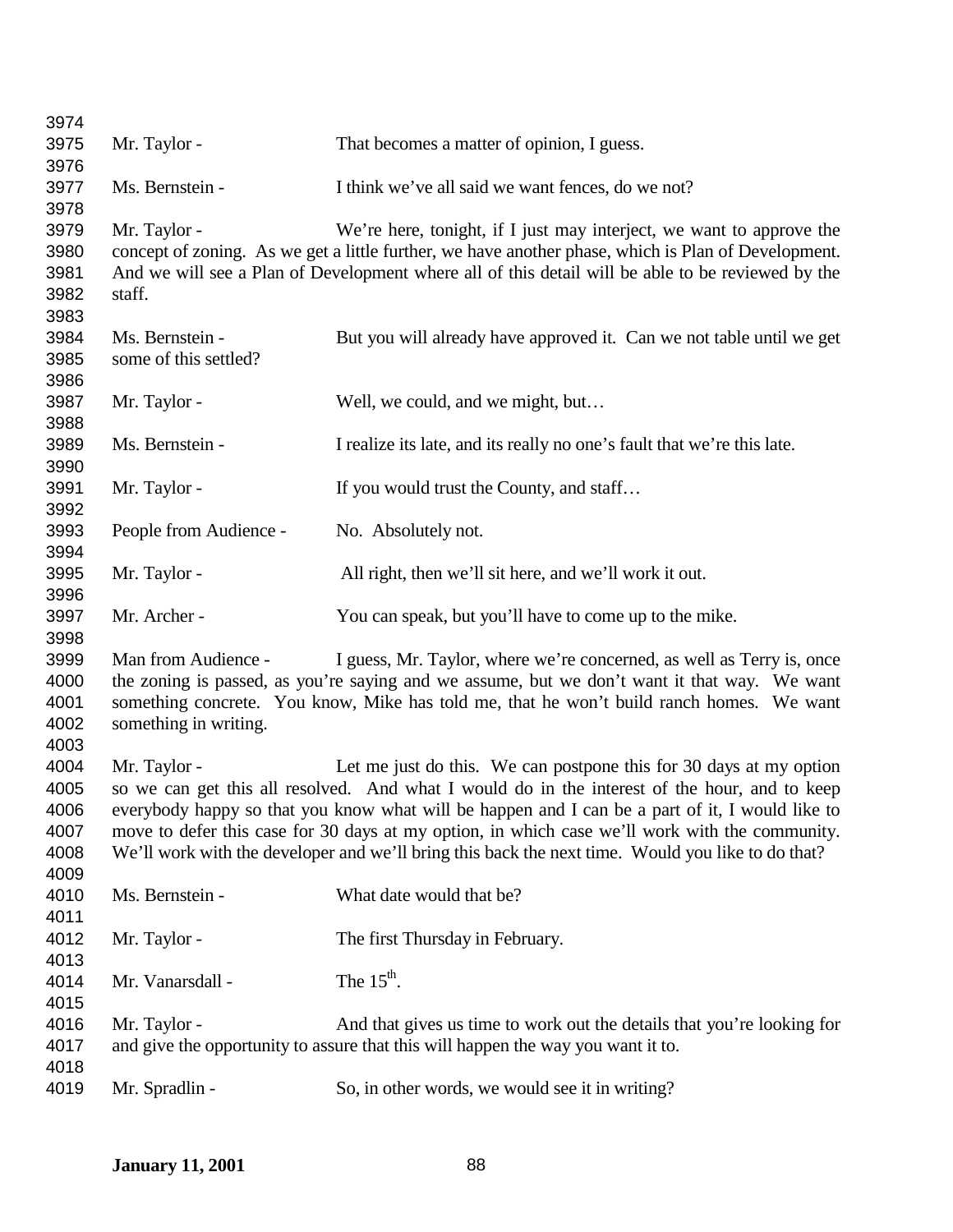Mr. Taylor - That becomes a matter of opinion, I guess.

Ms. Bernstein - I think we've all said we want fences, do we not?

Mr. Taylor - We're here, tonight, if I just may interject, we want to approve the concept of zoning. As we get a little further, we have another phase, which is Plan of Development. And we will see a Plan of Development where all of this detail will be able to be reviewed by the staff.

Ms. Bernstein - But you will already have approved it. Can we not table until we get some of this settled?

Mr. Taylor - Well, we could, and we might, but…

Ms. Bernstein - I realize its late, and its really no one's fault that we're this late.

Mr. Taylor - If you would trust the County, and staff…

People from Audience - No. Absolutely not.

Mr. Taylor - All right, then we'll sit here, and we'll work it out.

Mr. Archer - You can speak, but you'll have to come up to the mike.

Man from Audience - I guess, Mr. Taylor, where we're concerned, as well as Terry is, once the zoning is passed, as you're saying and we assume, but we don't want it that way. We want something concrete. You know, Mike has told me, that he won't build ranch homes. We want something in writing.

Mr. Taylor - Let me just do this. We can postpone this for 30 days at my option so we can get this all resolved. And what I would do in the interest of the hour, and to keep everybody happy so that you know what will be happen and I can be a part of it, I would like to move to defer this case for 30 days at my option, in which case we'll work with the community. We'll work with the developer and we'll bring this back the next time. Would you like to do that?

Ms. Bernstein - What date would that be?

Mr. Taylor - The first Thursday in February.

Mr. Vanarsdall - The 15th.

Mr. Taylor - And that gives us time to work out the details that you're looking for and give the opportunity to assure that this will happen the way you want it to.

Mr. Spradlin - So, in other words, we would see it in writing?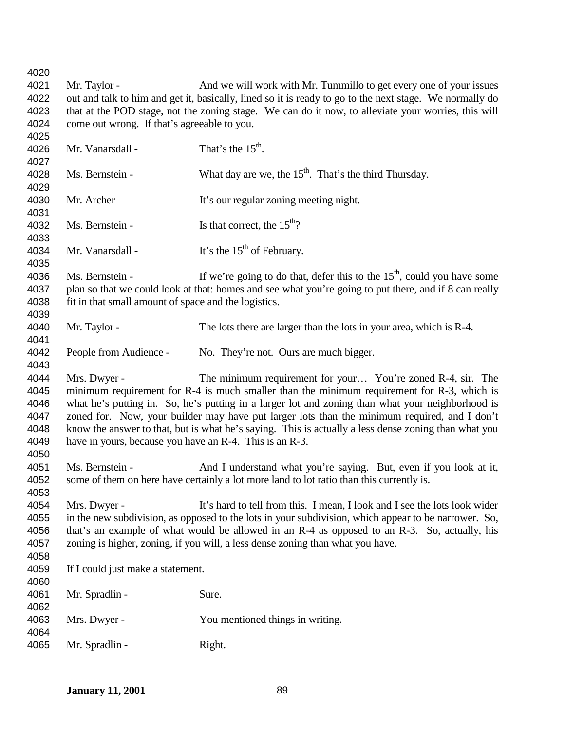Mr. Taylor - And we will work with Mr. Tummillo to get every one of your issues out and talk to him and get it, basically, lined so it is ready to go to the next stage. We normally do that at the POD stage, not the zoning stage. We can do it now, to alleviate your worries, this will come out wrong. If that's agreeable to you.

Mr. Vanarsdall - That's the $15^{th}$.

Ms. Bernstein - What day are we, the $15^{th}$. That's the third Thursday.

Mr. Archer – It's our regular zoning meeting night.

Ms. Bernstein - Is that correct, the $15^{th}$?

Mr. Vanarsdall - It's the $15^{th}$ of February.

Ms. Bernstein - If we're going to do that, defer this to the $15^{th}$, could you have some plan so that we could look at that: homes and see what you're going to put there, and if 8 can really fit in that small amount of space and the logistics.

Mr. Taylor - The lots there are larger than the lots in your area, which is R-4.

People from Audience - No. They're not. Ours are much bigger.

Mrs. Dwyer - The minimum requirement for your… You're zoned R-4, sir. The minimum requirement for R-4 is much smaller than the minimum requirement for R-3, which is what he's putting in. So, he's putting in a larger lot and zoning than what your neighborhood is zoned for. Now, your builder may have put larger lots than the minimum required, and I don't know the answer to that, but is what he's saying. This is actually a less dense zoning than what you have in yours, because you have an R-4. This is an R-3.

Ms. Bernstein - And I understand what you're saying. But, even if you look at it, some of them on here have certainly a lot more land to lot ratio than this currently is.

Mrs. Dwyer - It's hard to tell from this. I mean, I look and I see the lots look wider in the new subdivision, as opposed to the lots in your subdivision, which appear to be narrower. So, that's an example of what would be allowed in an R-4 as opposed to an R-3. So, actually, his zoning is higher, zoning, if you will, a less dense zoning than what you have.

If I could just make a statement.

Mr. Spradlin - Sure.

Mrs. Dwyer - You mentioned things in writing.

Mr. Spradlin - Right.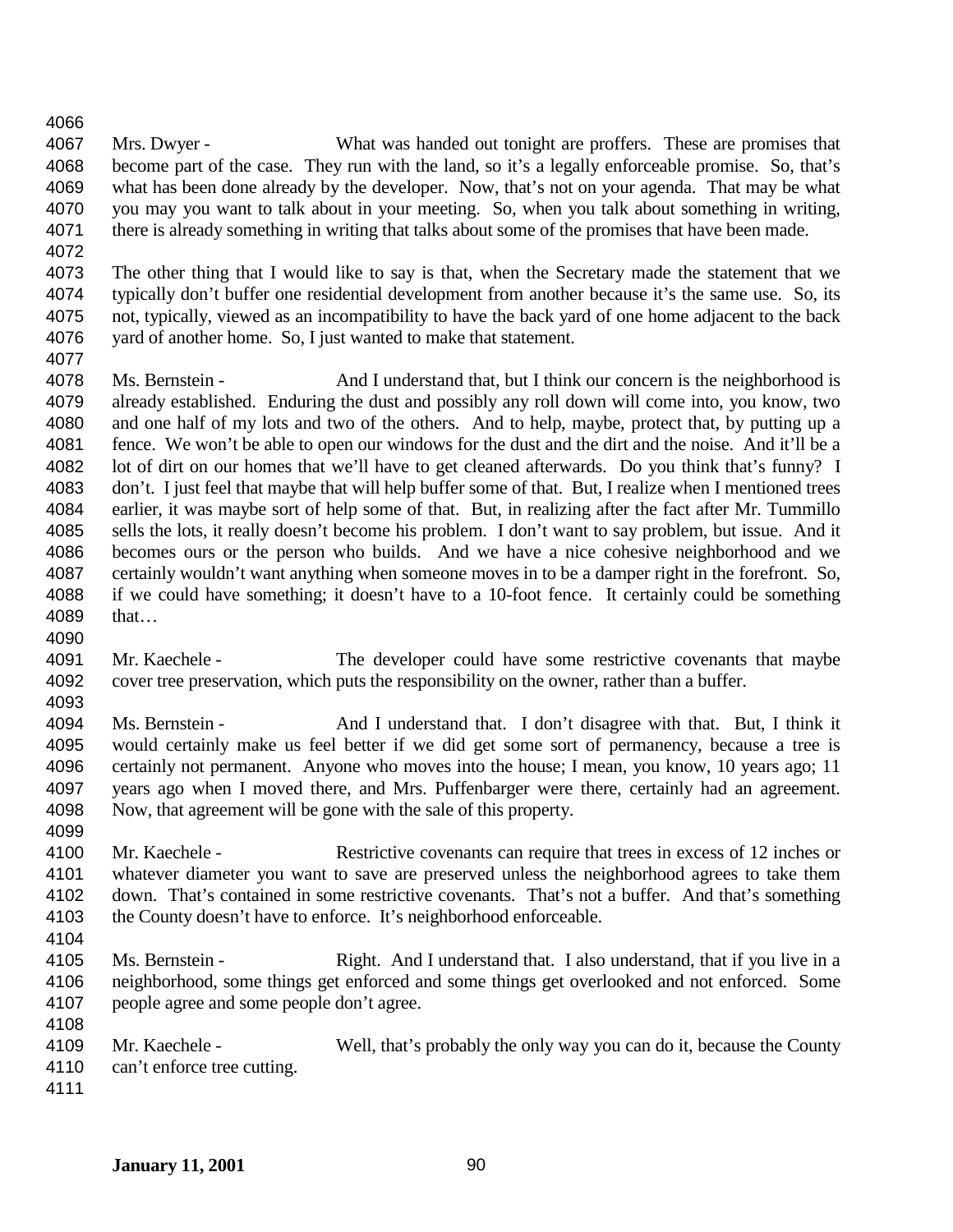Mrs. Dwyer - What was handed out tonight are proffers. These are promises that become part of the case. They run with the land, so it's a legally enforceable promise. So, that's what has been done already by the developer. Now, that's not on your agenda. That may be what you may you want to talk about in your meeting. So, when you talk about something in writing, there is already something in writing that talks about some of the promises that have been made.

The other thing that I would like to say is that, when the Secretary made the statement that we typically don't buffer one residential development from another because it's the same use. So, its not, typically, viewed as an incompatibility to have the back yard of one home adjacent to the back yard of another home. So, I just wanted to make that statement.

Ms. Bernstein - And I understand that, but I think our concern is the neighborhood is already established. Enduring the dust and possibly any roll down will come into, you know, two and one half of my lots and two of the others. And to help, maybe, protect that, by putting up a fence. We won't be able to open our windows for the dust and the dirt and the noise. And it'll be a lot of dirt on our homes that we'll have to get cleaned afterwards. Do you think that's funny? I don't. I just feel that maybe that will help buffer some of that. But, I realize when I mentioned trees earlier, it was maybe sort of help some of that. But, in realizing after the fact after Mr. Tummillo sells the lots, it really doesn't become his problem. I don't want to say problem, but issue. And it becomes ours or the person who builds. And we have a nice cohesive neighborhood and we certainly wouldn't want anything when someone moves in to be a damper right in the forefront. So, if we could have something; it doesn't have to a 10-foot fence. It certainly could be something that…

Mr. Kaechele - The developer could have some restrictive covenants that maybe cover tree preservation, which puts the responsibility on the owner, rather than a buffer.

Ms. Bernstein - And I understand that. I don't disagree with that. But, I think it would certainly make us feel better if we did get some sort of permanency, because a tree is certainly not permanent. Anyone who moves into the house; I mean, you know, 10 years ago; 11 years ago when I moved there, and Mrs. Puffenbarger were there, certainly had an agreement. Now, that agreement will be gone with the sale of this property.

Mr. Kaechele - Restrictive covenants can require that trees in excess of 12 inches or whatever diameter you want to save are preserved unless the neighborhood agrees to take them down. That's contained in some restrictive covenants. That's not a buffer. And that's something the County doesn't have to enforce. It's neighborhood enforceable.

Ms. Bernstein - Right. And I understand that. I also understand, that if you live in a neighborhood, some things get enforced and some things get overlooked and not enforced. Some people agree and some people don't agree.

Mr. Kaechele - Well, that's probably the only way you can do it, because the County can't enforce tree cutting.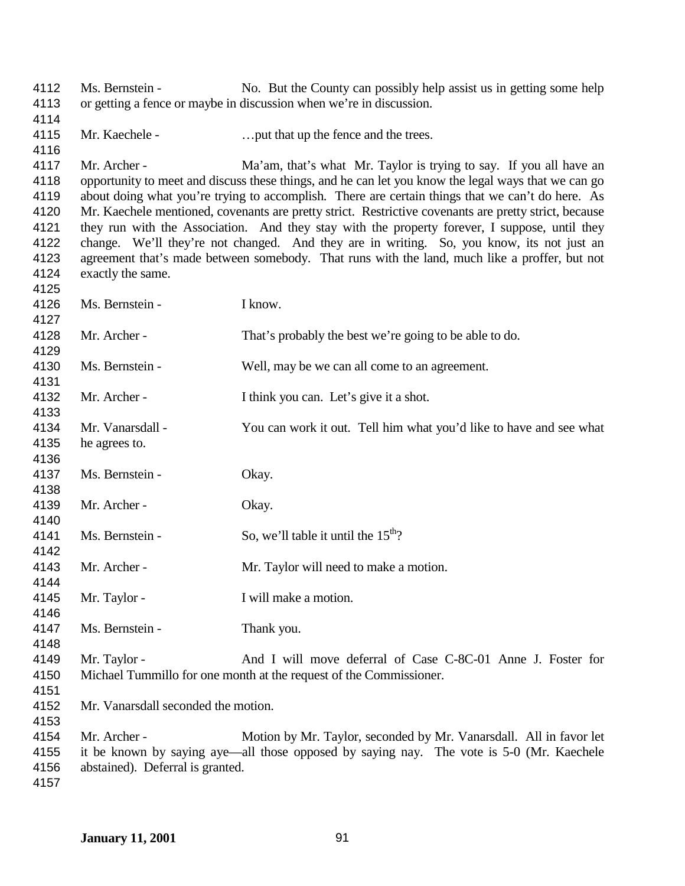Ms. Bernstein - No. But the County can possibly help assist us in getting some help or getting a fence or maybe in discussion when we're in discussion.

Mr. Kaechele - …put that up the fence and the trees.

Mr. Archer - Ma'am, that's what Mr. Taylor is trying to say. If you all have an opportunity to meet and discuss these things, and he can let you know the legal ways that we can go about doing what you're trying to accomplish. There are certain things that we can't do here. As Mr. Kaechele mentioned, covenants are pretty strict. Restrictive covenants are pretty strict, because they run with the Association. And they stay with the property forever, I suppose, until they change. We'll they're not changed. And they are in writing. So, you know, its not just an agreement that's made between somebody. That runs with the land, much like a proffer, but not exactly the same.

Ms. Bernstein - I know.

Mr. Archer - That's probably the best we're going to be able to do.

Ms. Bernstein - Well, may be we can all come to an agreement.

Mr. Archer - I think you can. Let's give it a shot.

Mr. Vanarsdall - You can work it out. Tell him what you'd like to have and see what he agrees to.

Ms. Bernstein - Okay.

Mr. Archer - Okay.

Ms. Bernstein - So, we'll table it until the 15th?

Mr. Archer - Mr. Taylor will need to make a motion.

Mr. Taylor - I will make a motion.

Ms. Bernstein - Thank you.

Mr. Taylor - And I will move deferral of Case C-8C-01 Anne J. Foster for Michael Tummillo for one month at the request of the Commissioner.

Mr. Vanarsdall seconded the motion.

Mr. Archer - Motion by Mr. Taylor, seconded by Mr. Vanarsdall. All in favor let it be known by saying aye—all those opposed by saying nay. The vote is 5-0 (Mr. Kaechele abstained). Deferral is granted.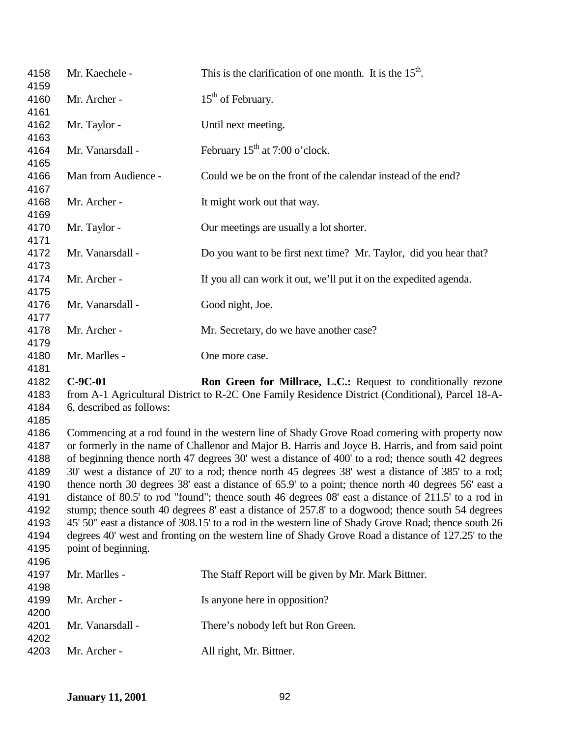Mr. Kaechele - This is the clarification of one month. It is the 15th.

Mr. Archer - 15th of February.

Mr. Taylor - Until next meeting.

Mr. Vanarsdall - February 15th at 7:00 o'clock.

Man from Audience - Could we be on the front of the calendar instead of the end?

Mr. Archer - It might work out that way.

Mr. Taylor - Our meetings are usually a lot shorter.

Mr. Vanarsdall - Do you want to be first next time? Mr. Taylor, did you hear that?

Mr. Archer - If you all can work it out, we'll put it on the expedited agenda.

Mr. Vanarsdall - Good night, Joe.

Mr. Archer - Mr. Secretary, do we have another case?

Mr. Marlles - One more case.

**C-9C-01** **Ron Green for Millrace, L.C.:** Request to conditionally rezone from A-1 Agricultural District to R-2C One Family Residence District (Conditional), Parcel 18-A-6, described as follows:

Commencing at a rod found in the western line of Shady Grove Road cornering with property now or formerly in the name of Challenor and Major B. Harris and Joyce B. Harris, and from said point of beginning thence north 47 degrees 30' west a distance of 400' to a rod; thence south 42 degrees 30' west a distance of 20' to a rod; thence north 45 degrees 38' west a distance of 385' to a rod; thence north 30 degrees 38' east a distance of 65.9' to a point; thence north 40 degrees 56' east a distance of 80.5' to rod "found"; thence south 46 degrees 08' east a distance of 211.5' to a rod in stump; thence south 40 degrees 8' east a distance of 257.8' to a dogwood; thence south 54 degrees 45' 50" east a distance of 308.15' to a rod in the western line of Shady Grove Road; thence south 26 degrees 40' west and fronting on the western line of Shady Grove Road a distance of 127.25' to the point of beginning.

Mr. Marlles - The Staff Report will be given by Mr. Mark Bittner.

Mr. Archer - Is anyone here in opposition?

Mr. Vanarsdall - There's nobody left but Ron Green.

Mr. Archer - All right, Mr. Bittner.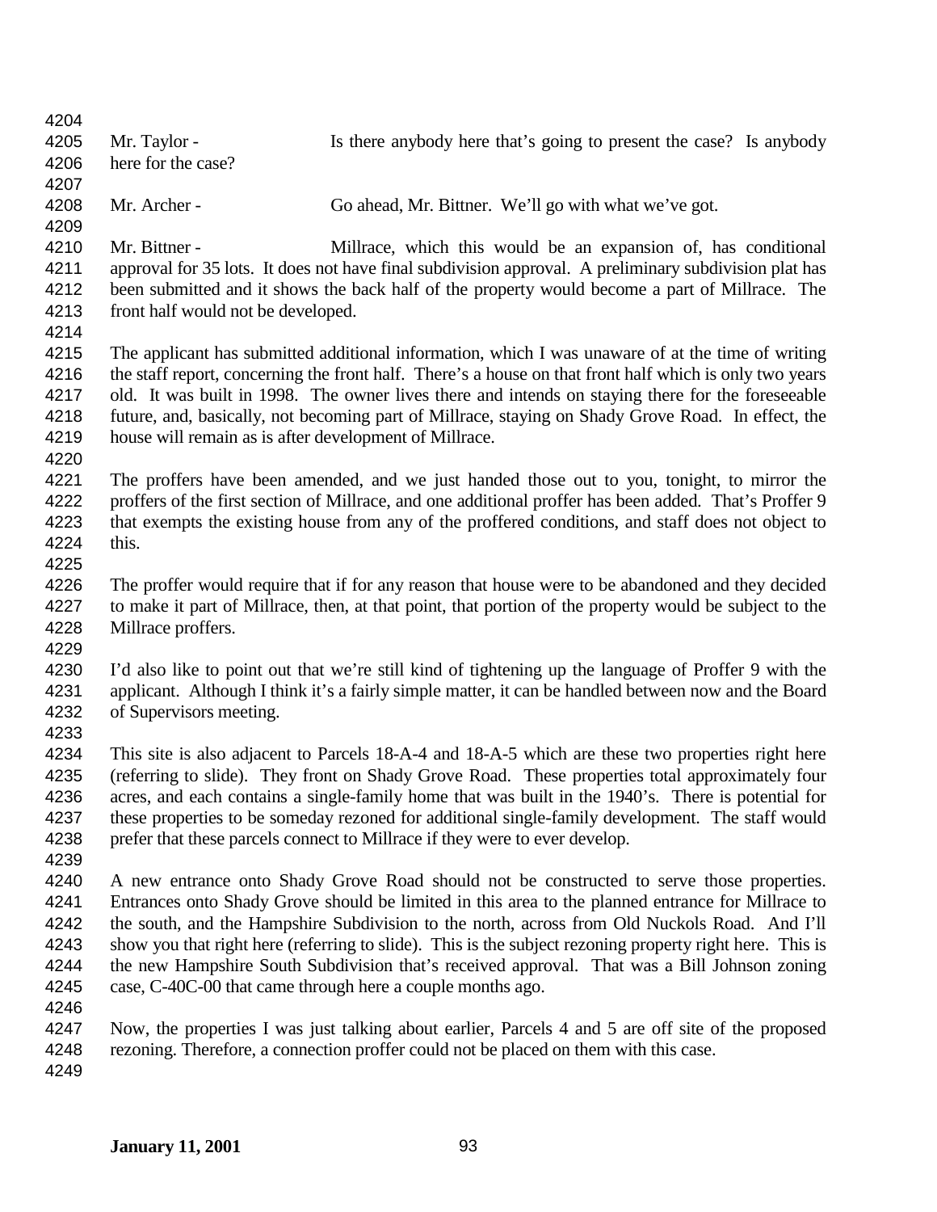Mr. Taylor - Is there anybody here that's going to present the case? Is anybody here for the case?

Mr. Archer - Go ahead, Mr. Bittner. We'll go with what we've got.

Mr. Bittner - Millrace, which this would be an expansion of, has conditional approval for 35 lots. It does not have final subdivision approval. A preliminary subdivision plat has been submitted and it shows the back half of the property would become a part of Millrace. The front half would not be developed.

The applicant has submitted additional information, which I was unaware of at the time of writing the staff report, concerning the front half. There's a house on that front half which is only two years old. It was built in 1998. The owner lives there and intends on staying there for the foreseeable future, and, basically, not becoming part of Millrace, staying on Shady Grove Road. In effect, the house will remain as is after development of Millrace.

The proffers have been amended, and we just handed those out to you, tonight, to mirror the proffers of the first section of Millrace, and one additional proffer has been added. That's Proffer 9 that exempts the existing house from any of the proffered conditions, and staff does not object to this.

The proffer would require that if for any reason that house were to be abandoned and they decided to make it part of Millrace, then, at that point, that portion of the property would be subject to the Millrace proffers.

I'd also like to point out that we're still kind of tightening up the language of Proffer 9 with the applicant. Although I think it's a fairly simple matter, it can be handled between now and the Board of Supervisors meeting.

This site is also adjacent to Parcels 18-A-4 and 18-A-5 which are these two properties right here (referring to slide). They front on Shady Grove Road. These properties total approximately four acres, and each contains a single-family home that was built in the 1940's. There is potential for these properties to be someday rezoned for additional single-family development. The staff would prefer that these parcels connect to Millrace if they were to ever develop.

A new entrance onto Shady Grove Road should not be constructed to serve those properties. Entrances onto Shady Grove should be limited in this area to the planned entrance for Millrace to the south, and the Hampshire Subdivision to the north, across from Old Nuckols Road. And I'll show you that right here (referring to slide). This is the subject rezoning property right here. This is the new Hampshire South Subdivision that's received approval. That was a Bill Johnson zoning case, C-40C-00 that came through here a couple months ago.

Now, the properties I was just talking about earlier, Parcels 4 and 5 are off site of the proposed rezoning. Therefore, a connection proffer could not be placed on them with this case.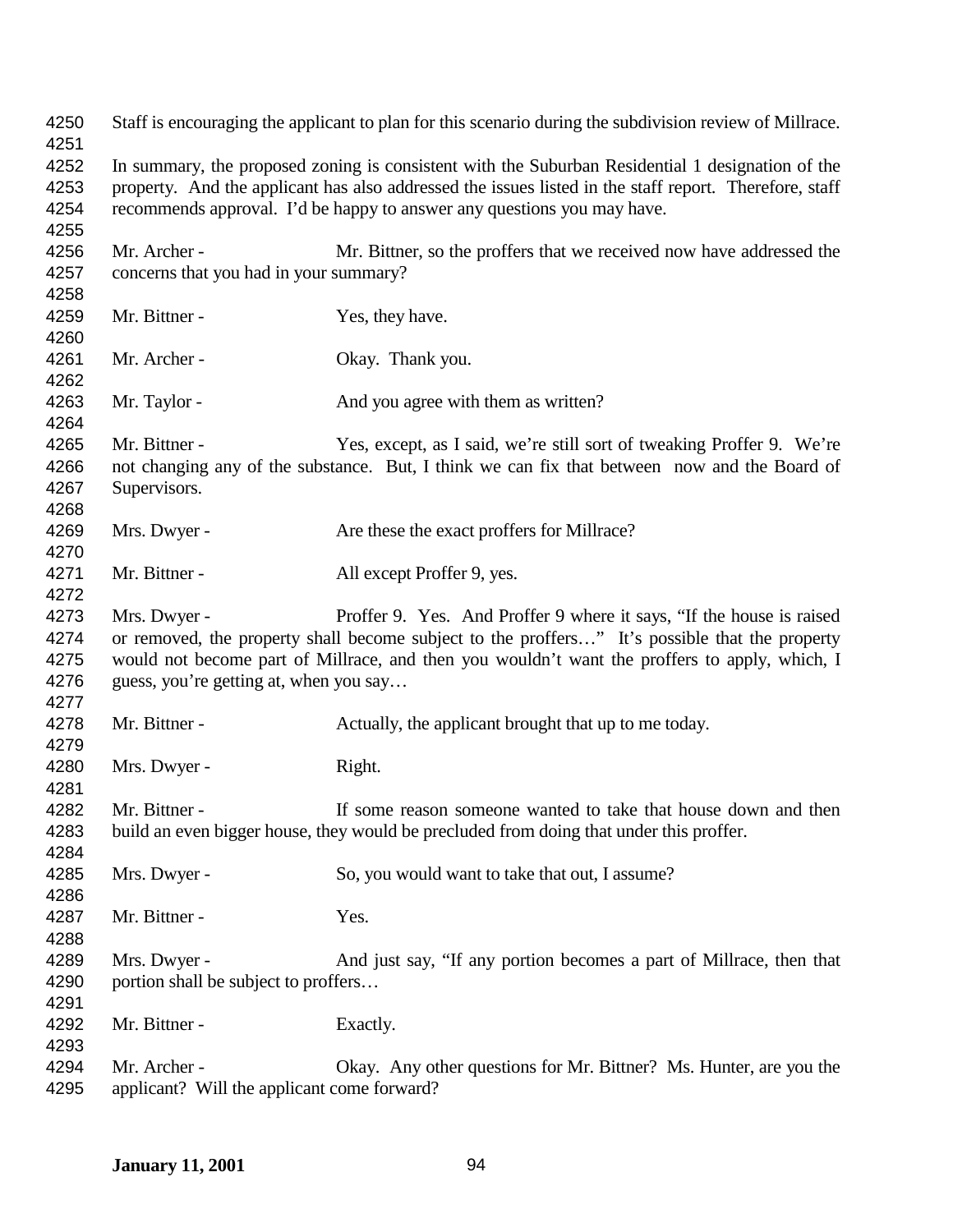Staff is encouraging the applicant to plan for this scenario during the subdivision review of Millrace.

In summary, the proposed zoning is consistent with the Suburban Residential 1 designation of the property. And the applicant has also addressed the issues listed in the staff report. Therefore, staff recommends approval. I'd be happy to answer any questions you may have.

Mr. Archer - Mr. Bittner, so the proffers that we received now have addressed the concerns that you had in your summary?

Mr. Bittner - Yes, they have.

Mr. Archer - Okay. Thank you.

Mr. Taylor - And you agree with them as written?

Mr. Bittner - Yes, except, as I said, we're still sort of tweaking Proffer 9. We're not changing any of the substance. But, I think we can fix that between now and the Board of Supervisors.

Mrs. Dwyer - Are these the exact proffers for Millrace?

Mr. Bittner - All except Proffer 9, yes.

Mrs. Dwyer - Proffer 9. Yes. And Proffer 9 where it says, "If the house is raised or removed, the property shall become subject to the proffers…" It's possible that the property would not become part of Millrace, and then you wouldn't want the proffers to apply, which, I guess, you're getting at, when you say…

Mr. Bittner - Actually, the applicant brought that up to me today.

Mrs. Dwyer - Right.

Mr. Bittner - If some reason someone wanted to take that house down and then build an even bigger house, they would be precluded from doing that under this proffer.

Mrs. Dwyer - So, you would want to take that out, I assume?

Mr. Bittner - Yes.

Mrs. Dwyer - And just say, "If any portion becomes a part of Millrace, then that portion shall be subject to proffers…

Mr. Bittner - Exactly.

Mr. Archer - Okay. Any other questions for Mr. Bittner? Ms. Hunter, are you the applicant? Will the applicant come forward?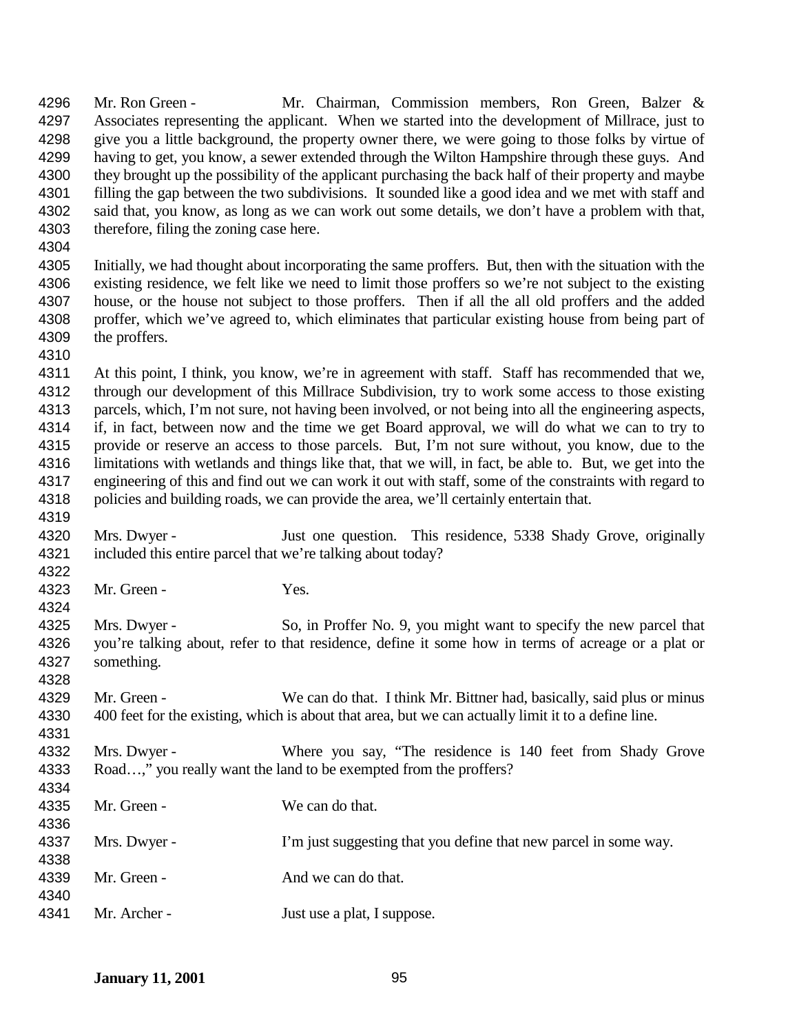4296 Mr. Ron Green - Mr. Chairman, Commission members, Ron Green, Balzer &
4297 Associates representing the applicant. When we started into the development of Millrace, just to
4298 give you a little background, the property owner there, we were going to those folks by virtue of
4299 having to get, you know, a sewer extended through the Wilton Hampshire through these guys. And
4300 they brought up the possibility of the applicant purchasing the back half of their property and maybe
4301 filling the gap between the two subdivisions. It sounded like a good idea and we met with staff and
4302 said that, you know, as long as we can work out some details, we don't have a problem with that,
4303 therefore, filing the zoning case here.
4304
4305 Initially, we had thought about incorporating the same proffers. But, then with the situation with the
4306 existing residence, we felt like we need to limit those proffers so we're not subject to the existing
4307 house, or the house not subject to those proffers. Then if all the all old proffers and the added
4308 proffer, which we've agreed to, which eliminates that particular existing house from being part of
4309 the proffers.
4310
4311 At this point, I think, you know, we're in agreement with staff. Staff has recommended that we,
4312 through our development of this Millrace Subdivision, try to work some access to those existing
4313 parcels, which, I'm not sure, not having been involved, or not being into all the engineering aspects,
4314 if, in fact, between now and the time we get Board approval, we will do what we can to try to
4315 provide or reserve an access to those parcels. But, I'm not sure without, you know, due to the
4316 limitations with wetlands and things like that, that we will, in fact, be able to. But, we get into the
4317 engineering of this and find out we can work it out with staff, some of the constraints with regard to
4318 policies and building roads, we can provide the area, we'll certainly entertain that.
4319
4320 Mrs. Dwyer - Just one question. This residence, 5338 Shady Grove, originally
4321 included this entire parcel that we're talking about today?
4322
4323 Mr. Green - Yes.
4324
4325 Mrs. Dwyer - So, in Proffer No. 9, you might want to specify the new parcel that
4326 you're talking about, refer to that residence, define it some how in terms of acreage or a plat or
4327 something.
4328
4329 Mr. Green - We can do that. I think Mr. Bittner had, basically, said plus or minus
4330 400 feet for the existing, which is about that area, but we can actually limit it to a define line.
4331
4332 Mrs. Dwyer - Where you say, "The residence is 140 feet from Shady Grove
4333 Road…," you really want the land to be exempted from the proffers?
4334
4335 Mr. Green - We can do that.
4336
4337 Mrs. Dwyer - I'm just suggesting that you define that new parcel in some way.
4338
4339 Mr. Green - And we can do that.
4340
4341 Mr. Archer - Just use a plat, I suppose.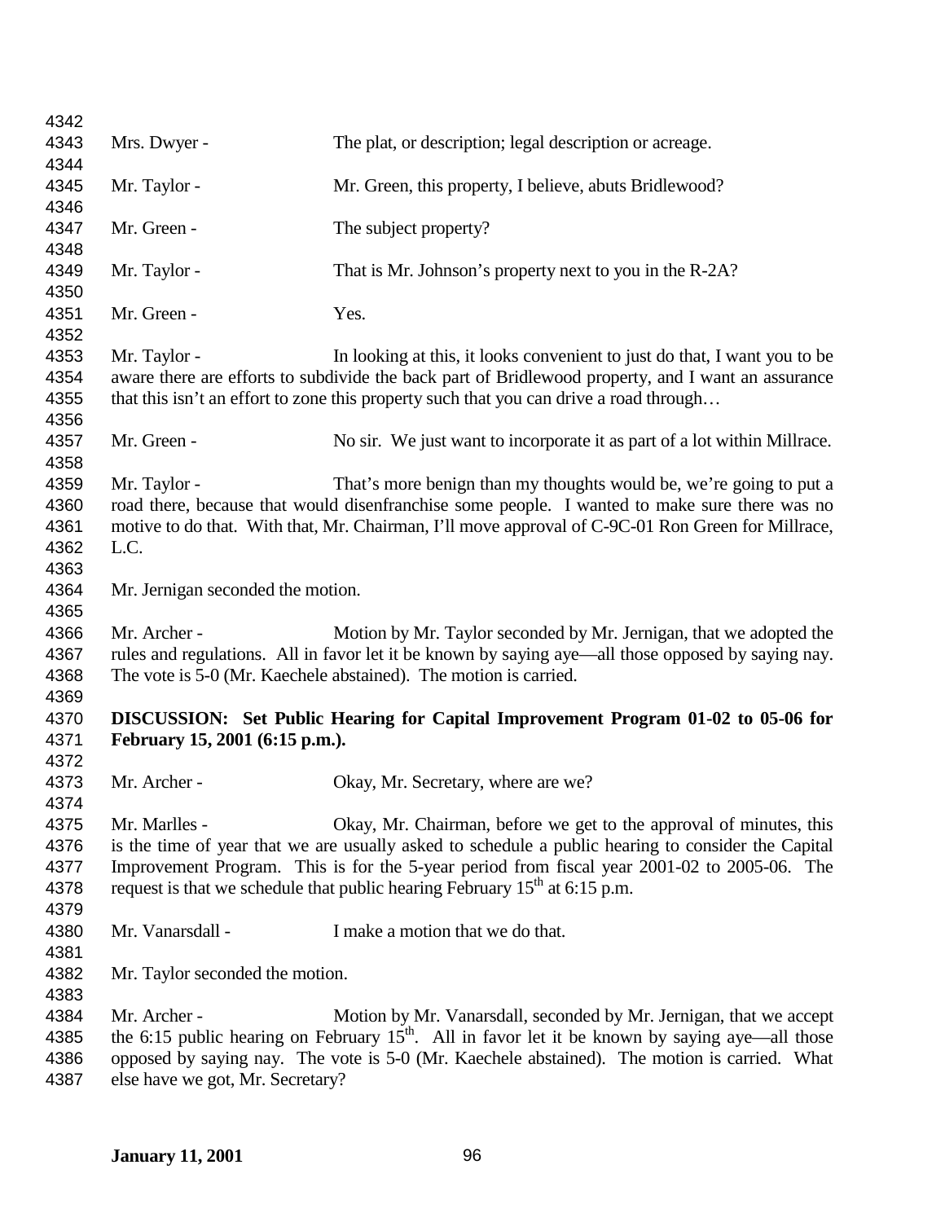Mrs. Dwyer - The plat, or description; legal description or acreage.

Mr. Taylor - Mr. Green, this property, I believe, abuts Bridlewood?

Mr. Green - The subject property?

Mr. Taylor - That is Mr. Johnson's property next to you in the R-2A?

Mr. Green - Yes.

Mr. Taylor - In looking at this, it looks convenient to just do that, I want you to be aware there are efforts to subdivide the back part of Bridlewood property, and I want an assurance that this isn't an effort to zone this property such that you can drive a road through…

Mr. Green - No sir. We just want to incorporate it as part of a lot within Millrace.

Mr. Taylor - That's more benign than my thoughts would be, we're going to put a road there, because that would disenfranchise some people. I wanted to make sure there was no motive to do that. With that, Mr. Chairman, I'll move approval of C-9C-01 Ron Green for Millrace, L.C.

Mr. Jernigan seconded the motion.

Mr. Archer - Motion by Mr. Taylor seconded by Mr. Jernigan, that we adopted the rules and regulations. All in favor let it be known by saying aye—all those opposed by saying nay. The vote is 5-0 (Mr. Kaechele abstained). The motion is carried.

**DISCUSSION: Set Public Hearing for Capital Improvement Program 01-02 to 05-06 for February 15, 2001 (6:15 p.m.).**

Mr. Archer - Okay, Mr. Secretary, where are we?

Mr. Marlles - Okay, Mr. Chairman, before we get to the approval of minutes, this is the time of year that we are usually asked to schedule a public hearing to consider the Capital Improvement Program. This is for the 5-year period from fiscal year 2001-02 to 2005-06. The request is that we schedule that public hearing February 15th at 6:15 p.m.

Mr. Vanarsdall - I make a motion that we do that.

Mr. Taylor seconded the motion.

Mr. Archer - Motion by Mr. Vanarsdall, seconded by Mr. Jernigan, that we accept the 6:15 public hearing on February 15th. All in favor let it be known by saying aye—all those opposed by saying nay. The vote is 5-0 (Mr. Kaechele abstained). The motion is carried. What else have we got, Mr. Secretary?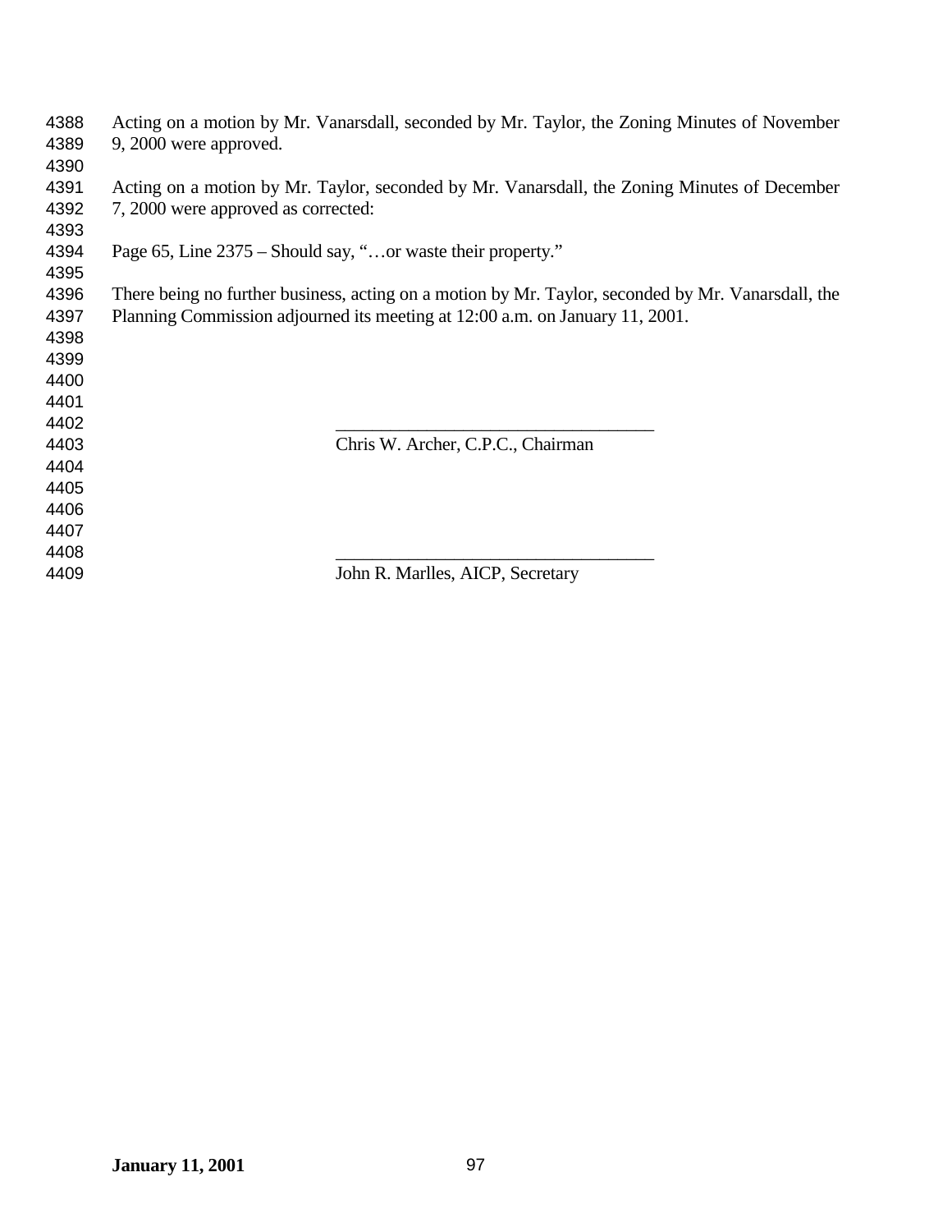Acting on a motion by Mr. Vanarsdall, seconded by Mr. Taylor, the Zoning Minutes of November 9, 2000 were approved.

Acting on a motion by Mr. Taylor, seconded by Mr. Vanarsdall, the Zoning Minutes of December 7, 2000 were approved as corrected:

Page 65, Line 2375 – Should say, "…or waste their property."

There being no further business, acting on a motion by Mr. Taylor, seconded by Mr. Vanarsdall, the Planning Commission adjourned its meeting at 12:00 a.m. on January 11, 2001.

\_\_\_\_\_\_\_\_\_\_\_\_\_\_\_\_\_\_\_\_\_\_\_\_\_\_\_\_\_\_\_\_\_\_\_\_

Chris W. Archer, C.P.C., Chairman

\_\_\_\_\_\_\_\_\_\_\_\_\_\_\_\_\_\_\_\_\_\_\_\_\_\_\_\_\_\_\_\_\_\_\_\_

John R. Marlles, AICP, Secretary